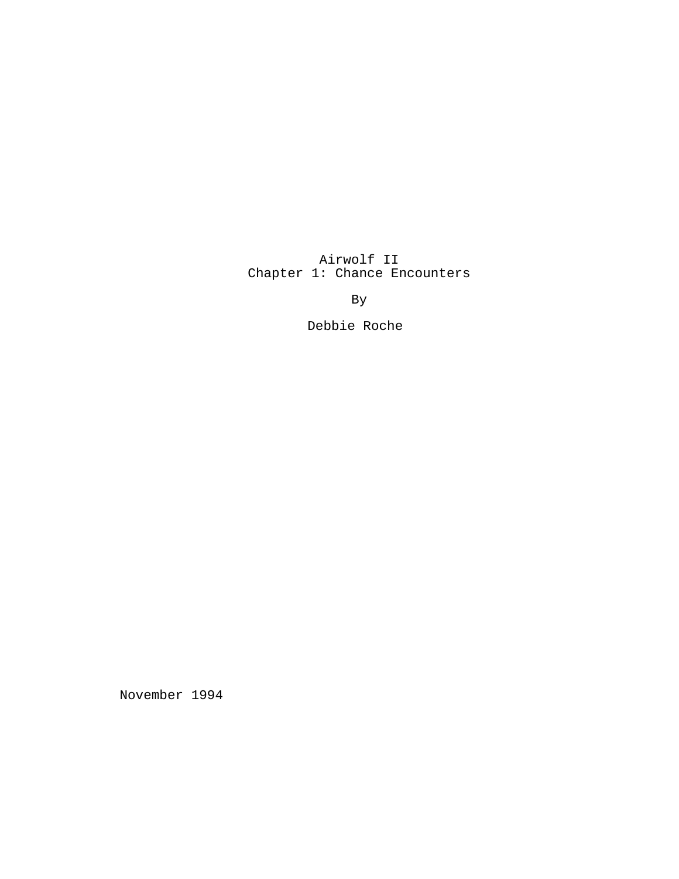# Airwolf II
## Chapter 1: Chance Encounters

By

Debbie Roche

November 1994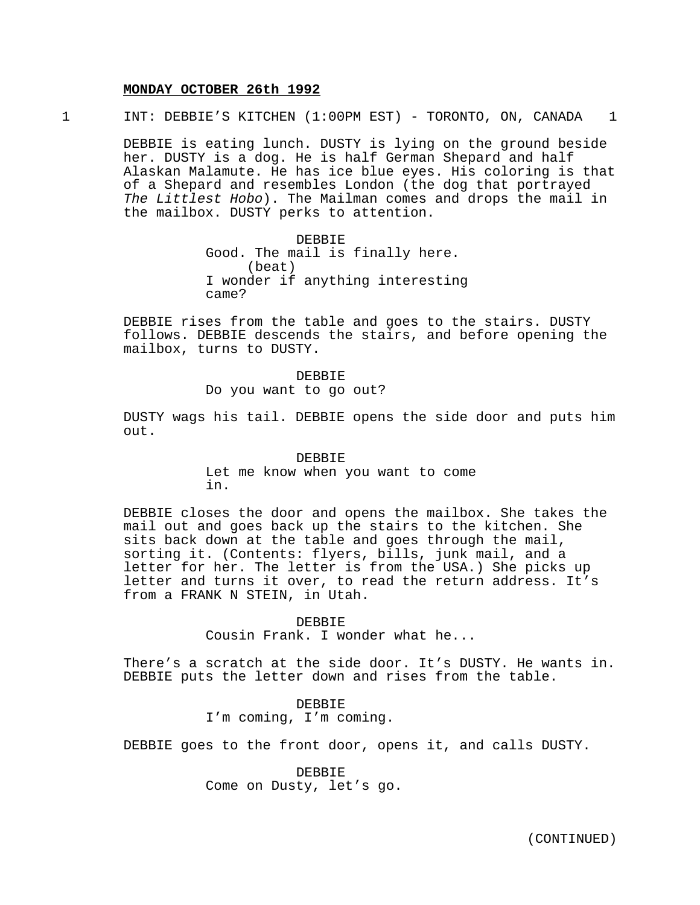**MONDAY OCTOBER 26th 1992**

1 INT: DEBBIE'S KITCHEN (1:00PM EST) - TORONTO, ON, CANADA 1

DEBBIE is eating lunch. DUSTY is lying on the ground beside her. DUSTY is a dog. He is half German Shepard and half Alaskan Malamute. He has ice blue eyes. His coloring is that of a Shepard and resembles London (the dog that portrayed *The Littlest Hobo*). The Mailman comes and drops the mail in the mailbox. DUSTY perks to attention.

DEBBIE
Good. The mail is finally here.
(beat)
I wonder if anything interesting came?

DEBBIE rises from the table and goes to the stairs. DUSTY follows. DEBBIE descends the stairs, and before opening the mailbox, turns to DUSTY.

DEBBIE
Do you want to go out?

DUSTY wags his tail. DEBBIE opens the side door and puts him out.

DEBBIE
Let me know when you want to come in.

DEBBIE closes the door and opens the mailbox. She takes the mail out and goes back up the stairs to the kitchen. She sits back down at the table and goes through the mail, sorting it. (Contents: flyers, bills, junk mail, and a letter for her. The letter is from the USA.) She picks up letter and turns it over, to read the return address. It's from a FRANK N STEIN, in Utah.

DEBBIE
Cousin Frank. I wonder what he...

There's a scratch at the side door. It's DUSTY. He wants in. DEBBIE puts the letter down and rises from the table.

DEBBIE
I'm coming, I'm coming.

DEBBIE goes to the front door, opens it, and calls DUSTY.

DEBBIE
Come on Dusty, let's go.

(CONTINUED)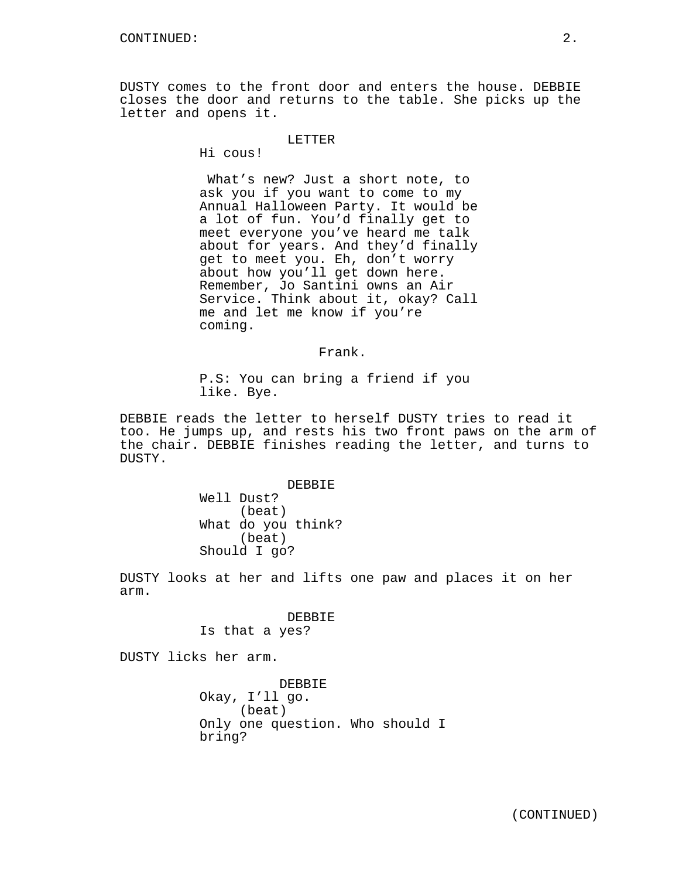DUSTY comes to the front door and enters the house. DEBBIE closes the door and returns to the table. She picks up the letter and opens it.

LETTER

Hi cous!

What's new? Just a short note, to ask you if you want to come to my Annual Halloween Party. It would be a lot of fun. You'd finally get to meet everyone you've heard me talk about for years. And they'd finally get to meet you. Eh, don't worry about how you'll get down here. Remember, Jo Santini owns an Air Service. Think about it, okay? Call me and let me know if you're coming.

Frank.

P.S: You can bring a friend if you like. Bye.

DEBBIE reads the letter to herself DUSTY tries to read it too. He jumps up, and rests his two front paws on the arm of the chair. DEBBIE finishes reading the letter, and turns to DUSTY.

DEBBIE

Well Dust?

(beat)

What do you think?

(beat)

Should I go?

DUSTY looks at her and lifts one paw and places it on her arm.

DEBBIE

Is that a yes?

DUSTY licks her arm.

DEBBIE

Okay, I'll go.

(beat)

Only one question. Who should I bring?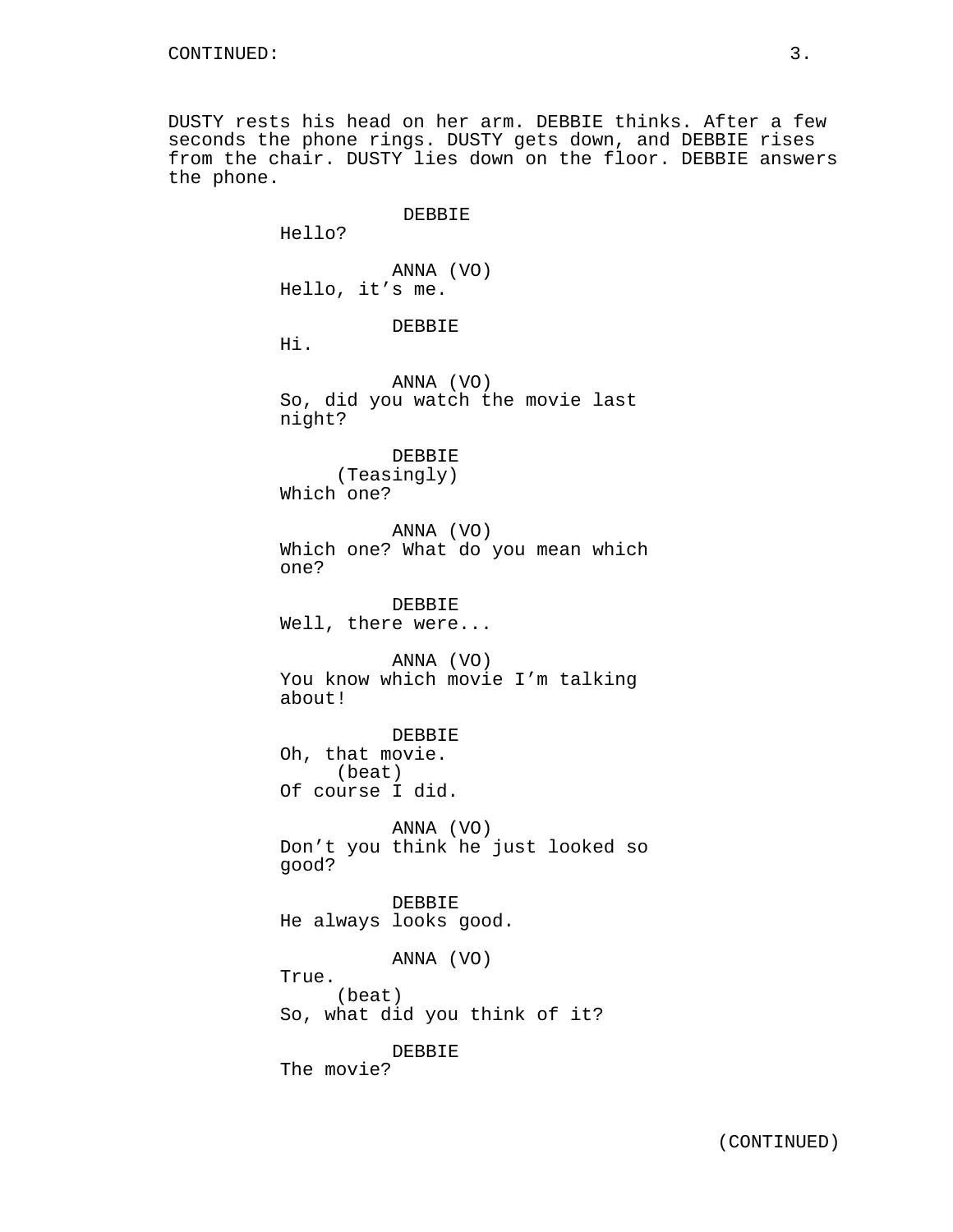CONTINUED:

DUSTY rests his head on her arm. DEBBIE thinks. After a few seconds the phone rings. DUSTY gets down, and DEBBIE rises from the chair. DUSTY lies down on the floor. DEBBIE answers the phone.

DEBBIE
Hello?

ANNA (VO)
Hello, it's me.

DEBBIE
Hi.

ANNA (VO)
So, did you watch the movie last night?

DEBBIE
(Teasingly)
Which one?

ANNA (VO)
Which one? What do you mean which one?

DEBBIE
Well, there were...

ANNA (VO)
You know which movie I'm talking about!

DEBBIE
Oh, that movie.
(beat)
Of course I did.

ANNA (VO)
Don't you think he just looked so good?

DEBBIE
He always looks good.

ANNA (VO)
True.
(beat)
So, what did you think of it?

DEBBIE
The movie?

(CONTINUED)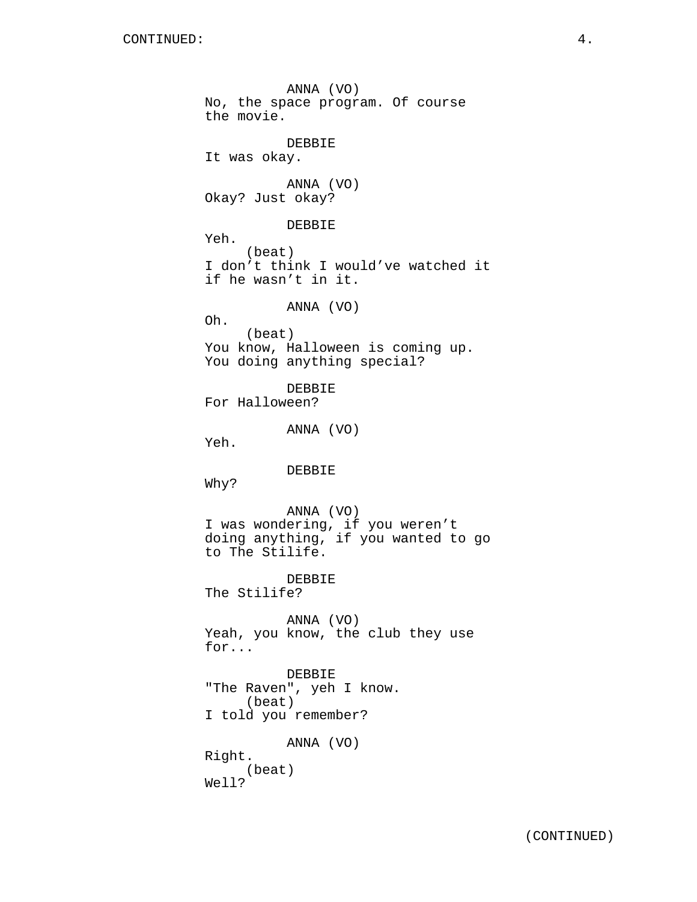ANNA (VO)
No, the space program. Of course the movie.

DEBBIE
It was okay.

ANNA (VO)
Okay? Just okay?

DEBBIE
Yeh.
(beat)
I don't think I would've watched it if he wasn't in it.

ANNA (VO)
Oh.
(beat)
You know, Halloween is coming up. You doing anything special?

DEBBIE
For Halloween?

ANNA (VO)
Yeh.

DEBBIE
Why?

ANNA (VO)
I was wondering, if you weren't doing anything, if you wanted to go to The Stilife.

DEBBIE
The Stilife?

ANNA (VO)
Yeah, you know, the club they use for...

DEBBIE
"The Raven", yeh I know.
(beat)
I told you remember?

ANNA (VO)
Right.
(beat)
Well?

(CONTINUED)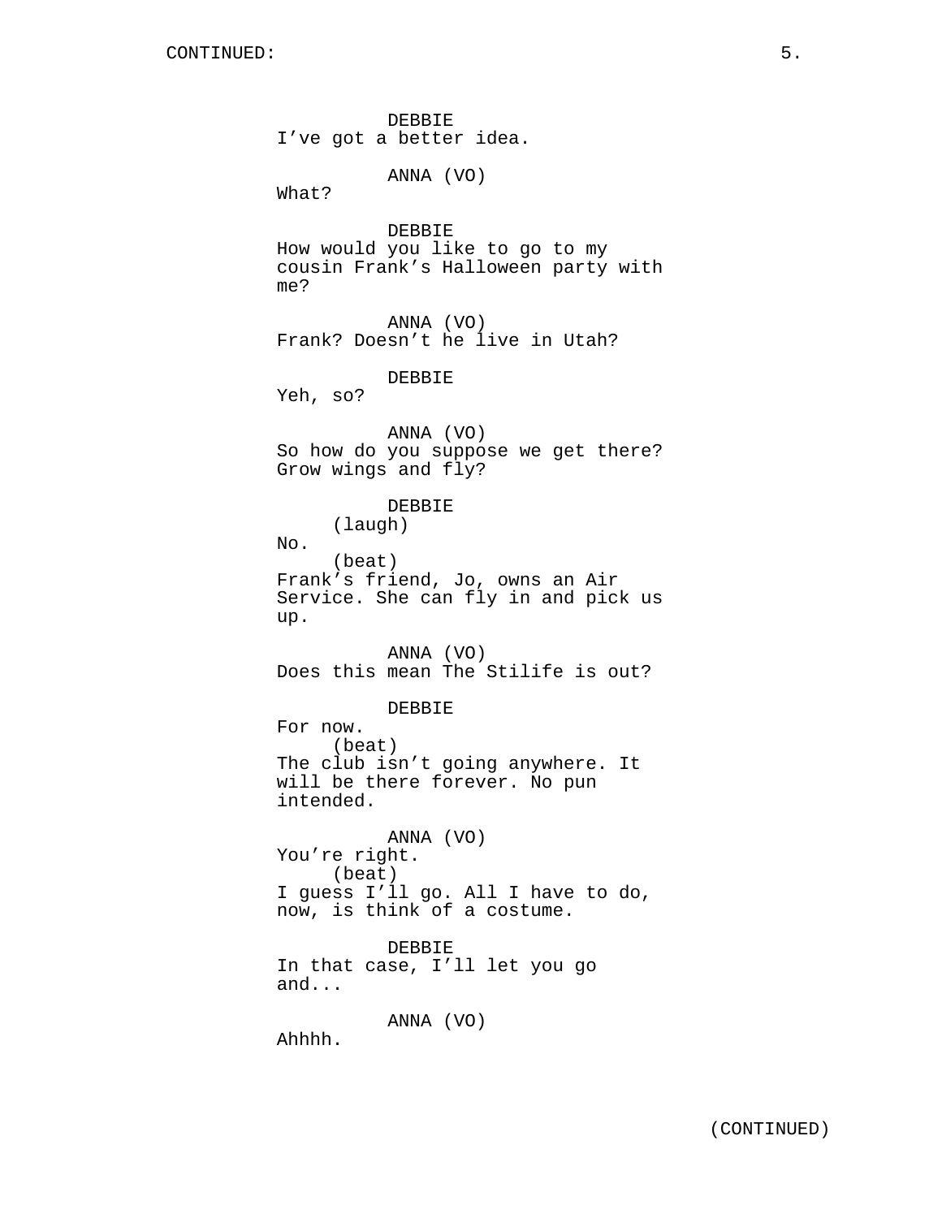DEBBIE
I've got a better idea.

ANNA (VO)
What?

DEBBIE
How would you like to go to my cousin Frank's Halloween party with me?

ANNA (VO)
Frank? Doesn't he live in Utah?

DEBBIE
Yeh, so?

ANNA (VO)
So how do you suppose we get there? Grow wings and fly?

DEBBIE
(laugh)
No.
(beat)
Frank's friend, Jo, owns an Air Service. She can fly in and pick us up.

ANNA (VO)
Does this mean The Stilife is out?

DEBBIE
For now.
(beat)
The club isn't going anywhere. It will be there forever. No pun intended.

ANNA (VO)
You're right.
(beat)
I guess I'll go. All I have to do, now, is think of a costume.

DEBBIE
In that case, I'll let you go and...

ANNA (VO)
Ahhhh.

(CONTINUED)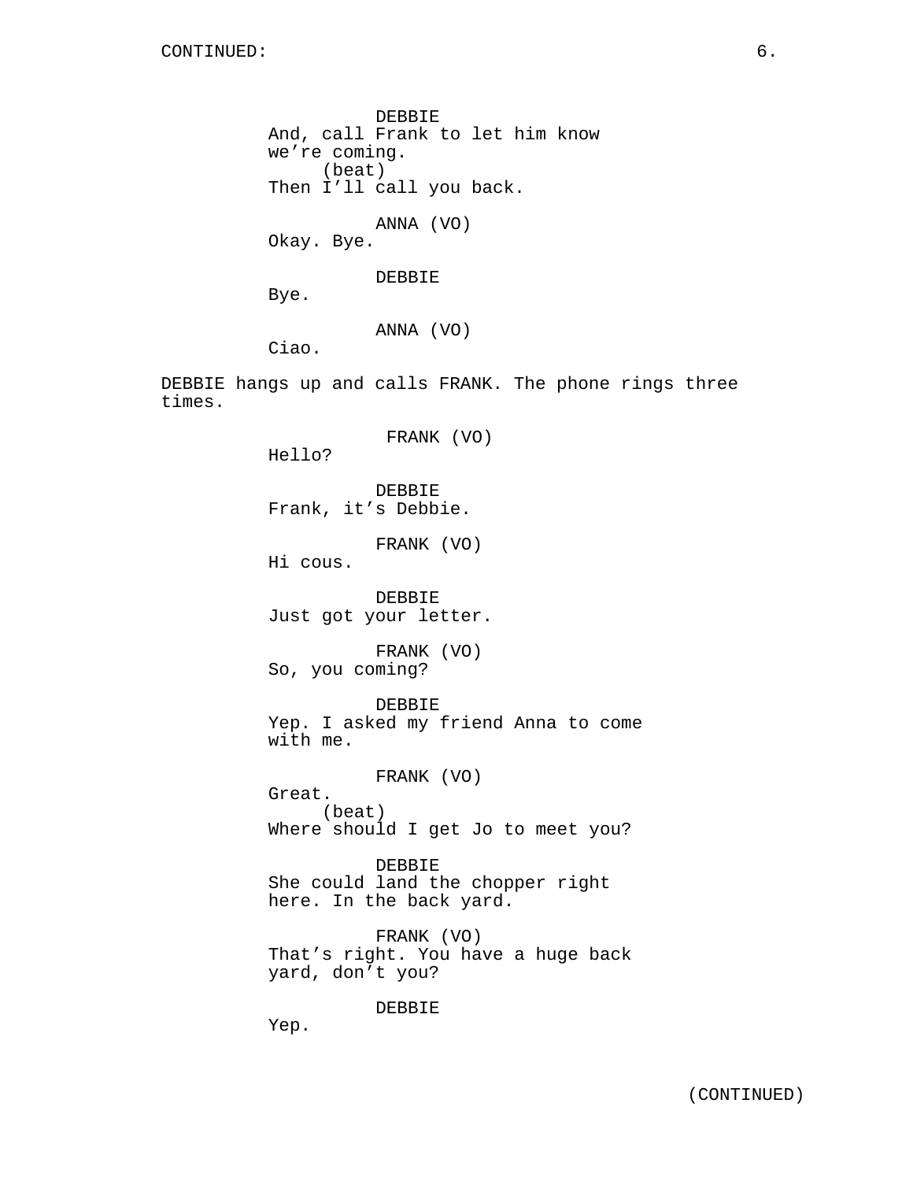DEBBIE
And, call Frank to let him know we’re coming.
(beat)
Then I’ll call you back.

ANNA (VO)
Okay. Bye.

DEBBIE
Bye.

ANNA (VO)
Ciao.

DEBBIE hangs up and calls FRANK. The phone rings three times.

FRANK (VO)
Hello?

DEBBIE
Frank, it’s Debbie.

FRANK (VO)
Hi cous.

DEBBIE
Just got your letter.

FRANK (VO)
So, you coming?

DEBBIE
Yep. I asked my friend Anna to come with me.

FRANK (VO)
Great.
(beat)
Where should I get Jo to meet you?

DEBBIE
She could land the chopper right here. In the back yard.

FRANK (VO)
That’s right. You have a huge back yard, don’t you?

DEBBIE
Yep.

(CONTINUED)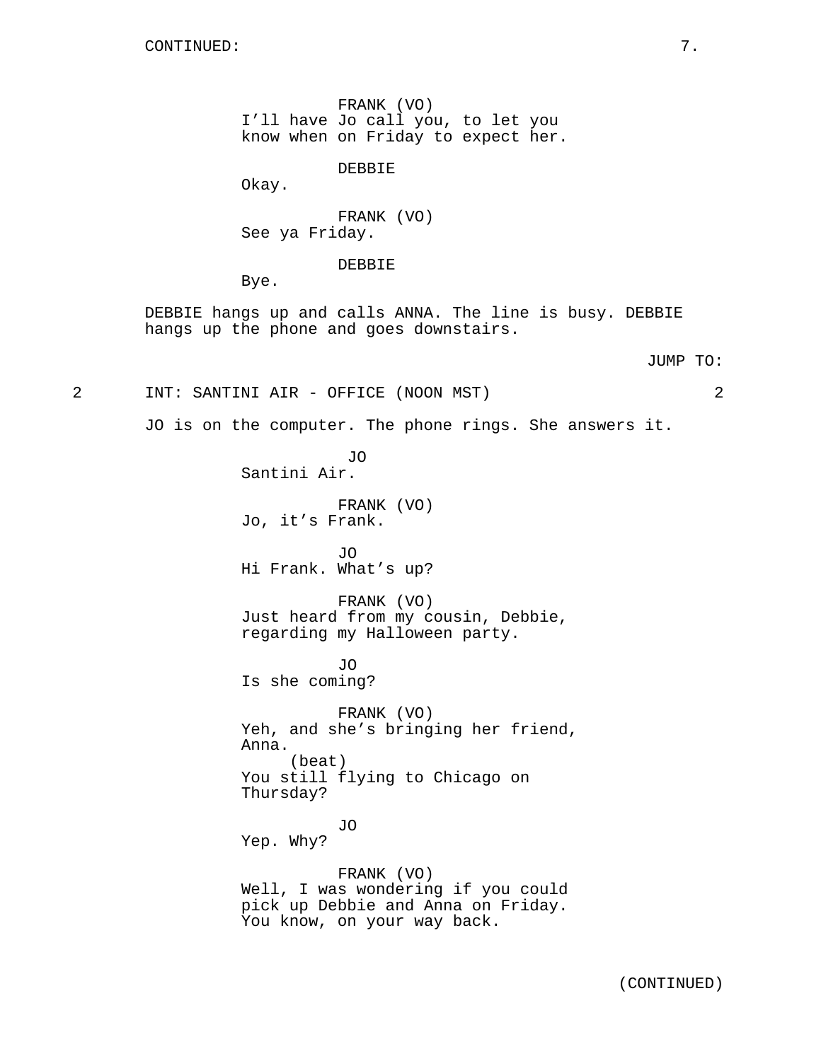CONTINUED:

FRANK (VO)
I'll have Jo call you, to let you know when on Friday to expect her.

DEBBIE
Okay.

FRANK (VO)
See ya Friday.

DEBBIE
Bye.

DEBBIE hangs up and calls ANNA. The line is busy. DEBBIE hangs up the phone and goes downstairs.

JUMP TO:

2 INT: SANTINI AIR - OFFICE (NOON MST) 2

JO is on the computer. The phone rings. She answers it.

JO
Santini Air.

FRANK (VO)
Jo, it's Frank.

JO
Hi Frank. What's up?

FRANK (VO)
Just heard from my cousin, Debbie, regarding my Halloween party.

JO
Is she coming?

FRANK (VO)
Yeh, and she's bringing her friend, Anna.
(beat)
You still flying to Chicago on Thursday?

JO
Yep. Why?

FRANK (VO)
Well, I was wondering if you could pick up Debbie and Anna on Friday. You know, on your way back.

(CONTINUED)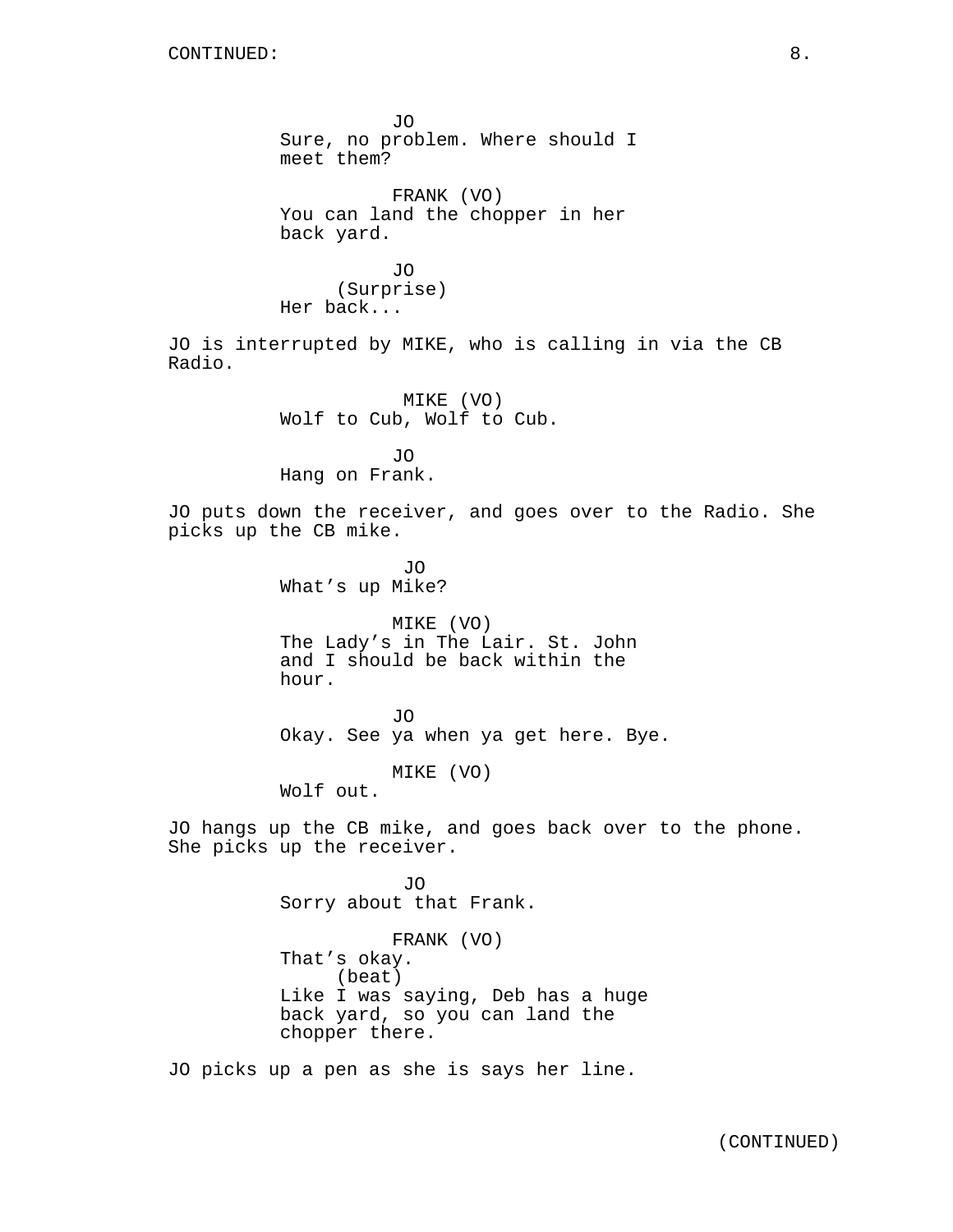JO
Sure, no problem. Where should I meet them?

FRANK (VO)
You can land the chopper in her back yard.

JO
(Surprise)
Her back...

JO is interrupted by MIKE, who is calling in via the CB Radio.

MIKE (VO)
Wolf to Cub, Wolf to Cub.

JO
Hang on Frank.

JO puts down the receiver, and goes over to the Radio. She picks up the CB mike.

JO
What’s up Mike?

MIKE (VO)
The Lady’s in The Lair. St. John and I should be back within the hour.

JO
Okay. See ya when ya get here. Bye.

MIKE (VO)
Wolf out.

JO hangs up the CB mike, and goes back over to the phone. She picks up the receiver.

JO
Sorry about that Frank.

FRANK (VO)
That’s okay.
(beat)
Like I was saying, Deb has a huge back yard, so you can land the chopper there.

JO picks up a pen as she is says her line.

(CONTINUED)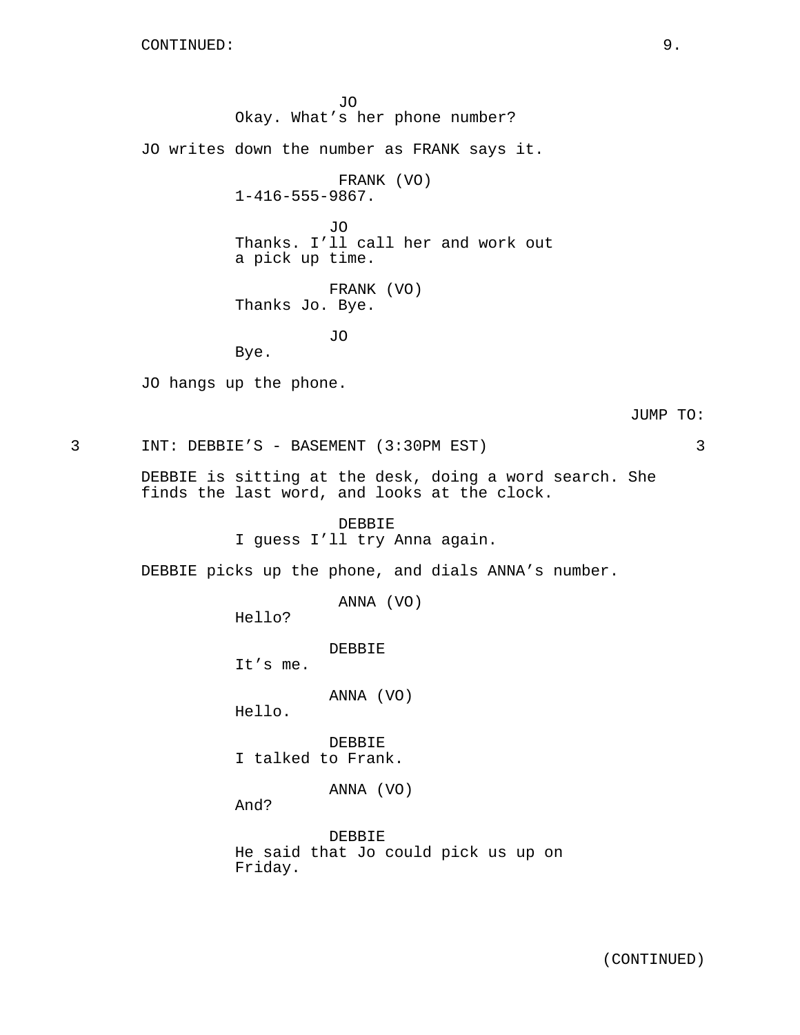CONTINUED:

JO
Okay. What’s her phone number?

JO writes down the number as FRANK says it.

FRANK (VO)
1-416-555-9867.

JO
Thanks. I’ll call her and work out a pick up time.

FRANK (VO)
Thanks Jo. Bye.

JO
Bye.

JO hangs up the phone.

JUMP TO:

3 INT: DEBBIE’S - BASEMENT (3:30PM EST) 3

DEBBIE is sitting at the desk, doing a word search. She finds the last word, and looks at the clock.

DEBBIE
I guess I’ll try Anna again.

DEBBIE picks up the phone, and dials ANNA’s number.

ANNA (VO)
Hello?

DEBBIE
It’s me.

ANNA (VO)
Hello.

DEBBIE
I talked to Frank.

ANNA (VO)
And?

DEBBIE
He said that Jo could pick us up on Friday.

(CONTINUED)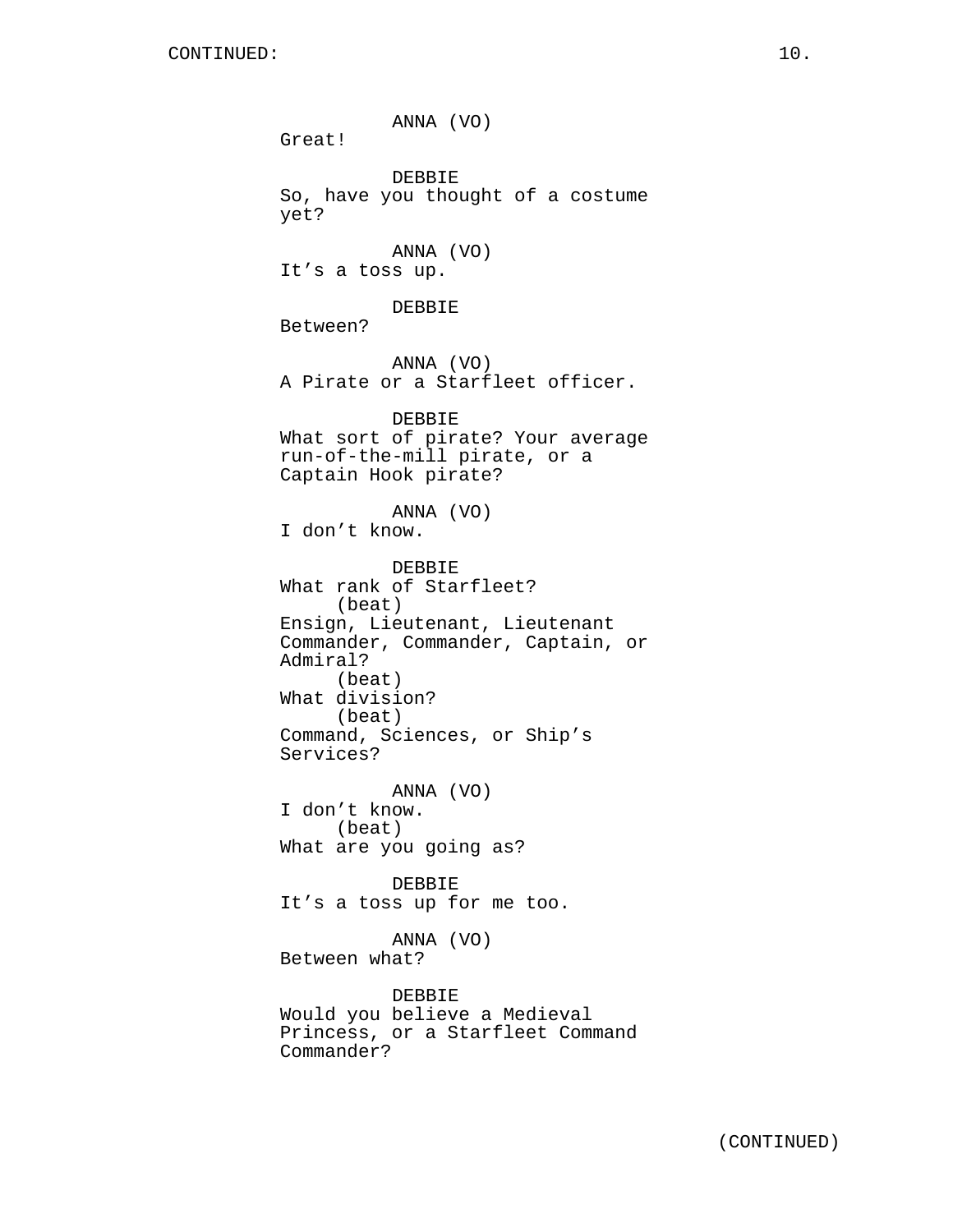ANNA (VO)
Great!

DEBBIE
So, have you thought of a costume yet?

ANNA (VO)
It's a toss up.

DEBBIE
Between?

ANNA (VO)
A Pirate or a Starfleet officer.

DEBBIE
What sort of pirate? Your average run-of-the-mill pirate, or a Captain Hook pirate?

ANNA (VO)
I don't know.

DEBBIE
What rank of Starfleet?
(beat)
Ensign, Lieutenant, Lieutenant Commander, Commander, Captain, or Admiral?
(beat)
What division?
(beat)
Command, Sciences, or Ship's Services?

ANNA (VO)
I don't know.
(beat)
What are you going as?

DEBBIE
It's a toss up for me too.

ANNA (VO)
Between what?

DEBBIE
Would you believe a Medieval Princess, or a Starfleet Command Commander?

(CONTINUED)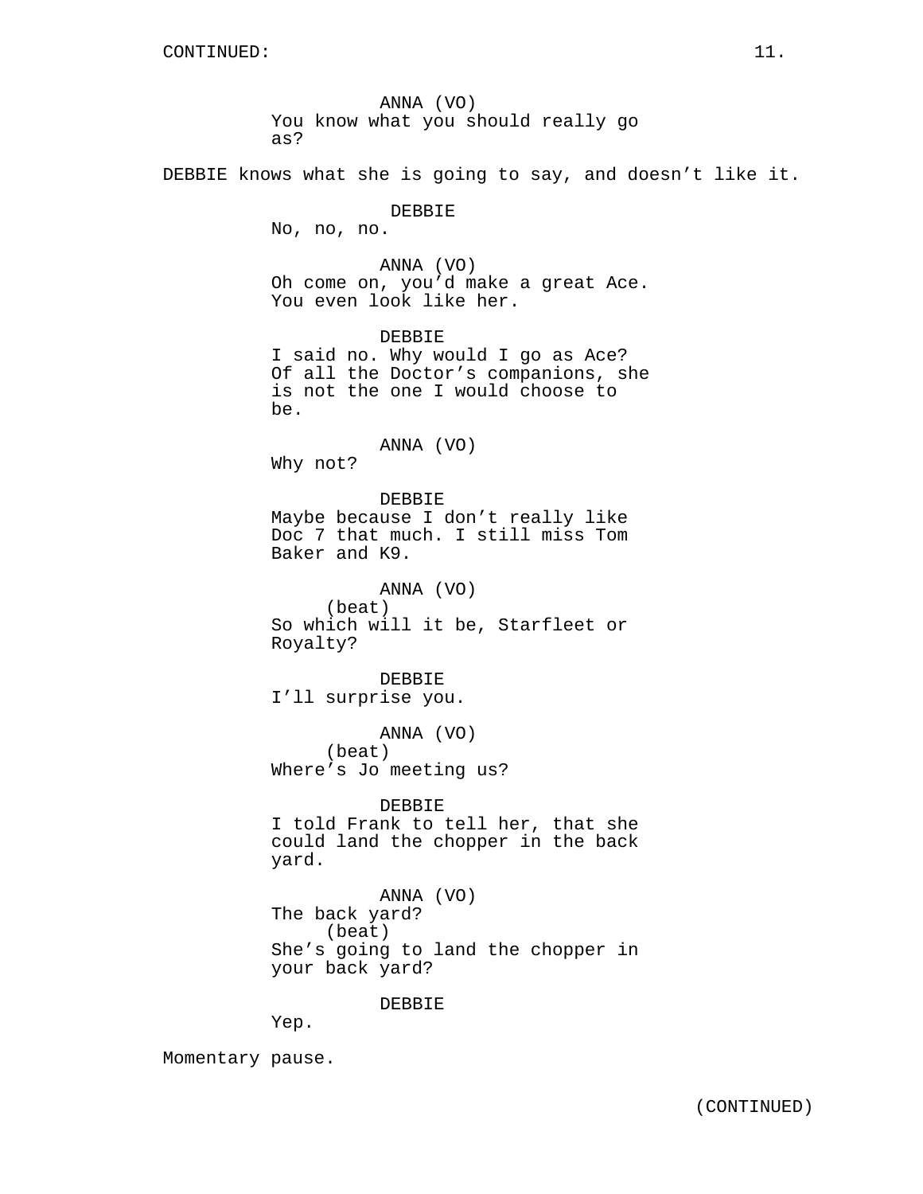ANNA (VO)
You know what you should really go as?

DEBBIE knows what she is going to say, and doesn't like it.

DEBBIE
No, no, no.

ANNA (VO)
Oh come on, you'd make a great Ace. You even look like her.

DEBBIE
I said no. Why would I go as Ace? Of all the Doctor's companions, she is not the one I would choose to be.

ANNA (VO)
Why not?

DEBBIE
Maybe because I don't really like Doc 7 that much. I still miss Tom Baker and K9.

ANNA (VO)
(beat)
So which will it be, Starfleet or Royalty?

DEBBIE
I'll surprise you.

ANNA (VO)
(beat)
Where's Jo meeting us?

DEBBIE
I told Frank to tell her, that she could land the chopper in the back yard.

ANNA (VO)
The back yard?
(beat)
She's going to land the chopper in your back yard?

DEBBIE
Yep.

Momentary pause.

(CONTINUED)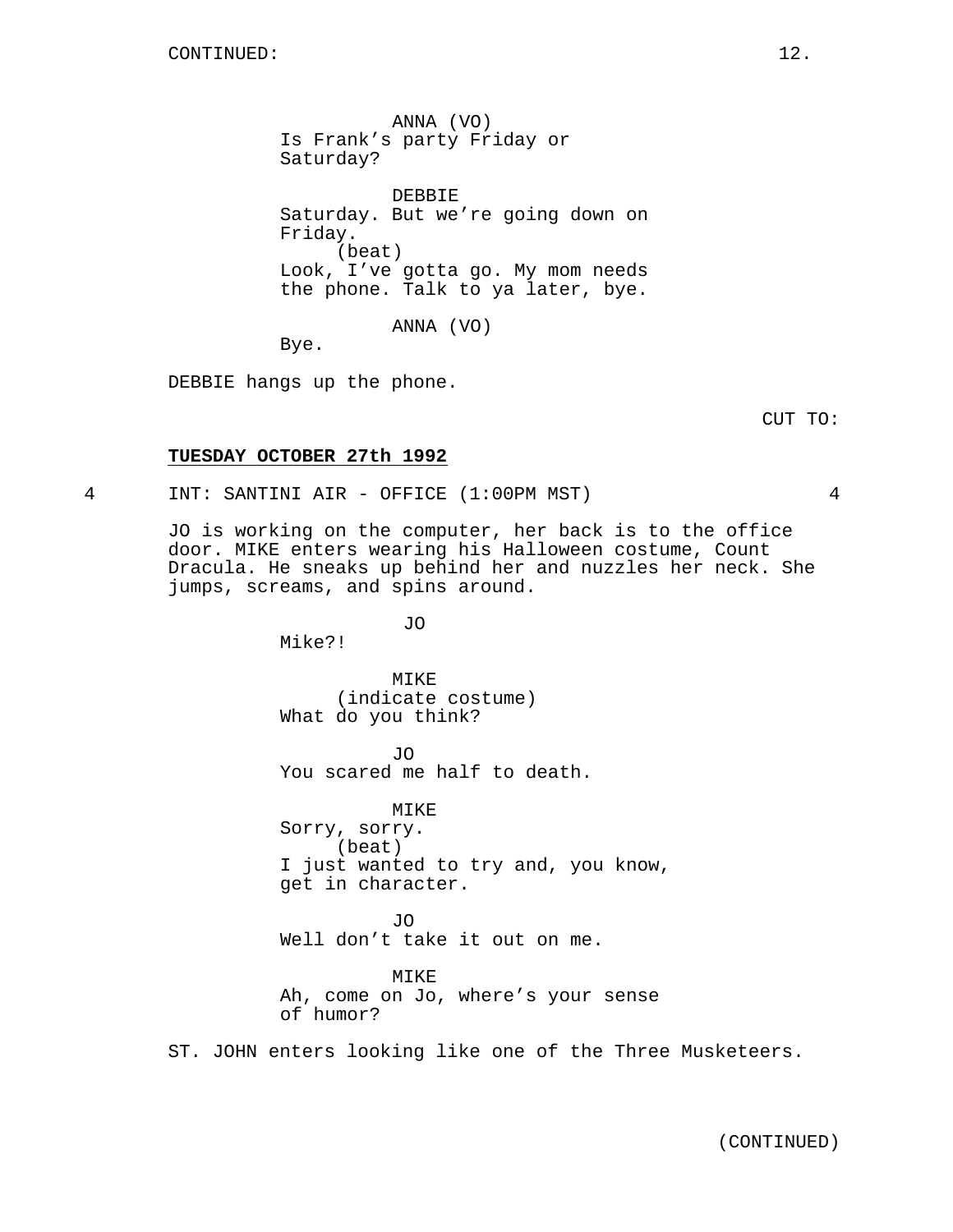ANNA (VO)
Is Frank's party Friday or Saturday?

DEBBIE
Saturday. But we're going down on Friday.
(beat)
Look, I've gotta go. My mom needs the phone. Talk to ya later, bye.

ANNA (VO)
Bye.

DEBBIE hangs up the phone.

CUT TO:

**TUESDAY OCTOBER 27th 1992**

4 INT: SANTINI AIR - OFFICE (1:00PM MST) 4

JO is working on the computer, her back is to the office door. MIKE enters wearing his Halloween costume, Count Dracula. He sneaks up behind her and nuzzles her neck. She jumps, screams, and spins around.

JO
Mike?!

MIKE
(indicate costume)
What do you think?

JO
You scared me half to death.

MIKE
Sorry, sorry.
(beat)
I just wanted to try and, you know, get in character.

JO
Well don't take it out on me.

MIKE
Ah, come on Jo, where's your sense of humor?

ST. JOHN enters looking like one of the Three Musketeers.

(CONTINUED)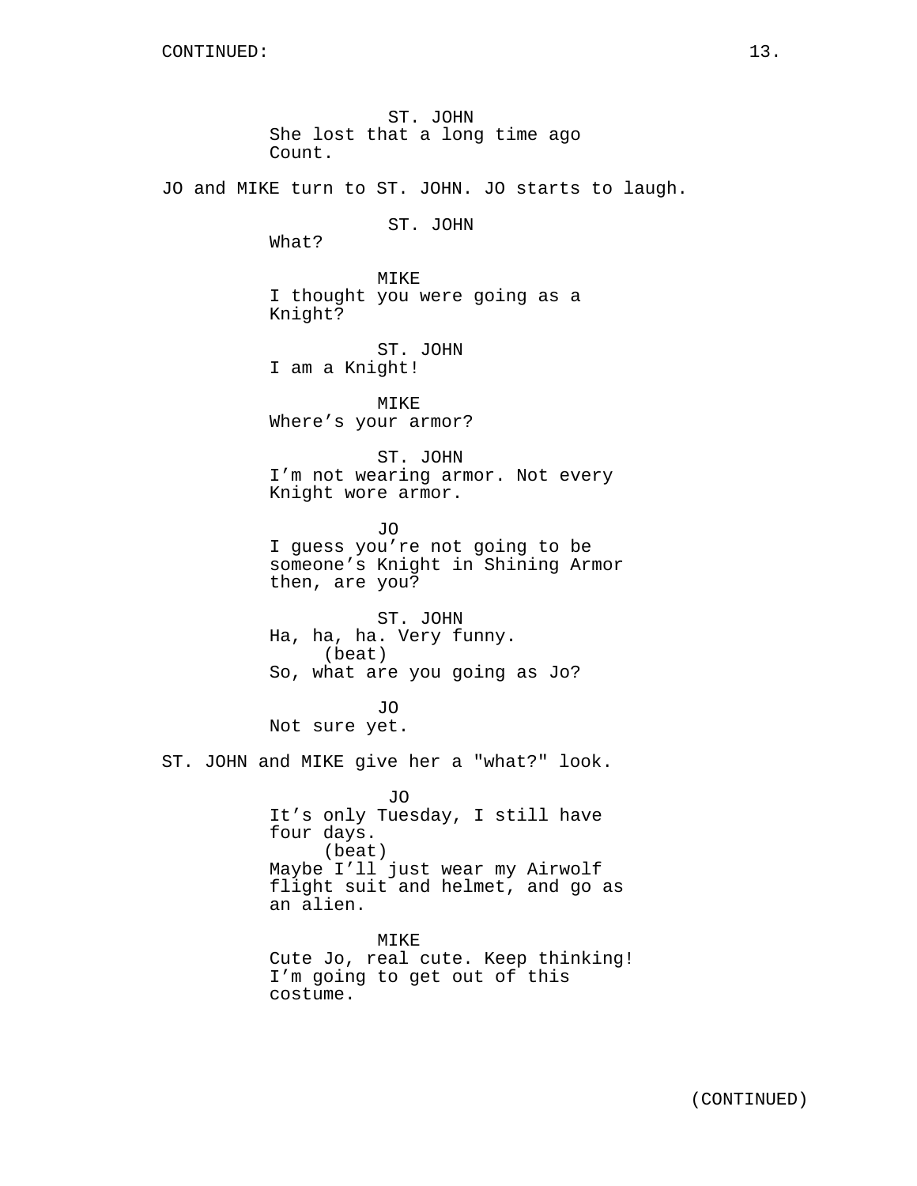ST. JOHN
She lost that a long time ago Count.

JO and MIKE turn to ST. JOHN. JO starts to laugh.

ST. JOHN
What?

MIKE
I thought you were going as a Knight?

ST. JOHN
I am a Knight!

MIKE
Where's your armor?

ST. JOHN
I'm not wearing armor. Not every Knight wore armor.

JO
I guess you're not going to be someone's Knight in Shining Armor then, are you?

ST. JOHN
Ha, ha, ha. Very funny.
(beat)
So, what are you going as Jo?

JO
Not sure yet.

ST. JOHN and MIKE give her a "what?" look.

JO
It's only Tuesday, I still have four days.
(beat)
Maybe I'll just wear my Airwolf flight suit and helmet, and go as an alien.

MIKE
Cute Jo, real cute. Keep thinking! I'm going to get out of this costume.

(CONTINUED)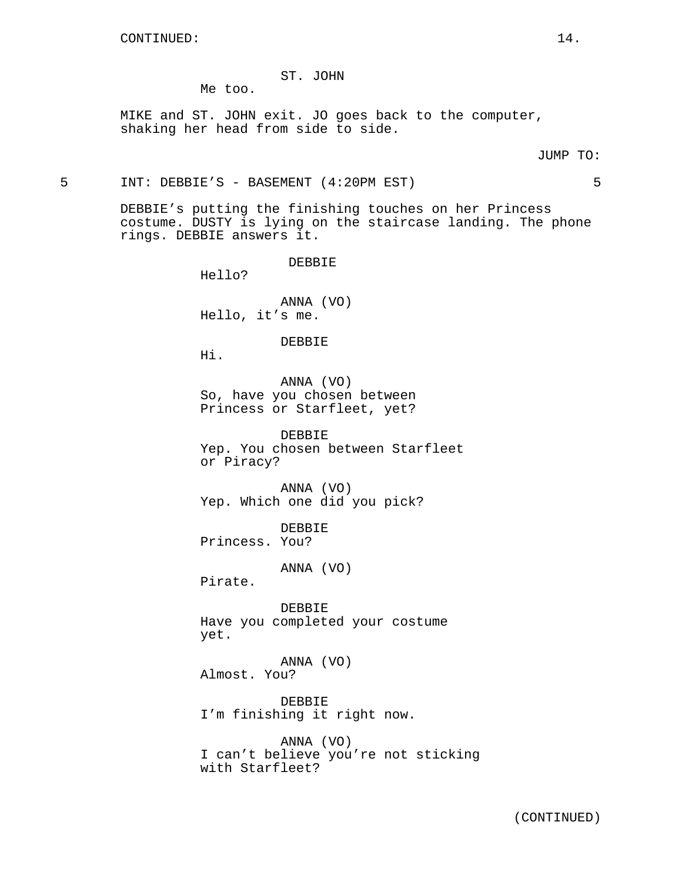ST. JOHN
Me too.

MIKE and ST. JOHN exit. JO goes back to the computer, shaking her head from side to side.

JUMP TO:

5 INT: DEBBIE'S - BASEMENT (4:20PM EST) 5

DEBBIE's putting the finishing touches on her Princess costume. DUSTY is lying on the staircase landing. The phone rings. DEBBIE answers it.

DEBBIE
Hello?

ANNA (VO)
Hello, it's me.

DEBBIE
Hi.

ANNA (VO)
So, have you chosen between Princess or Starfleet, yet?

DEBBIE
Yep. You chosen between Starfleet or Piracy?

ANNA (VO)
Yep. Which one did you pick?

DEBBIE
Princess. You?

ANNA (VO)
Pirate.

DEBBIE
Have you completed your costume yet.

ANNA (VO)
Almost. You?

DEBBIE
I'm finishing it right now.

ANNA (VO)
I can't believe you're not sticking with Starfleet?

(CONTINUED)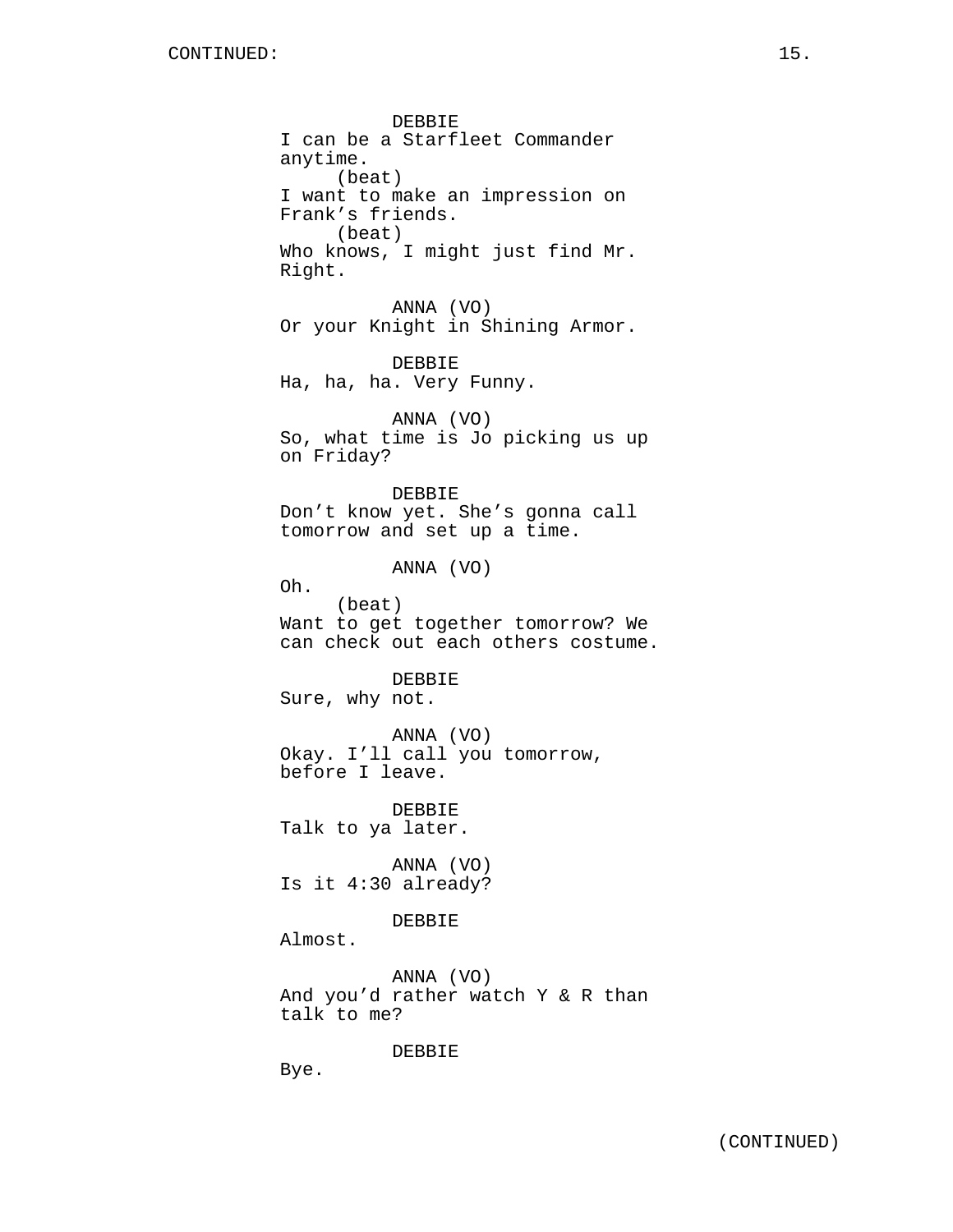CONTINUED:

DEBBIE
I can be a Starfleet Commander anytime.
(beat)
I want to make an impression on Frank's friends.
(beat)
Who knows, I might just find Mr. Right.

ANNA (VO)
Or your Knight in Shining Armor.

DEBBIE
Ha, ha, ha. Very Funny.

ANNA (VO)
So, what time is Jo picking us up on Friday?

DEBBIE
Don't know yet. She's gonna call tomorrow and set up a time.

ANNA (VO)
Oh.
(beat)
Want to get together tomorrow? We can check out each others costume.

DEBBIE
Sure, why not.

ANNA (VO)
Okay. I'll call you tomorrow, before I leave.

DEBBIE
Talk to ya later.

ANNA (VO)
Is it 4:30 already?

DEBBIE
Almost.

ANNA (VO)
And you'd rather watch Y & R than talk to me?

DEBBIE
Bye.

(CONTINUED)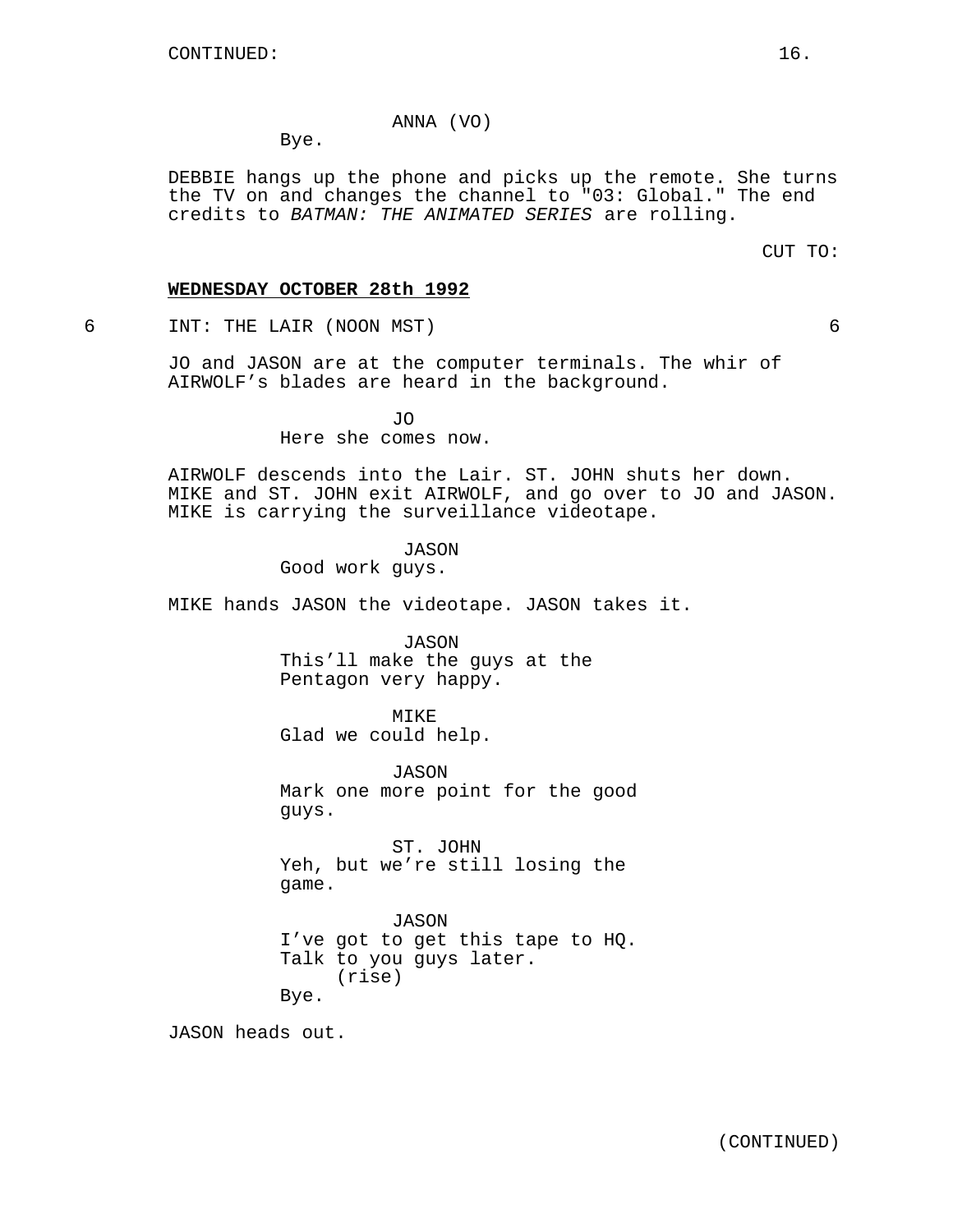CONTINUED:

ANNA (VO)
Bye.

DEBBIE hangs up the phone and picks up the remote. She turns the TV on and changes the channel to "03: Global." The end credits to *BATMAN: THE ANIMATED SERIES* are rolling.

CUT TO:

**WEDNESDAY OCTOBER 28th 1992**

6 INT: THE LAIR (NOON MST) 6

JO and JASON are at the computer terminals. The whir of AIRWOLF's blades are heard in the background.

JO
Here she comes now.

AIRWOLF descends into the Lair. ST. JOHN shuts her down. MIKE and ST. JOHN exit AIRWOLF, and go over to JO and JASON. MIKE is carrying the surveillance videotape.

JASON
Good work guys.

MIKE hands JASON the videotape. JASON takes it.

JASON
This'll make the guys at the Pentagon very happy.

MIKE
Glad we could help.

JASON
Mark one more point for the good guys.

ST. JOHN
Yeh, but we're still losing the game.

JASON
I've got to get this tape to HQ. Talk to you guys later.
(rise)
Bye.

JASON heads out.

(CONTINUED)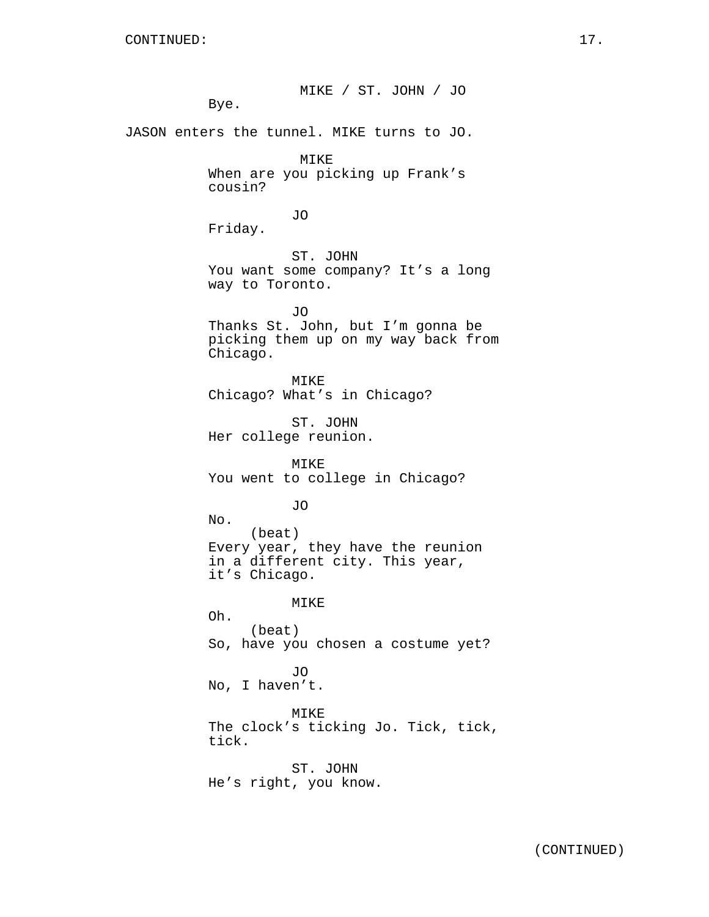CONTINUED:

MIKE / ST. JOHN / JO
Bye.

JASON enters the tunnel. MIKE turns to JO.

MIKE
When are you picking up Frank's cousin?

JO
Friday.

ST. JOHN
You want some company? It's a long way to Toronto.

JO
Thanks St. John, but I'm gonna be picking them up on my way back from Chicago.

MIKE
Chicago? What's in Chicago?

ST. JOHN
Her college reunion.

MIKE
You went to college in Chicago?

JO
No.
(beat)
Every year, they have the reunion in a different city. This year, it's Chicago.

MIKE
Oh.
(beat)
So, have you chosen a costume yet?

JO
No, I haven't.

MIKE
The clock's ticking Jo. Tick, tick, tick.

ST. JOHN
He's right, you know.

(CONTINUED)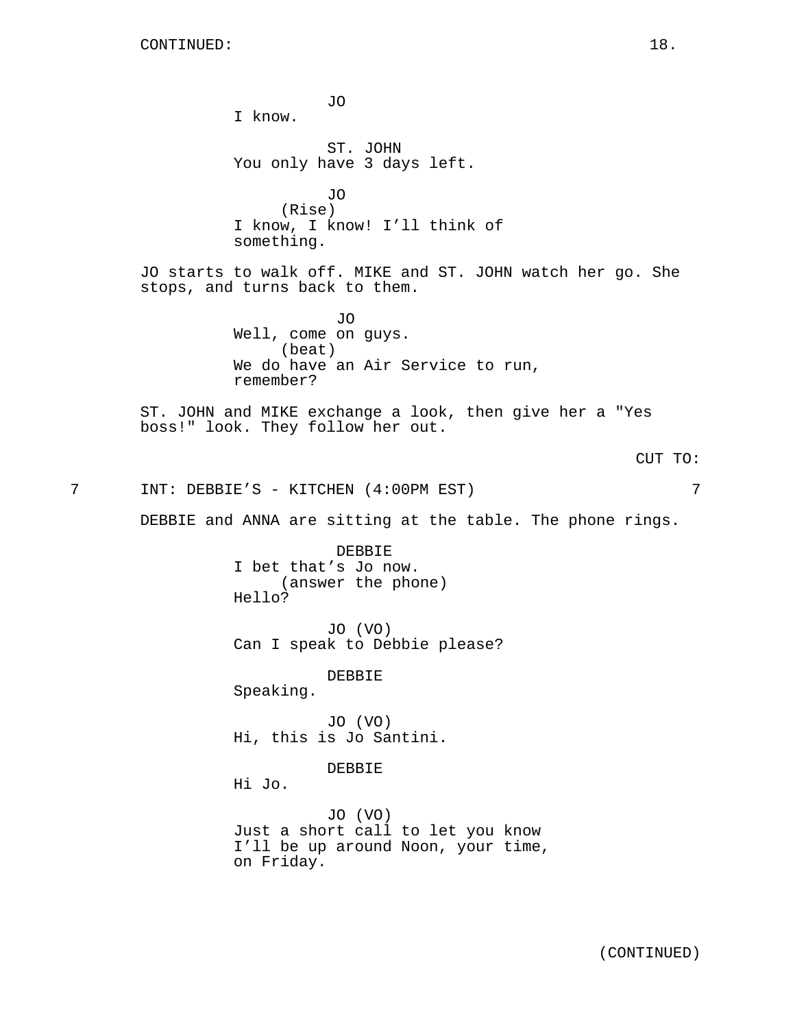JO
I know.

ST. JOHN
You only have 3 days left.

JO
(Rise)
I know, I know! I'll think of something.

JO starts to walk off. MIKE and ST. JOHN watch her go. She stops, and turns back to them.

JO
Well, come on guys.
(beat)
We do have an Air Service to run, remember?

ST. JOHN and MIKE exchange a look, then give her a "Yes boss!" look. They follow her out.

CUT TO:

7 INT: DEBBIE'S - KITCHEN (4:00PM EST) 7

DEBBIE and ANNA are sitting at the table. The phone rings.

DEBBIE
I bet that's Jo now.
(answer the phone)
Hello?

JO (VO)
Can I speak to Debbie please?

DEBBIE
Speaking.

JO (VO)
Hi, this is Jo Santini.

DEBBIE
Hi Jo.

JO (VO)
Just a short call to let you know I'll be up around Noon, your time, on Friday.

(CONTINUED)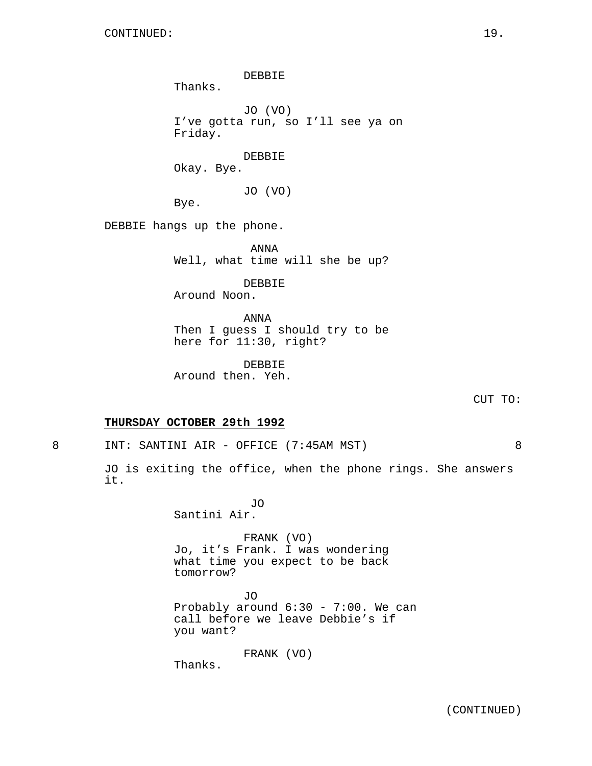DEBBIE
Thanks.

JO (VO)
I've gotta run, so I'll see ya on Friday.

DEBBIE
Okay. Bye.

JO (VO)
Bye.

DEBBIE hangs up the phone.

ANNA
Well, what time will she be up?

DEBBIE
Around Noon.

ANNA
Then I guess I should try to be here for 11:30, right?

DEBBIE
Around then. Yeh.

CUT TO:

**THURSDAY OCTOBER 29th 1992**

8 INT: SANTINI AIR - OFFICE (7:45AM MST) 8

JO is exiting the office, when the phone rings. She answers it.

JO
Santini Air.

FRANK (VO)
Jo, it's Frank. I was wondering what time you expect to be back tomorrow?

JO
Probably around 6:30 - 7:00. We can call before we leave Debbie's if you want?

FRANK (VO)
Thanks.

(CONTINUED)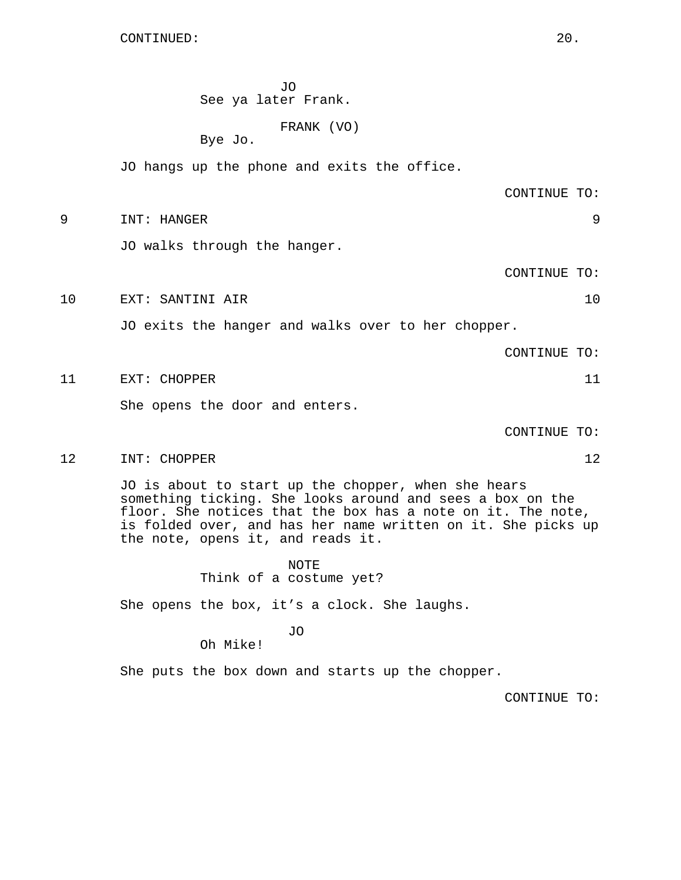CONTINUED:

JO
See ya later Frank.

FRANK (VO)
Bye Jo.

JO hangs up the phone and exits the office.

CONTINUE TO:

9 INT: HANGER 9

JO walks through the hanger.

CONTINUE TO:

10 EXT: SANTINI AIR 10

JO exits the hanger and walks over to her chopper.

CONTINUE TO:

11 EXT: CHOPPER 11

She opens the door and enters.

CONTINUE TO:

12 INT: CHOPPER 12

JO is about to start up the chopper, when she hears something ticking. She looks around and sees a box on the floor. She notices that the box has a note on it. The note, is folded over, and has her name written on it. She picks up the note, opens it, and reads it.

NOTE
Think of a costume yet?

She opens the box, it's a clock. She laughs.

JO
Oh Mike!

She puts the box down and starts up the chopper.

CONTINUE TO: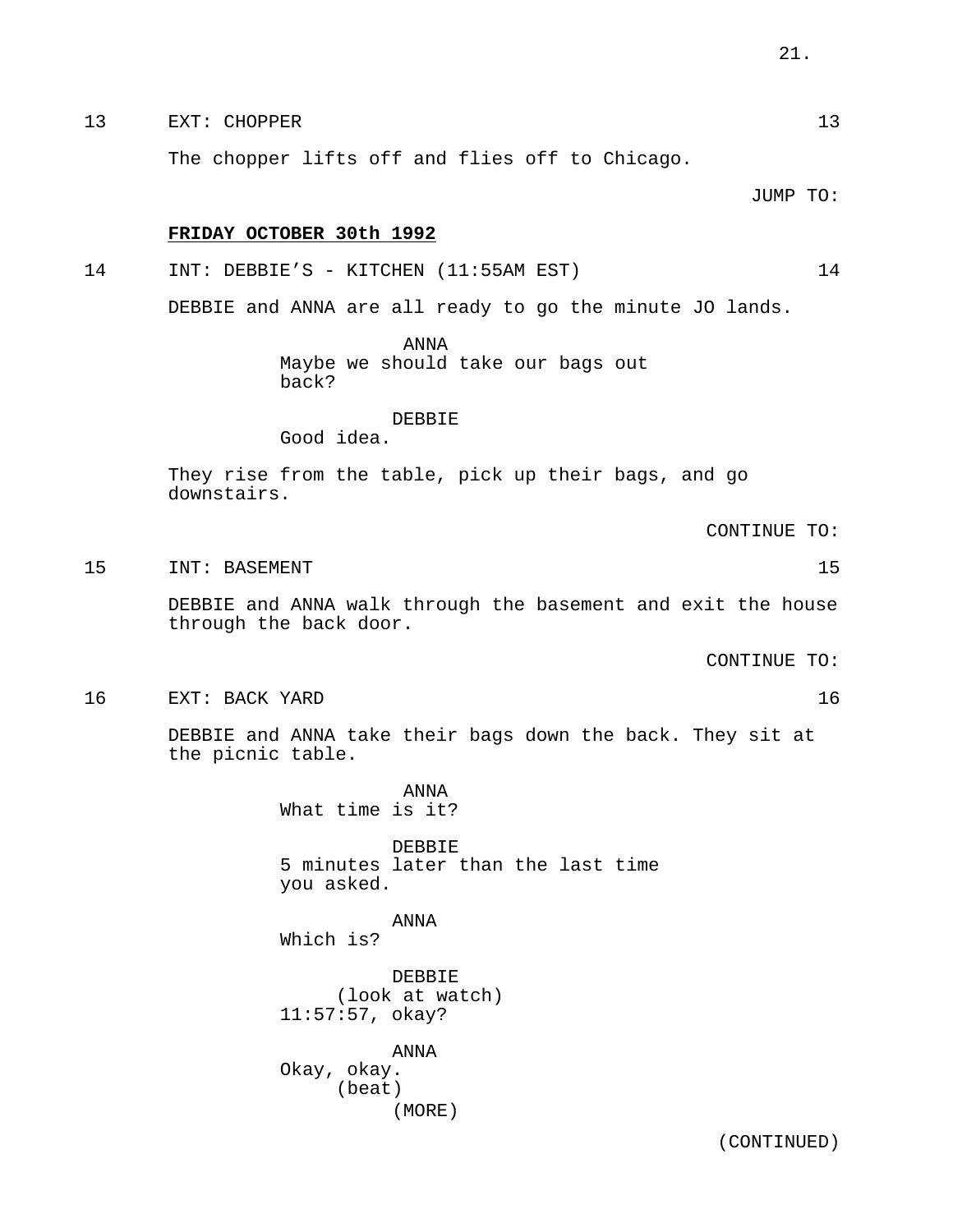13 EXT: CHOPPER 13

The chopper lifts off and flies off to Chicago.

JUMP TO:

**FRIDAY OCTOBER 30th 1992**

14 INT: DEBBIE'S - KITCHEN (11:55AM EST) 14

DEBBIE and ANNA are all ready to go the minute JO lands.

ANNA
Maybe we should take our bags out back?

DEBBIE
Good idea.

They rise from the table, pick up their bags, and go downstairs.

CONTINUE TO:

15 INT: BASEMENT 15

DEBBIE and ANNA walk through the basement and exit the house through the back door.

CONTINUE TO:

16 EXT: BACK YARD 16

DEBBIE and ANNA take their bags down the back. They sit at the picnic table.

ANNA
What time is it?

DEBBIE
5 minutes later than the last time you asked.

ANNA
Which is?

DEBBIE
(look at watch)
11:57:57, okay?

ANNA
Okay, okay.
(beat)
(MORE)

(CONTINUED)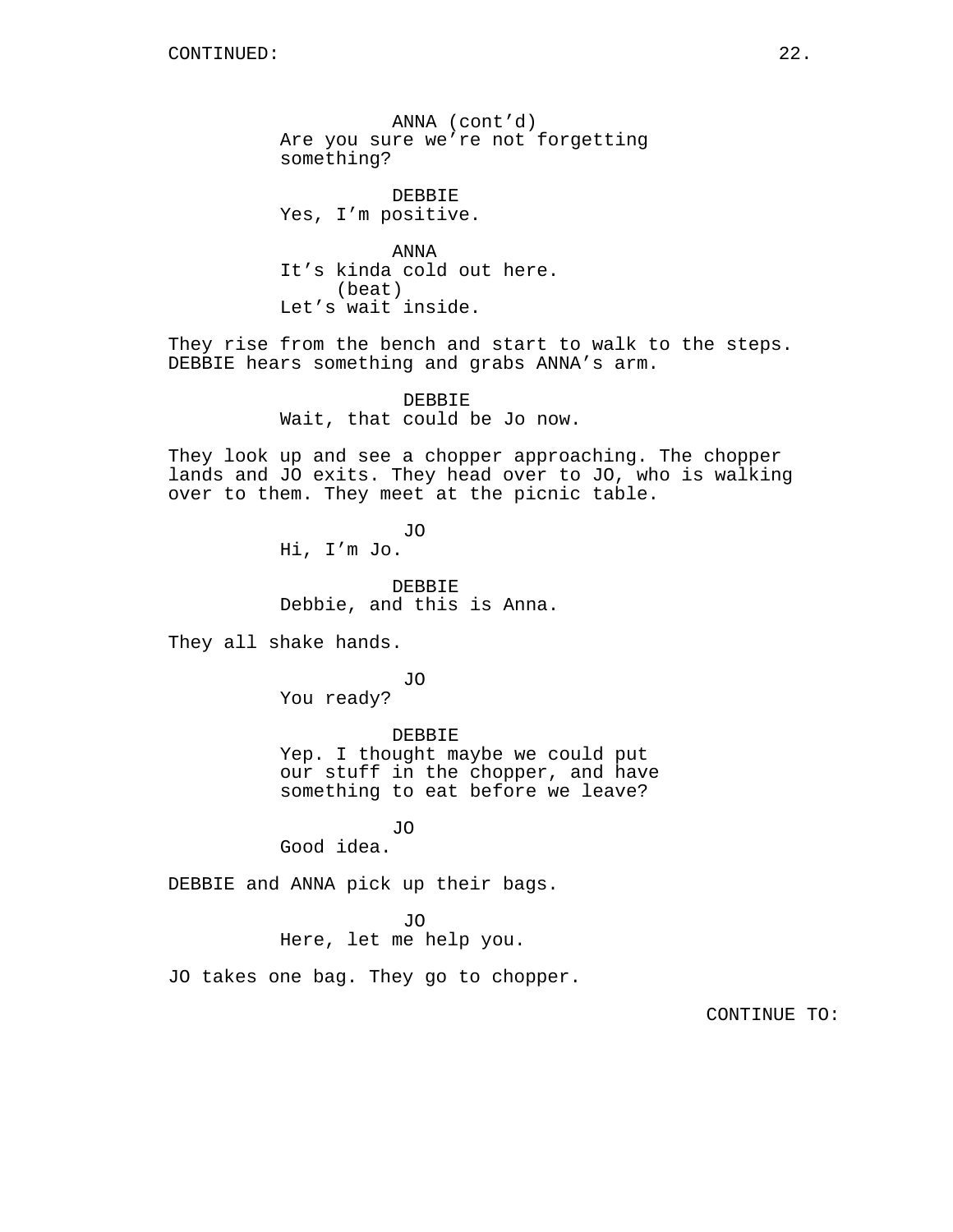CONTINUED:

ANNA (cont'd)
Are you sure we're not forgetting something?

DEBBIE
Yes, I'm positive.

ANNA
It's kinda cold out here.
(beat)
Let's wait inside.

They rise from the bench and start to walk to the steps. DEBBIE hears something and grabs ANNA's arm.

DEBBIE
Wait, that could be Jo now.

They look up and see a chopper approaching. The chopper lands and JO exits. They head over to JO, who is walking over to them. They meet at the picnic table.

JO
Hi, I'm Jo.

DEBBIE
Debbie, and this is Anna.

They all shake hands.

JO
You ready?

DEBBIE
Yep. I thought maybe we could put our stuff in the chopper, and have something to eat before we leave?

JO
Good idea.

DEBBIE and ANNA pick up their bags.

JO
Here, let me help you.

JO takes one bag. They go to chopper.

CONTINUE TO: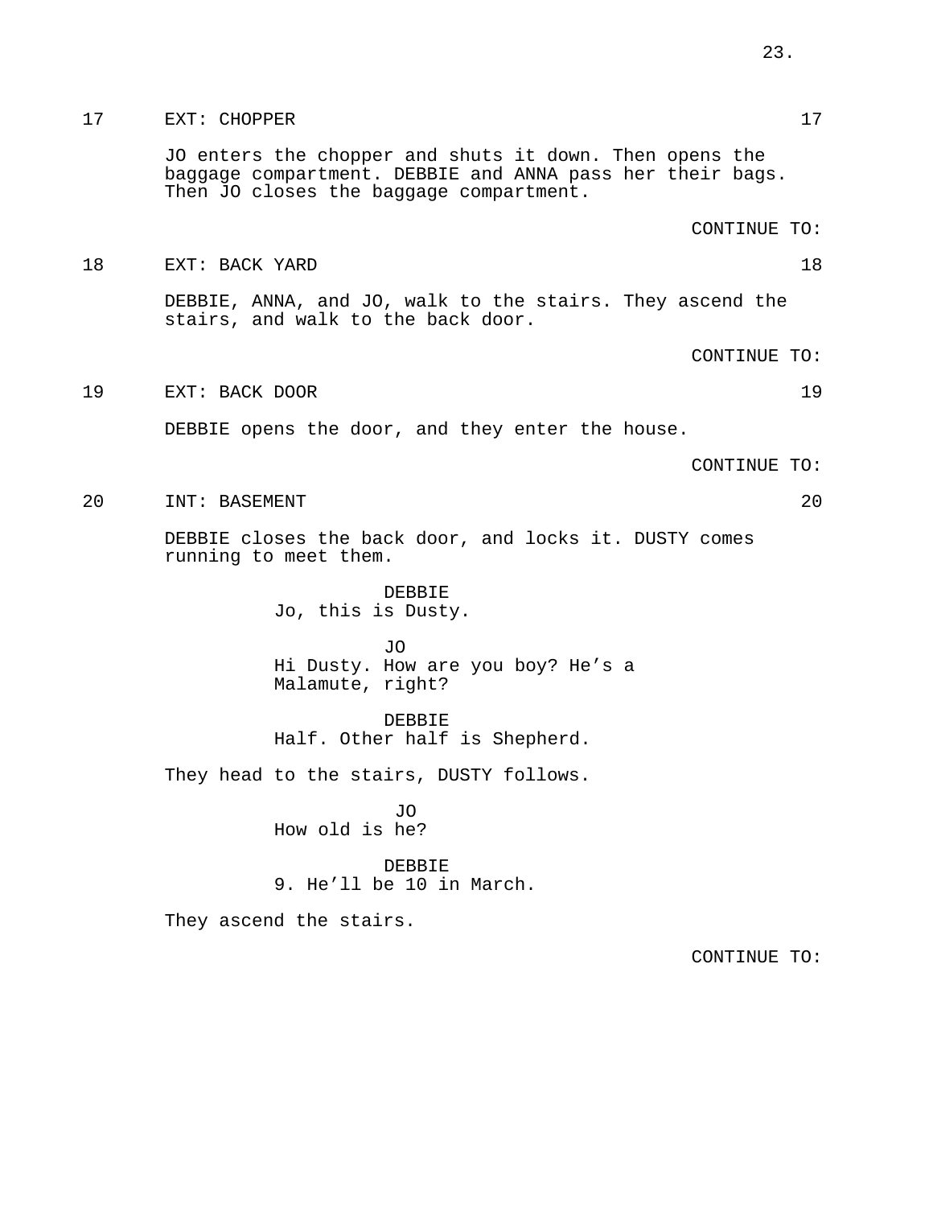17 EXT: CHOPPER 17

JO enters the chopper and shuts it down. Then opens the baggage compartment. DEBBIE and ANNA pass her their bags. Then JO closes the baggage compartment.

CONTINUE TO:

18 EXT: BACK YARD 18

DEBBIE, ANNA, and JO, walk to the stairs. They ascend the stairs, and walk to the back door.

CONTINUE TO:

19 EXT: BACK DOOR 19

DEBBIE opens the door, and they enter the house.

CONTINUE TO:

20 INT: BASEMENT 20

DEBBIE closes the back door, and locks it. DUSTY comes running to meet them.

DEBBIE
Jo, this is Dusty.

JO
Hi Dusty. How are you boy? He's a Malamute, right?

DEBBIE
Half. Other half is Shepherd.

They head to the stairs, DUSTY follows.

JO
How old is he?

DEBBIE
9. He'll be 10 in March.

They ascend the stairs.

CONTINUE TO: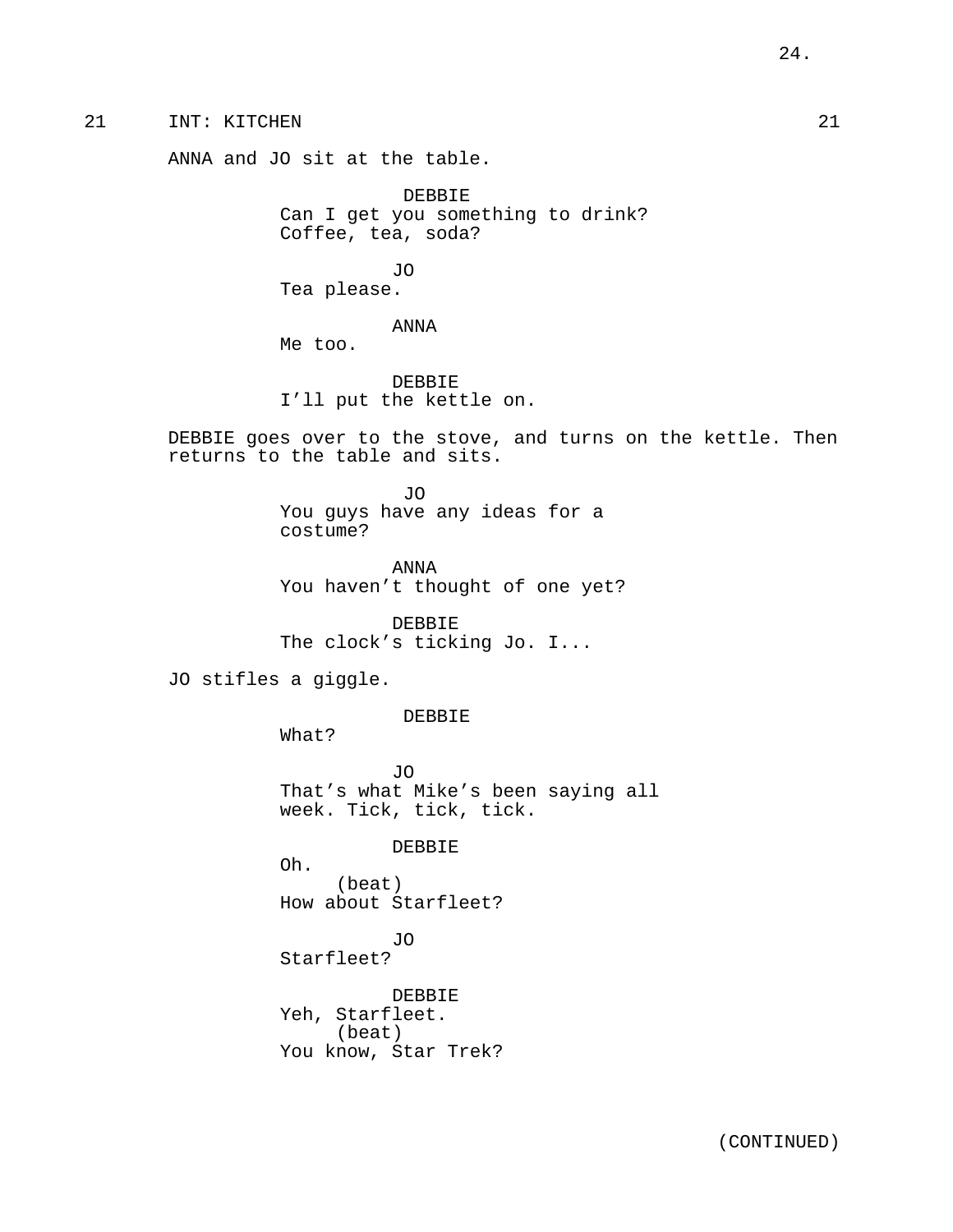21 INT: KITCHEN 21

ANNA and JO sit at the table.

DEBBIE
Can I get you something to drink?
Coffee, tea, soda?

JO
Tea please.

ANNA
Me too.

DEBBIE
I'll put the kettle on.

DEBBIE goes over to the stove, and turns on the kettle. Then returns to the table and sits.

JO
You guys have any ideas for a costume?

ANNA
You haven't thought of one yet?

DEBBIE
The clock's ticking Jo. I...

JO stifles a giggle.

DEBBIE
What?

JO
That's what Mike's been saying all week. Tick, tick, tick.

DEBBIE
Oh.
(beat)
How about Starfleet?

JO
Starfleet?

DEBBIE
Yeh, Starfleet.
(beat)
You know, Star Trek?

(CONTINUED)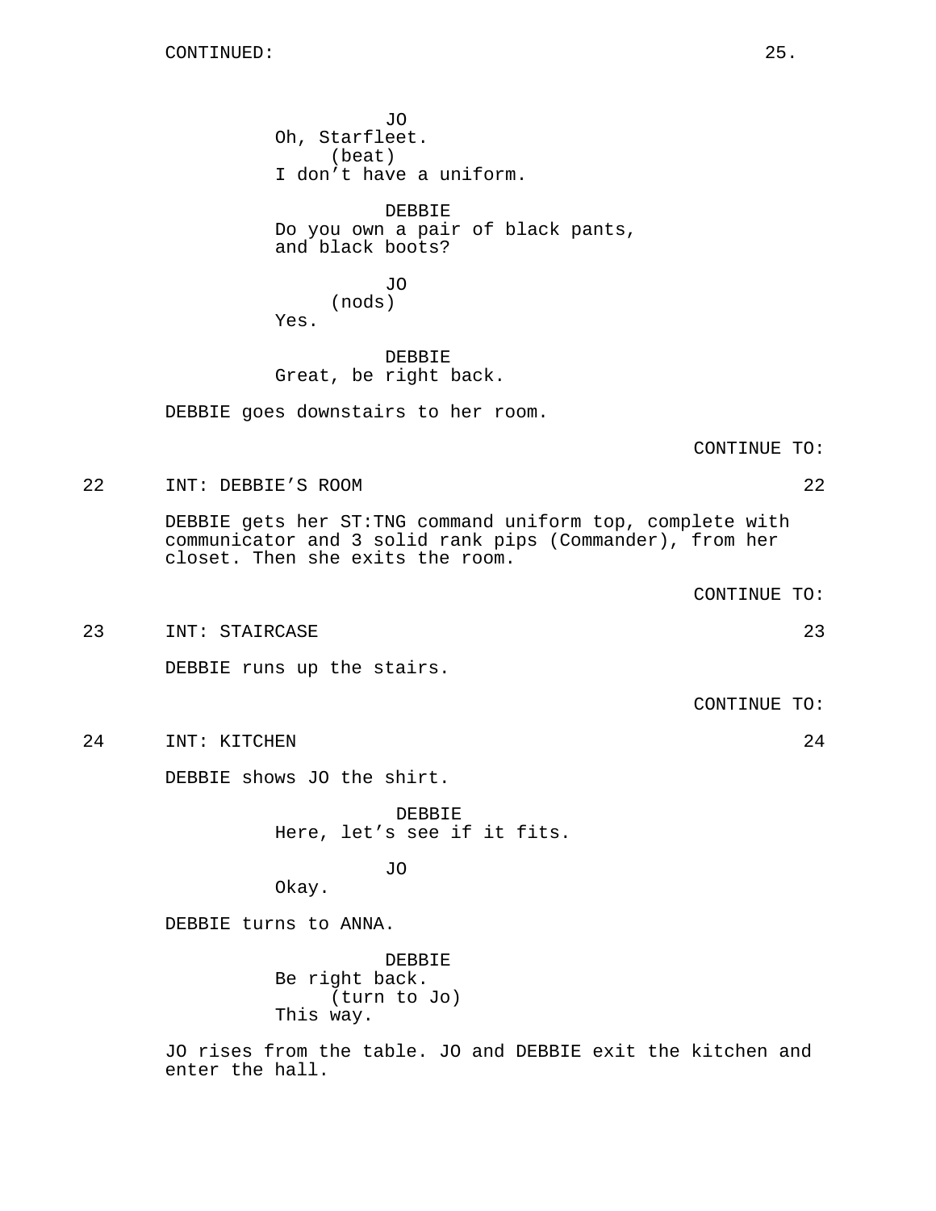CONTINUED:

JO
Oh, Starfleet.
(beat)
I don't have a uniform.

DEBBIE
Do you own a pair of black pants, and black boots?

JO
(nods)
Yes.

DEBBIE
Great, be right back.

DEBBIE goes downstairs to her room.

CONTINUE TO:

22 INT: DEBBIE'S ROOM 22

DEBBIE gets her ST:TNG command uniform top, complete with communicator and 3 solid rank pips (Commander), from her closet. Then she exits the room.

CONTINUE TO:

23 INT: STAIRCASE 23

DEBBIE runs up the stairs.

CONTINUE TO:

24 INT: KITCHEN 24

DEBBIE shows JO the shirt.

DEBBIE
Here, let's see if it fits.

JO
Okay.

DEBBIE turns to ANNA.

DEBBIE
Be right back.
(turn to Jo)
This way.

JO rises from the table. JO and DEBBIE exit the kitchen and enter the hall.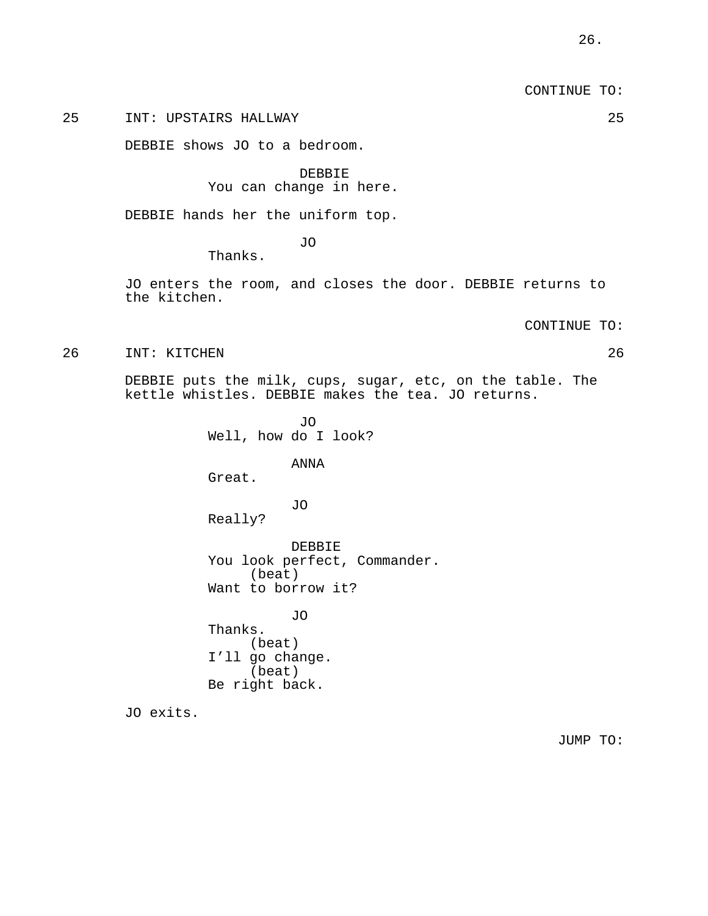CONTINUE TO:

25 INT: UPSTAIRS HALLWAY 25

DEBBIE shows JO to a bedroom.

DEBBIE
You can change in here.

DEBBIE hands her the uniform top.

JO
Thanks.

JO enters the room, and closes the door. DEBBIE returns to the kitchen.

CONTINUE TO:

26 INT: KITCHEN 26

DEBBIE puts the milk, cups, sugar, etc, on the table. The kettle whistles. DEBBIE makes the tea. JO returns.

JO
Well, how do I look?

ANNA
Great.

JO
Really?

DEBBIE
You look perfect, Commander.
(beat)
Want to borrow it?

JO
Thanks.
(beat)
I’ll go change.
(beat)
Be right back.

JO exits.

JUMP TO: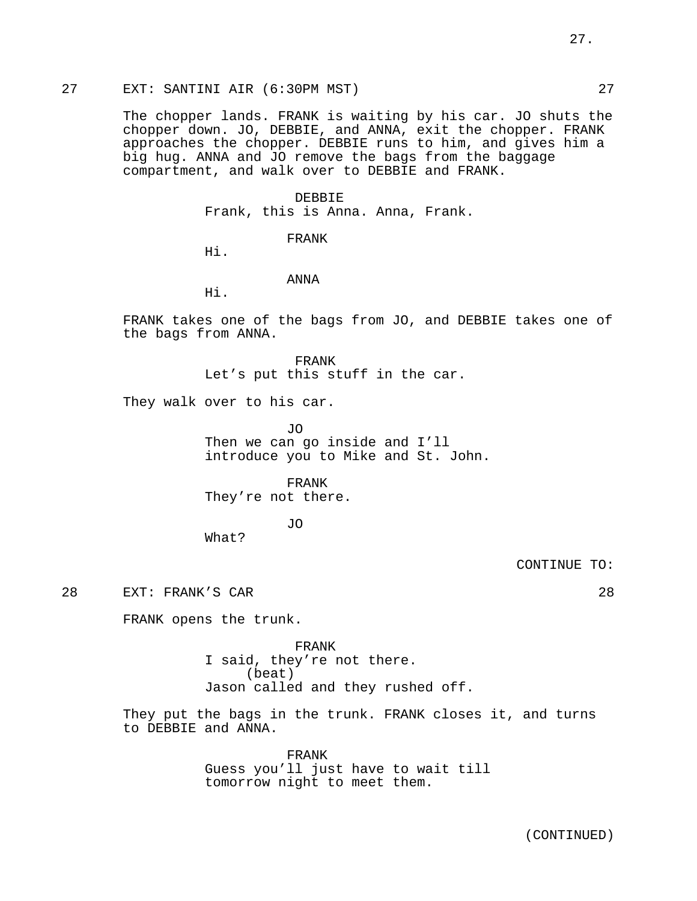27 EXT: SANTINI AIR (6:30PM MST) 27

The chopper lands. FRANK is waiting by his car. JO shuts the chopper down. JO, DEBBIE, and ANNA, exit the chopper. FRANK approaches the chopper. DEBBIE runs to him, and gives him a big hug. ANNA and JO remove the bags from the baggage compartment, and walk over to DEBBIE and FRANK.

DEBBIE
Frank, this is Anna. Anna, Frank.

FRANK
Hi.

ANNA
Hi.

FRANK takes one of the bags from JO, and DEBBIE takes one of the bags from ANNA.

FRANK
Let's put this stuff in the car.

They walk over to his car.

JO
Then we can go inside and I'll introduce you to Mike and St. John.

FRANK
They're not there.

JO
What?

CONTINUE TO:

28 EXT: FRANK'S CAR 28

FRANK opens the trunk.

FRANK
I said, they're not there.
(beat)
Jason called and they rushed off.

They put the bags in the trunk. FRANK closes it, and turns to DEBBIE and ANNA.

FRANK
Guess you'll just have to wait till tomorrow night to meet them.

(CONTINUED)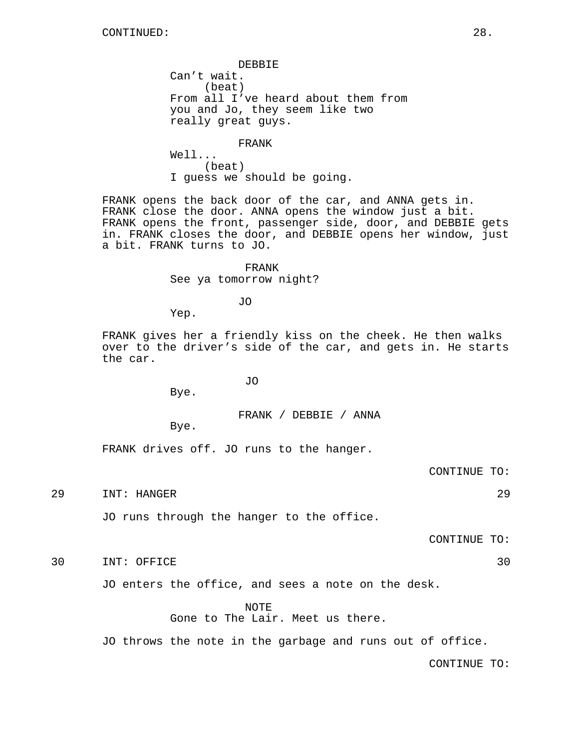CONTINUED:

DEBBIE
Can't wait.
(beat)
From all I've heard about them from you and Jo, they seem like two really great guys.

FRANK
Well...
(beat)
I guess we should be going.

FRANK opens the back door of the car, and ANNA gets in. FRANK close the door. ANNA opens the window just a bit. FRANK opens the front, passenger side, door, and DEBBIE gets in. FRANK closes the door, and DEBBIE opens her window, just a bit. FRANK turns to JO.

FRANK
See ya tomorrow night?

JO
Yep.

FRANK gives her a friendly kiss on the cheek. He then walks over to the driver's side of the car, and gets in. He starts the car.

JO
Bye.

FRANK / DEBBIE / ANNA
Bye.

FRANK drives off. JO runs to the hanger.

CONTINUE TO:

29 INT: HANGER 29

JO runs through the hanger to the office.

CONTINUE TO:

30 INT: OFFICE 30

JO enters the office, and sees a note on the desk.

NOTE
Gone to The Lair. Meet us there.

JO throws the note in the garbage and runs out of office.

CONTINUE TO: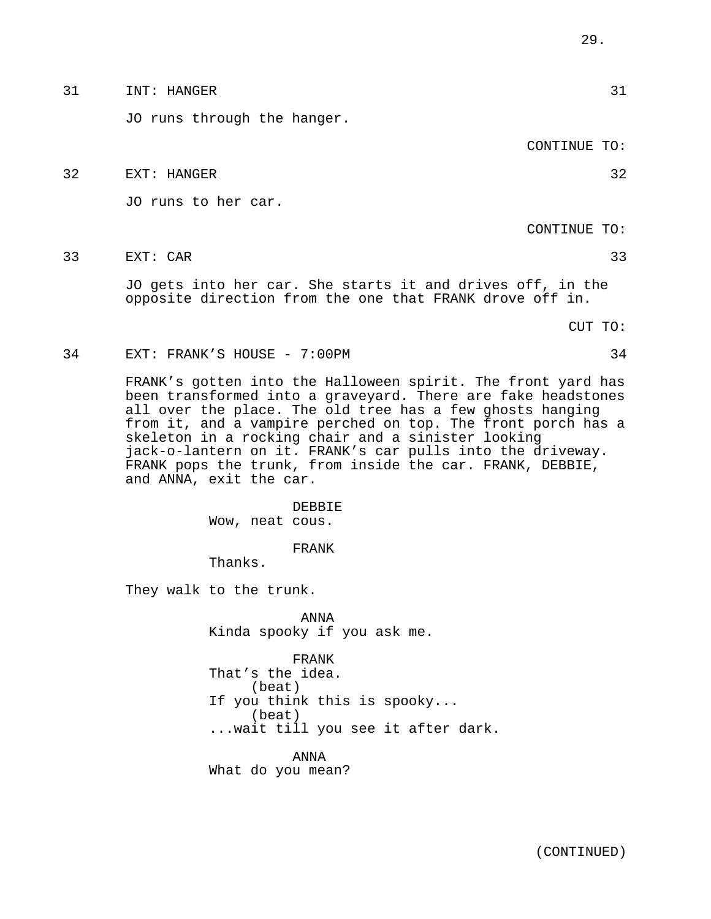31 INT: HANGER 31

JO runs through the hanger.

CONTINUE TO:

32 EXT: HANGER 32

JO runs to her car.

CONTINUE TO:

33 EXT: CAR 33

JO gets into her car. She starts it and drives off, in the opposite direction from the one that FRANK drove off in.

CUT TO:

34 EXT: FRANK'S HOUSE - 7:00PM 34

FRANK's gotten into the Halloween spirit. The front yard has been transformed into a graveyard. There are fake headstones all over the place. The old tree has a few ghosts hanging from it, and a vampire perched on top. The front porch has a skeleton in a rocking chair and a sinister looking jack-o-lantern on it. FRANK's car pulls into the driveway. FRANK pops the trunk, from inside the car. FRANK, DEBBIE, and ANNA, exit the car.

DEBBIE
Wow, neat cous.

FRANK
Thanks.

They walk to the trunk.

ANNA
Kinda spooky if you ask me.

FRANK
That's the idea.
(beat)
If you think this is spooky...
(beat)
...wait till you see it after dark.

ANNA
What do you mean?

(CONTINUED)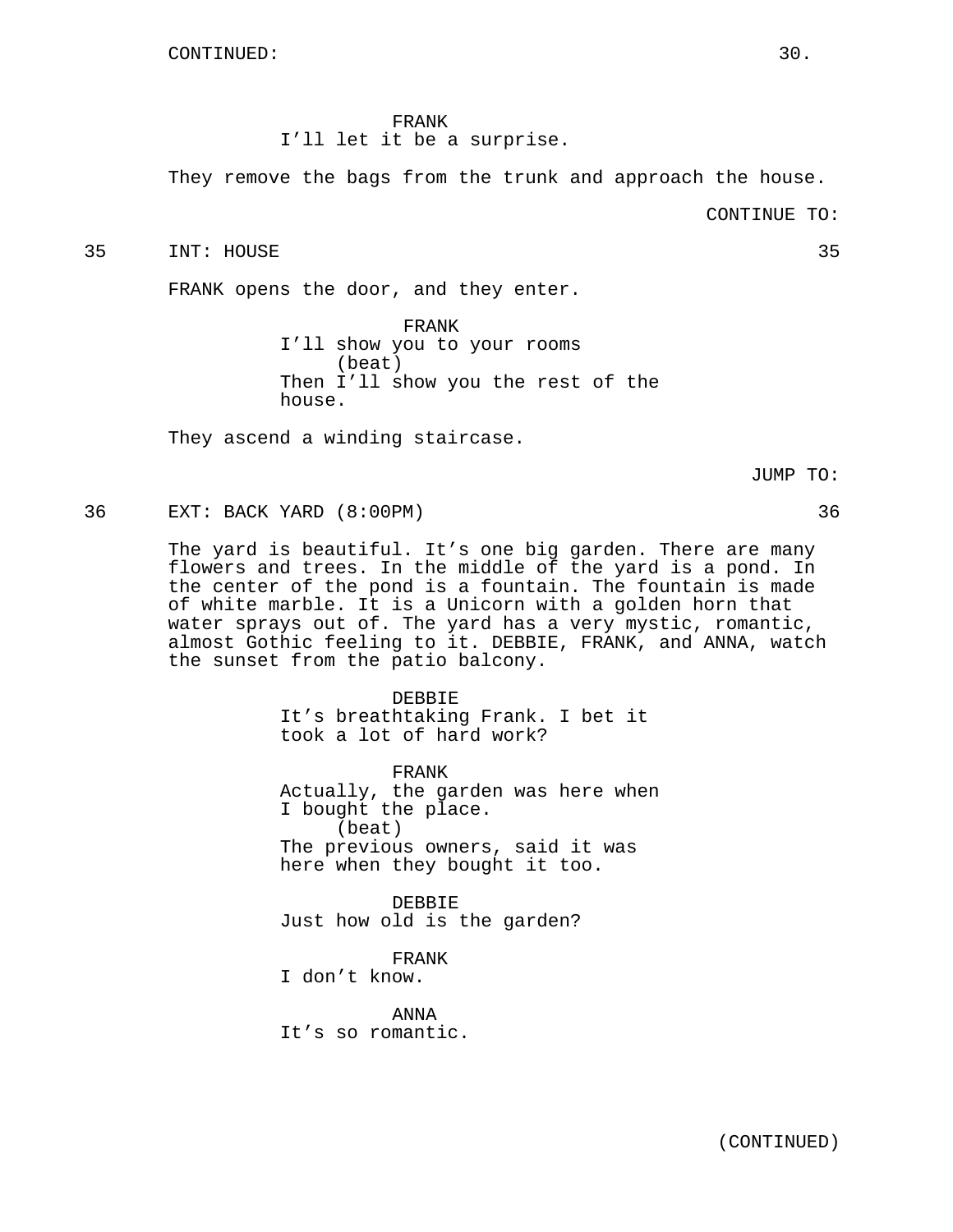FRANK
I'll let it be a surprise.

They remove the bags from the trunk and approach the house.

CONTINUE TO:

35 INT: HOUSE 35

FRANK opens the door, and they enter.

FRANK
I'll show you to your rooms
(beat)
Then I'll show you the rest of the house.

They ascend a winding staircase.

JUMP TO:

36 EXT: BACK YARD (8:00PM) 36

The yard is beautiful. It's one big garden. There are many flowers and trees. In the middle of the yard is a pond. In the center of the pond is a fountain. The fountain is made of white marble. It is a Unicorn with a golden horn that water sprays out of. The yard has a very mystic, romantic, almost Gothic feeling to it. DEBBIE, FRANK, and ANNA, watch the sunset from the patio balcony.

DEBBIE
It's breathtaking Frank. I bet it took a lot of hard work?

FRANK
Actually, the garden was here when I bought the place.
(beat)
The previous owners, said it was here when they bought it too.

DEBBIE
Just how old is the garden?

FRANK
I don't know.

ANNA
It's so romantic.

(CONTINUED)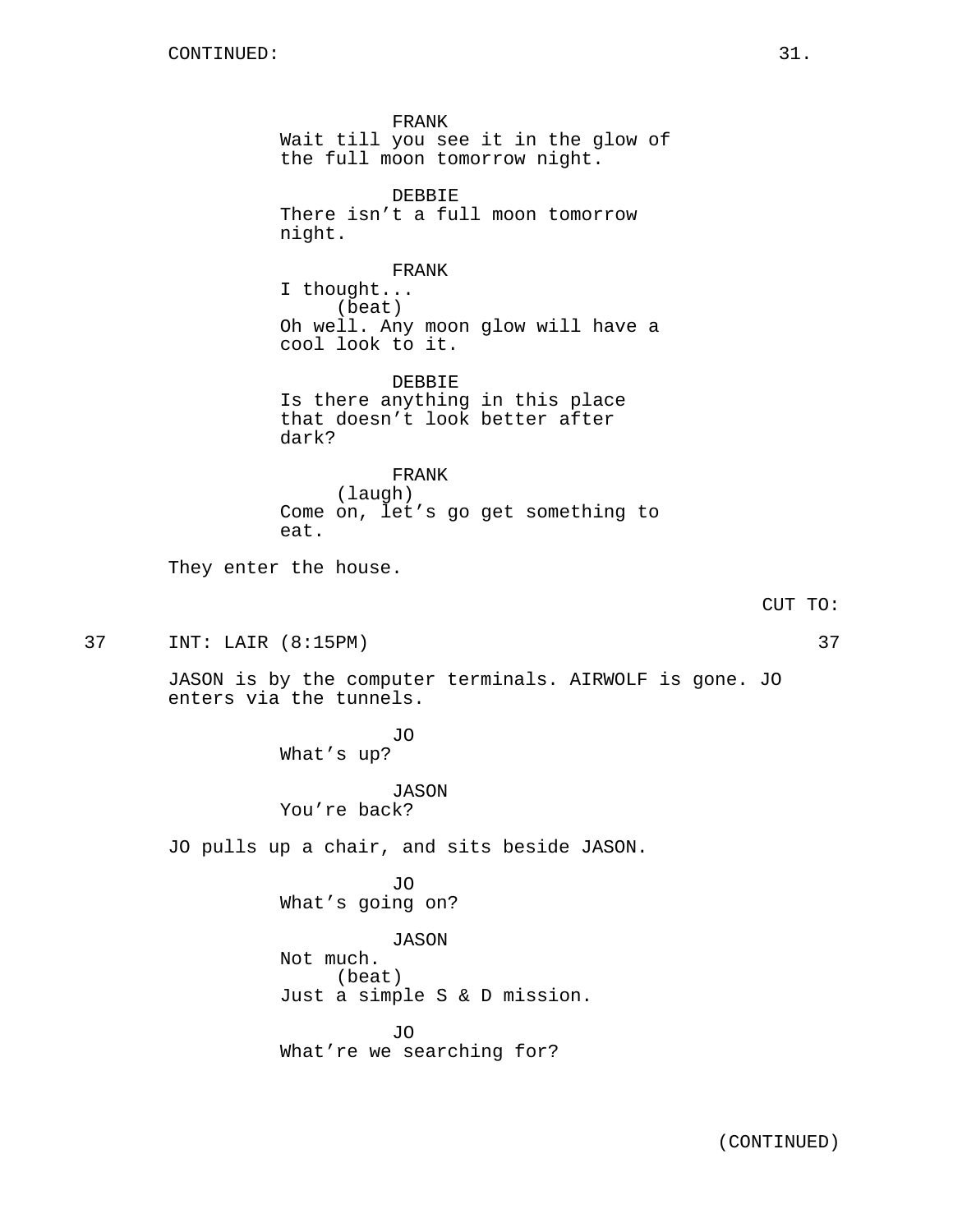FRANK
Wait till you see it in the glow of the full moon tomorrow night.

DEBBIE
There isn't a full moon tomorrow night.

FRANK
I thought...
(beat)
Oh well. Any moon glow will have a cool look to it.

DEBBIE
Is there anything in this place that doesn't look better after dark?

FRANK
(laugh)
Come on, let's go get something to eat.

They enter the house.

CUT TO:

37 INT: LAIR (8:15PM) 37

JASON is by the computer terminals. AIRWOLF is gone. JO enters via the tunnels.

JO
What's up?

JASON
You're back?

JO pulls up a chair, and sits beside JASON.

JO
What's going on?

JASON
Not much.
(beat)
Just a simple S & D mission.

JO
What're we searching for?

(CONTINUED)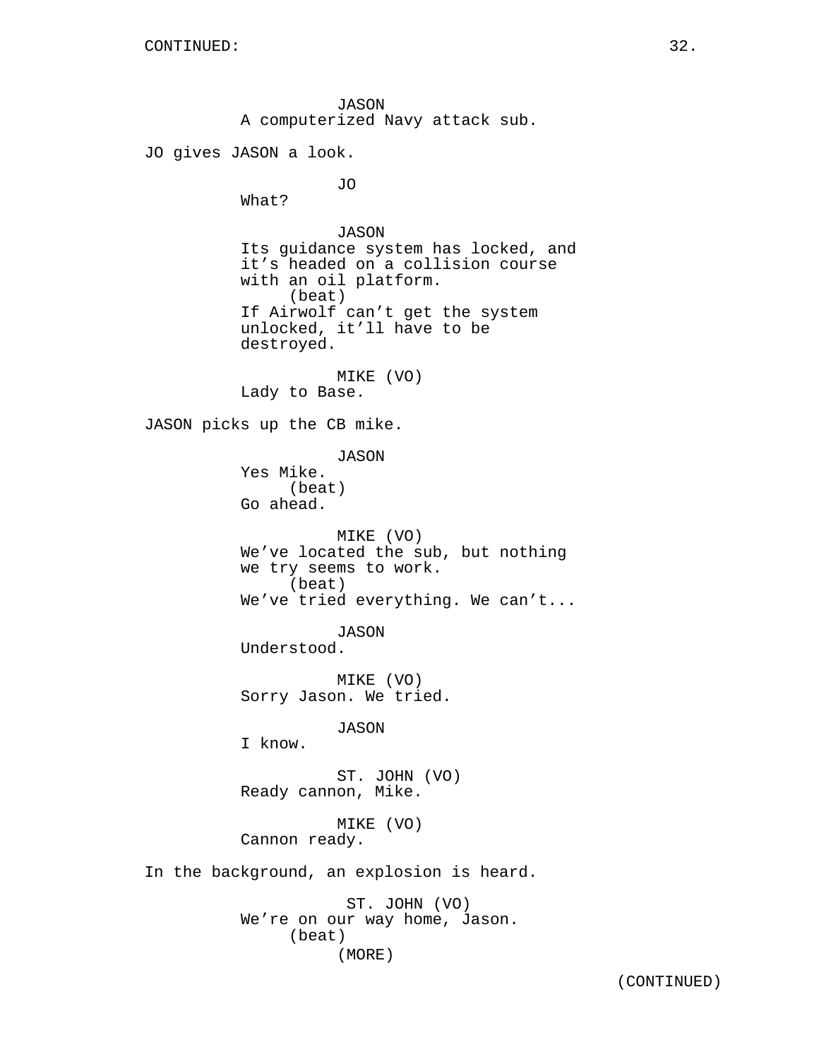CONTINUED:

JASON
A computerized Navy attack sub.

JO gives JASON a look.

JO
What?

JASON
Its guidance system has locked, and it's headed on a collision course with an oil platform.
(beat)
If Airwolf can't get the system unlocked, it'll have to be destroyed.

MIKE (VO)
Lady to Base.

JASON picks up the CB mike.

JASON
Yes Mike.
(beat)
Go ahead.

MIKE (VO)
We've located the sub, but nothing we try seems to work.
(beat)
We've tried everything. We can't...

JASON
Understood.

MIKE (VO)
Sorry Jason. We tried.

JASON
I know.

ST. JOHN (VO)
Ready cannon, Mike.

MIKE (VO)
Cannon ready.

In the background, an explosion is heard.

ST. JOHN (VO)
We're on our way home, Jason.
(beat)
(MORE)

(CONTINUED)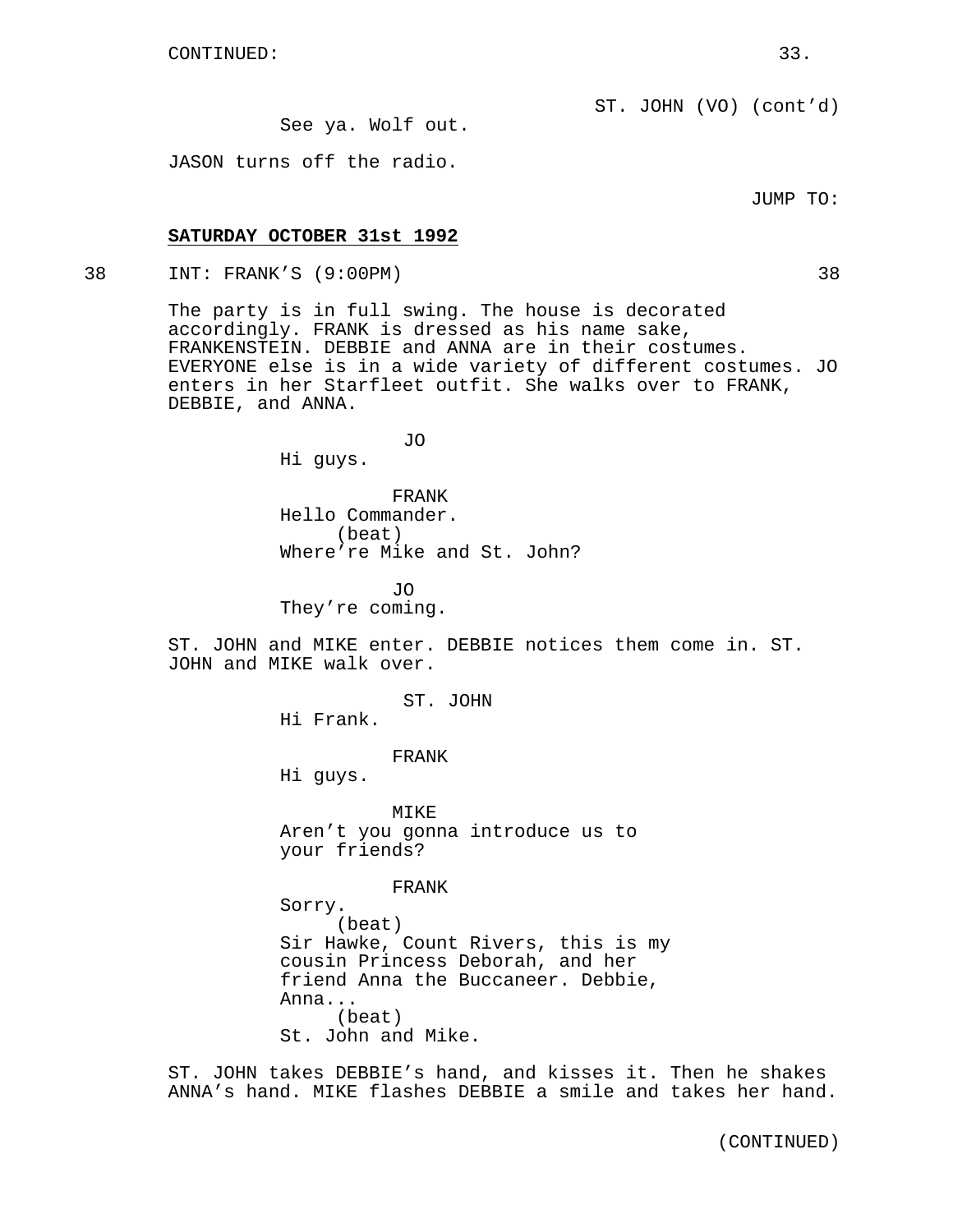CONTINUED:

ST. JOHN (VO) (cont'd)

See ya. Wolf out.

JASON turns off the radio.

JUMP TO:

**SATURDAY OCTOBER 31st 1992**

38 INT: FRANK'S (9:00PM) 38

The party is in full swing. The house is decorated accordingly. FRANK is dressed as his name sake, FRANKENSTEIN. DEBBIE and ANNA are in their costumes. EVERYONE else is in a wide variety of different costumes. JO enters in her Starfleet outfit. She walks over to FRANK, DEBBIE, and ANNA.

JO

Hi guys.

FRANK

Hello Commander.

(beat)

Where're Mike and St. John?

JO

They're coming.

ST. JOHN and MIKE enter. DEBBIE notices them come in. ST. JOHN and MIKE walk over.

ST. JOHN

Hi Frank.

FRANK

Hi guys.

MIKE

Aren't you gonna introduce us to your friends?

FRANK

Sorry.

(beat)

Sir Hawke, Count Rivers, this is my cousin Princess Deborah, and her friend Anna the Buccaneer. Debbie, Anna...

(beat)

St. John and Mike.

ST. JOHN takes DEBBIE's hand, and kisses it. Then he shakes ANNA's hand. MIKE flashes DEBBIE a smile and takes her hand.

(CONTINUED)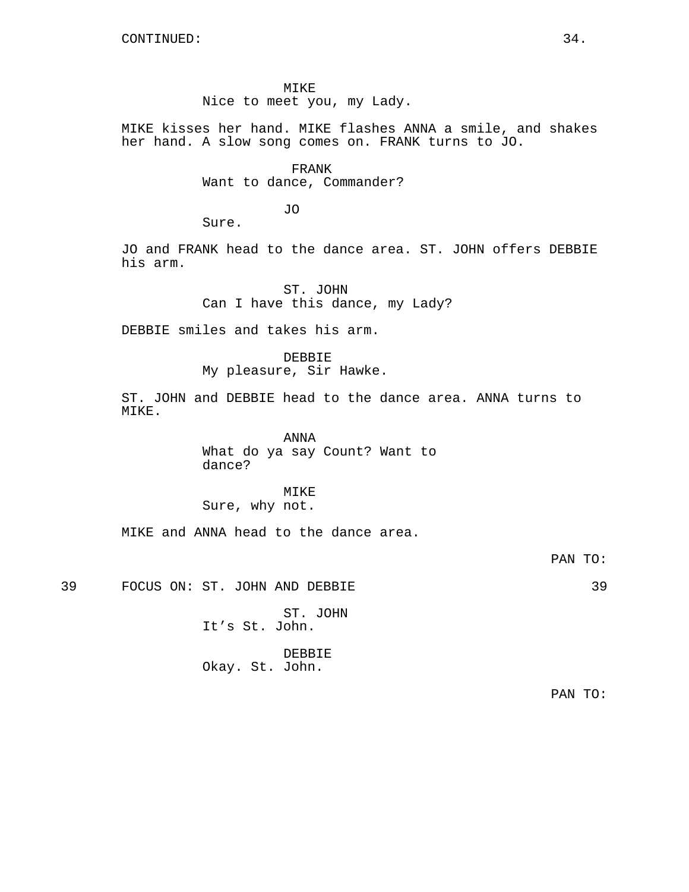CONTINUED:

MIKE
Nice to meet you, my Lady.

MIKE kisses her hand. MIKE flashes ANNA a smile, and shakes her hand. A slow song comes on. FRANK turns to JO.

FRANK
Want to dance, Commander?

JO
Sure.

JO and FRANK head to the dance area. ST. JOHN offers DEBBIE his arm.

ST. JOHN
Can I have this dance, my Lady?

DEBBIE smiles and takes his arm.

DEBBIE
My pleasure, Sir Hawke.

ST. JOHN and DEBBIE head to the dance area. ANNA turns to MIKE.

ANNA
What do ya say Count? Want to dance?

MIKE
Sure, why not.

MIKE and ANNA head to the dance area.

PAN TO:

39 FOCUS ON: ST. JOHN AND DEBBIE 39

ST. JOHN
It's St. John.

DEBBIE
Okay. St. John.

PAN TO: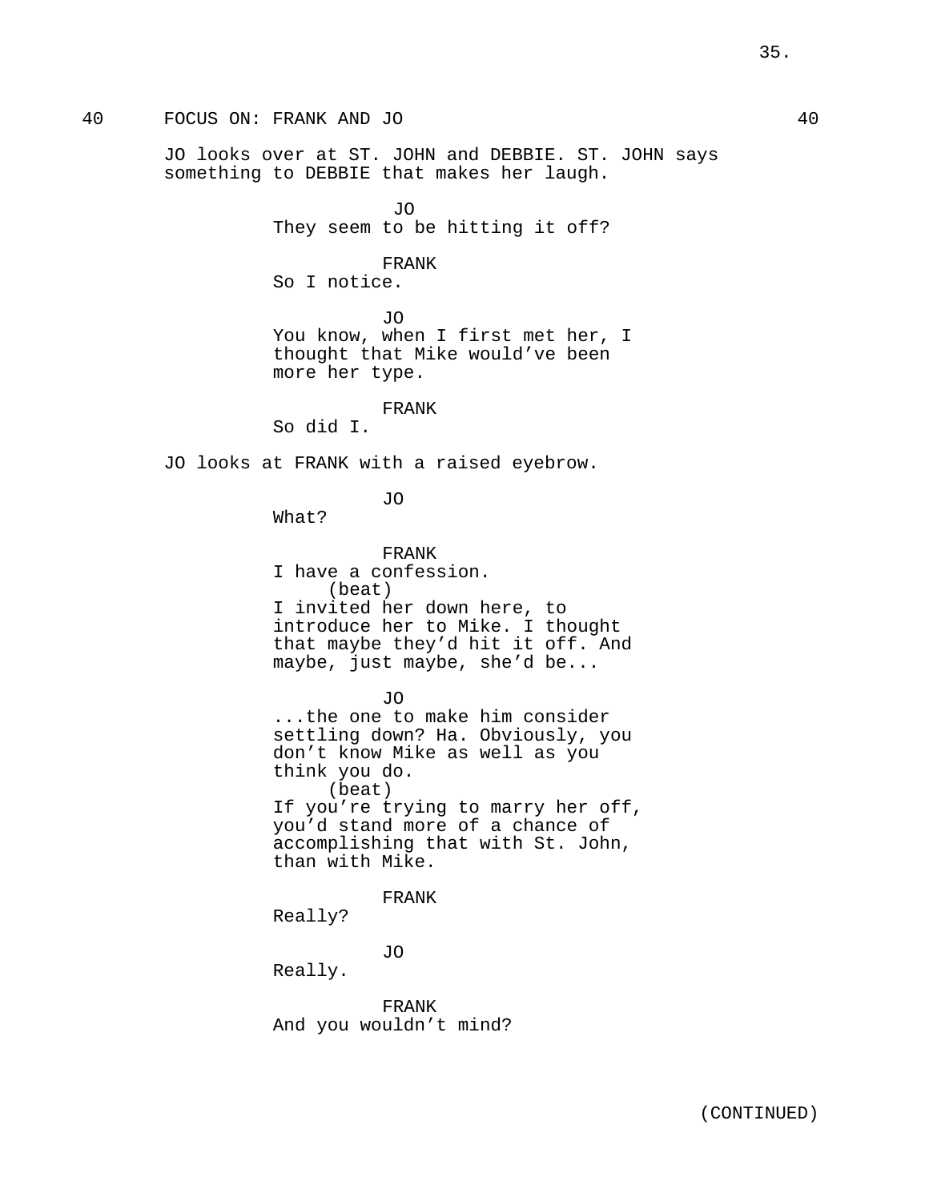40 FOCUS ON: FRANK AND JO 40

JO looks over at ST. JOHN and DEBBIE. ST. JOHN says something to DEBBIE that makes her laugh.

JO
They seem to be hitting it off?

FRANK
So I notice.

JO
You know, when I first met her, I thought that Mike would've been more her type.

FRANK
So did I.

JO looks at FRANK with a raised eyebrow.

JO
What?

FRANK
I have a confession.
(beat)
I invited her down here, to introduce her to Mike. I thought that maybe they'd hit it off. And maybe, just maybe, she'd be...

JO
...the one to make him consider settling down? Ha. Obviously, you don't know Mike as well as you think you do.
(beat)
If you're trying to marry her off, you'd stand more of a chance of accomplishing that with St. John, than with Mike.

FRANK
Really?

JO
Really.

FRANK
And you wouldn't mind?

(CONTINUED)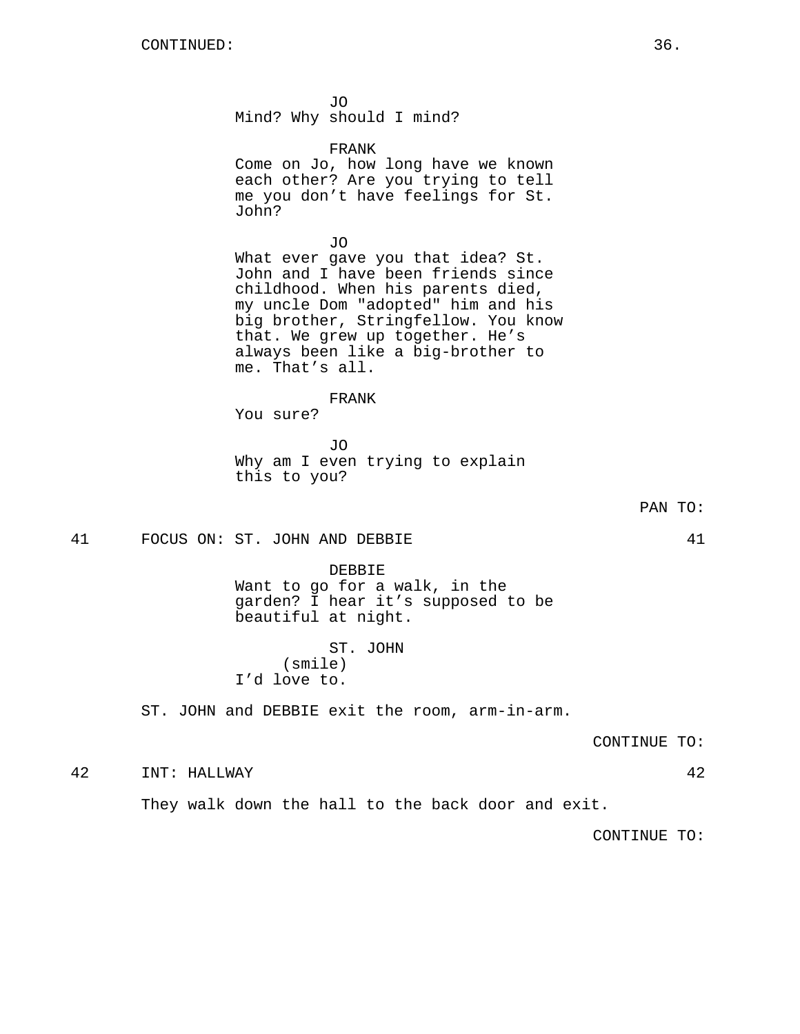JO
Mind? Why should I mind?

FRANK
Come on Jo, how long have we known each other? Are you trying to tell me you don't have feelings for St. John?

JO
What ever gave you that idea? St. John and I have been friends since childhood. When his parents died, my uncle Dom "adopted" him and his big brother, Stringfellow. You know that. We grew up together. He's always been like a big-brother to me. That's all.

FRANK
You sure?

JO
Why am I even trying to explain this to you?

PAN TO:

41 FOCUS ON: ST. JOHN AND DEBBIE 41

DEBBIE
Want to go for a walk, in the garden? I hear it's supposed to be beautiful at night.

ST. JOHN
(smile)
I'd love to.

ST. JOHN and DEBBIE exit the room, arm-in-arm.

CONTINUE TO:

42 INT: HALLWAY 42

They walk down the hall to the back door and exit.

CONTINUE TO: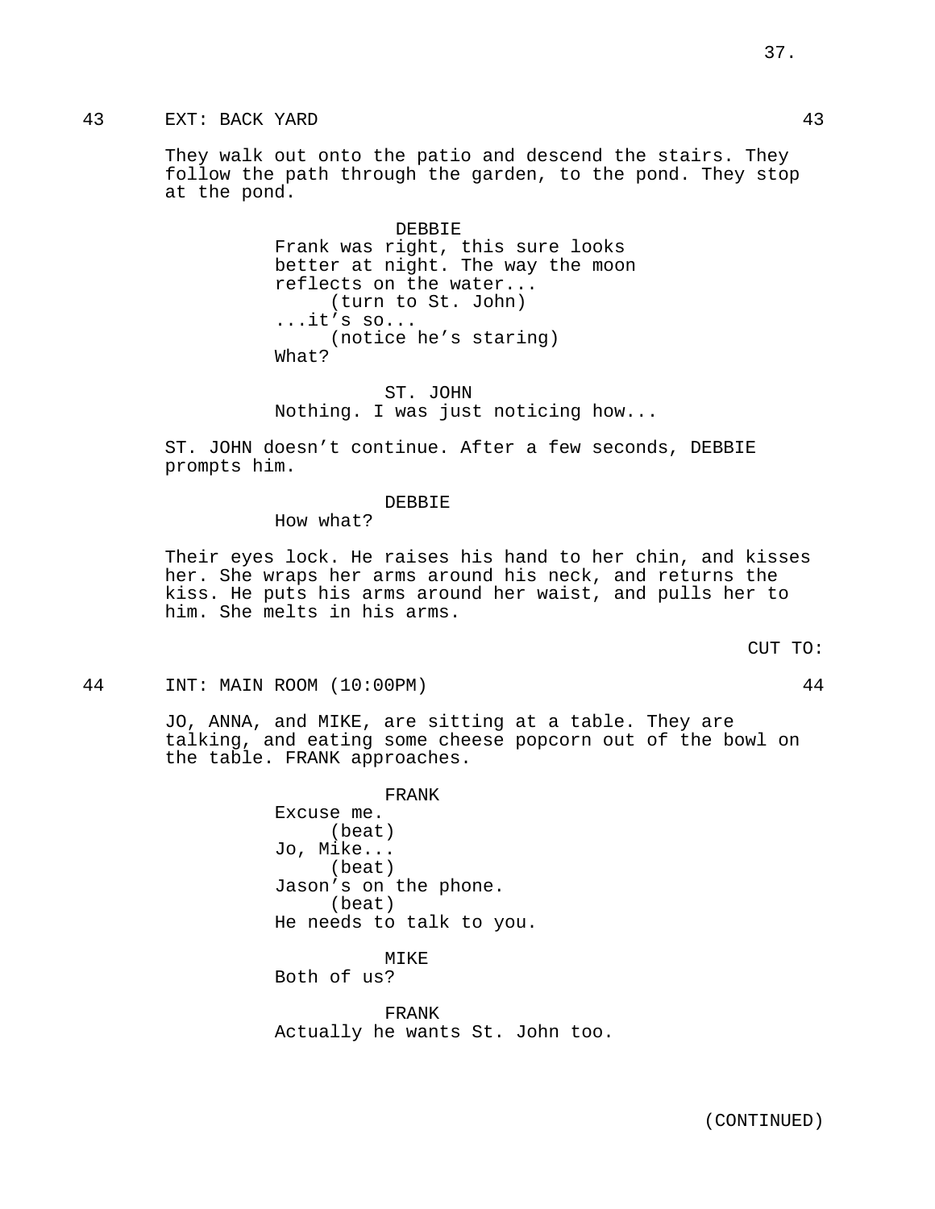43 EXT: BACK YARD 43

They walk out onto the patio and descend the stairs. They follow the path through the garden, to the pond. They stop at the pond.

DEBBIE
Frank was right, this sure looks better at night. The way the moon reflects on the water...
(turn to St. John)
...it's so...
(notice he's staring)
What?

ST. JOHN
Nothing. I was just noticing how...

ST. JOHN doesn't continue. After a few seconds, DEBBIE prompts him.

DEBBIE
How what?

Their eyes lock. He raises his hand to her chin, and kisses her. She wraps her arms around his neck, and returns the kiss. He puts his arms around her waist, and pulls her to him. She melts in his arms.

CUT TO:

44 INT: MAIN ROOM (10:00PM) 44

JO, ANNA, and MIKE, are sitting at a table. They are talking, and eating some cheese popcorn out of the bowl on the table. FRANK approaches.

FRANK
Excuse me.
(beat)
Jo, Mike...
(beat)
Jason's on the phone.
(beat)
He needs to talk to you.

MIKE
Both of us?

FRANK
Actually he wants St. John too.

(CONTINUED)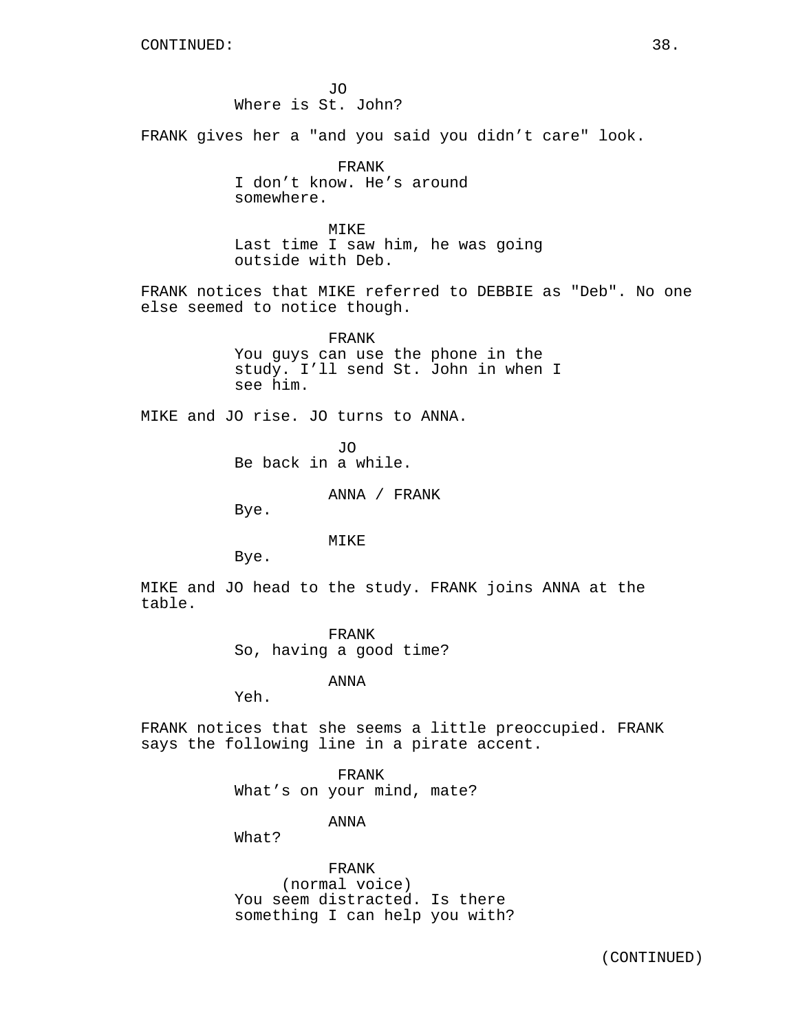CONTINUED:

JO
Where is St. John?

FRANK gives her a "and you said you didn't care" look.

FRANK
I don't know. He's around somewhere.

MIKE
Last time I saw him, he was going outside with Deb.

FRANK notices that MIKE referred to DEBBIE as "Deb". No one else seemed to notice though.

FRANK
You guys can use the phone in the study. I'll send St. John in when I see him.

MIKE and JO rise. JO turns to ANNA.

JO
Be back in a while.

ANNA / FRANK
Bye.

MIKE
Bye.

MIKE and JO head to the study. FRANK joins ANNA at the table.

FRANK
So, having a good time?

ANNA
Yeh.

FRANK notices that she seems a little preoccupied. FRANK says the following line in a pirate accent.

FRANK
What's on your mind, mate?

ANNA
What?

FRANK
(normal voice)
You seem distracted. Is there something I can help you with?

(CONTINUED)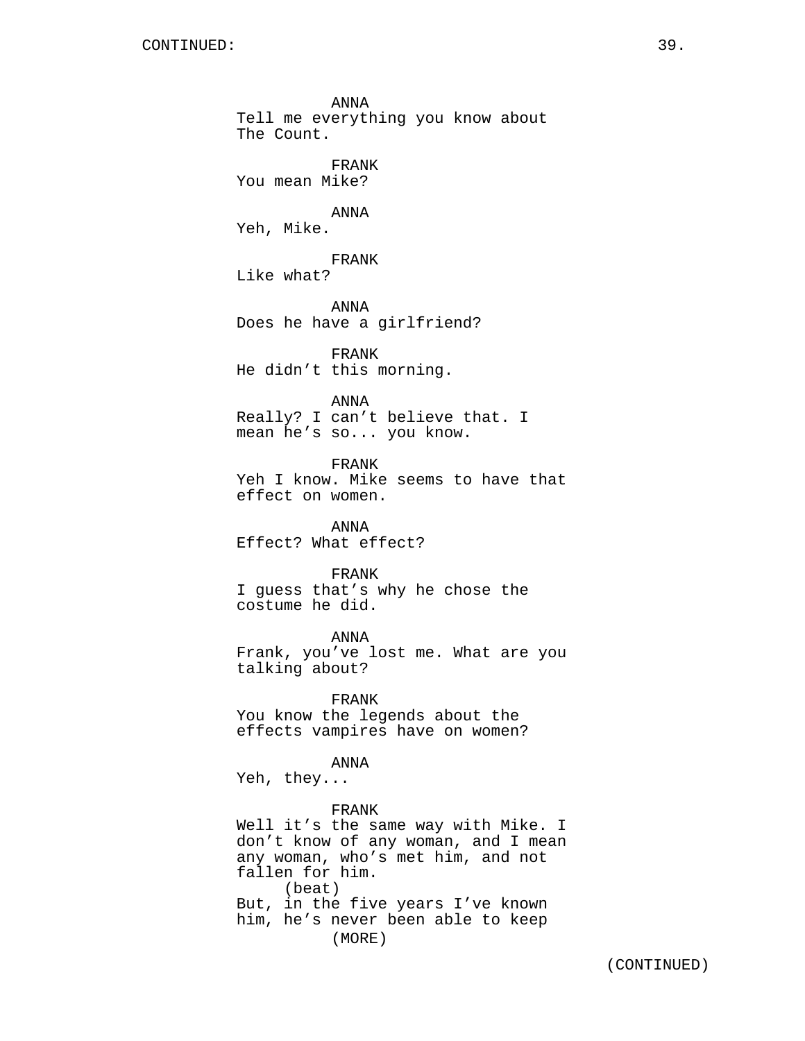CONTINUED:

ANNA
Tell me everything you know about The Count.

FRANK
You mean Mike?

ANNA
Yeh, Mike.

FRANK
Like what?

ANNA
Does he have a girlfriend?

FRANK
He didn't this morning.

ANNA
Really? I can't believe that. I mean he's so... you know.

FRANK
Yeh I know. Mike seems to have that effect on women.

ANNA
Effect? What effect?

FRANK
I guess that's why he chose the costume he did.

ANNA
Frank, you've lost me. What are you talking about?

FRANK
You know the legends about the effects vampires have on women?

ANNA
Yeh, they...

FRANK
Well it's the same way with Mike. I don't know of any woman, and I mean any woman, who's met him, and not fallen for him.
(beat)
But, in the five years I've known him, he's never been able to keep
(MORE)

(CONTINUED)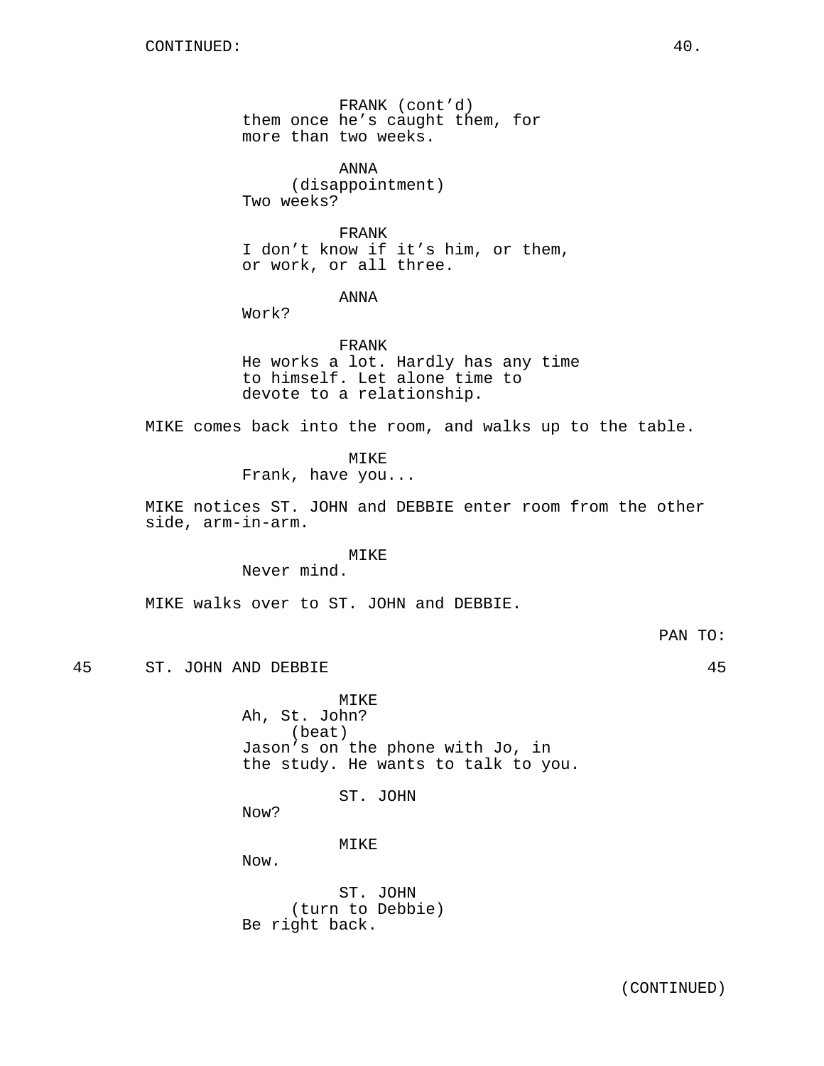CONTINUED:

FRANK (cont'd)
them once he's caught them, for more than two weeks.

ANNA
(disappointment)
Two weeks?

FRANK
I don't know if it's him, or them, or work, or all three.

ANNA
Work?

FRANK
He works a lot. Hardly has any time to himself. Let alone time to devote to a relationship.

MIKE comes back into the room, and walks up to the table.

MIKE
Frank, have you...

MIKE notices ST. JOHN and DEBBIE enter room from the other side, arm-in-arm.

MIKE
Never mind.

MIKE walks over to ST. JOHN and DEBBIE.

PAN TO:

45 ST. JOHN AND DEBBIE 45

MIKE
Ah, St. John?
(beat)
Jason's on the phone with Jo, in the study. He wants to talk to you.

ST. JOHN
Now?

MIKE
Now.

ST. JOHN
(turn to Debbie)
Be right back.

(CONTINUED)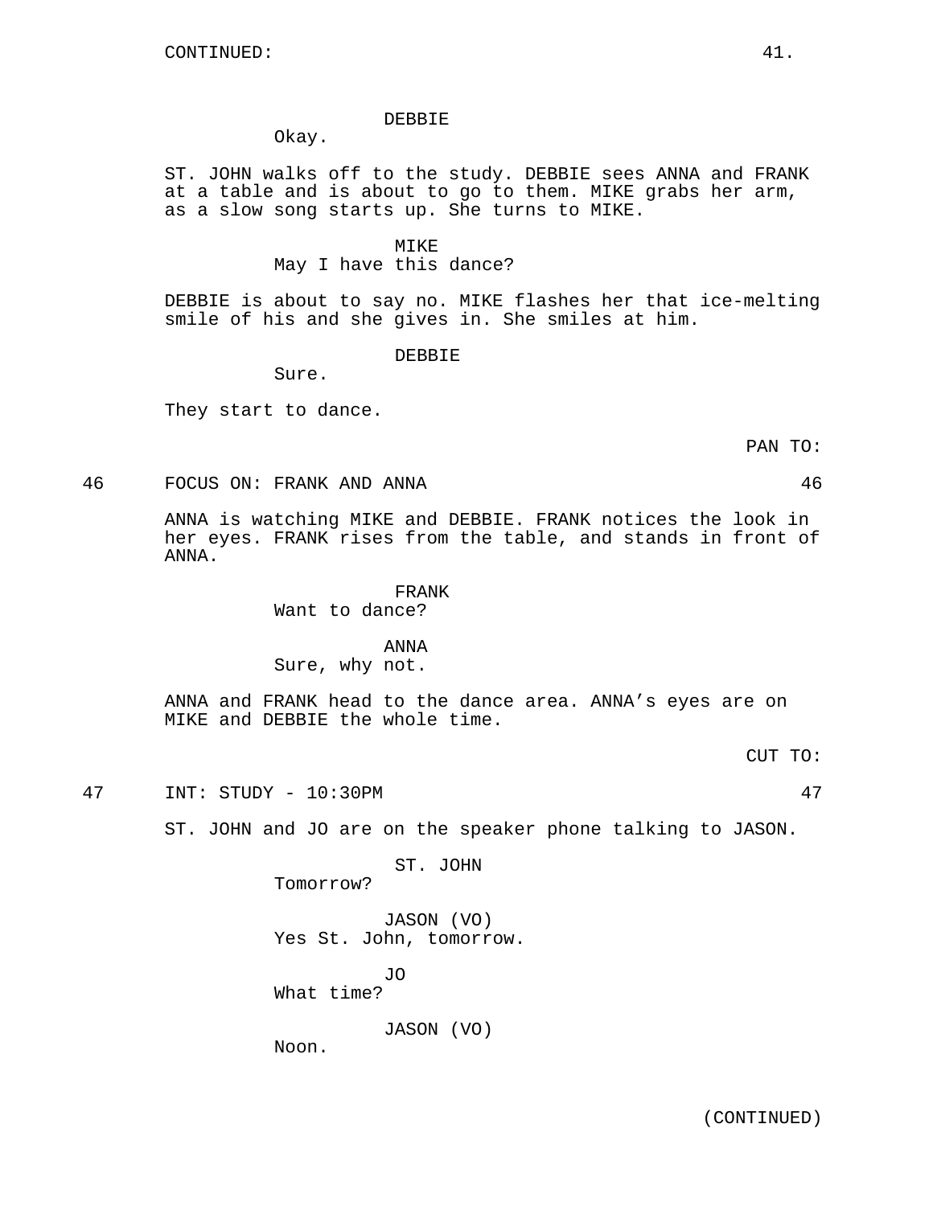DEBBIE
Okay.

ST. JOHN walks off to the study. DEBBIE sees ANNA and FRANK at a table and is about to go to them. MIKE grabs her arm, as a slow song starts up. She turns to MIKE.

MIKE
May I have this dance?

DEBBIE is about to say no. MIKE flashes her that ice-melting smile of his and she gives in. She smiles at him.

DEBBIE
Sure.

They start to dance.

PAN TO:

46 FOCUS ON: FRANK AND ANNA 46

ANNA is watching MIKE and DEBBIE. FRANK notices the look in her eyes. FRANK rises from the table, and stands in front of ANNA.

FRANK
Want to dance?

ANNA
Sure, why not.

ANNA and FRANK head to the dance area. ANNA's eyes are on MIKE and DEBBIE the whole time.

CUT TO:

47 INT: STUDY - 10:30PM 47

ST. JOHN and JO are on the speaker phone talking to JASON.

ST. JOHN
Tomorrow?

JASON (VO)
Yes St. John, tomorrow.

JO
What time?

JASON (VO)
Noon.

(CONTINUED)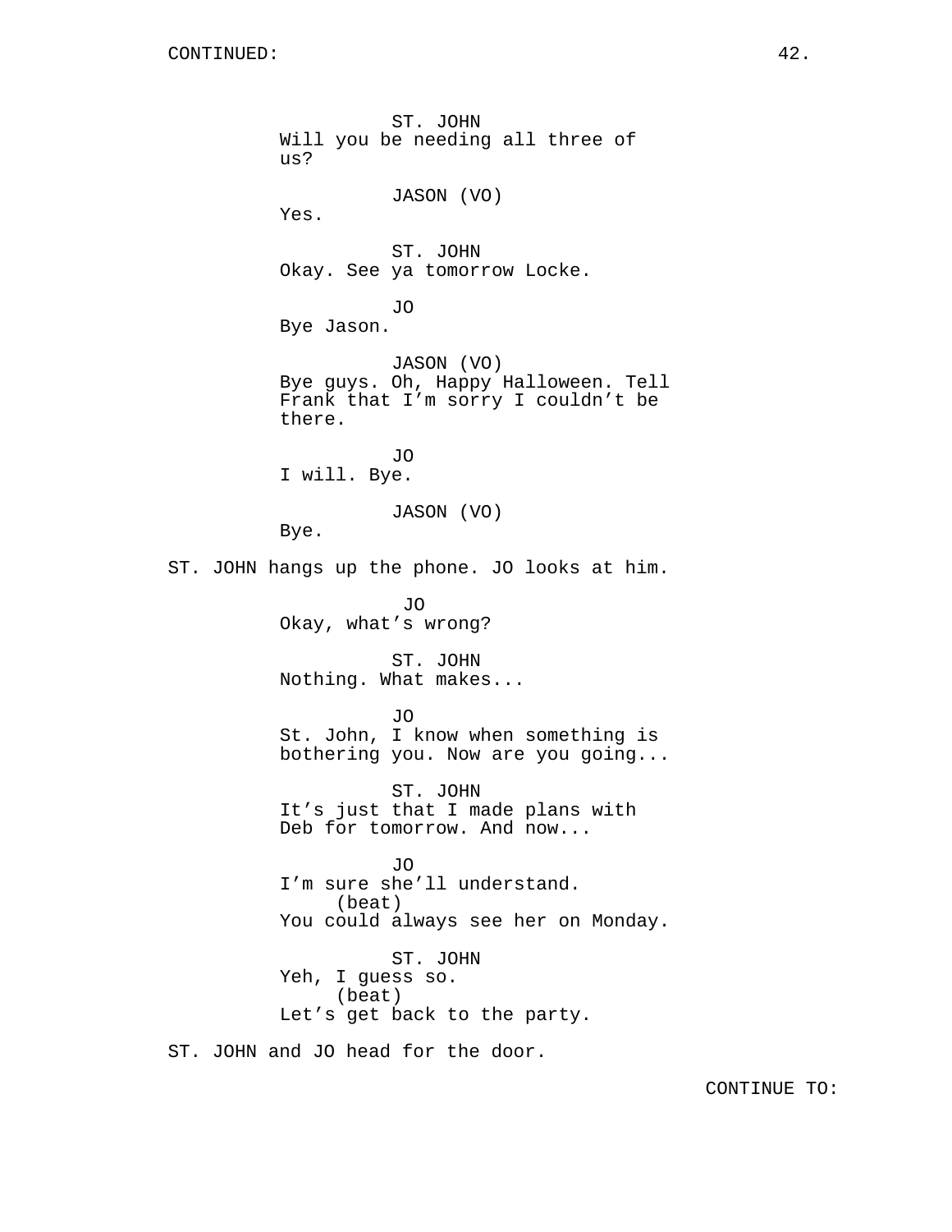CONTINUED:

ST. JOHN
Will you be needing all three of us?

JASON (VO)
Yes.

ST. JOHN
Okay. See ya tomorrow Locke.

JO
Bye Jason.

JASON (VO)
Bye guys. Oh, Happy Halloween. Tell Frank that I’m sorry I couldn’t be there.

JO
I will. Bye.

JASON (VO)
Bye.

ST. JOHN hangs up the phone. JO looks at him.

JO
Okay, what’s wrong?

ST. JOHN
Nothing. What makes...

JO
St. John, I know when something is bothering you. Now are you going...

ST. JOHN
It’s just that I made plans with Deb for tomorrow. And now...

JO
I’m sure she’ll understand.
(beat)
You could always see her on Monday.

ST. JOHN
Yeh, I guess so.
(beat)
Let’s get back to the party.

ST. JOHN and JO head for the door.

CONTINUE TO: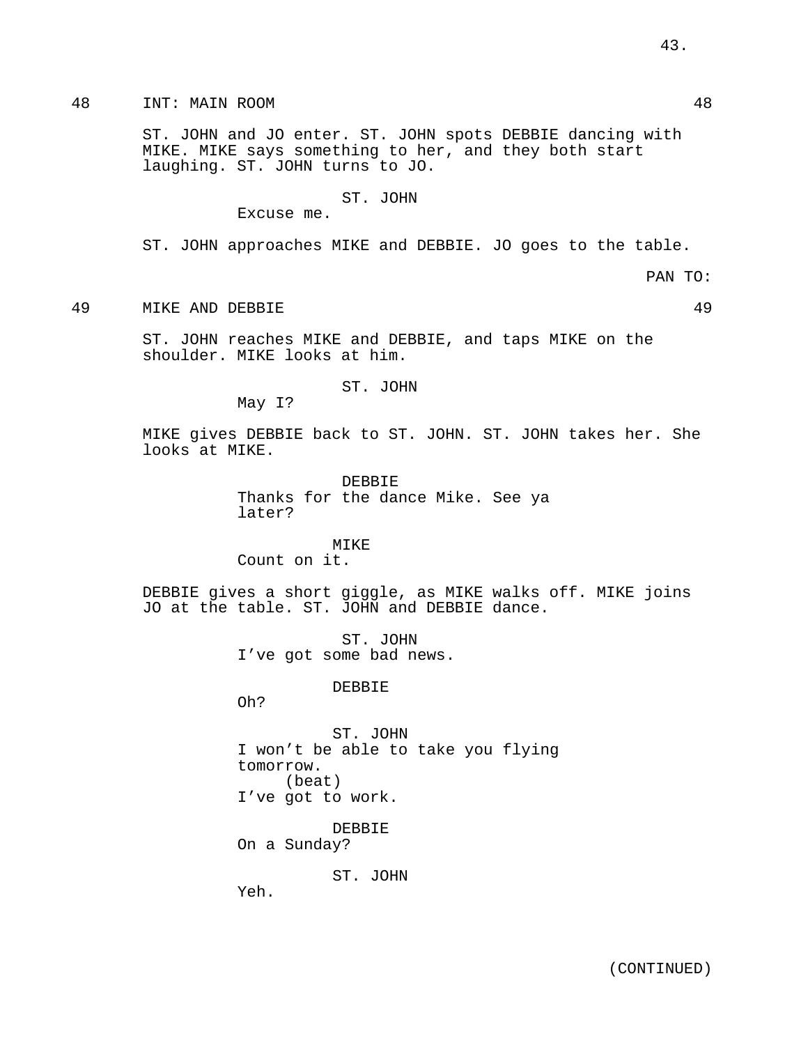48 INT: MAIN ROOM 48

ST. JOHN and JO enter. ST. JOHN spots DEBBIE dancing with MIKE. MIKE says something to her, and they both start laughing. ST. JOHN turns to JO.

ST. JOHN
Excuse me.

ST. JOHN approaches MIKE and DEBBIE. JO goes to the table.

PAN TO:

49 MIKE AND DEBBIE 49

ST. JOHN reaches MIKE and DEBBIE, and taps MIKE on the shoulder. MIKE looks at him.

ST. JOHN
May I?

MIKE gives DEBBIE back to ST. JOHN. ST. JOHN takes her. She looks at MIKE.

DEBBIE
Thanks for the dance Mike. See ya later?

MIKE
Count on it.

DEBBIE gives a short giggle, as MIKE walks off. MIKE joins JO at the table. ST. JOHN and DEBBIE dance.

ST. JOHN
I've got some bad news.

DEBBIE
Oh?

ST. JOHN
I won't be able to take you flying tomorrow.
(beat)
I've got to work.

DEBBIE
On a Sunday?

ST. JOHN
Yeh.

(CONTINUED)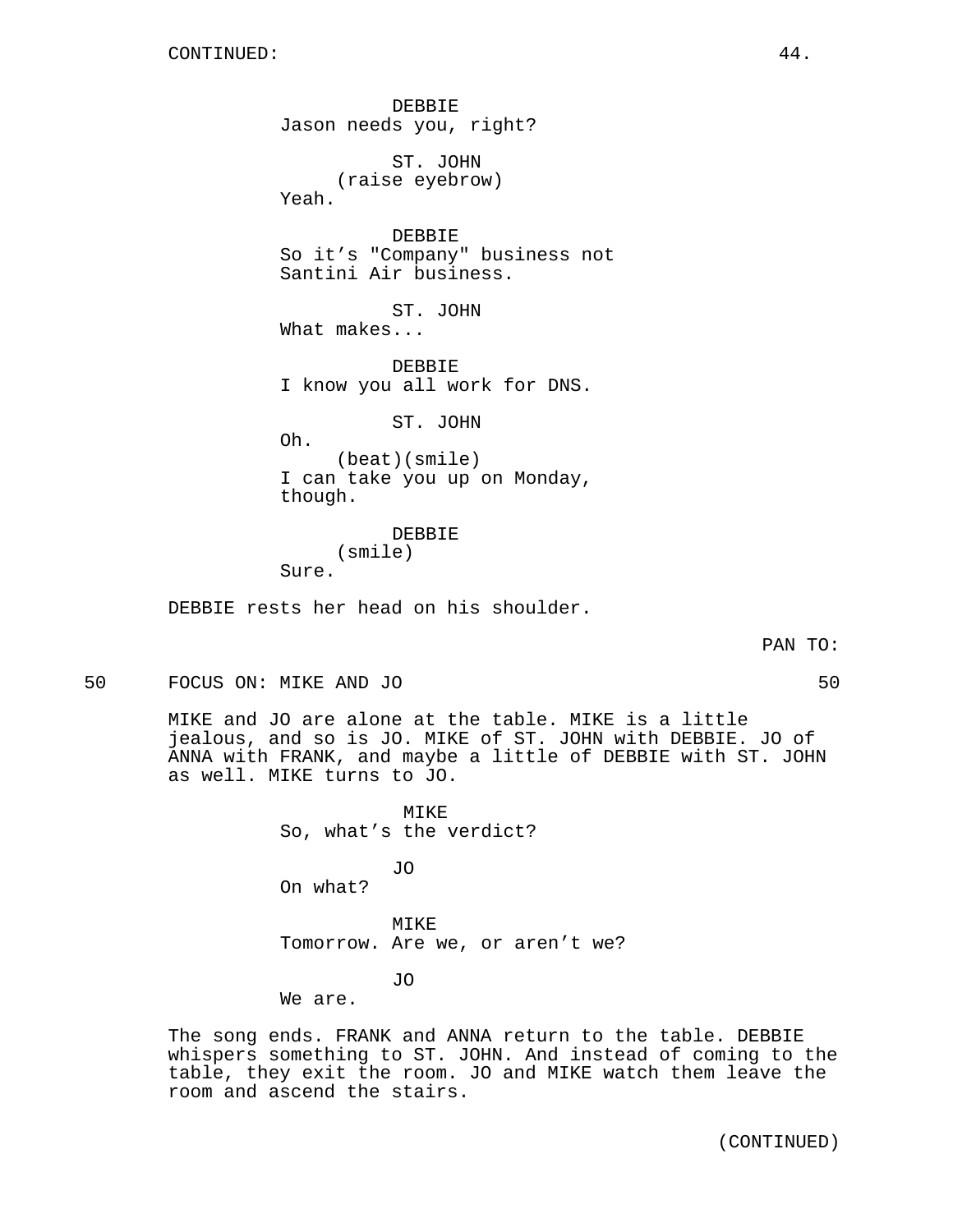CONTINUED:

DEBBIE
Jason needs you, right?

ST. JOHN
(raise eyebrow)
Yeah.

DEBBIE
So it's "Company" business not Santini Air business.

ST. JOHN
What makes...

DEBBIE
I know you all work for DNS.

ST. JOHN
Oh.
(beat)(smile)
I can take you up on Monday, though.

DEBBIE
(smile)
Sure.

DEBBIE rests her head on his shoulder.

PAN TO:

50 FOCUS ON: MIKE AND JO 50

MIKE and JO are alone at the table. MIKE is a little jealous, and so is JO. MIKE of ST. JOHN with DEBBIE. JO of ANNA with FRANK, and maybe a little of DEBBIE with ST. JOHN as well. MIKE turns to JO.

MIKE
So, what's the verdict?

JO
On what?

MIKE
Tomorrow. Are we, or aren't we?

JO
We are.

The song ends. FRANK and ANNA return to the table. DEBBIE whispers something to ST. JOHN. And instead of coming to the table, they exit the room. JO and MIKE watch them leave the room and ascend the stairs.

(CONTINUED)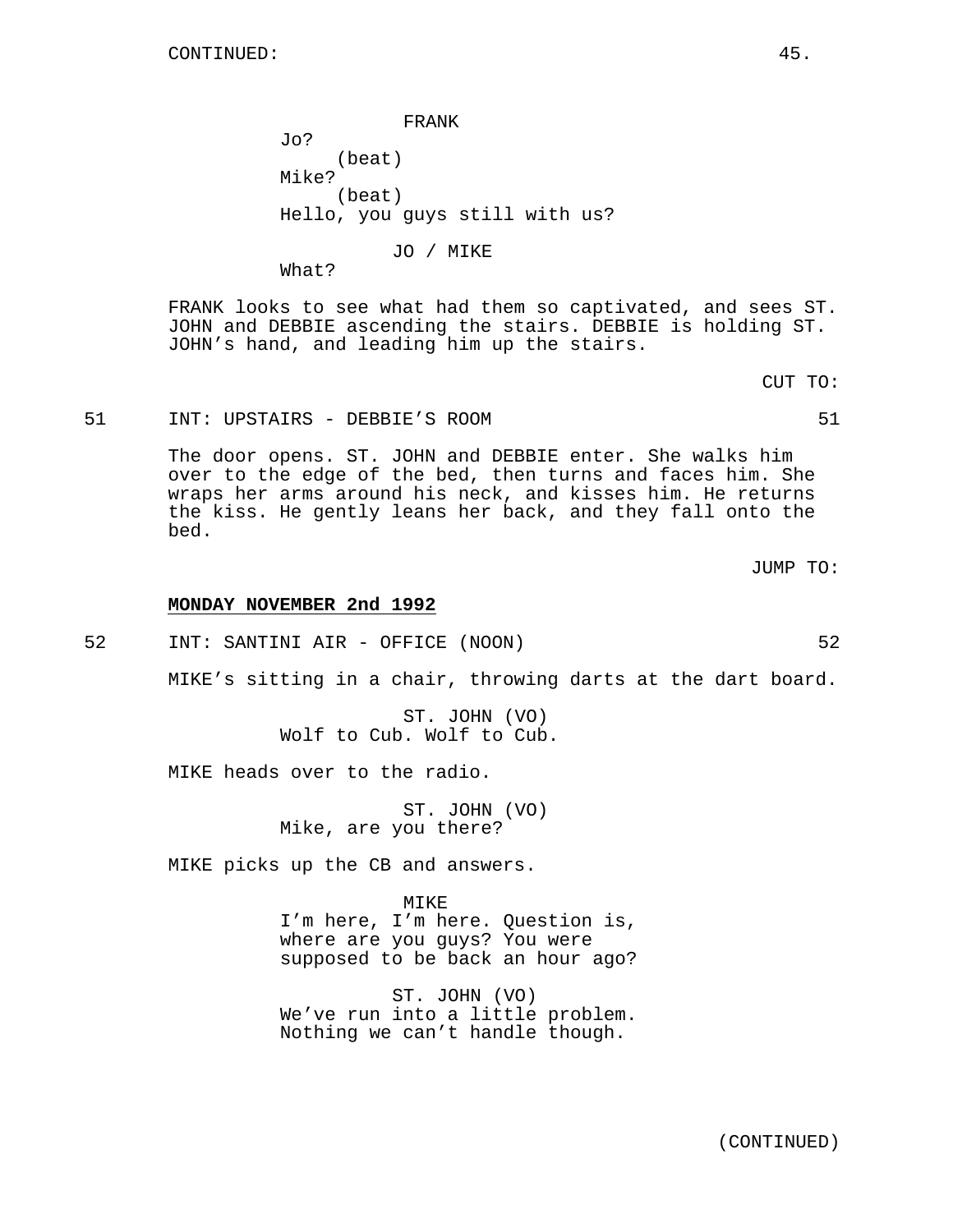CONTINUED:

FRANK
Jo?
(beat)
Mike?
(beat)
Hello, you guys still with us?

JO / MIKE
What?

FRANK looks to see what had them so captivated, and sees ST. JOHN and DEBBIE ascending the stairs. DEBBIE is holding ST. JOHN's hand, and leading him up the stairs.

CUT TO:

51 INT: UPSTAIRS - DEBBIE'S ROOM 51

The door opens. ST. JOHN and DEBBIE enter. She walks him over to the edge of the bed, then turns and faces him. She wraps her arms around his neck, and kisses him. He returns the kiss. He gently leans her back, and they fall onto the bed.

JUMP TO:

**MONDAY NOVEMBER 2nd 1992**

52 INT: SANTINI AIR - OFFICE (NOON) 52

MIKE's sitting in a chair, throwing darts at the dart board.

ST. JOHN (VO)
Wolf to Cub. Wolf to Cub.

MIKE heads over to the radio.

ST. JOHN (VO)
Mike, are you there?

MIKE picks up the CB and answers.

MIKE
I'm here, I'm here. Question is, where are you guys? You were supposed to be back an hour ago?

ST. JOHN (VO)
We've run into a little problem. Nothing we can't handle though.

(CONTINUED)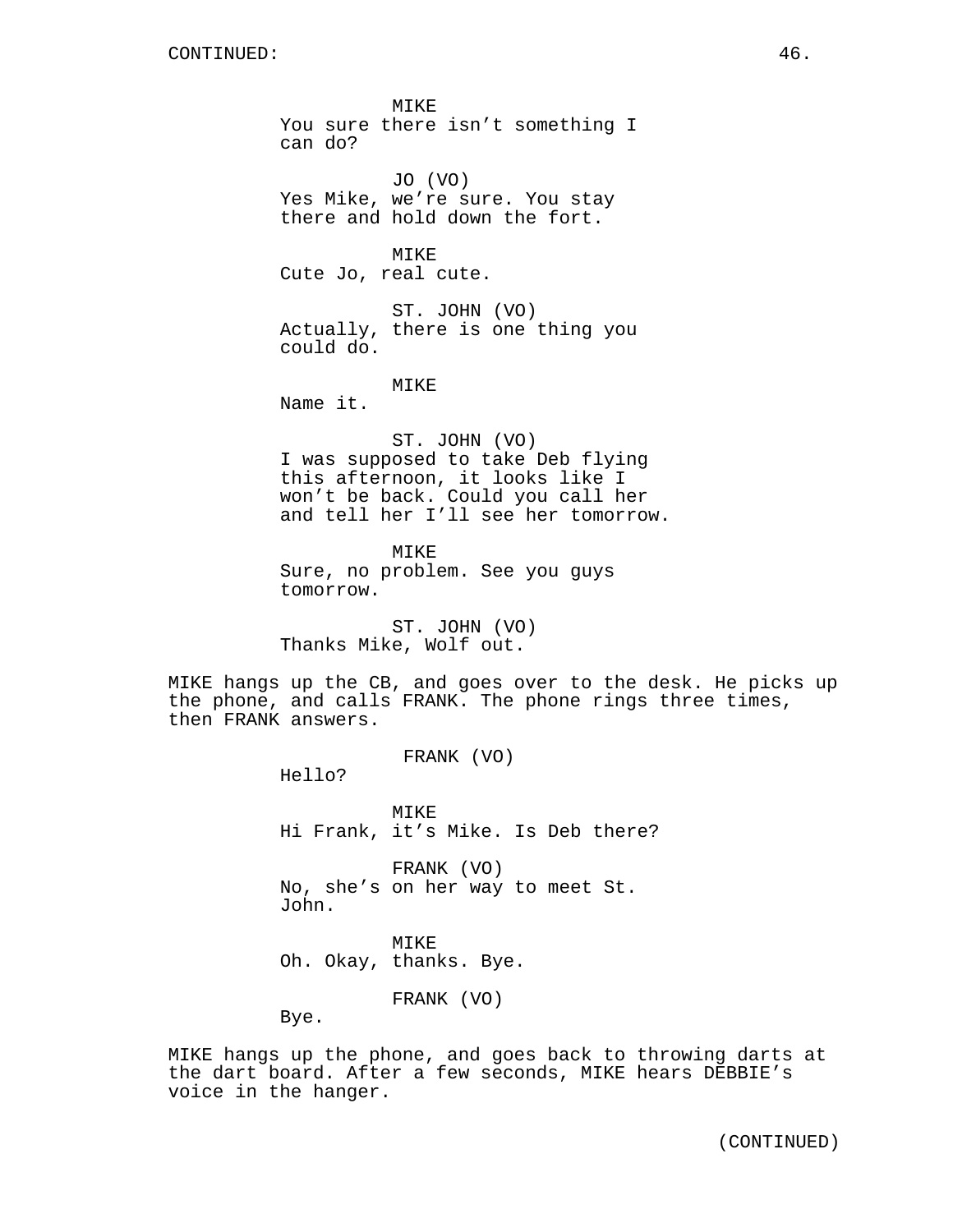MIKE
You sure there isn't something I can do?

JO (VO)
Yes Mike, we're sure. You stay there and hold down the fort.

MIKE
Cute Jo, real cute.

ST. JOHN (VO)
Actually, there is one thing you could do.

MIKE
Name it.

ST. JOHN (VO)
I was supposed to take Deb flying this afternoon, it looks like I won't be back. Could you call her and tell her I'll see her tomorrow.

MIKE
Sure, no problem. See you guys tomorrow.

ST. JOHN (VO)
Thanks Mike, Wolf out.

MIKE hangs up the CB, and goes over to the desk. He picks up the phone, and calls FRANK. The phone rings three times, then FRANK answers.

FRANK (VO)
Hello?

MIKE
Hi Frank, it's Mike. Is Deb there?

FRANK (VO)
No, she's on her way to meet St. John.

MIKE
Oh. Okay, thanks. Bye.

FRANK (VO)
Bye.

MIKE hangs up the phone, and goes back to throwing darts at the dart board. After a few seconds, MIKE hears DEBBIE's voice in the hanger.

(CONTINUED)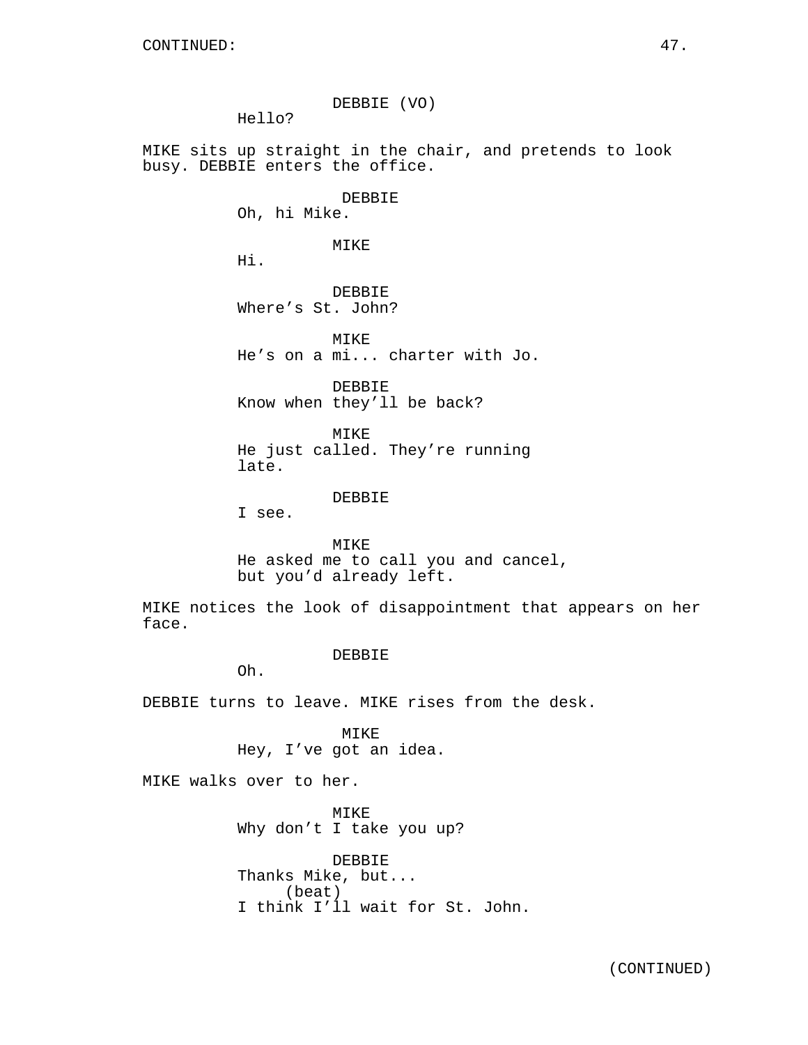CONTINUED:

DEBBIE (VO)
Hello?

MIKE sits up straight in the chair, and pretends to look busy. DEBBIE enters the office.

DEBBIE
Oh, hi Mike.

MIKE
Hi.

DEBBIE
Where's St. John?

MIKE
He's on a mi... charter with Jo.

DEBBIE
Know when they'll be back?

MIKE
He just called. They're running late.

DEBBIE
I see.

MIKE
He asked me to call you and cancel, but you'd already left.

MIKE notices the look of disappointment that appears on her face.

DEBBIE
Oh.

DEBBIE turns to leave. MIKE rises from the desk.

MIKE
Hey, I've got an idea.

MIKE walks over to her.

MIKE
Why don't I take you up?

DEBBIE
Thanks Mike, but...
(beat)
I think I'll wait for St. John.

(CONTINUED)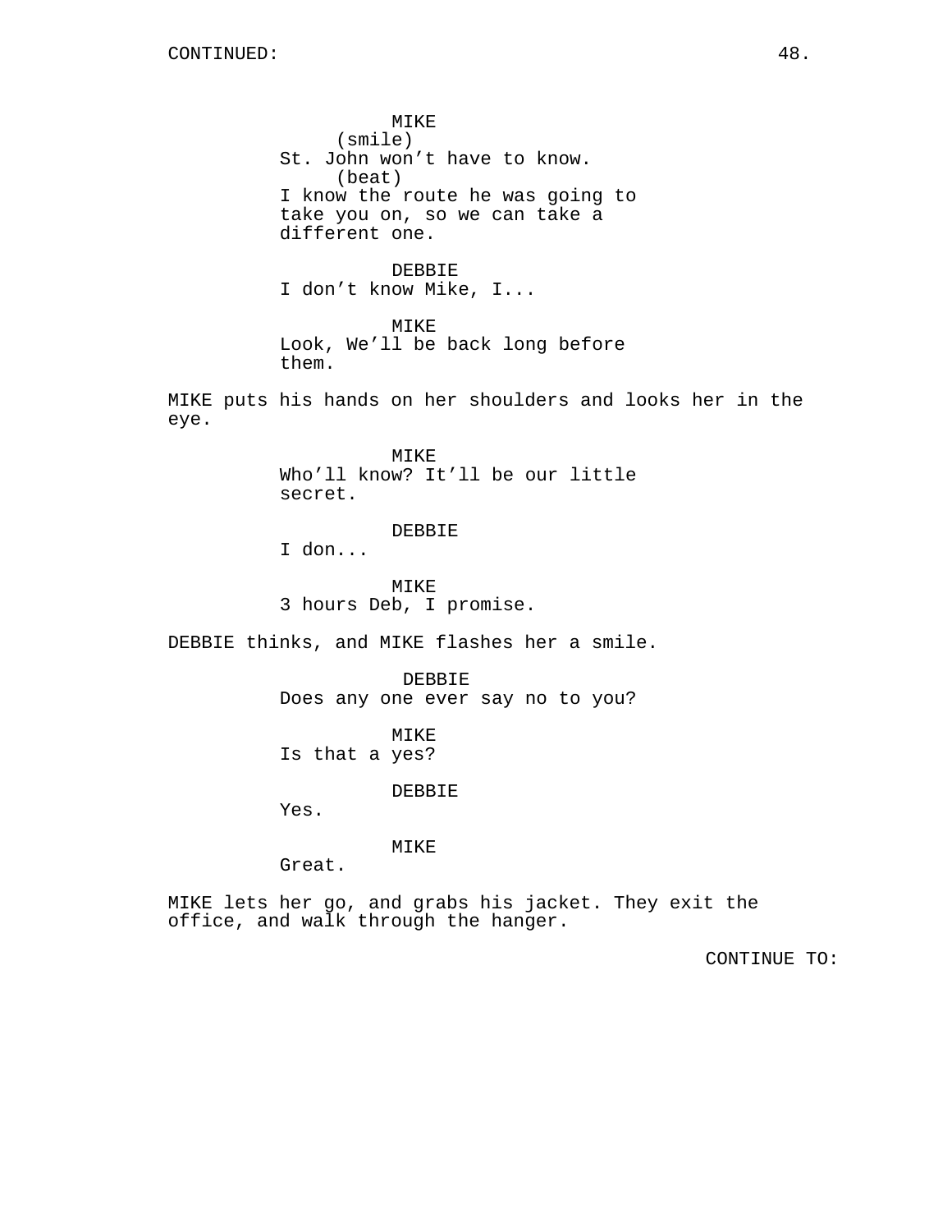CONTINUED:

MIKE
(smile)
St. John won't have to know.
(beat)
I know the route he was going to take you on, so we can take a different one.

DEBBIE
I don't know Mike, I...

MIKE
Look, We'll be back long before them.

MIKE puts his hands on her shoulders and looks her in the eye.

MIKE
Who'll know? It'll be our little secret.

DEBBIE
I don...

MIKE
3 hours Deb, I promise.

DEBBIE thinks, and MIKE flashes her a smile.

DEBBIE
Does any one ever say no to you?

MIKE
Is that a yes?

DEBBIE
Yes.

MIKE
Great.

MIKE lets her go, and grabs his jacket. They exit the office, and walk through the hanger.

CONTINUE TO: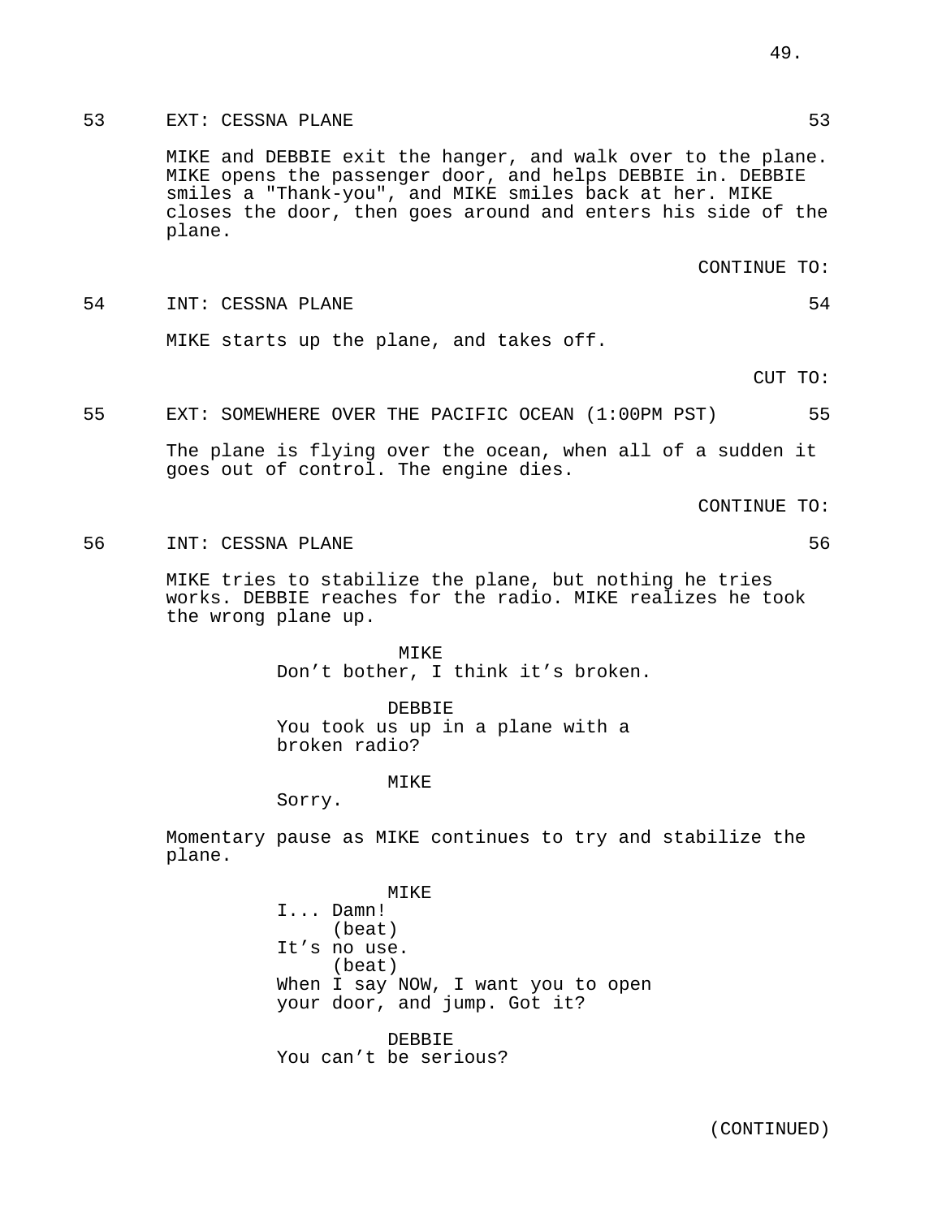53 EXT: CESSNA PLANE 53

MIKE and DEBBIE exit the hanger, and walk over to the plane. MIKE opens the passenger door, and helps DEBBIE in. DEBBIE smiles a "Thank-you", and MIKE smiles back at her. MIKE closes the door, then goes around and enters his side of the plane.

CONTINUE TO:

54 INT: CESSNA PLANE 54

MIKE starts up the plane, and takes off.

CUT TO:

55 EXT: SOMEWHERE OVER THE PACIFIC OCEAN (1:00PM PST) 55

The plane is flying over the ocean, when all of a sudden it goes out of control. The engine dies.

CONTINUE TO:

56 INT: CESSNA PLANE 56

MIKE tries to stabilize the plane, but nothing he tries works. DEBBIE reaches for the radio. MIKE realizes he took the wrong plane up.

MIKE
Don't bother, I think it's broken.

DEBBIE
You took us up in a plane with a broken radio?

MIKE
Sorry.

Momentary pause as MIKE continues to try and stabilize the plane.

MIKE
I... Damn!
(beat)
It's no use.
(beat)
When I say NOW, I want you to open your door, and jump. Got it?

DEBBIE
You can't be serious?

(CONTINUED)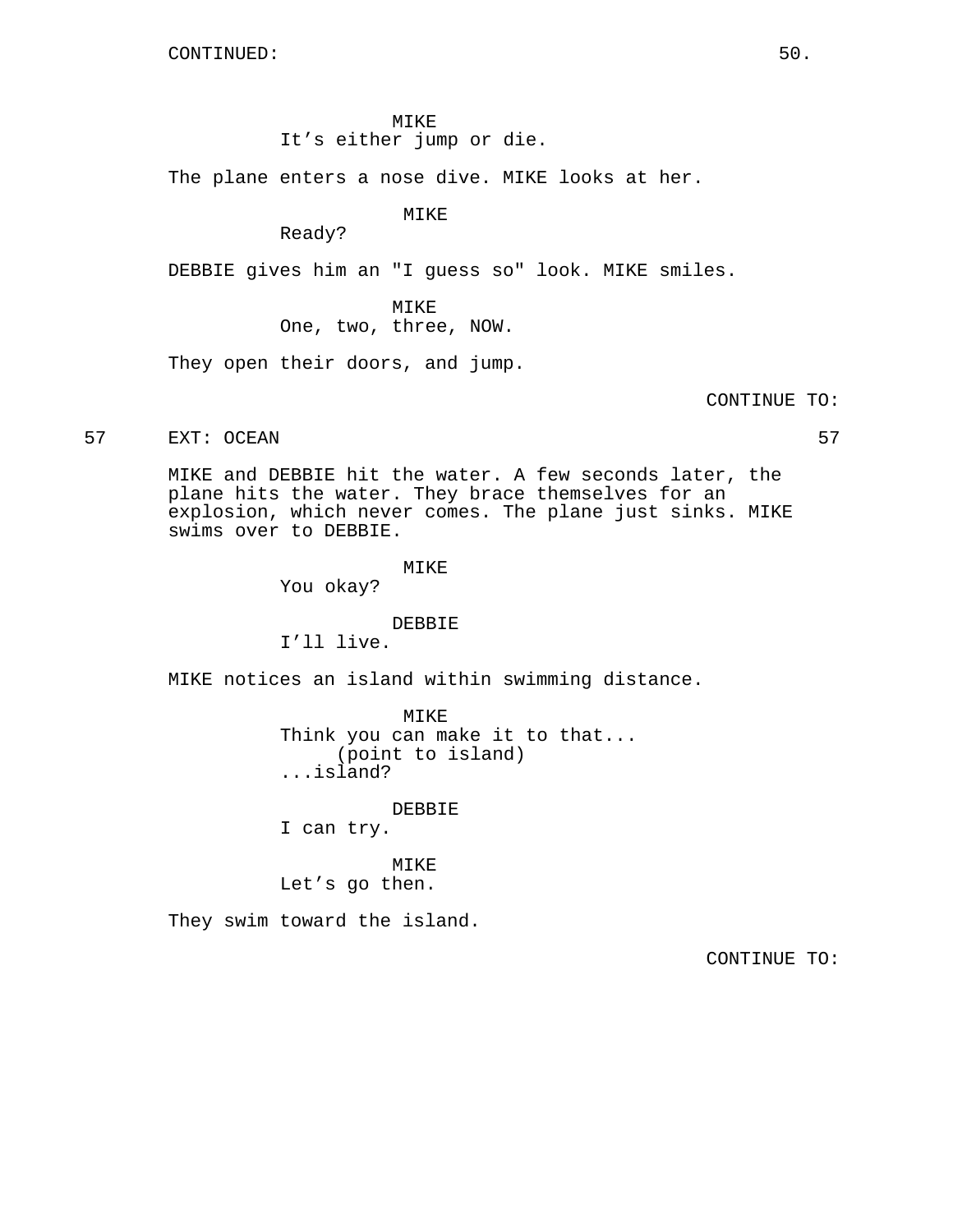CONTINUED:

MIKE
It’s either jump or die.

The plane enters a nose dive. MIKE looks at her.

MIKE
Ready?

DEBBIE gives him an "I guess so" look. MIKE smiles.

MIKE
One, two, three, NOW.

They open their doors, and jump.

CONTINUE TO:

57 EXT: OCEAN 57

MIKE and DEBBIE hit the water. A few seconds later, the plane hits the water. They brace themselves for an explosion, which never comes. The plane just sinks. MIKE swims over to DEBBIE.

MIKE
You okay?

DEBBIE
I’ll live.

MIKE notices an island within swimming distance.

MIKE
Think you can make it to that...
(point to island)
...island?

DEBBIE
I can try.

MIKE
Let’s go then.

They swim toward the island.

CONTINUE TO: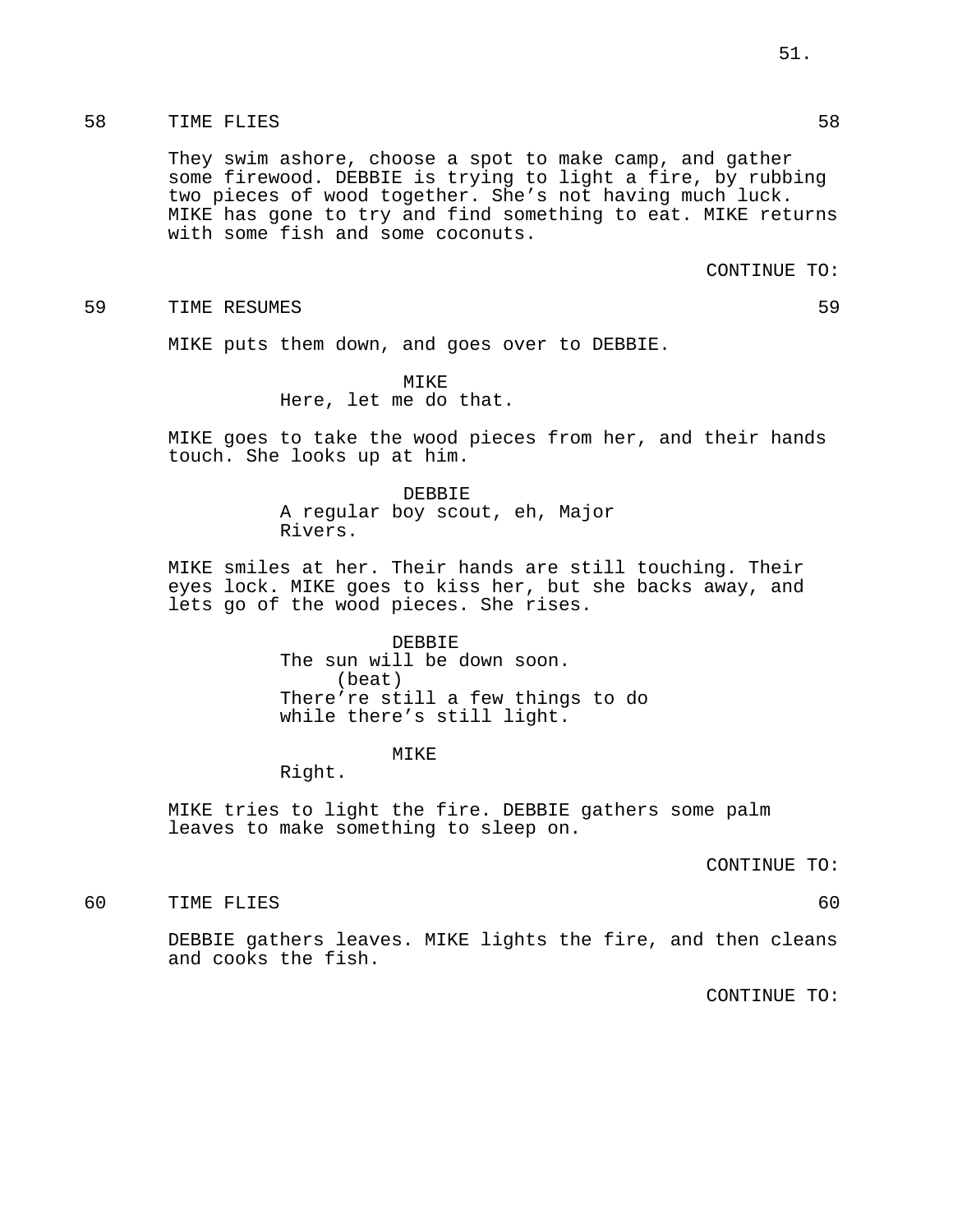58 TIME FLIES 58

They swim ashore, choose a spot to make camp, and gather some firewood. DEBBIE is trying to light a fire, by rubbing two pieces of wood together. She's not having much luck. MIKE has gone to try and find something to eat. MIKE returns with some fish and some coconuts.

CONTINUE TO:

59 TIME RESUMES 59

MIKE puts them down, and goes over to DEBBIE.

MIKE
Here, let me do that.

MIKE goes to take the wood pieces from her, and their hands touch. She looks up at him.

DEBBIE
A regular boy scout, eh, Major Rivers.

MIKE smiles at her. Their hands are still touching. Their eyes lock. MIKE goes to kiss her, but she backs away, and lets go of the wood pieces. She rises.

DEBBIE
The sun will be down soon.
(beat)
There're still a few things to do while there's still light.

MIKE
Right.

MIKE tries to light the fire. DEBBIE gathers some palm leaves to make something to sleep on.

CONTINUE TO:

60 TIME FLIES 60

DEBBIE gathers leaves. MIKE lights the fire, and then cleans and cooks the fish.

CONTINUE TO: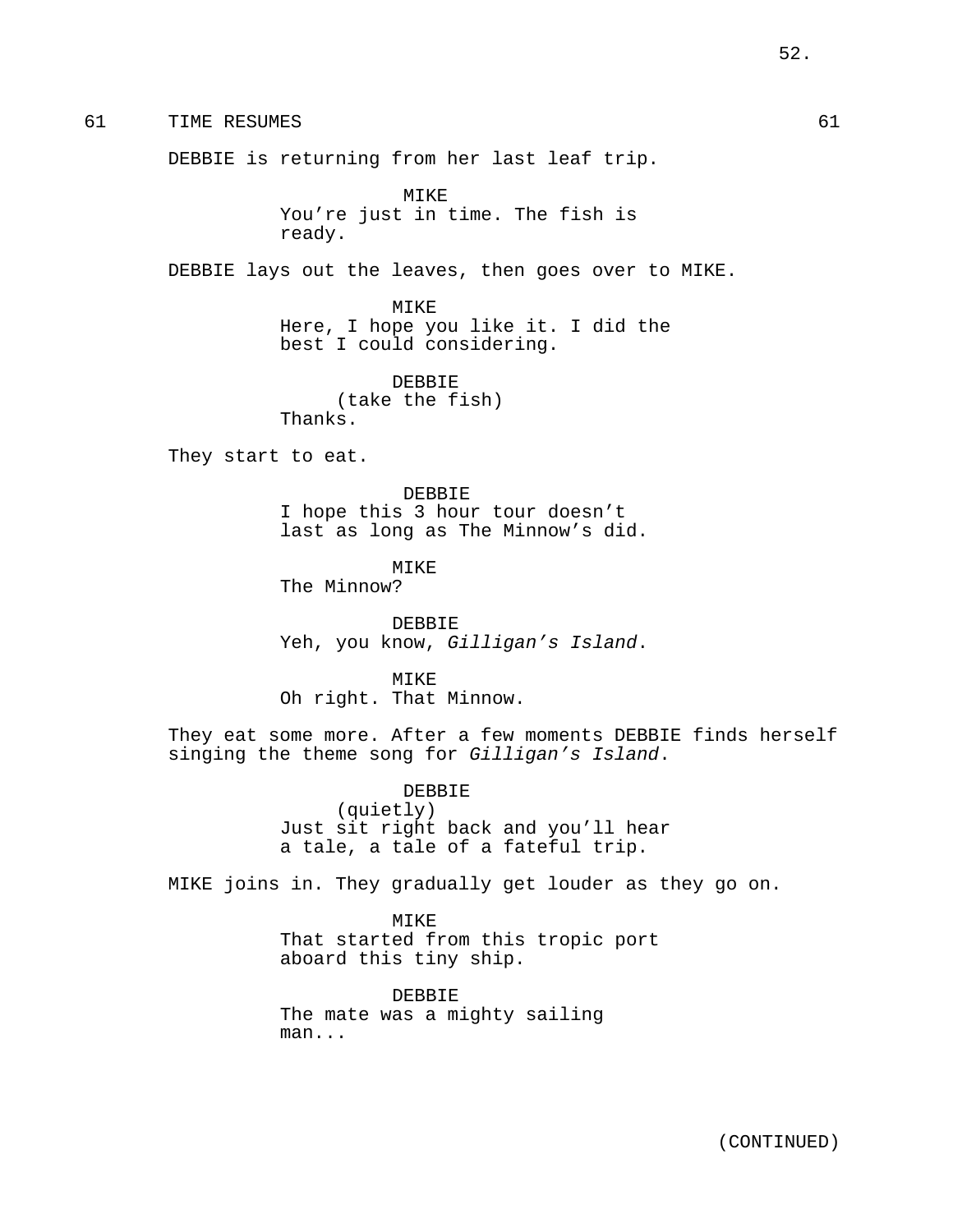61 TIME RESUMES 61

DEBBIE is returning from her last leaf trip.

MIKE
You're just in time. The fish is ready.

DEBBIE lays out the leaves, then goes over to MIKE.

MIKE
Here, I hope you like it. I did the best I could considering.

DEBBIE
(take the fish)
Thanks.

They start to eat.

DEBBIE
I hope this 3 hour tour doesn't last as long as The Minnow's did.

MIKE
The Minnow?

DEBBIE
Yeh, you know, *Gilligan's Island*.

MIKE
Oh right. That Minnow.

They eat some more. After a few moments DEBBIE finds herself singing the theme song for *Gilligan's Island*.

DEBBIE
(quietly)
Just sit right back and you'll hear a tale, a tale of a fateful trip.

MIKE joins in. They gradually get louder as they go on.

MIKE
That started from this tropic port aboard this tiny ship.

DEBBIE
The mate was a mighty sailing man...

(CONTINUED)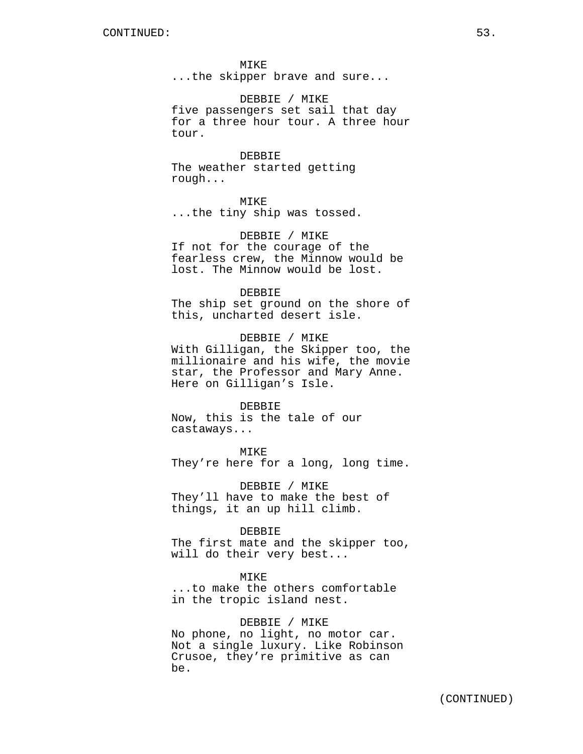MIKE
...the skipper brave and sure...

DEBBIE / MIKE
five passengers set sail that day for a three hour tour. A three hour tour.

DEBBIE
The weather started getting rough...

MIKE
...the tiny ship was tossed.

DEBBIE / MIKE
If not for the courage of the fearless crew, the Minnow would be lost. The Minnow would be lost.

DEBBIE
The ship set ground on the shore of this, uncharted desert isle.

DEBBIE / MIKE
With Gilligan, the Skipper too, the millionaire and his wife, the movie star, the Professor and Mary Anne. Here on Gilligan's Isle.

DEBBIE
Now, this is the tale of our castaways...

MIKE
They're here for a long, long time.

DEBBIE / MIKE
They'll have to make the best of things, it an up hill climb.

DEBBIE
The first mate and the skipper too, will do their very best...

MIKE
...to make the others comfortable in the tropic island nest.

DEBBIE / MIKE
No phone, no light, no motor car. Not a single luxury. Like Robinson Crusoe, they're primitive as can be.

(CONTINUED)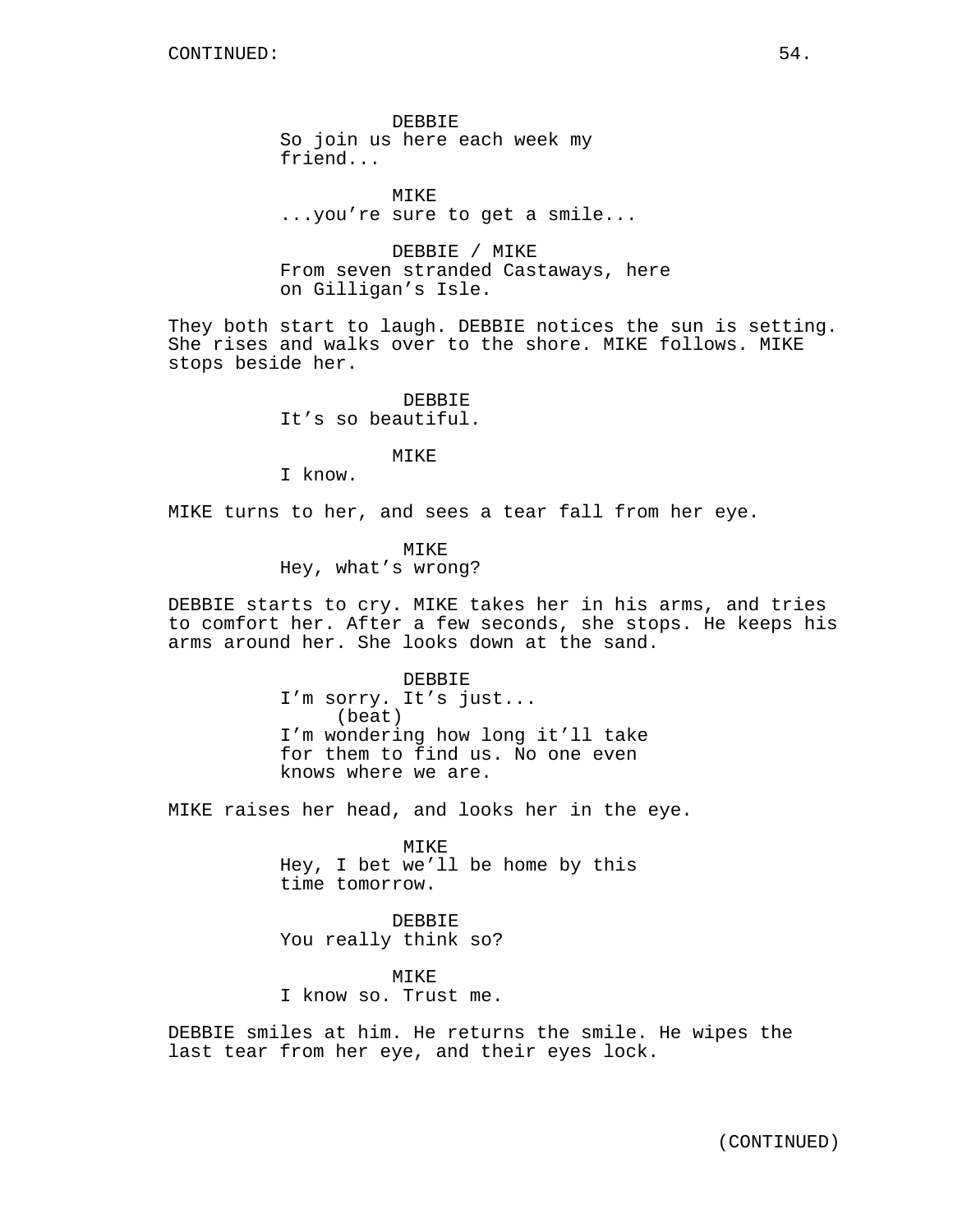DEBBIE
So join us here each week my friend...

MIKE
...you're sure to get a smile...

DEBBIE / MIKE
From seven stranded Castaways, here on Gilligan's Isle.

They both start to laugh. DEBBIE notices the sun is setting. She rises and walks over to the shore. MIKE follows. MIKE stops beside her.

DEBBIE
It's so beautiful.

MIKE
I know.

MIKE turns to her, and sees a tear fall from her eye.

MIKE
Hey, what's wrong?

DEBBIE starts to cry. MIKE takes her in his arms, and tries to comfort her. After a few seconds, she stops. He keeps his arms around her. She looks down at the sand.

DEBBIE
I'm sorry. It's just...
(beat)
I'm wondering how long it'll take for them to find us. No one even knows where we are.

MIKE raises her head, and looks her in the eye.

MIKE
Hey, I bet we'll be home by this time tomorrow.

DEBBIE
You really think so?

MIKE
I know so. Trust me.

DEBBIE smiles at him. He returns the smile. He wipes the last tear from her eye, and their eyes lock.

(CONTINUED)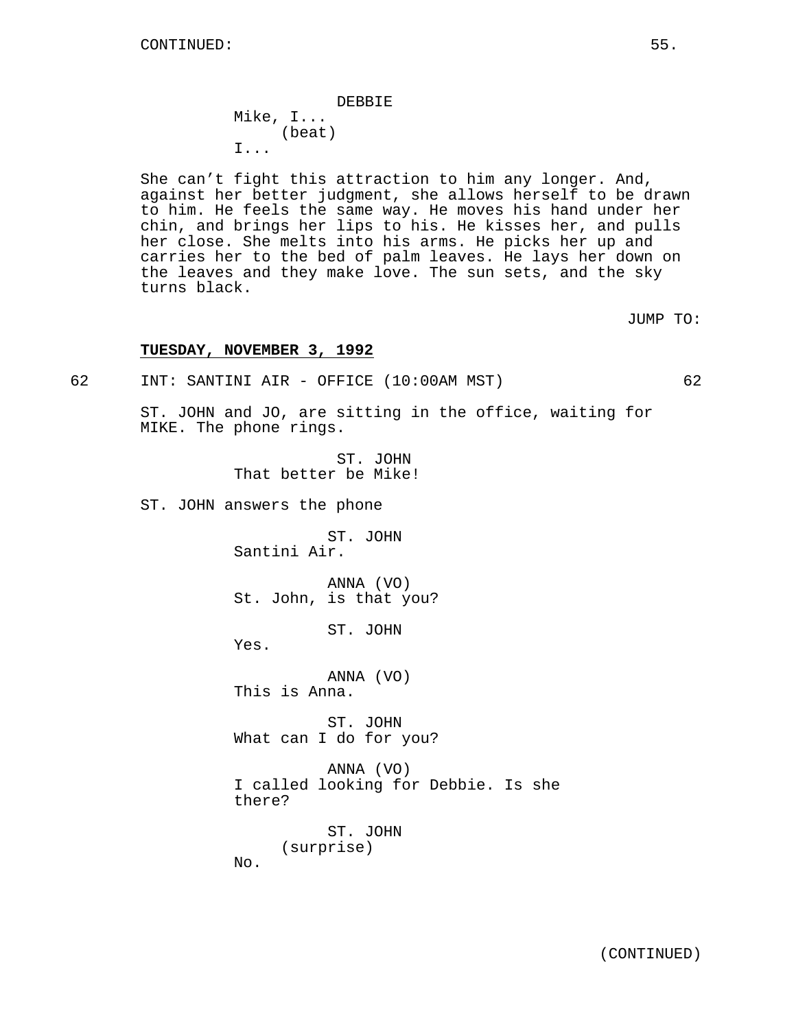DEBBIE
Mike, I...
(beat)
I...

She can't fight this attraction to him any longer. And, against her better judgment, she allows herself to be drawn to him. He feels the same way. He moves his hand under her chin, and brings her lips to his. He kisses her, and pulls her close. She melts into his arms. He picks her up and carries her to the bed of palm leaves. He lays her down on the leaves and they make love. The sun sets, and the sky turns black.

JUMP TO:

**TUESDAY, NOVEMBER 3, 1992**

62 INT: SANTINI AIR - OFFICE (10:00AM MST) 62

ST. JOHN and JO, are sitting in the office, waiting for MIKE. The phone rings.

ST. JOHN
That better be Mike!

ST. JOHN answers the phone

ST. JOHN
Santini Air.

ANNA (VO)
St. John, is that you?

ST. JOHN
Yes.

ANNA (VO)
This is Anna.

ST. JOHN
What can I do for you?

ANNA (VO)
I called looking for Debbie. Is she there?

ST. JOHN
(surprise)
No.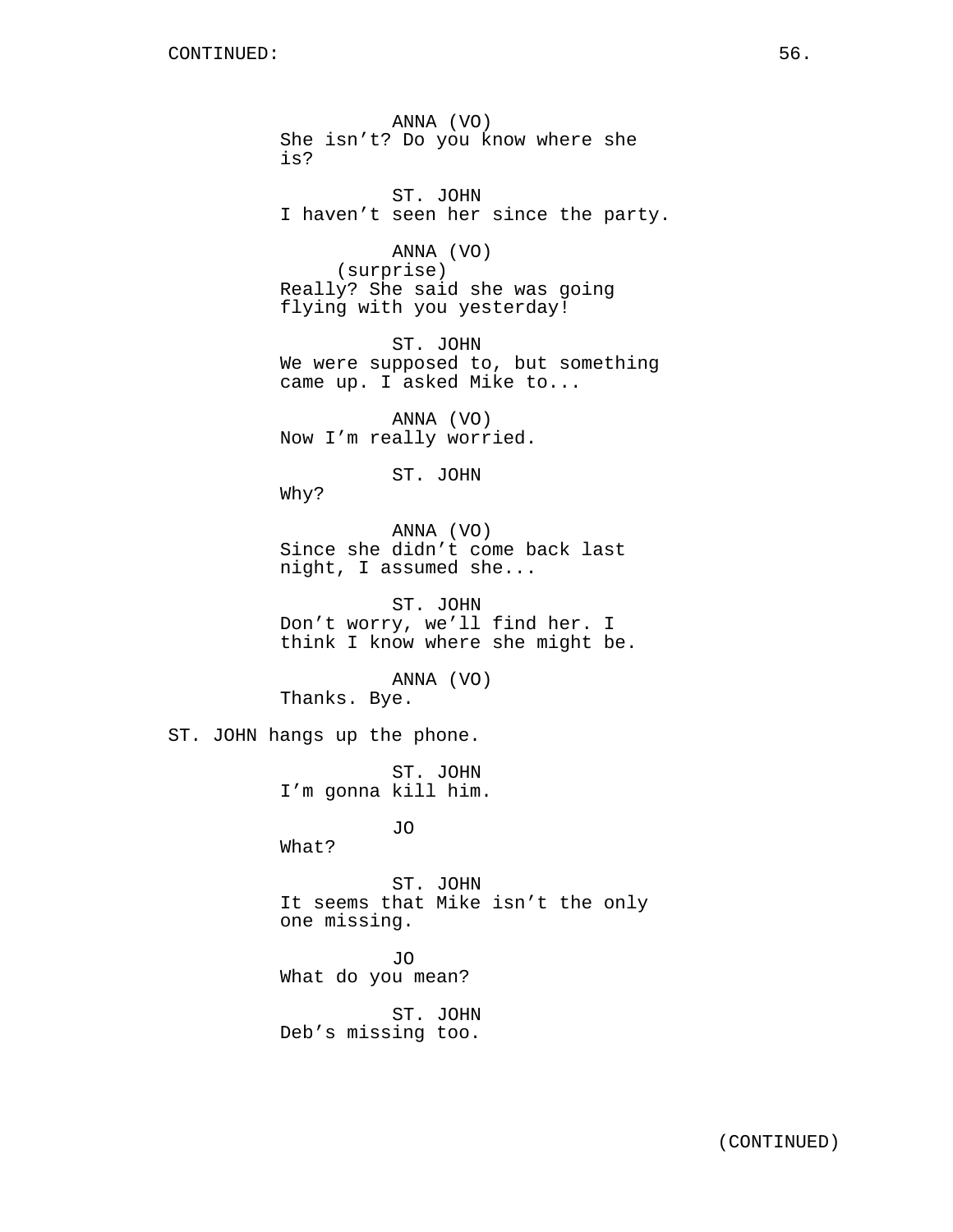ANNA (VO)
She isn't? Do you know where she is?

ST. JOHN
I haven't seen her since the party.

ANNA (VO)
(surprise)
Really? She said she was going flying with you yesterday!

ST. JOHN
We were supposed to, but something came up. I asked Mike to...

ANNA (VO)
Now I'm really worried.

ST. JOHN
Why?

ANNA (VO)
Since she didn't come back last night, I assumed she...

ST. JOHN
Don't worry, we'll find her. I think I know where she might be.

ANNA (VO)
Thanks. Bye.

ST. JOHN hangs up the phone.

ST. JOHN
I'm gonna kill him.

JO
What?

ST. JOHN
It seems that Mike isn't the only one missing.

JO
What do you mean?

ST. JOHN
Deb's missing too.

(CONTINUED)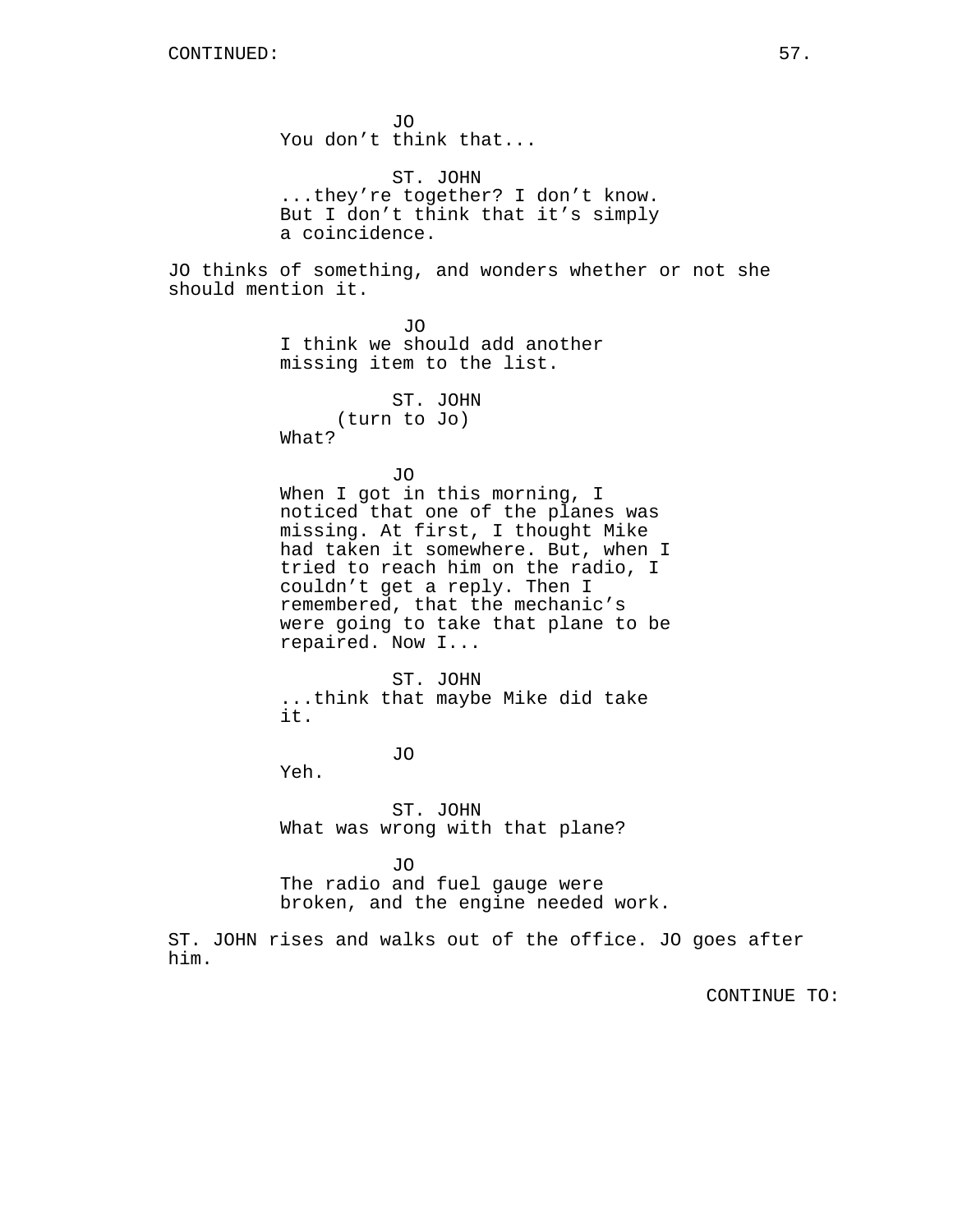CONTINUED:

JO
You don't think that...

ST. JOHN
...they're together? I don't know. But I don't think that it's simply a coincidence.

JO thinks of something, and wonders whether or not she should mention it.

JO
I think we should add another missing item to the list.

ST. JOHN
(turn to Jo)
What?

JO
When I got in this morning, I noticed that one of the planes was missing. At first, I thought Mike had taken it somewhere. But, when I tried to reach him on the radio, I couldn't get a reply. Then I remembered, that the mechanic's were going to take that plane to be repaired. Now I...

ST. JOHN
...think that maybe Mike did take it.

JO
Yeh.

ST. JOHN
What was wrong with that plane?

JO
The radio and fuel gauge were broken, and the engine needed work.

ST. JOHN rises and walks out of the office. JO goes after him.

CONTINUE TO: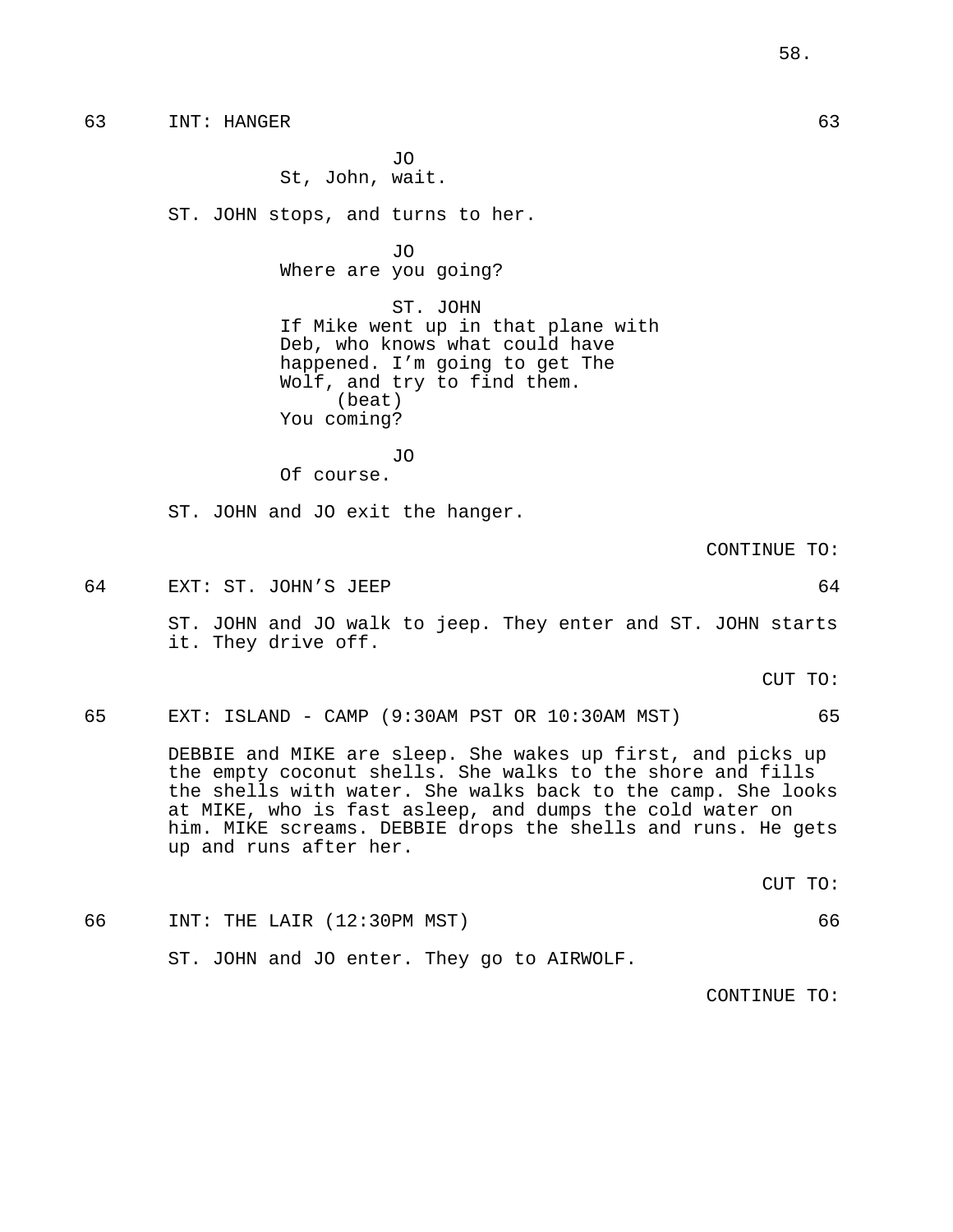63 INT: HANGER 63

JO
St, John, wait.

ST. JOHN stops, and turns to her.

JO
Where are you going?

ST. JOHN
If Mike went up in that plane with Deb, who knows what could have happened. I'm going to get The Wolf, and try to find them.
(beat)
You coming?

JO
Of course.

ST. JOHN and JO exit the hanger.

CONTINUE TO:

64 EXT: ST. JOHN'S JEEP 64

ST. JOHN and JO walk to jeep. They enter and ST. JOHN starts it. They drive off.

CUT TO:

65 EXT: ISLAND - CAMP (9:30AM PST OR 10:30AM MST) 65

DEBBIE and MIKE are sleep. She wakes up first, and picks up the empty coconut shells. She walks to the shore and fills the shells with water. She walks back to the camp. She looks at MIKE, who is fast asleep, and dumps the cold water on him. MIKE screams. DEBBIE drops the shells and runs. He gets up and runs after her.

CUT TO:

66 INT: THE LAIR (12:30PM MST) 66

ST. JOHN and JO enter. They go to AIRWOLF.

CONTINUE TO: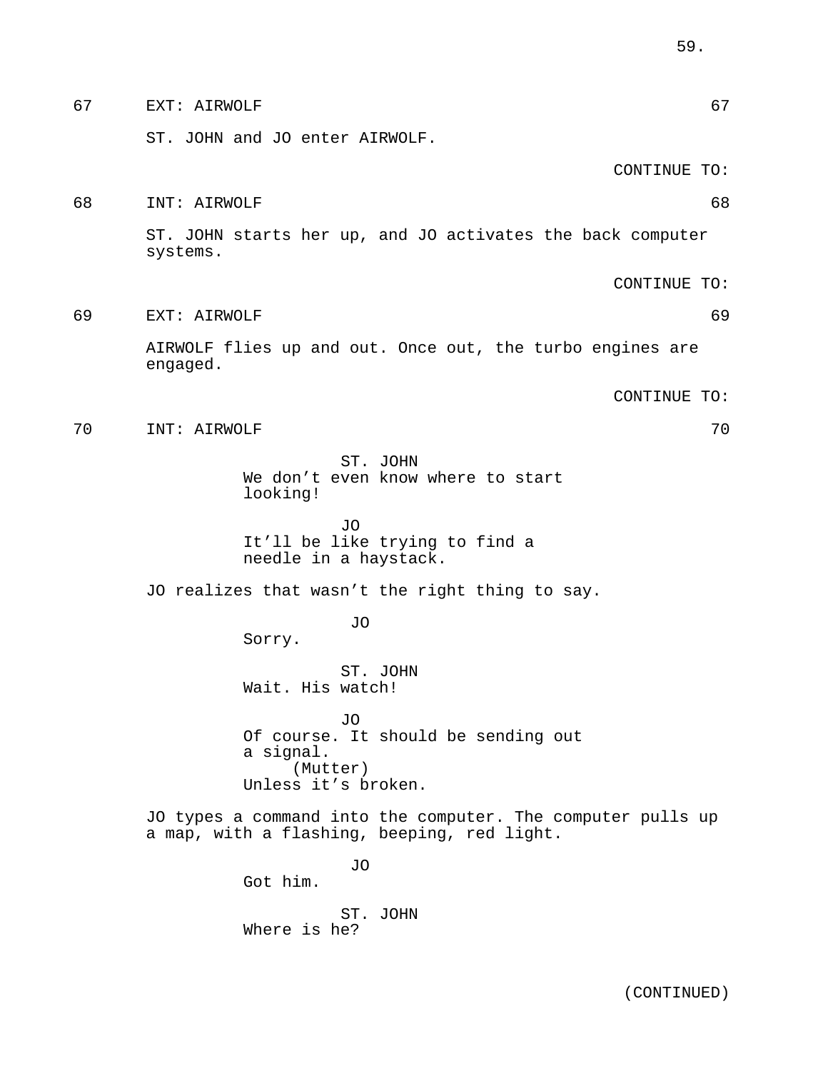67 EXT: AIRWOLF 67

ST. JOHN and JO enter AIRWOLF.

CONTINUE TO:

68 INT: AIRWOLF 68

ST. JOHN starts her up, and JO activates the back computer systems.

CONTINUE TO:

69 EXT: AIRWOLF 69

AIRWOLF flies up and out. Once out, the turbo engines are engaged.

CONTINUE TO:

70 INT: AIRWOLF 70

ST. JOHN
We don't even know where to start looking!

JO
It'll be like trying to find a needle in a haystack.

JO realizes that wasn't the right thing to say.

JO
Sorry.

ST. JOHN
Wait. His watch!

JO
Of course. It should be sending out a signal.
(Mutter)
Unless it's broken.

JO types a command into the computer. The computer pulls up a map, with a flashing, beeping, red light.

JO
Got him.

ST. JOHN
Where is he?

(CONTINUED)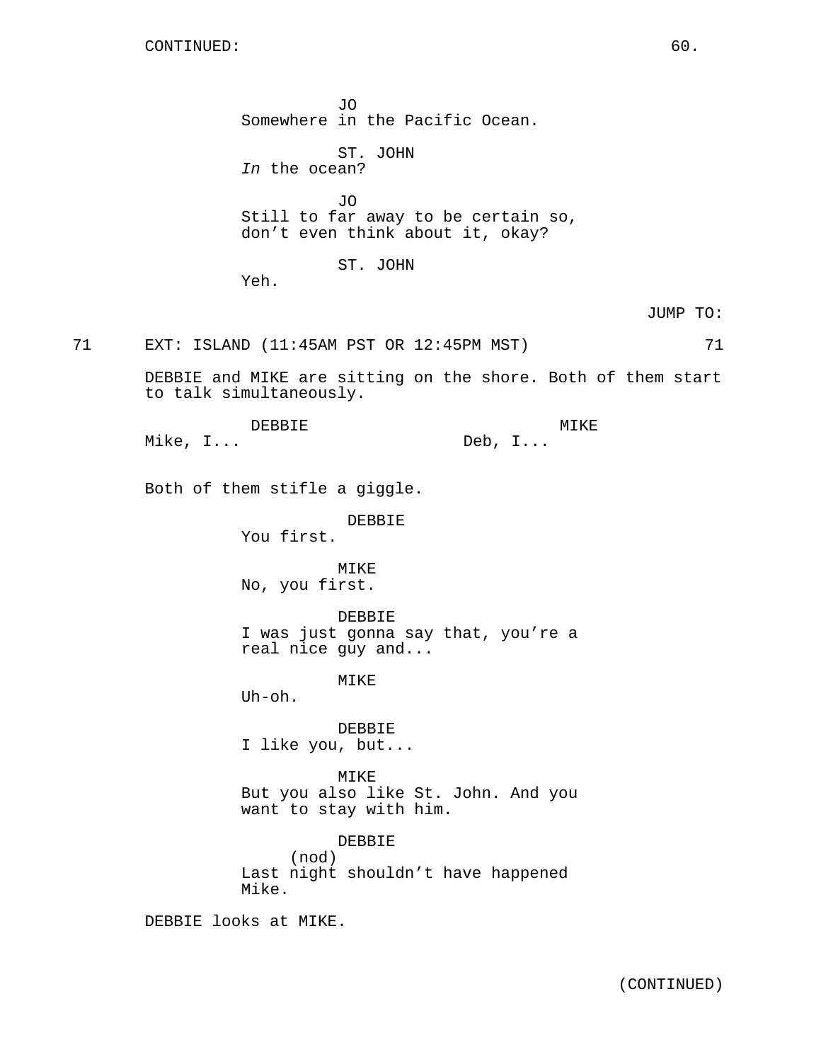CONTINUED:

JO
Somewhere in the Pacific Ocean.

ST. JOHN
*In* the ocean?

JO
Still to far away to be certain so, don't even think about it, okay?

ST. JOHN
Yeh.

JUMP TO:

71 EXT: ISLAND (11:45AM PST OR 12:45PM MST) 71

DEBBIE and MIKE are sitting on the shore. Both of them start to talk simultaneously.

DEBBIE
Mike, I...

MIKE
Deb, I...

Both of them stifle a giggle.

DEBBIE
You first.

MIKE
No, you first.

DEBBIE
I was just gonna say that, you're a real nice guy and...

MIKE
Uh-oh.

DEBBIE
I like you, but...

MIKE
But you also like St. John. And you want to stay with him.

DEBBIE
(nod)
Last night shouldn't have happened Mike.

DEBBIE looks at MIKE.

(CONTINUED)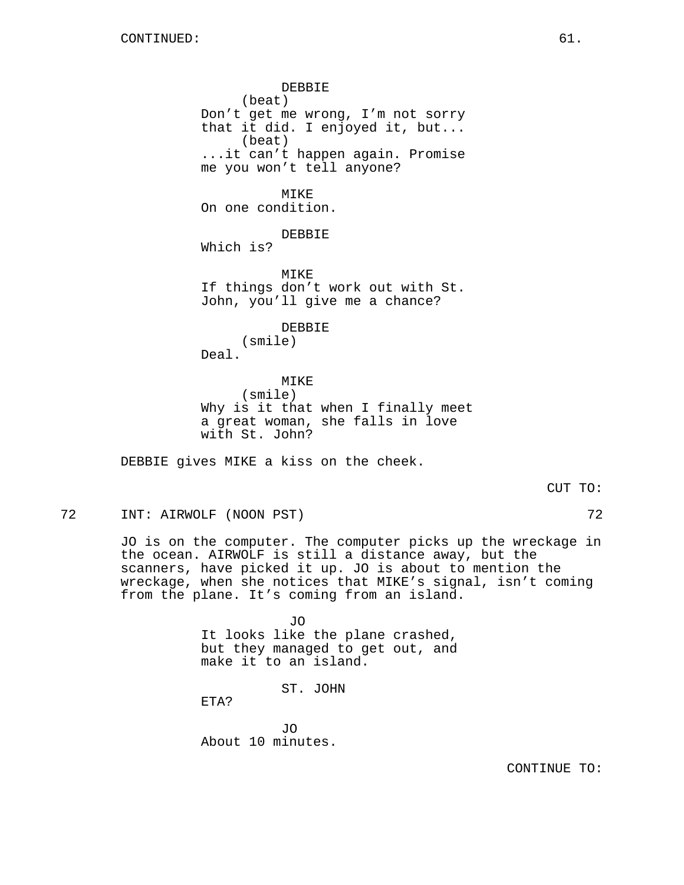CONTINUED:

DEBBIE
(beat)
Don't get me wrong, I'm not sorry that it did. I enjoyed it, but...
(beat)
...it can't happen again. Promise me you won't tell anyone?

MIKE
On one condition.

DEBBIE
Which is?

MIKE
If things don't work out with St. John, you'll give me a chance?

DEBBIE
(smile)
Deal.

MIKE
(smile)
Why is it that when I finally meet a great woman, she falls in love with St. John?

DEBBIE gives MIKE a kiss on the cheek.

CUT TO:

72 INT: AIRWOLF (NOON PST) 72

JO is on the computer. The computer picks up the wreckage in the ocean. AIRWOLF is still a distance away, but the scanners, have picked it up. JO is about to mention the wreckage, when she notices that MIKE's signal, isn't coming from the plane. It's coming from an island.

JO
It looks like the plane crashed, but they managed to get out, and make it to an island.

ST. JOHN
ETA?

JO
About 10 minutes.

CONTINUE TO: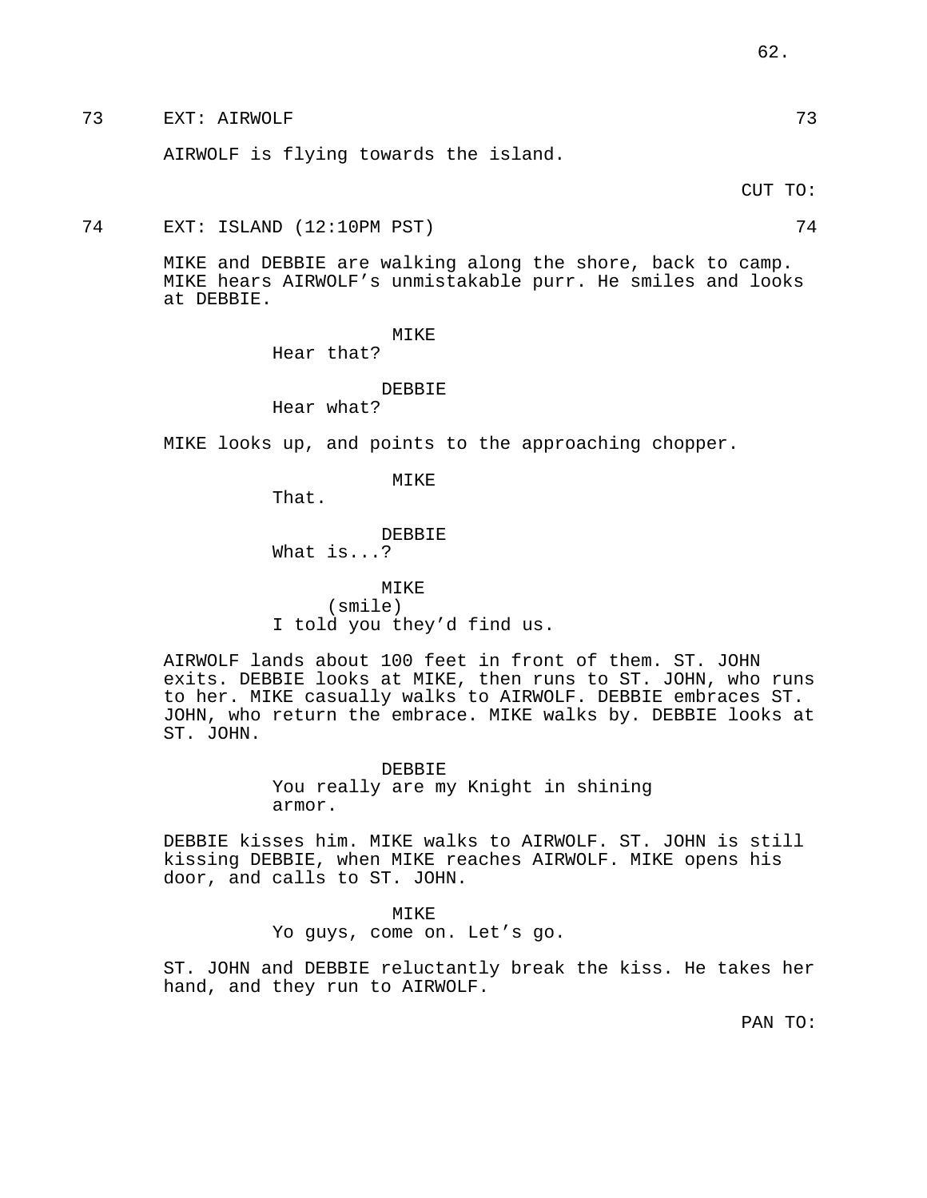73 EXT: AIRWOLF 73

AIRWOLF is flying towards the island.

CUT TO:

74 EXT: ISLAND (12:10PM PST) 74

MIKE and DEBBIE are walking along the shore, back to camp. MIKE hears AIRWOLF's unmistakable purr. He smiles and looks at DEBBIE.

MIKE
Hear that?

DEBBIE
Hear what?

MIKE looks up, and points to the approaching chopper.

MIKE
That.

DEBBIE
What is...?

MIKE
(smile)
I told you they'd find us.

AIRWOLF lands about 100 feet in front of them. ST. JOHN exits. DEBBIE looks at MIKE, then runs to ST. JOHN, who runs to her. MIKE casually walks to AIRWOLF. DEBBIE embraces ST. JOHN, who return the embrace. MIKE walks by. DEBBIE looks at ST. JOHN.

DEBBIE
You really are my Knight in shining armor.

DEBBIE kisses him. MIKE walks to AIRWOLF. ST. JOHN is still kissing DEBBIE, when MIKE reaches AIRWOLF. MIKE opens his door, and calls to ST. JOHN.

MIKE
Yo guys, come on. Let's go.

ST. JOHN and DEBBIE reluctantly break the kiss. He takes her hand, and they run to AIRWOLF.

PAN TO: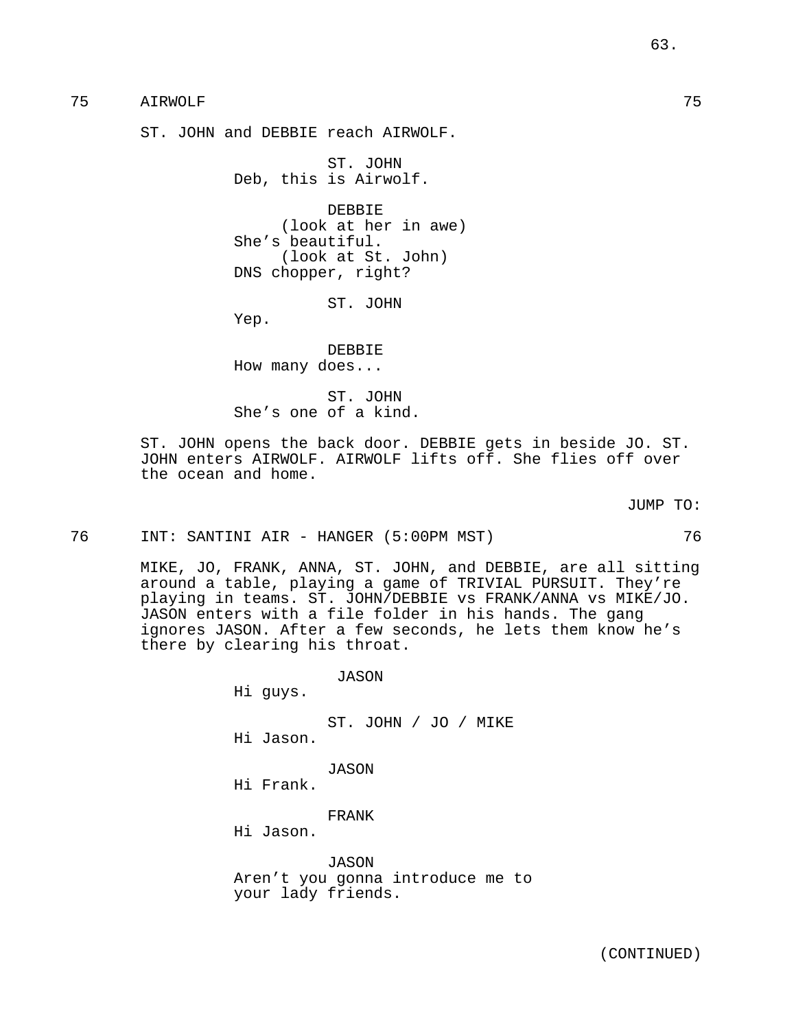75 AIRWOLF 75

ST. JOHN and DEBBIE reach AIRWOLF.

ST. JOHN
Deb, this is Airwolf.

DEBBIE
(look at her in awe)
She's beautiful.
(look at St. John)
DNS chopper, right?

ST. JOHN
Yep.

DEBBIE
How many does...

ST. JOHN
She's one of a kind.

ST. JOHN opens the back door. DEBBIE gets in beside JO. ST. JOHN enters AIRWOLF. AIRWOLF lifts off. She flies off over the ocean and home.

JUMP TO:

76 INT: SANTINI AIR - HANGER (5:00PM MST) 76

MIKE, JO, FRANK, ANNA, ST. JOHN, and DEBBIE, are all sitting around a table, playing a game of TRIVIAL PURSUIT. They're playing in teams. ST. JOHN/DEBBIE vs FRANK/ANNA vs MIKE/JO. JASON enters with a file folder in his hands. The gang ignores JASON. After a few seconds, he lets them know he's there by clearing his throat.

JASON
Hi guys.

ST. JOHN / JO / MIKE
Hi Jason.

JASON
Hi Frank.

FRANK
Hi Jason.

JASON
Aren't you gonna introduce me to your lady friends.

(CONTINUED)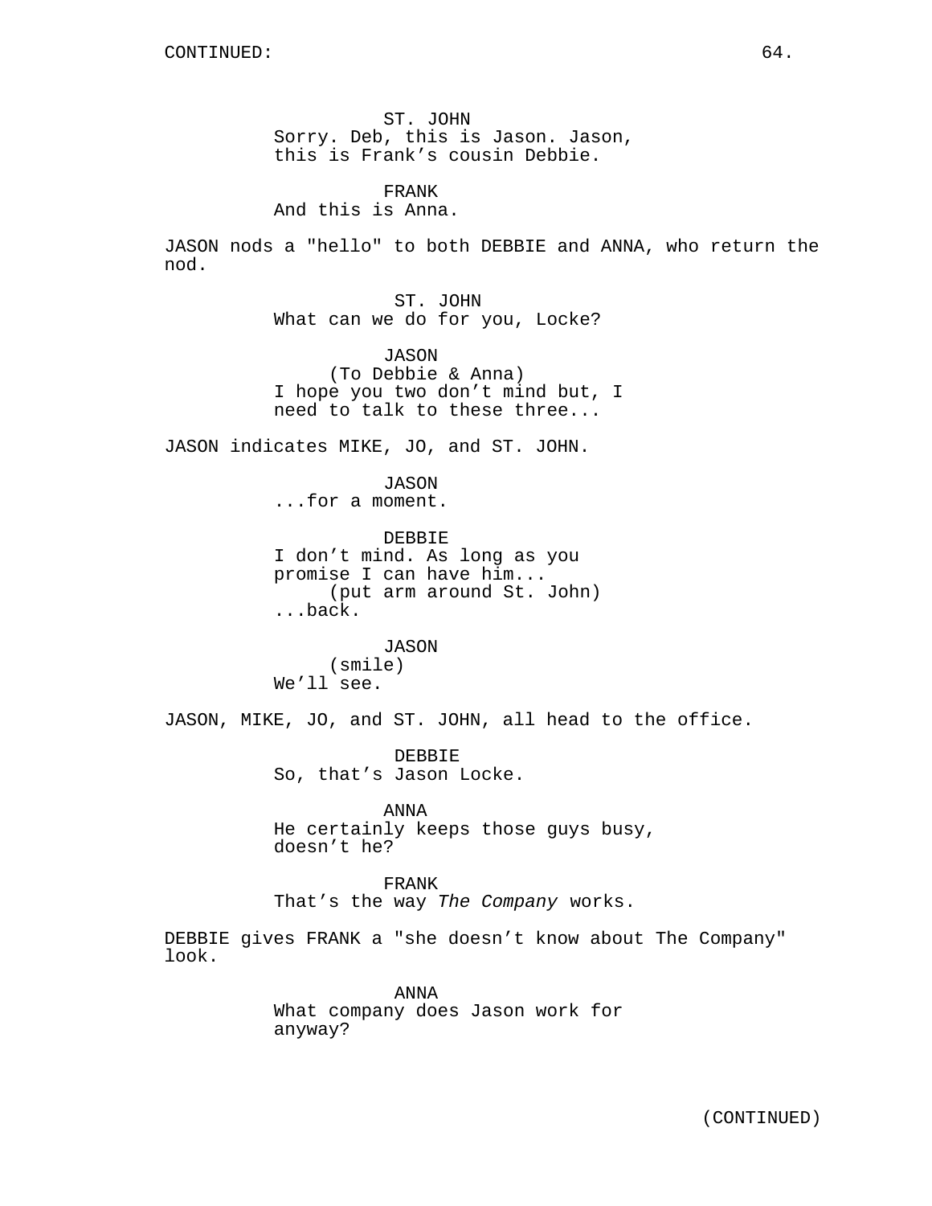CONTINUED:

ST. JOHN
Sorry. Deb, this is Jason. Jason, this is Frank's cousin Debbie.

FRANK
And this is Anna.

JASON nods a "hello" to both DEBBIE and ANNA, who return the nod.

ST. JOHN
What can we do for you, Locke?

JASON
(To Debbie & Anna)
I hope you two don't mind but, I need to talk to these three...

JASON indicates MIKE, JO, and ST. JOHN.

JASON
...for a moment.

DEBBIE
I don't mind. As long as you promise I can have him...
(put arm around St. John)
...back.

JASON
(smile)
We'll see.

JASON, MIKE, JO, and ST. JOHN, all head to the office.

DEBBIE
So, that's Jason Locke.

ANNA
He certainly keeps those guys busy, doesn't he?

FRANK
That's the way *The Company* works.

DEBBIE gives FRANK a "she doesn't know about The Company" look.

ANNA
What company does Jason work for anyway?

(CONTINUED)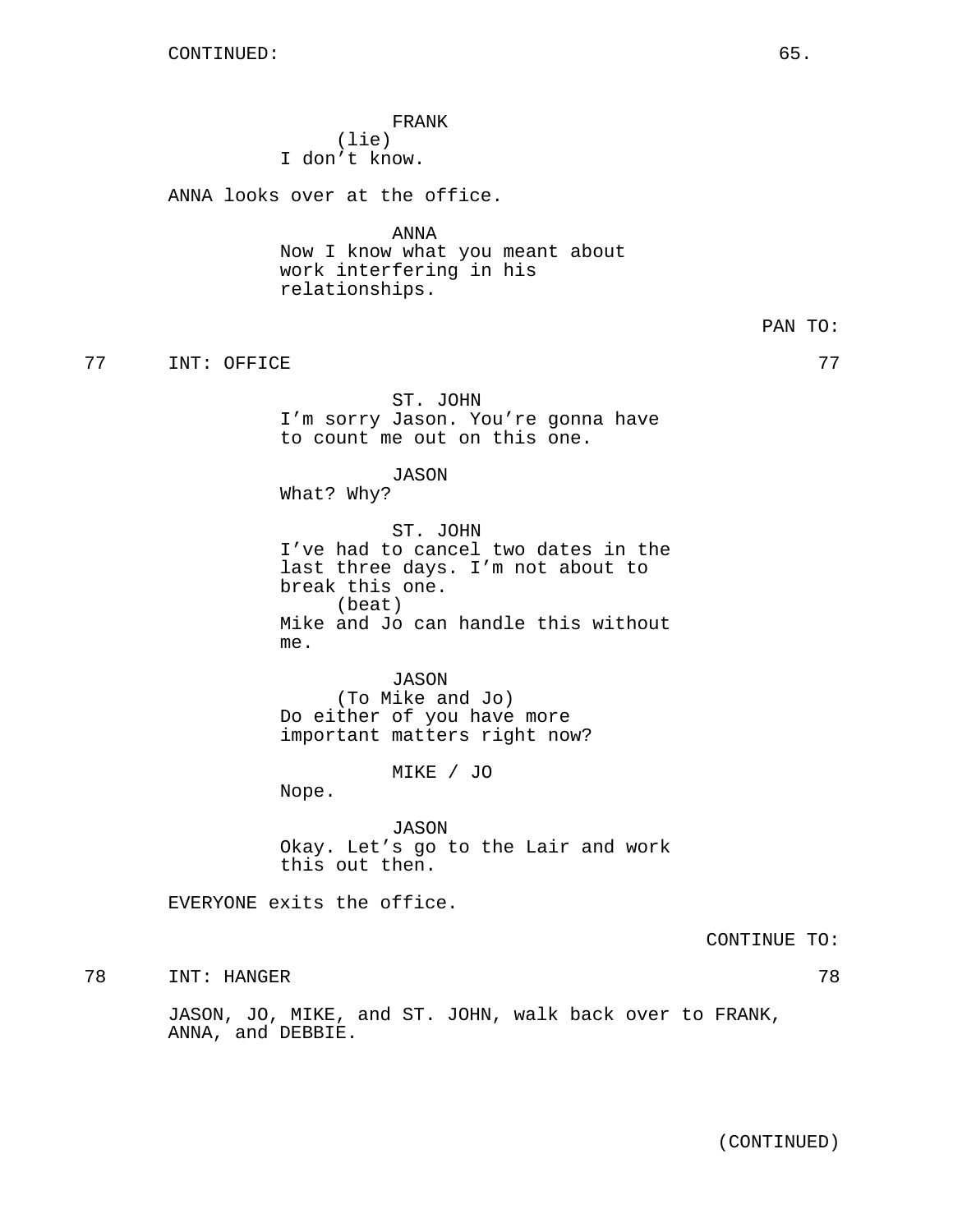CONTINUED:

FRANK
(lie)
I don't know.

ANNA looks over at the office.

ANNA
Now I know what you meant about work interfering in his relationships.

PAN TO:

77 INT: OFFICE 77

ST. JOHN
I'm sorry Jason. You're gonna have to count me out on this one.

JASON
What? Why?

ST. JOHN
I've had to cancel two dates in the last three days. I'm not about to break this one.
(beat)
Mike and Jo can handle this without me.

JASON
(To Mike and Jo)
Do either of you have more important matters right now?

MIKE / JO
Nope.

JASON
Okay. Let's go to the Lair and work this out then.

EVERYONE exits the office.

CONTINUE TO:

78 INT: HANGER 78

JASON, JO, MIKE, and ST. JOHN, walk back over to FRANK, ANNA, and DEBBIE.

(CONTINUED)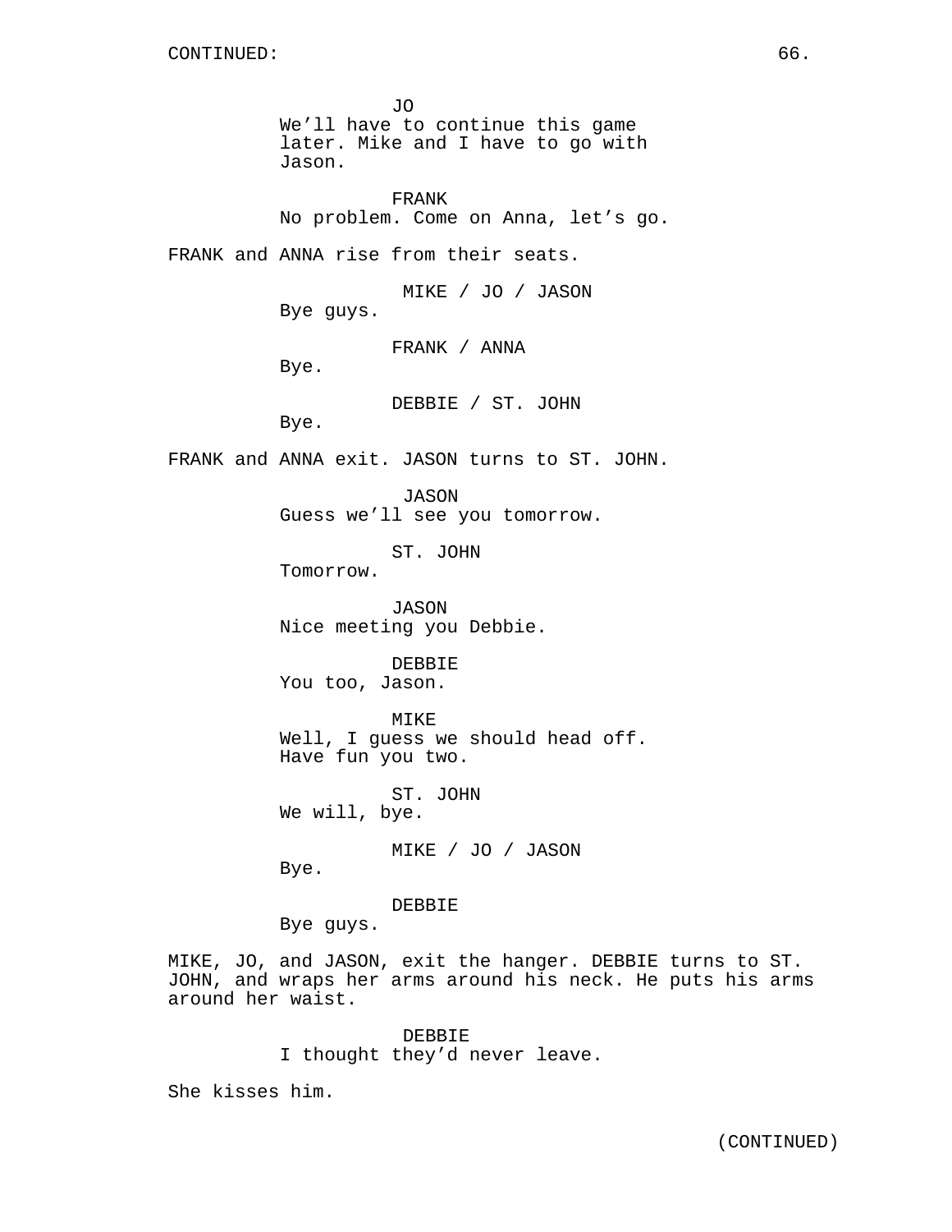JO
We'll have to continue this game later. Mike and I have to go with Jason.

FRANK
No problem. Come on Anna, let's go.

FRANK and ANNA rise from their seats.

MIKE / JO / JASON
Bye guys.

FRANK / ANNA
Bye.

DEBBIE / ST. JOHN
Bye.

FRANK and ANNA exit. JASON turns to ST. JOHN.

JASON
Guess we'll see you tomorrow.

ST. JOHN
Tomorrow.

JASON
Nice meeting you Debbie.

DEBBIE
You too, Jason.

MIKE
Well, I guess we should head off. Have fun you two.

ST. JOHN
We will, bye.

MIKE / JO / JASON
Bye.

DEBBIE
Bye guys.

MIKE, JO, and JASON, exit the hanger. DEBBIE turns to ST. JOHN, and wraps her arms around his neck. He puts his arms around her waist.

DEBBIE
I thought they'd never leave.

She kisses him.

(CONTINUED)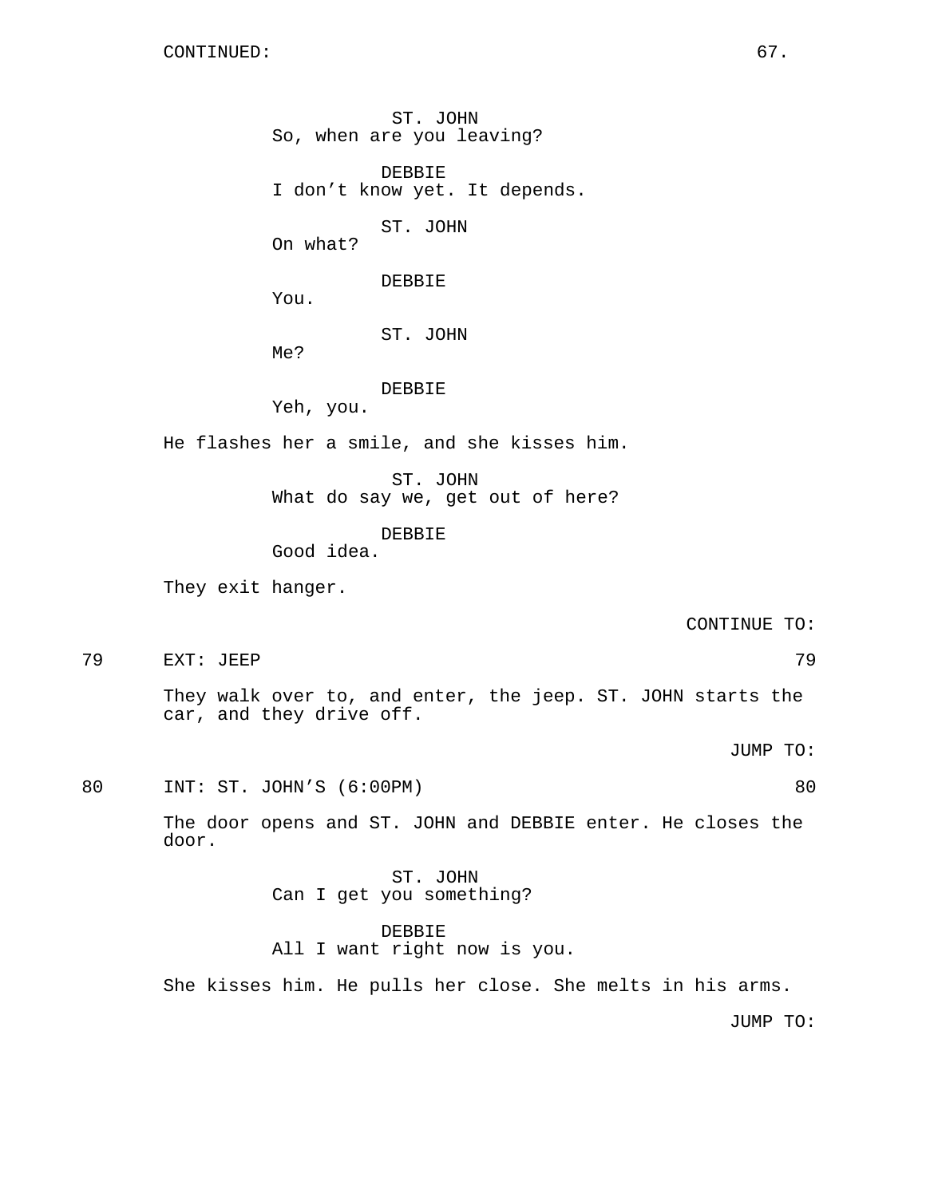CONTINUED:

ST. JOHN
So, when are you leaving?

DEBBIE
I don't know yet. It depends.

ST. JOHN
On what?

DEBBIE
You.

ST. JOHN
Me?

DEBBIE
Yeh, you.

He flashes her a smile, and she kisses him.

ST. JOHN
What do say we, get out of here?

DEBBIE
Good idea.

They exit hanger.

CONTINUE TO:

79 EXT: JEEP 79

They walk over to, and enter, the jeep. ST. JOHN starts the car, and they drive off.

JUMP TO:

80 INT: ST. JOHN'S (6:00PM) 80

The door opens and ST. JOHN and DEBBIE enter. He closes the door.

ST. JOHN
Can I get you something?

DEBBIE
All I want right now is you.

She kisses him. He pulls her close. She melts in his arms.

JUMP TO: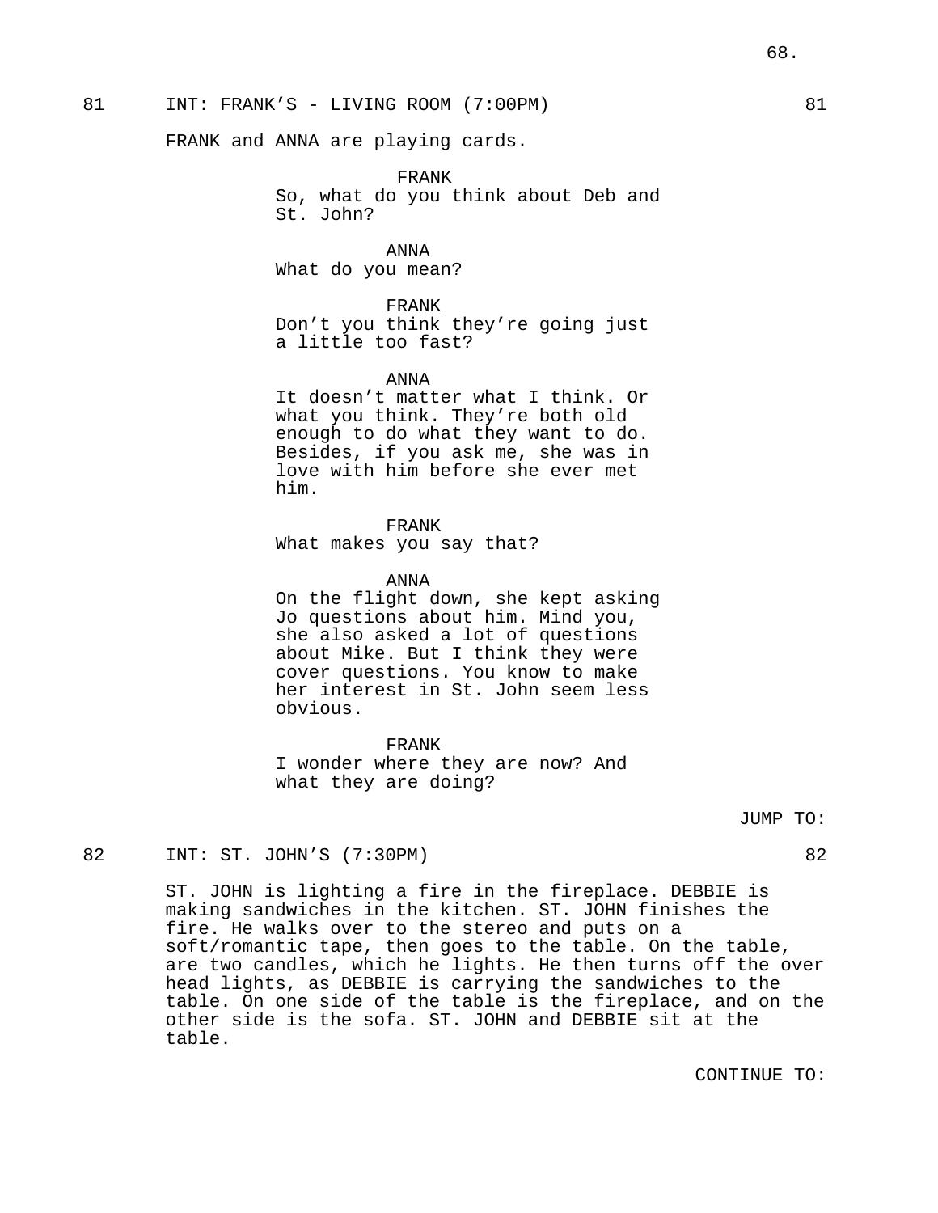81 INT: FRANK'S - LIVING ROOM (7:00PM) 81

FRANK and ANNA are playing cards.

FRANK
So, what do you think about Deb and St. John?

ANNA
What do you mean?

FRANK
Don't you think they're going just a little too fast?

ANNA
It doesn't matter what I think. Or what you think. They're both old enough to do what they want to do. Besides, if you ask me, she was in love with him before she ever met him.

FRANK
What makes you say that?

ANNA
On the flight down, she kept asking Jo questions about him. Mind you, she also asked a lot of questions about Mike. But I think they were cover questions. You know to make her interest in St. John seem less obvious.

FRANK
I wonder where they are now? And what they are doing?

JUMP TO:

82 INT: ST. JOHN'S (7:30PM) 82

ST. JOHN is lighting a fire in the fireplace. DEBBIE is making sandwiches in the kitchen. ST. JOHN finishes the fire. He walks over to the stereo and puts on a soft/romantic tape, then goes to the table. On the table, are two candles, which he lights. He then turns off the over head lights, as DEBBIE is carrying the sandwiches to the table. On one side of the table is the fireplace, and on the other side is the sofa. ST. JOHN and DEBBIE sit at the table.

CONTINUE TO: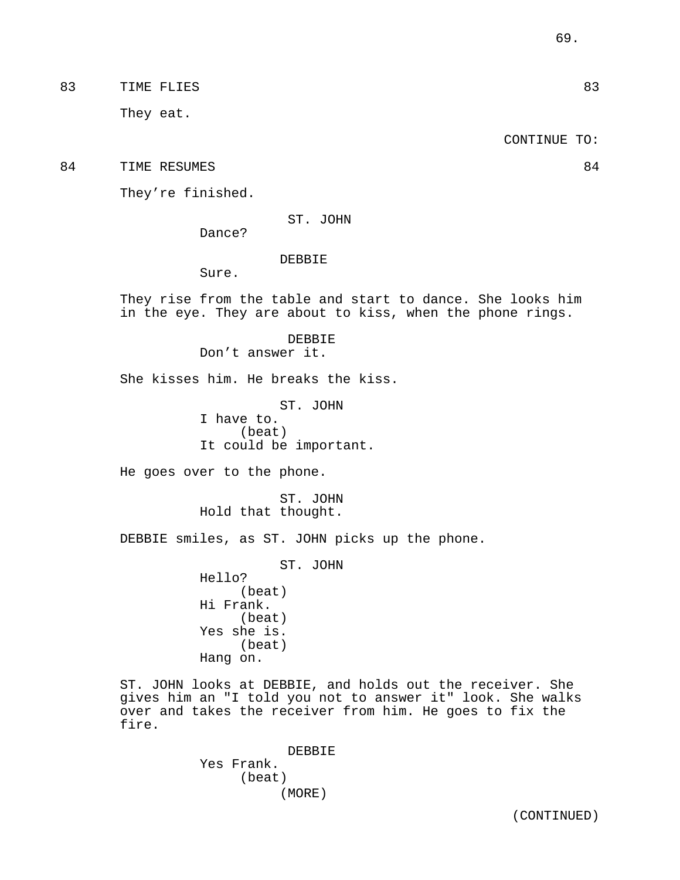83 TIME FLIES 83

They eat.

CONTINUE TO:

84 TIME RESUMES 84

They're finished.

ST. JOHN
Dance?

DEBBIE
Sure.

They rise from the table and start to dance. She looks him in the eye. They are about to kiss, when the phone rings.

DEBBIE
Don't answer it.

She kisses him. He breaks the kiss.

ST. JOHN
I have to.
(beat)
It could be important.

He goes over to the phone.

ST. JOHN
Hold that thought.

DEBBIE smiles, as ST. JOHN picks up the phone.

ST. JOHN
Hello?
(beat)
Hi Frank.
(beat)
Yes she is.
(beat)
Hang on.

ST. JOHN looks at DEBBIE, and holds out the receiver. She gives him an "I told you not to answer it" look. She walks over and takes the receiver from him. He goes to fix the fire.

DEBBIE
Yes Frank.
(beat)
(MORE)

(CONTINUED)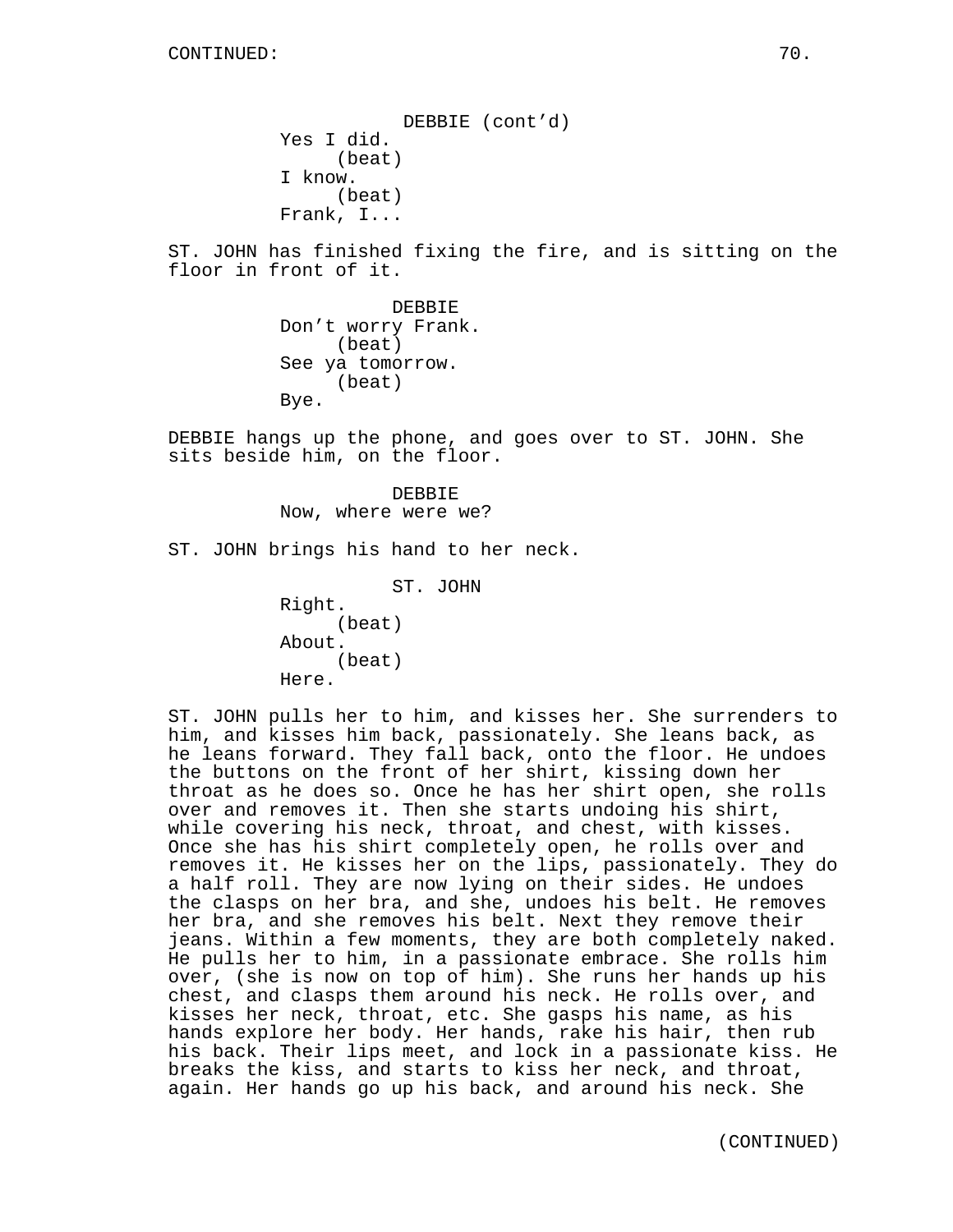DEBBIE (cont'd)
Yes I did.
(beat)
I know.
(beat)
Frank, I...

ST. JOHN has finished fixing the fire, and is sitting on the floor in front of it.

DEBBIE
Don't worry Frank.
(beat)
See ya tomorrow.
(beat)
Bye.

DEBBIE hangs up the phone, and goes over to ST. JOHN. She sits beside him, on the floor.

DEBBIE
Now, where were we?

ST. JOHN brings his hand to her neck.

ST. JOHN
Right.
(beat)
About.
(beat)
Here.

ST. JOHN pulls her to him, and kisses her. She surrenders to him, and kisses him back, passionately. She leans back, as he leans forward. They fall back, onto the floor. He undoes the buttons on the front of her shirt, kissing down her throat as he does so. Once he has her shirt open, she rolls over and removes it. Then she starts undoing his shirt, while covering his neck, throat, and chest, with kisses. Once she has his shirt completely open, he rolls over and removes it. He kisses her on the lips, passionately. They do a half roll. They are now lying on their sides. He undoes the clasps on her bra, and she, undoes his belt. He removes her bra, and she removes his belt. Next they remove their jeans. Within a few moments, they are both completely naked. He pulls her to him, in a passionate embrace. She rolls him over, (she is now on top of him). She runs her hands up his chest, and clasps them around his neck. He rolls over, and kisses her neck, throat, etc. She gasps his name, as his hands explore her body. Her hands, rake his hair, then rub his back. Their lips meet, and lock in a passionate kiss. He breaks the kiss, and starts to kiss her neck, and throat, again. Her hands go up his back, and around his neck. She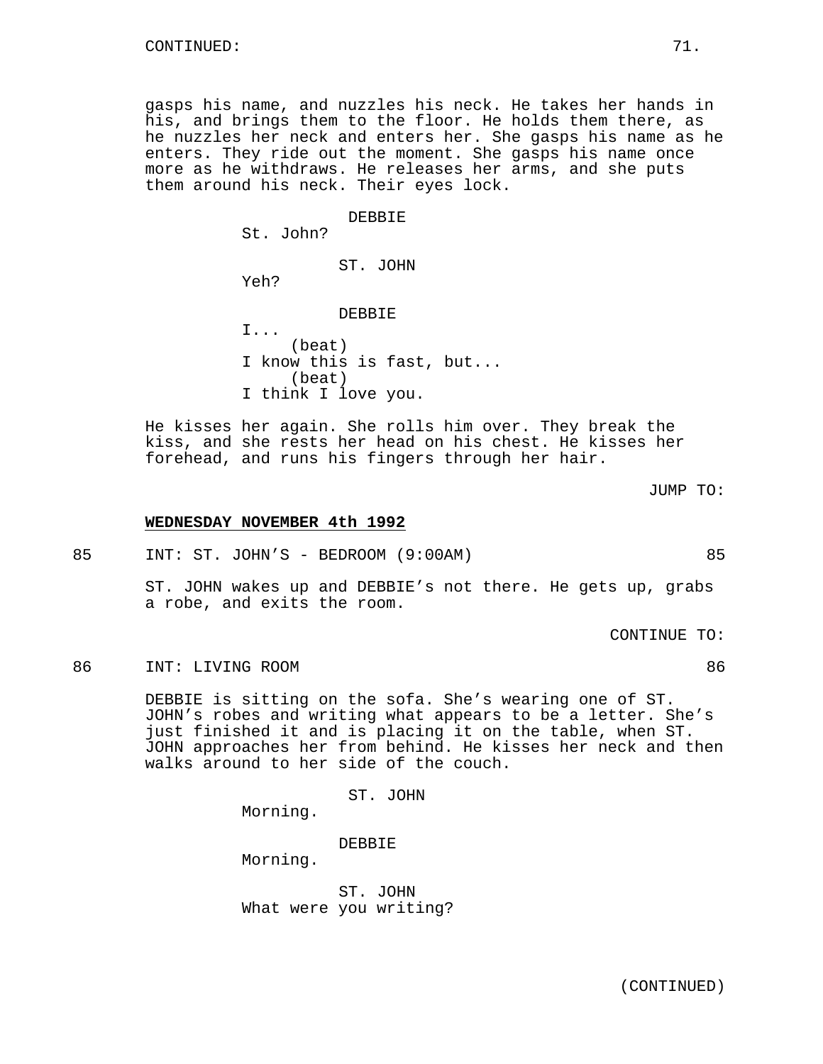gasps his name, and nuzzles his neck. He takes her hands in his, and brings them to the floor. He holds them there, as he nuzzles her neck and enters her. She gasps his name as he enters. They ride out the moment. She gasps his name once more as he withdraws. He releases her arms, and she puts them around his neck. Their eyes lock.

DEBBIE
St. John?

ST. JOHN
Yeh?

DEBBIE
I...
(beat)
I know this is fast, but...
(beat)
I think I love you.

He kisses her again. She rolls him over. They break the kiss, and she rests her head on his chest. He kisses her forehead, and runs his fingers through her hair.

JUMP TO:

**WEDNESDAY NOVEMBER 4th 1992**

85 INT: ST. JOHN'S - BEDROOM (9:00AM) 85

ST. JOHN wakes up and DEBBIE's not there. He gets up, grabs a robe, and exits the room.

CONTINUE TO:

86 INT: LIVING ROOM 86

DEBBIE is sitting on the sofa. She's wearing one of ST. JOHN's robes and writing what appears to be a letter. She's just finished it and is placing it on the table, when ST. JOHN approaches her from behind. He kisses her neck and then walks around to her side of the couch.

ST. JOHN
Morning.

DEBBIE
Morning.

ST. JOHN
What were you writing?

(CONTINUED)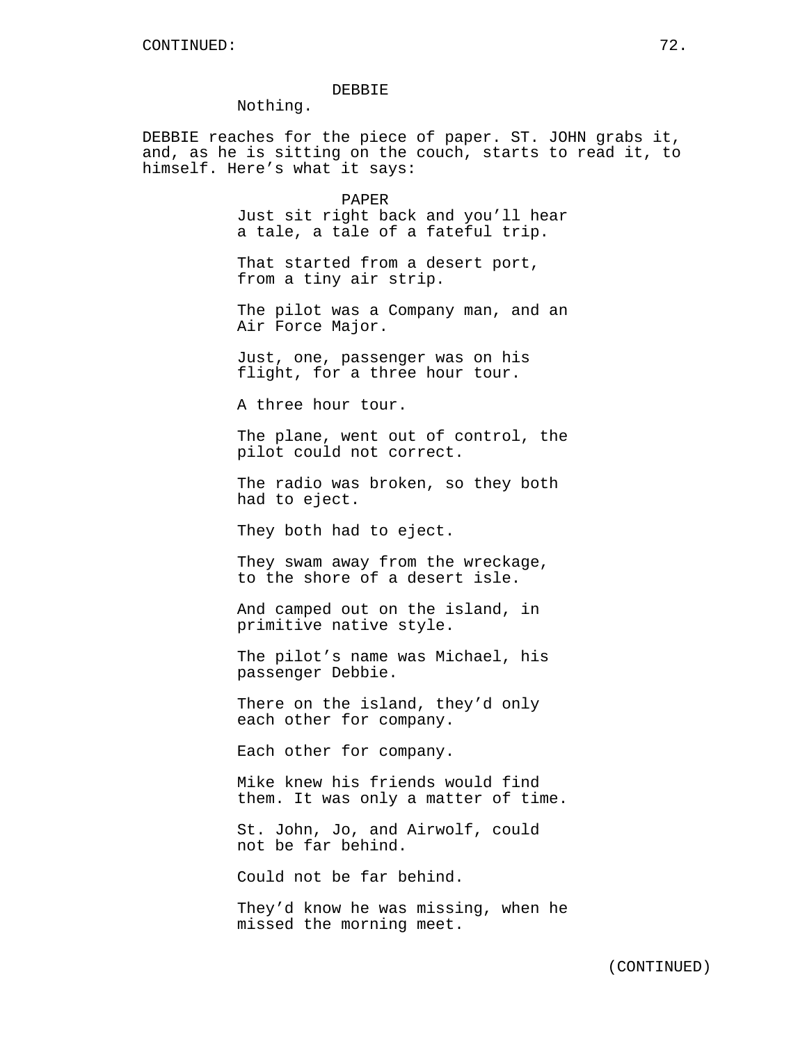DEBBIE

Nothing.

DEBBIE reaches for the piece of paper. ST. JOHN grabs it, and, as he is sitting on the couch, starts to read it, to himself. Here's what it says:

PAPER

Just sit right back and you'll hear a tale, a tale of a fateful trip.

That started from a desert port, from a tiny air strip.

The pilot was a Company man, and an Air Force Major.

Just, one, passenger was on his flight, for a three hour tour.

A three hour tour.

The plane, went out of control, the pilot could not correct.

The radio was broken, so they both had to eject.

They both had to eject.

They swam away from the wreckage, to the shore of a desert isle.

And camped out on the island, in primitive native style.

The pilot's name was Michael, his passenger Debbie.

There on the island, they'd only each other for company.

Each other for company.

Mike knew his friends would find them. It was only a matter of time.

St. John, Jo, and Airwolf, could not be far behind.

Could not be far behind.

They'd know he was missing, when he missed the morning meet.

(CONTINUED)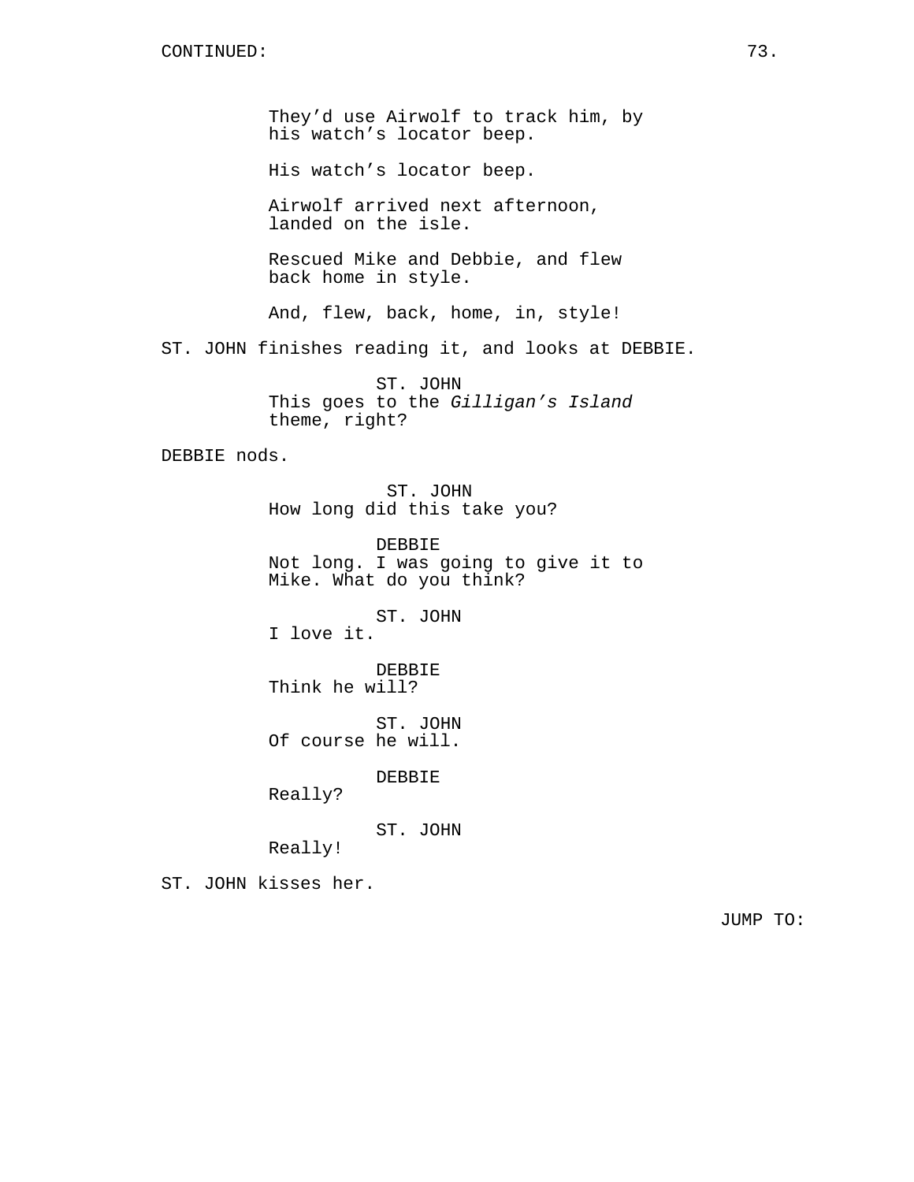They'd use Airwolf to track him, by his watch's locator beep.

His watch's locator beep.

Airwolf arrived next afternoon, landed on the isle.

Rescued Mike and Debbie, and flew back home in style.

And, flew, back, home, in, style!

ST. JOHN finishes reading it, and looks at DEBBIE.

ST. JOHN
This goes to the *Gilligan's Island* theme, right?

DEBBIE nods.

ST. JOHN
How long did this take you?

DEBBIE
Not long. I was going to give it to Mike. What do you think?

ST. JOHN
I love it.

DEBBIE
Think he will?

ST. JOHN
Of course he will.

DEBBIE
Really?

ST. JOHN
Really!

ST. JOHN kisses her.

JUMP TO: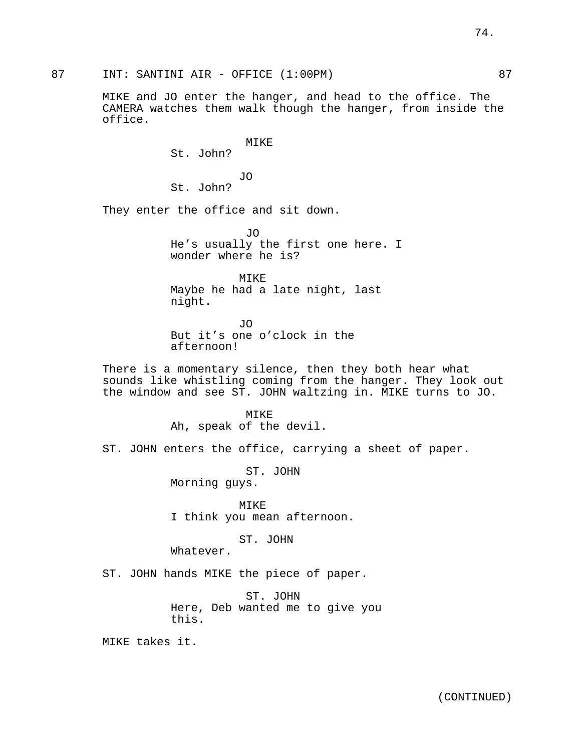87 INT: SANTINI AIR - OFFICE (1:00PM) 87

MIKE and JO enter the hanger, and head to the office. The CAMERA watches them walk though the hanger, from inside the office.

MIKE
St. John?

JO
St. John?

They enter the office and sit down.

JO
He's usually the first one here. I wonder where he is?

MIKE
Maybe he had a late night, last night.

JO
But it's one o'clock in the afternoon!

There is a momentary silence, then they both hear what sounds like whistling coming from the hanger. They look out the window and see ST. JOHN waltzing in. MIKE turns to JO.

MIKE
Ah, speak of the devil.

ST. JOHN enters the office, carrying a sheet of paper.

ST. JOHN
Morning guys.

MIKE
I think you mean afternoon.

ST. JOHN
Whatever.

ST. JOHN hands MIKE the piece of paper.

ST. JOHN
Here, Deb wanted me to give you this.

MIKE takes it.

(CONTINUED)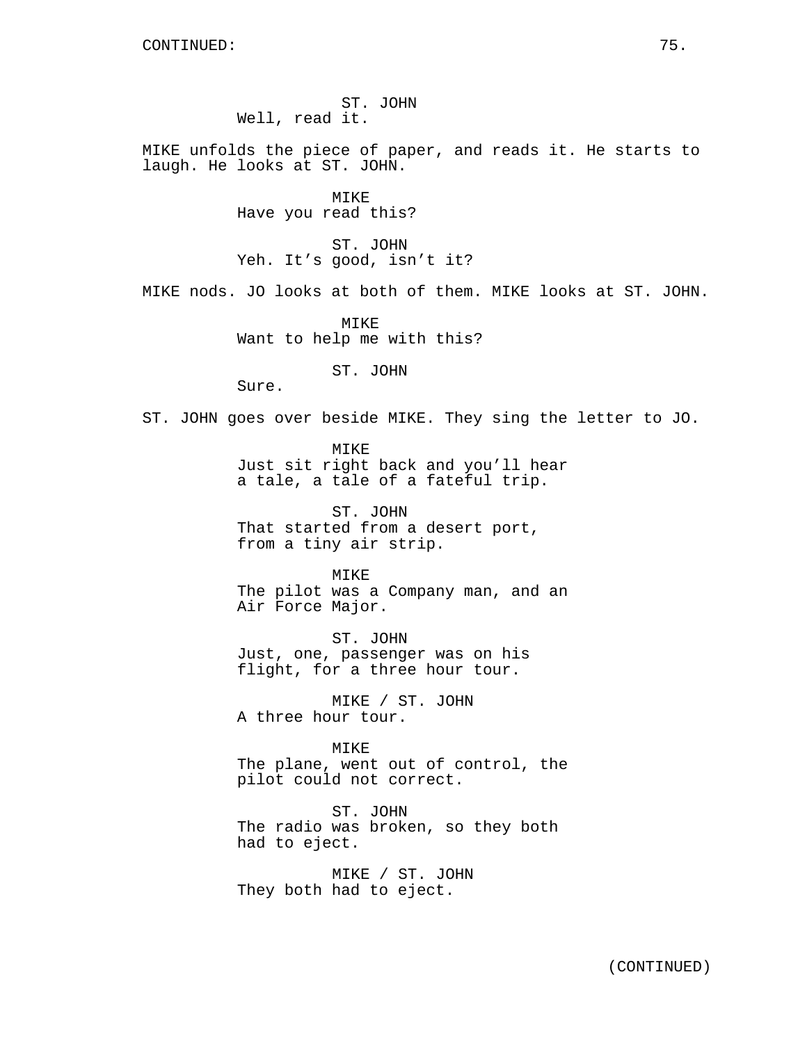ST. JOHN
Well, read it.

MIKE unfolds the piece of paper, and reads it. He starts to laugh. He looks at ST. JOHN.

MIKE
Have you read this?

ST. JOHN
Yeh. It’s good, isn’t it?

MIKE nods. JO looks at both of them. MIKE looks at ST. JOHN.

MIKE
Want to help me with this?

ST. JOHN
Sure.

ST. JOHN goes over beside MIKE. They sing the letter to JO.

MIKE
Just sit right back and you’ll hear
a tale, a tale of a fateful trip.

ST. JOHN
That started from a desert port,
from a tiny air strip.

MIKE
The pilot was a Company man, and an
Air Force Major.

ST. JOHN
Just, one, passenger was on his
flight, for a three hour tour.

MIKE / ST. JOHN
A three hour tour.

MIKE
The plane, went out of control, the
pilot could not correct.

ST. JOHN
The radio was broken, so they both
had to eject.

MIKE / ST. JOHN
They both had to eject.

(CONTINUED)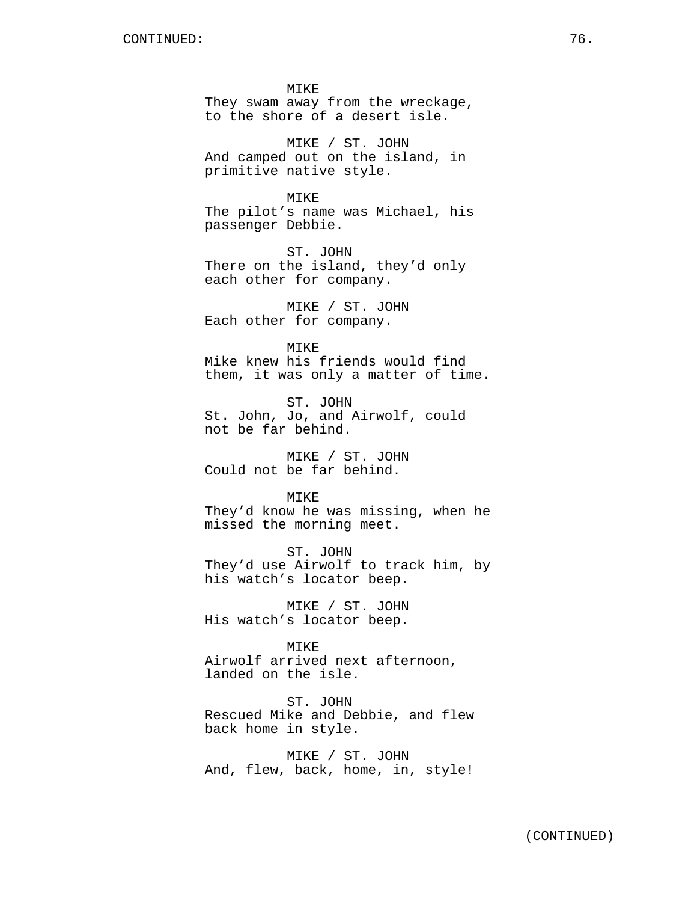MIKE
They swam away from the wreckage, to the shore of a desert isle.

MIKE / ST. JOHN
And camped out on the island, in primitive native style.

MIKE
The pilot's name was Michael, his passenger Debbie.

ST. JOHN
There on the island, they'd only each other for company.

MIKE / ST. JOHN
Each other for company.

MIKE
Mike knew his friends would find them, it was only a matter of time.

ST. JOHN
St. John, Jo, and Airwolf, could not be far behind.

MIKE / ST. JOHN
Could not be far behind.

MIKE
They'd know he was missing, when he missed the morning meet.

ST. JOHN
They'd use Airwolf to track him, by his watch's locator beep.

MIKE / ST. JOHN
His watch's locator beep.

MIKE
Airwolf arrived next afternoon, landed on the isle.

ST. JOHN
Rescued Mike and Debbie, and flew back home in style.

MIKE / ST. JOHN
And, flew, back, home, in, style!

(CONTINUED)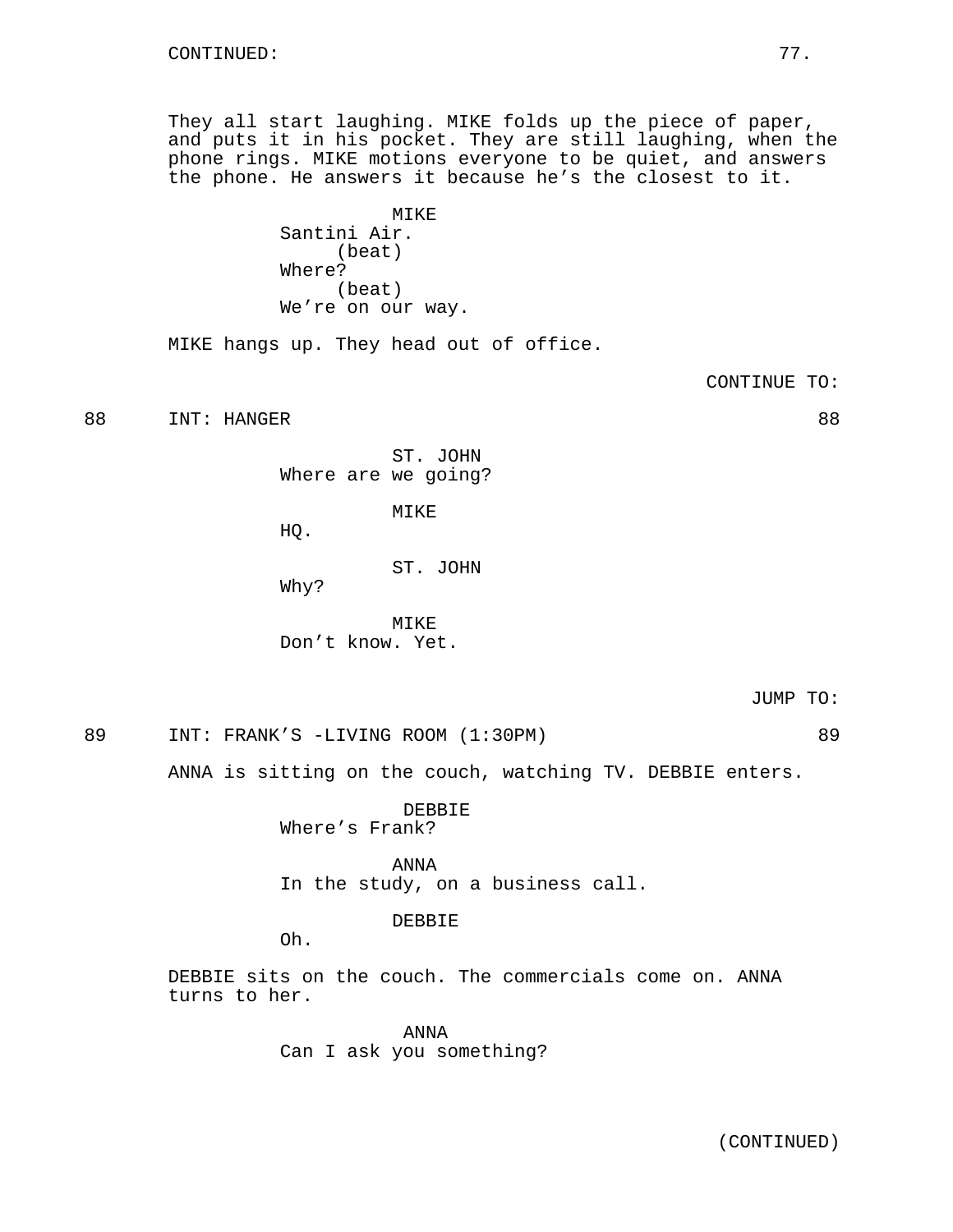CONTINUED:

They all start laughing. MIKE folds up the piece of paper, and puts it in his pocket. They are still laughing, when the phone rings. MIKE motions everyone to be quiet, and answers the phone. He answers it because he's the closest to it.

MIKE
Santini Air.
(beat)
Where?
(beat)
We're on our way.

MIKE hangs up. They head out of office.

CONTINUE TO:

88 INT: HANGER 88

ST. JOHN
Where are we going?

MIKE
HQ.

ST. JOHN
Why?

MIKE
Don't know. Yet.

JUMP TO:

89 INT: FRANK'S -LIVING ROOM (1:30PM) 89

ANNA is sitting on the couch, watching TV. DEBBIE enters.

DEBBIE
Where's Frank?

ANNA
In the study, on a business call.

DEBBIE
Oh.

DEBBIE sits on the couch. The commercials come on. ANNA turns to her.

ANNA
Can I ask you something?

(CONTINUED)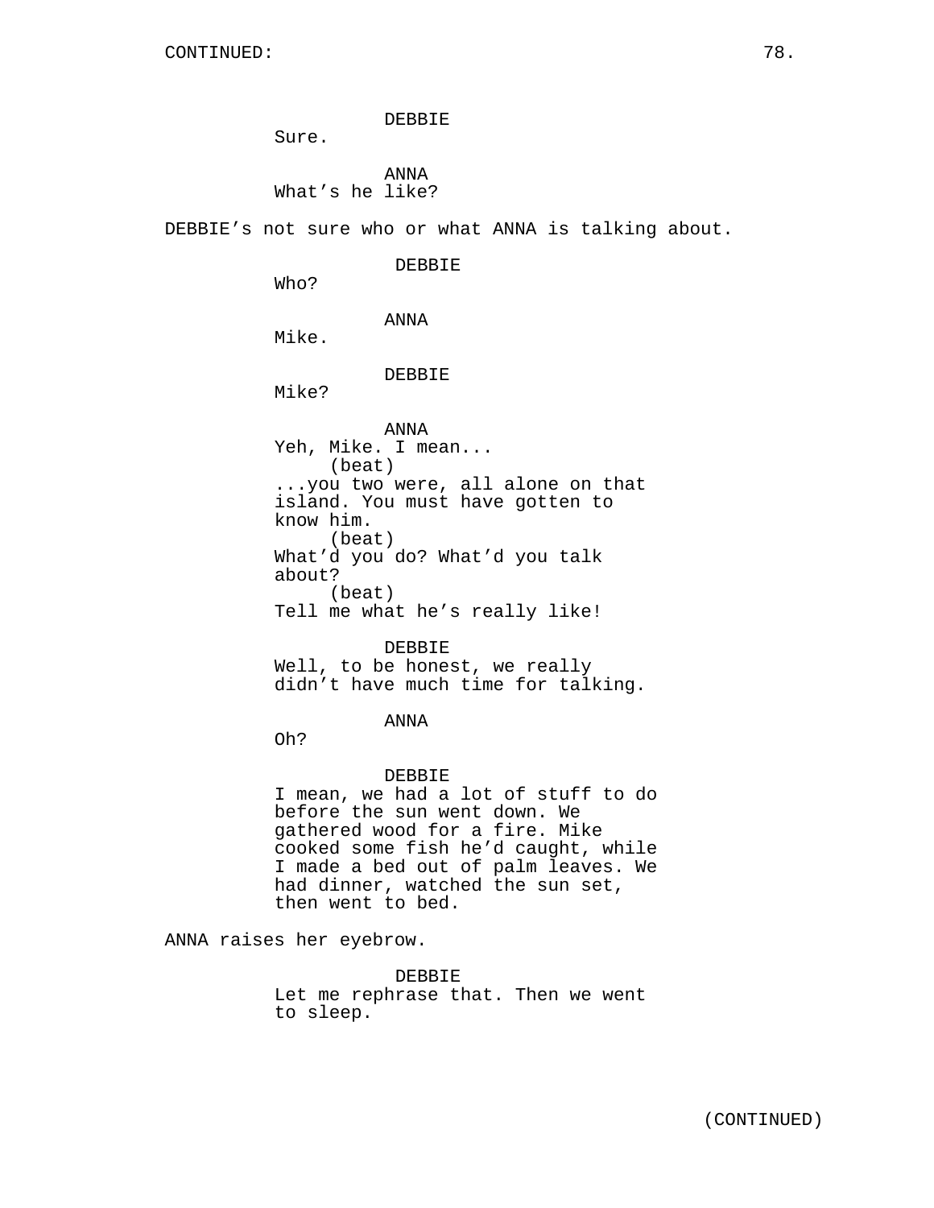CONTINUED:

DEBBIE
Sure.

ANNA
What's he like?

DEBBIE's not sure who or what ANNA is talking about.

DEBBIE
Who?

ANNA
Mike.

DEBBIE
Mike?

ANNA
Yeh, Mike. I mean...
(beat)
...you two were, all alone on that island. You must have gotten to know him.
(beat)
What'd you do? What'd you talk about?
(beat)
Tell me what he's really like!

DEBBIE
Well, to be honest, we really didn't have much time for talking.

ANNA
Oh?

DEBBIE
I mean, we had a lot of stuff to do before the sun went down. We gathered wood for a fire. Mike cooked some fish he'd caught, while I made a bed out of palm leaves. We had dinner, watched the sun set, then went to bed.

ANNA raises her eyebrow.

DEBBIE
Let me rephrase that. Then we went to sleep.

(CONTINUED)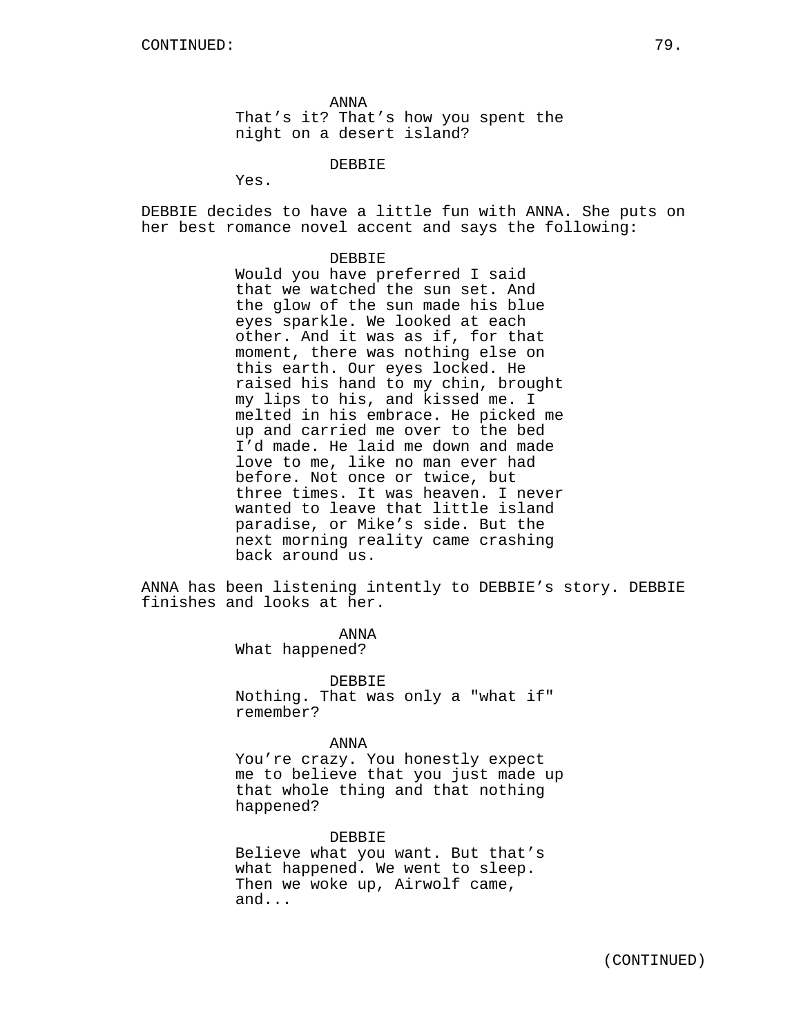ANNA
That's it? That's how you spent the night on a desert island?

DEBBIE
Yes.

DEBBIE decides to have a little fun with ANNA. She puts on her best romance novel accent and says the following:

DEBBIE
Would you have preferred I said that we watched the sun set. And the glow of the sun made his blue eyes sparkle. We looked at each other. And it was as if, for that moment, there was nothing else on this earth. Our eyes locked. He raised his hand to my chin, brought my lips to his, and kissed me. I melted in his embrace. He picked me up and carried me over to the bed I'd made. He laid me down and made love to me, like no man ever had before. Not once or twice, but three times. It was heaven. I never wanted to leave that little island paradise, or Mike's side. But the next morning reality came crashing back around us.

ANNA has been listening intently to DEBBIE's story. DEBBIE finishes and looks at her.

ANNA
What happened?

DEBBIE
Nothing. That was only a "what if" remember?

ANNA
You're crazy. You honestly expect me to believe that you just made up that whole thing and that nothing happened?

DEBBIE
Believe what you want. But that's what happened. We went to sleep. Then we woke up, Airwolf came, and...

(CONTINUED)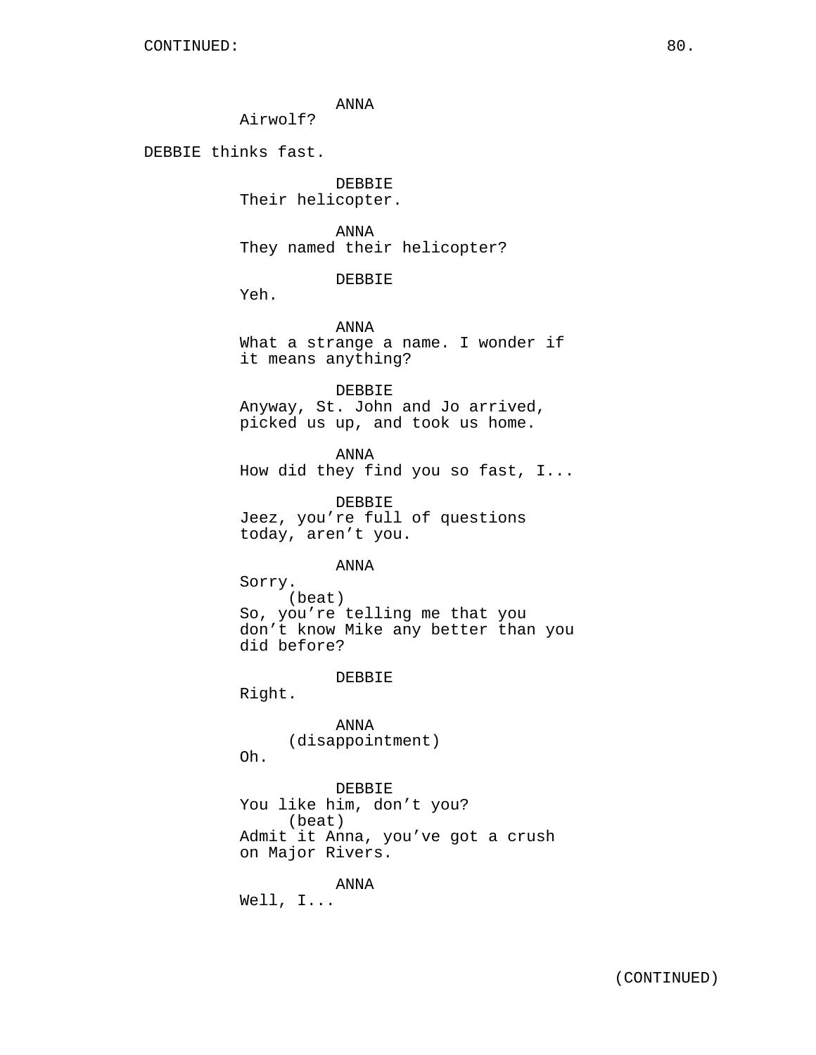ANNA
Airwolf?

DEBBIE thinks fast.

DEBBIE
Their helicopter.

ANNA
They named their helicopter?

DEBBIE
Yeh.

ANNA
What a strange a name. I wonder if it means anything?

DEBBIE
Anyway, St. John and Jo arrived, picked us up, and took us home.

ANNA
How did they find you so fast, I...

DEBBIE
Jeez, you're full of questions today, aren't you.

ANNA
Sorry.
(beat)
So, you're telling me that you don't know Mike any better than you did before?

DEBBIE
Right.

ANNA
(disappointment)
Oh.

DEBBIE
You like him, don't you?
(beat)
Admit it Anna, you've got a crush on Major Rivers.

ANNA
Well, I...

(CONTINUED)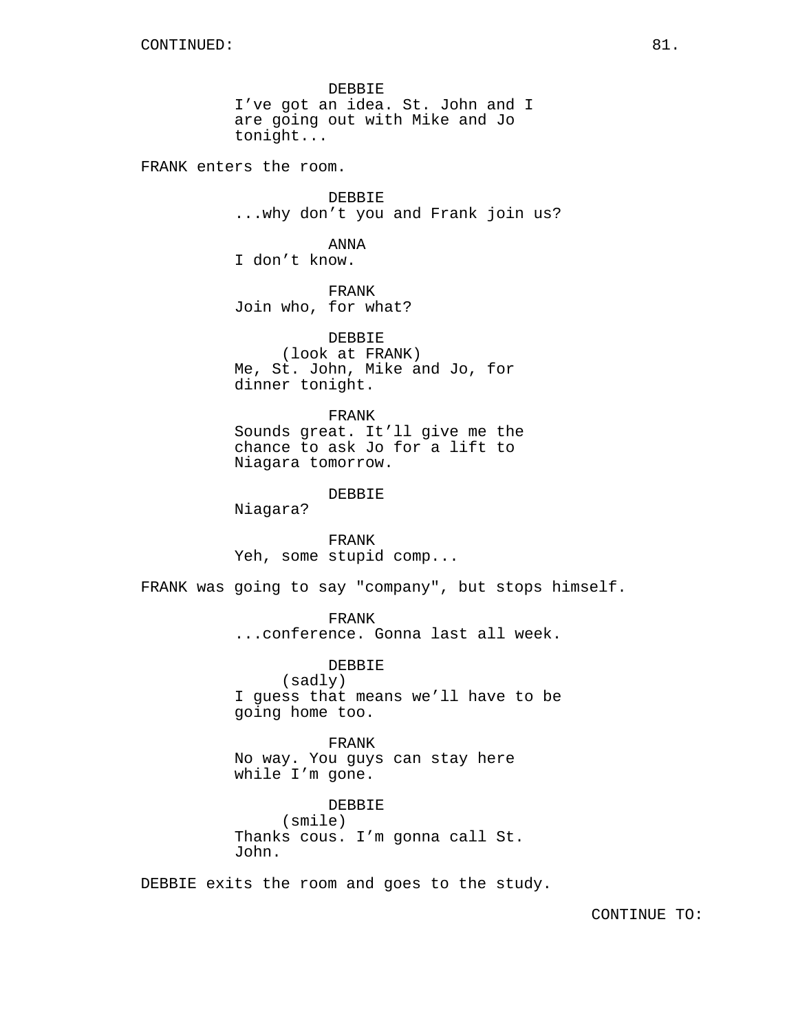CONTINUED:

DEBBIE
I've got an idea. St. John and I are going out with Mike and Jo tonight...

FRANK enters the room.

DEBBIE
...why don't you and Frank join us?

ANNA
I don't know.

FRANK
Join who, for what?

DEBBIE
(look at FRANK)
Me, St. John, Mike and Jo, for dinner tonight.

FRANK
Sounds great. It'll give me the chance to ask Jo for a lift to Niagara tomorrow.

DEBBIE
Niagara?

FRANK
Yeh, some stupid comp...

FRANK was going to say "company", but stops himself.

FRANK
...conference. Gonna last all week.

DEBBIE
(sadly)
I guess that means we'll have to be going home too.

FRANK
No way. You guys can stay here while I'm gone.

DEBBIE
(smile)
Thanks cous. I'm gonna call St. John.

DEBBIE exits the room and goes to the study.

CONTINUE TO: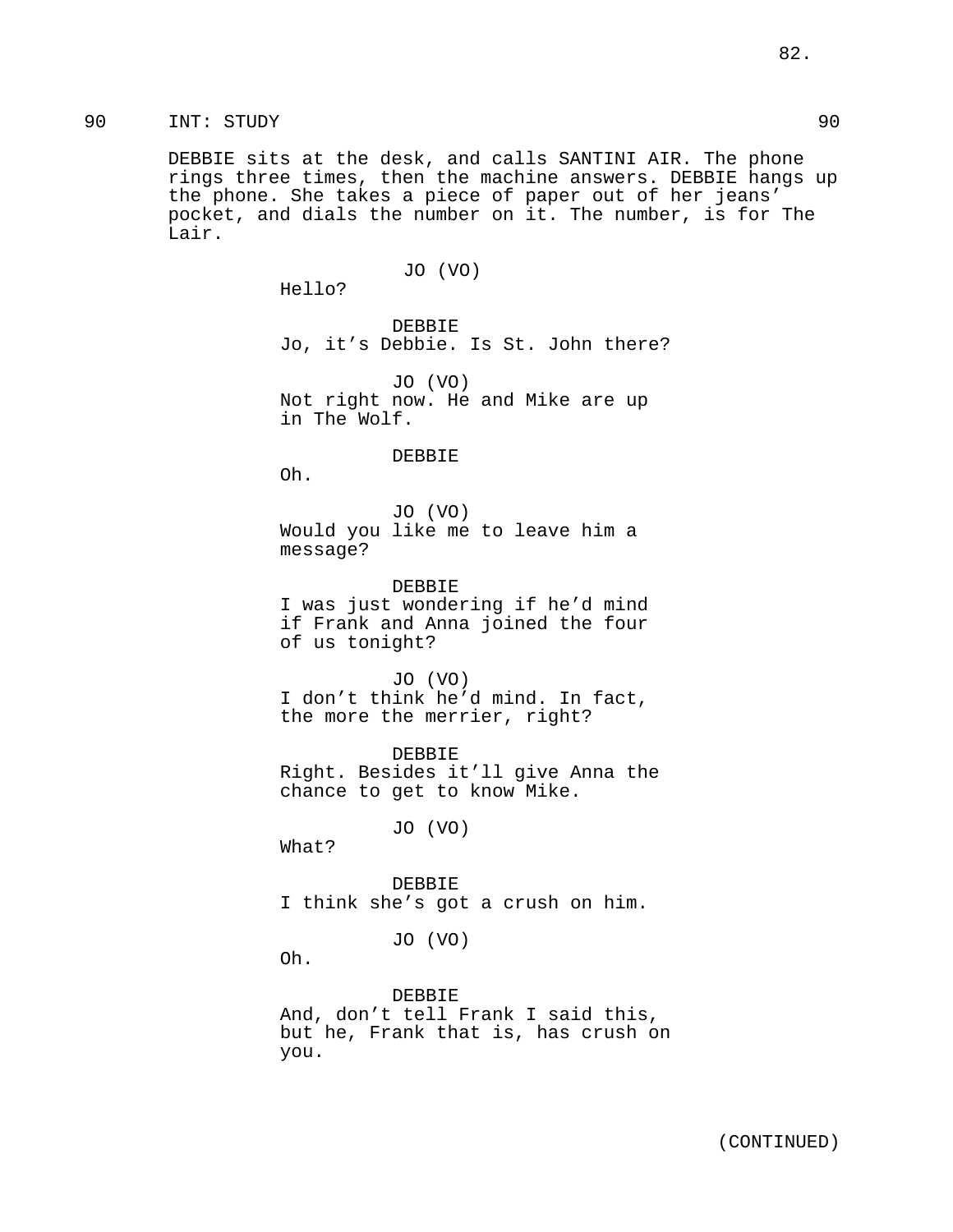90 INT: STUDY 90

DEBBIE sits at the desk, and calls SANTINI AIR. The phone rings three times, then the machine answers. DEBBIE hangs up the phone. She takes a piece of paper out of her jeans' pocket, and dials the number on it. The number, is for The Lair.

JO (VO)
Hello?

DEBBIE
Jo, it's Debbie. Is St. John there?

JO (VO)
Not right now. He and Mike are up in The Wolf.

DEBBIE
Oh.

JO (VO)
Would you like me to leave him a message?

DEBBIE
I was just wondering if he'd mind if Frank and Anna joined the four of us tonight?

JO (VO)
I don't think he'd mind. In fact, the more the merrier, right?

DEBBIE
Right. Besides it'll give Anna the chance to get to know Mike.

JO (VO)
What?

DEBBIE
I think she's got a crush on him.

JO (VO)
Oh.

DEBBIE
And, don't tell Frank I said this, but he, Frank that is, has crush on you.

(CONTINUED)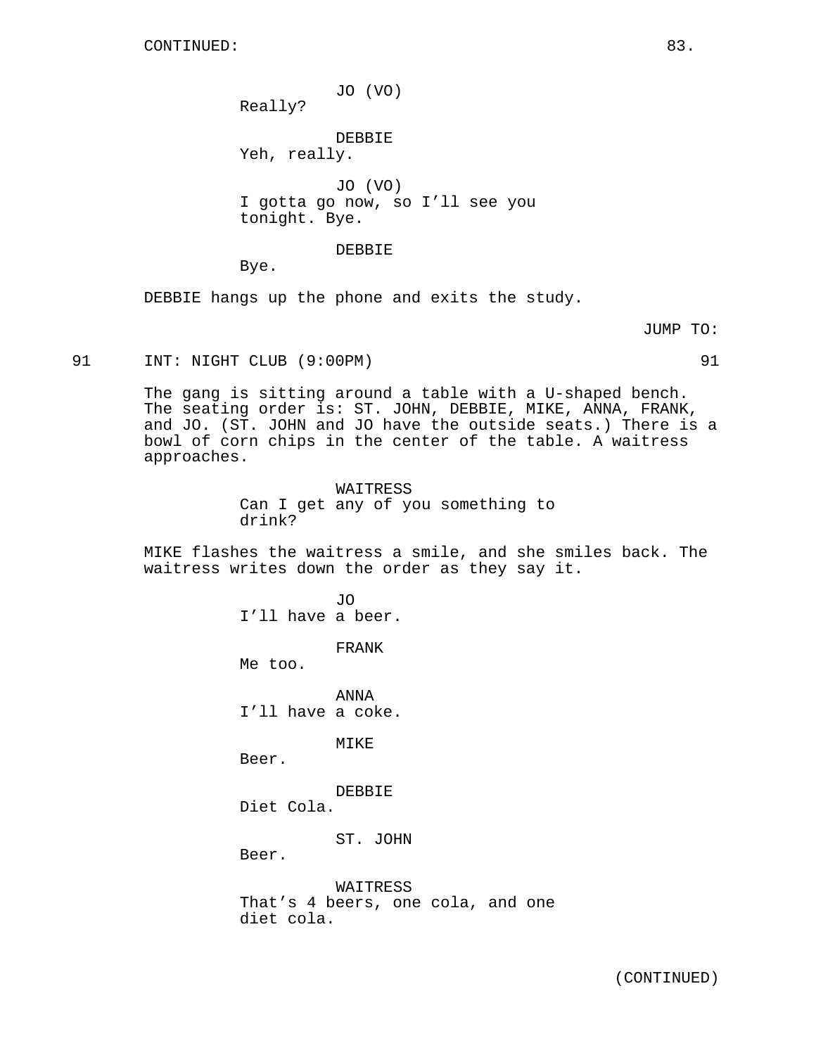CONTINUED:

JO (VO)
Really?

DEBBIE
Yeh, really.

JO (VO)
I gotta go now, so I'll see you tonight. Bye.

DEBBIE
Bye.

DEBBIE hangs up the phone and exits the study.

JUMP TO:

91 INT: NIGHT CLUB (9:00PM) 91

The gang is sitting around a table with a U-shaped bench. The seating order is: ST. JOHN, DEBBIE, MIKE, ANNA, FRANK, and JO. (ST. JOHN and JO have the outside seats.) There is a bowl of corn chips in the center of the table. A waitress approaches.

WAITRESS
Can I get any of you something to drink?

MIKE flashes the waitress a smile, and she smiles back. The waitress writes down the order as they say it.

JO
I'll have a beer.

FRANK
Me too.

ANNA
I'll have a coke.

MIKE
Beer.

DEBBIE
Diet Cola.

ST. JOHN
Beer.

WAITRESS
That's 4 beers, one cola, and one diet cola.

(CONTINUED)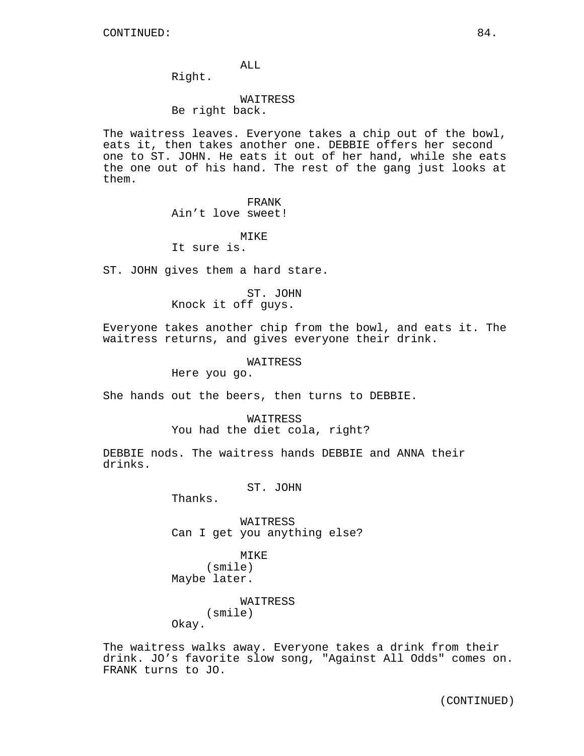CONTINUED:

ALL
Right.

WAITRESS
Be right back.

The waitress leaves. Everyone takes a chip out of the bowl, eats it, then takes another one. DEBBIE offers her second one to ST. JOHN. He eats it out of her hand, while she eats the one out of his hand. The rest of the gang just looks at them.

FRANK
Ain’t love sweet!

MIKE
It sure is.

ST. JOHN gives them a hard stare.

ST. JOHN
Knock it off guys.

Everyone takes another chip from the bowl, and eats it. The waitress returns, and gives everyone their drink.

WAITRESS
Here you go.

She hands out the beers, then turns to DEBBIE.

WAITRESS
You had the diet cola, right?

DEBBIE nods. The waitress hands DEBBIE and ANNA their drinks.

ST. JOHN
Thanks.

WAITRESS
Can I get you anything else?

MIKE
(smile)
Maybe later.

WAITRESS
(smile)
Okay.

The waitress walks away. Everyone takes a drink from their drink. JO’s favorite slow song, "Against All Odds" comes on. FRANK turns to JO.

(CONTINUED)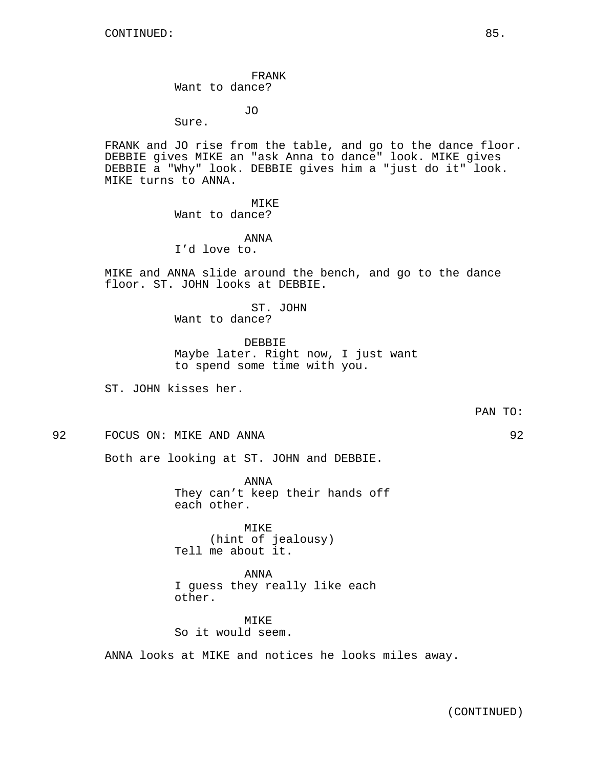CONTINUED:

FRANK
Want to dance?

JO
Sure.

FRANK and JO rise from the table, and go to the dance floor. DEBBIE gives MIKE an "ask Anna to dance" look. MIKE gives DEBBIE a "Why" look. DEBBIE gives him a "just do it" look. MIKE turns to ANNA.

MIKE
Want to dance?

ANNA
I'd love to.

MIKE and ANNA slide around the bench, and go to the dance floor. ST. JOHN looks at DEBBIE.

ST. JOHN
Want to dance?

DEBBIE
Maybe later. Right now, I just want to spend some time with you.

ST. JOHN kisses her.

PAN TO:

92 FOCUS ON: MIKE AND ANNA 92

Both are looking at ST. JOHN and DEBBIE.

ANNA
They can't keep their hands off each other.

MIKE
(hint of jealousy)
Tell me about it.

ANNA
I guess they really like each other.

MIKE
So it would seem.

ANNA looks at MIKE and notices he looks miles away.

(CONTINUED)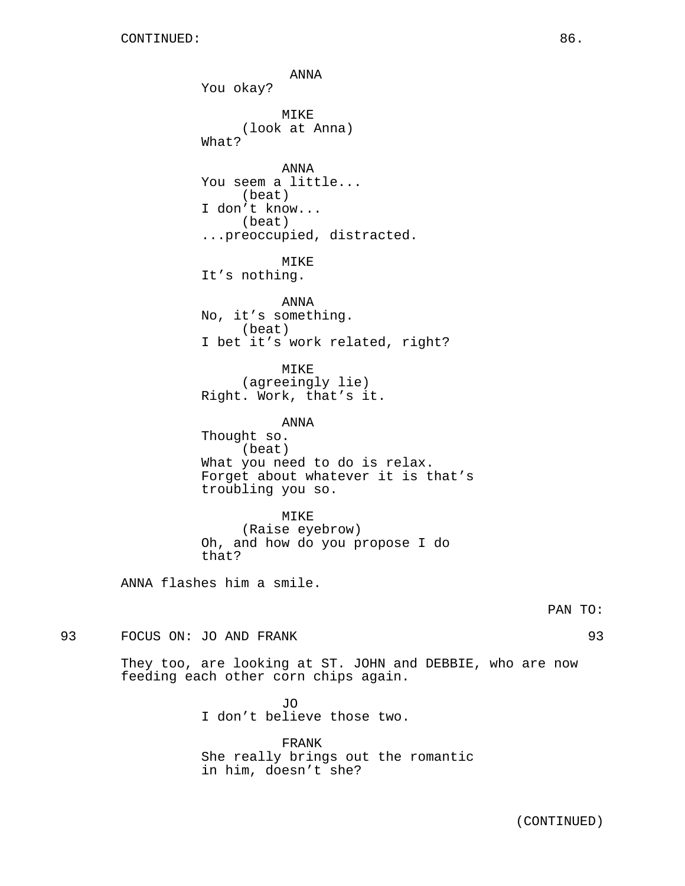CONTINUED:

ANNA
You okay?

MIKE
(look at Anna)
What?

ANNA
You seem a little...
(beat)
I don't know...
(beat)
...preoccupied, distracted.

MIKE
It's nothing.

ANNA
No, it's something.
(beat)
I bet it's work related, right?

MIKE
(agreeingly lie)
Right. Work, that's it.

ANNA
Thought so.
(beat)
What you need to do is relax.
Forget about whatever it is that's
troubling you so.

MIKE
(Raise eyebrow)
Oh, and how do you propose I do
that?

ANNA flashes him a smile.

PAN TO:

93 FOCUS ON: JO AND FRANK 93

They too, are looking at ST. JOHN and DEBBIE, who are now feeding each other corn chips again.

JO
I don't believe those two.

FRANK
She really brings out the romantic
in him, doesn't she?

(CONTINUED)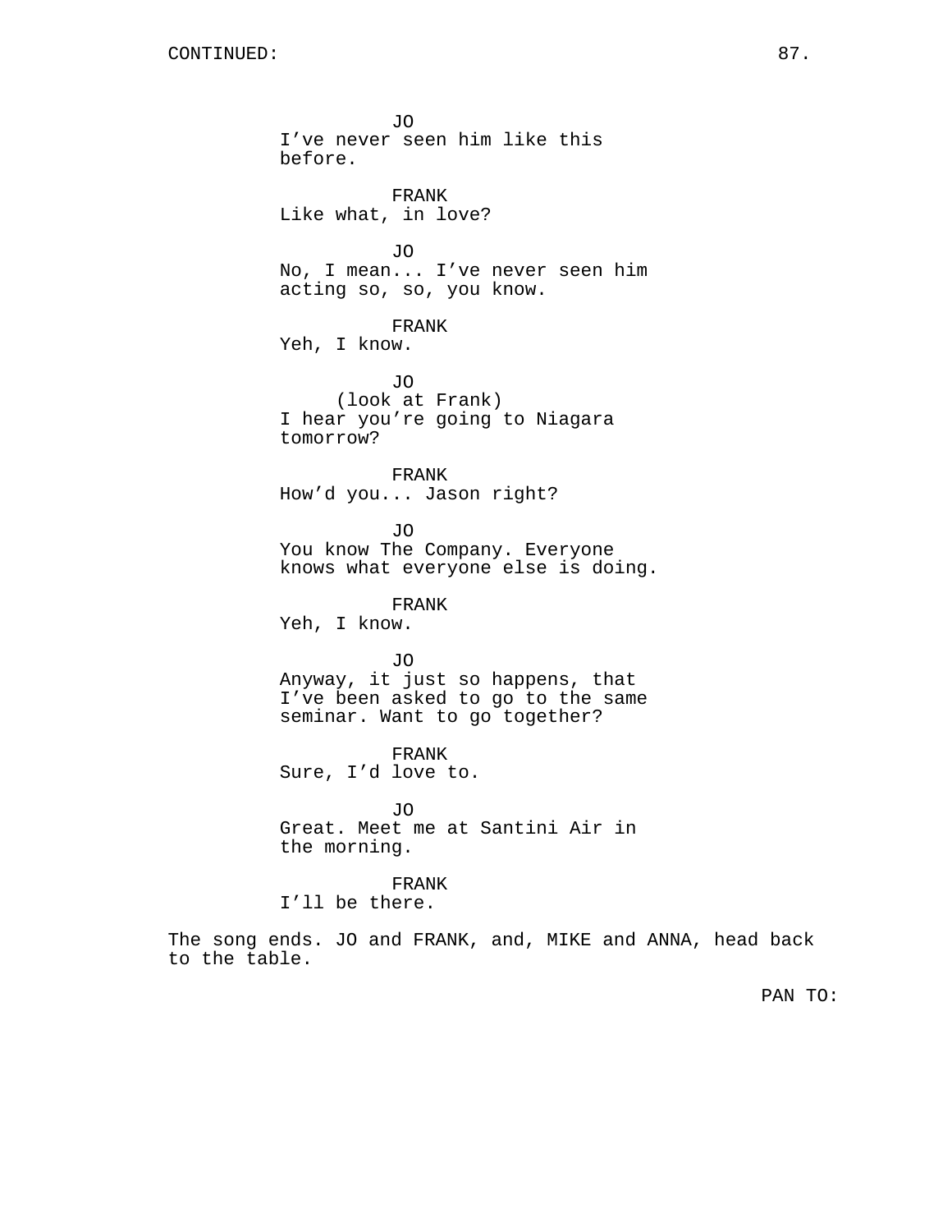CONTINUED:

JO
I've never seen him like this before.

FRANK
Like what, in love?

JO
No, I mean... I've never seen him acting so, so, you know.

FRANK
Yeh, I know.

JO
(look at Frank)
I hear you're going to Niagara tomorrow?

FRANK
How'd you... Jason right?

JO
You know The Company. Everyone knows what everyone else is doing.

FRANK
Yeh, I know.

JO
Anyway, it just so happens, that I've been asked to go to the same seminar. Want to go together?

FRANK
Sure, I'd love to.

JO
Great. Meet me at Santini Air in the morning.

FRANK
I'll be there.

The song ends. JO and FRANK, and, MIKE and ANNA, head back to the table.

PAN TO: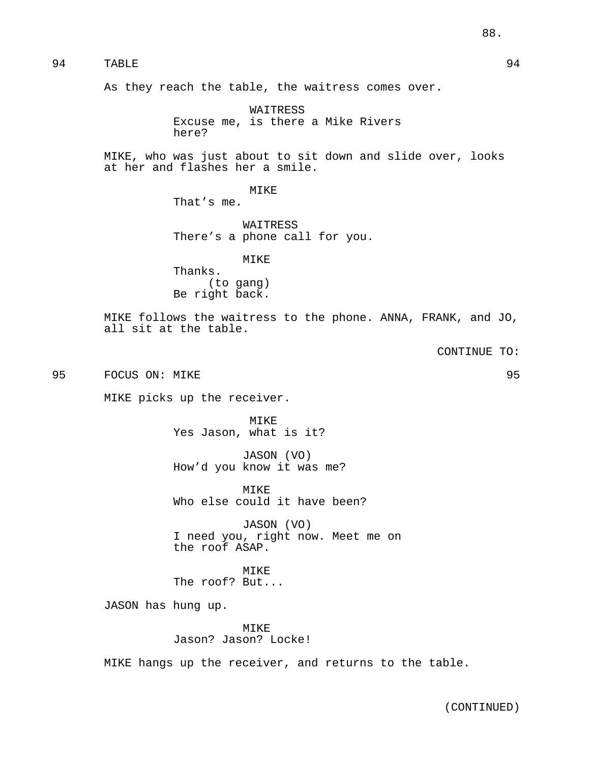94 TABLE 94

As they reach the table, the waitress comes over.

WAITRESS
Excuse me, is there a Mike Rivers here?

MIKE, who was just about to sit down and slide over, looks at her and flashes her a smile.

MIKE
That's me.

WAITRESS
There's a phone call for you.

MIKE
Thanks.
(to gang)
Be right back.

MIKE follows the waitress to the phone. ANNA, FRANK, and JO, all sit at the table.

CONTINUE TO:

95 FOCUS ON: MIKE 95

MIKE picks up the receiver.

MIKE
Yes Jason, what is it?

JASON (VO)
How'd you know it was me?

MIKE
Who else could it have been?

JASON (VO)
I need you, right now. Meet me on the roof ASAP.

MIKE
The roof? But...

JASON has hung up.

MIKE
Jason? Jason? Locke!

MIKE hangs up the receiver, and returns to the table.

(CONTINUED)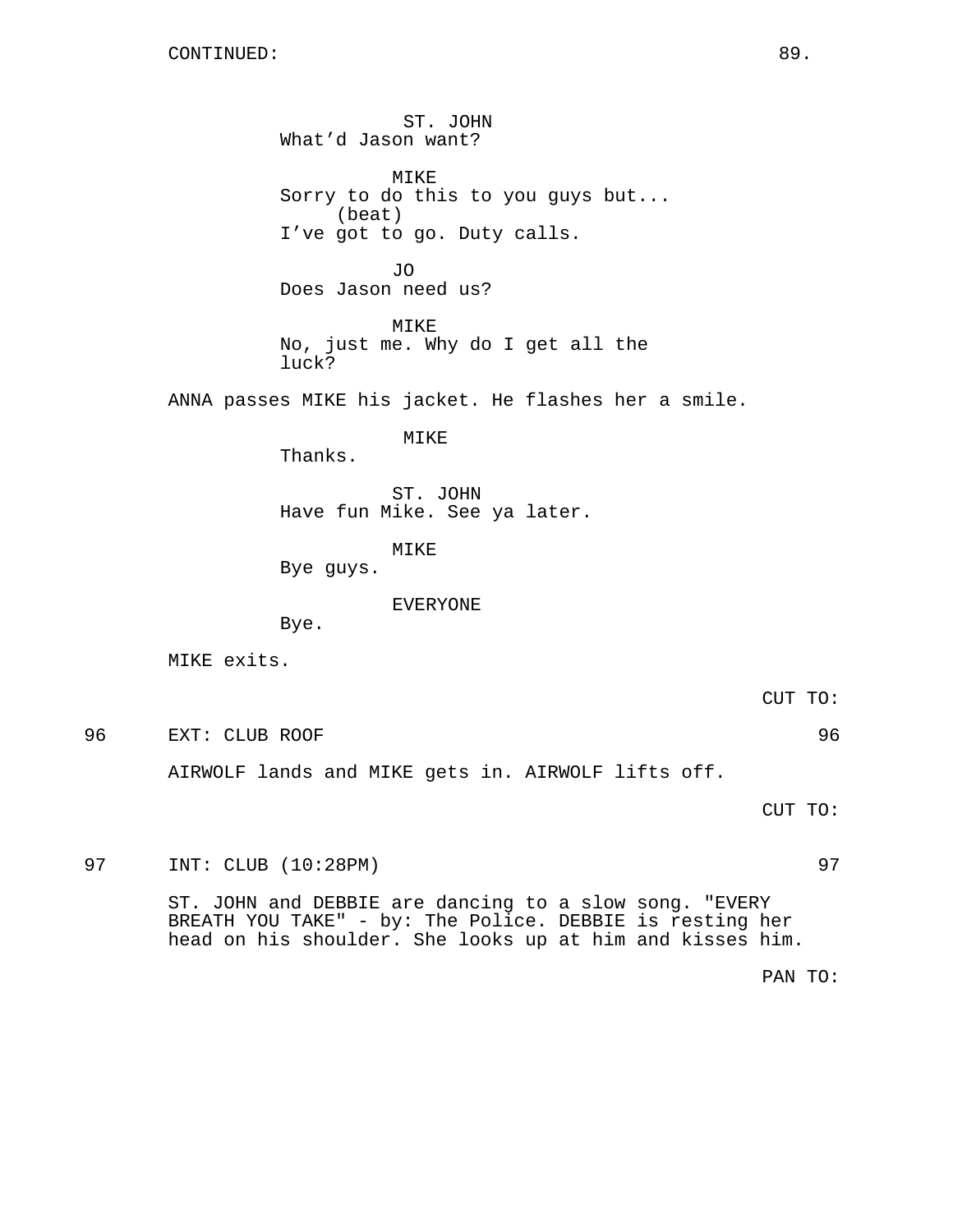CONTINUED:

ST. JOHN
What'd Jason want?

MIKE
Sorry to do this to you guys but...
(beat)
I've got to go. Duty calls.

JO
Does Jason need us?

MIKE
No, just me. Why do I get all the luck?

ANNA passes MIKE his jacket. He flashes her a smile.

MIKE
Thanks.

ST. JOHN
Have fun Mike. See ya later.

MIKE
Bye guys.

EVERYONE
Bye.

MIKE exits.

CUT TO:

96 EXT: CLUB ROOF 96

AIRWOLF lands and MIKE gets in. AIRWOLF lifts off.

CUT TO:

97 INT: CLUB (10:28PM) 97

ST. JOHN and DEBBIE are dancing to a slow song. "EVERY BREATH YOU TAKE" - by: The Police. DEBBIE is resting her head on his shoulder. She looks up at him and kisses him.

PAN TO: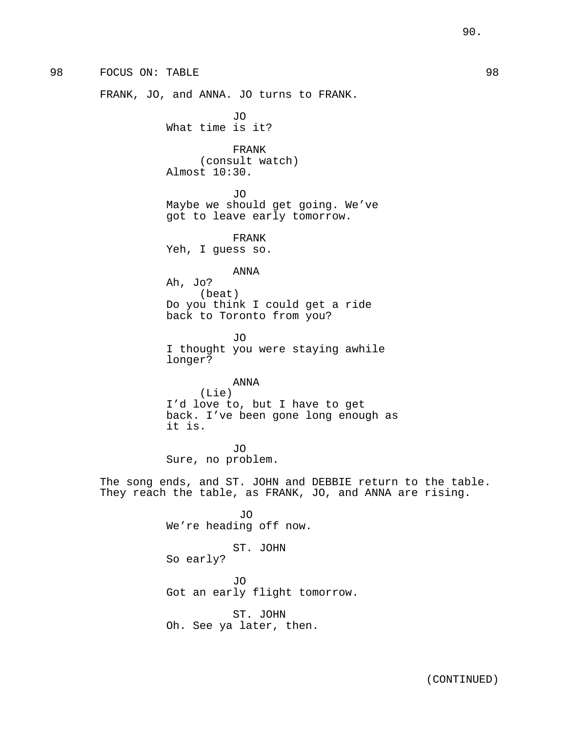98 FOCUS ON: TABLE 98

FRANK, JO, and ANNA. JO turns to FRANK.

JO
What time is it?

FRANK
(consult watch)
Almost 10:30.

JO
Maybe we should get going. We've got to leave early tomorrow.

FRANK
Yeh, I guess so.

ANNA
Ah, Jo?
(beat)
Do you think I could get a ride back to Toronto from you?

JO
I thought you were staying awhile longer?

ANNA
(Lie)
I'd love to, but I have to get back. I've been gone long enough as it is.

JO
Sure, no problem.

The song ends, and ST. JOHN and DEBBIE return to the table. They reach the table, as FRANK, JO, and ANNA are rising.

JO
We're heading off now.

ST. JOHN
So early?

JO
Got an early flight tomorrow.

ST. JOHN
Oh. See ya later, then.

(CONTINUED)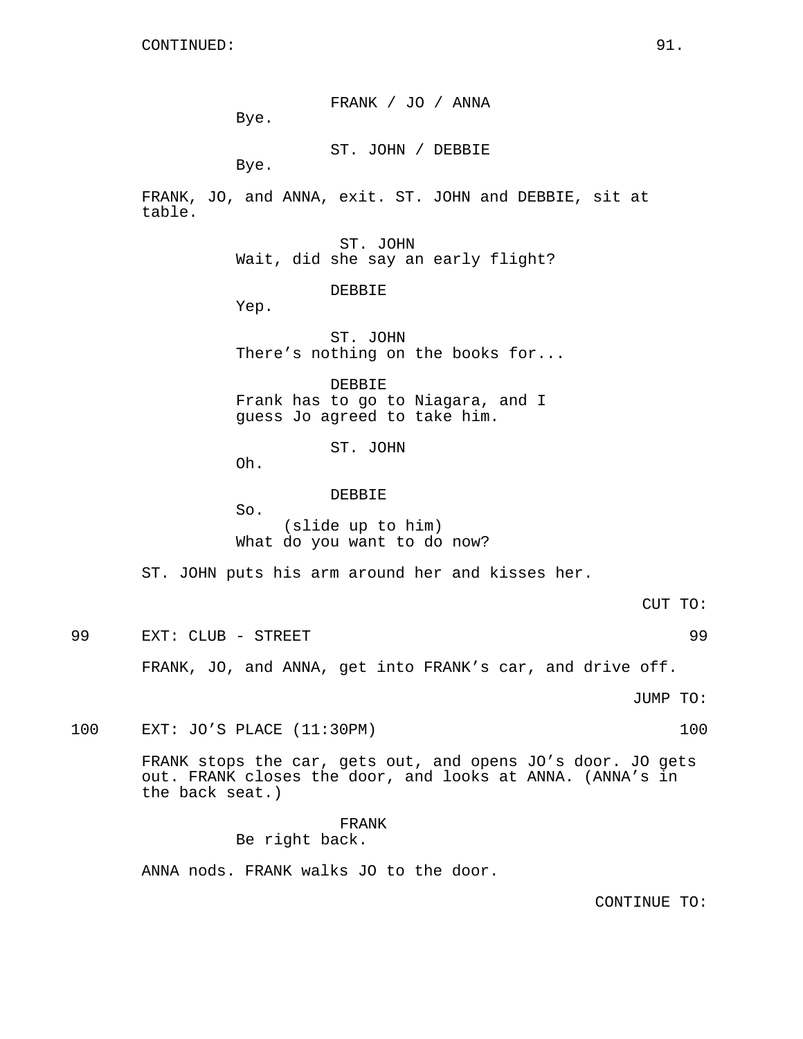CONTINUED:

FRANK / JO / ANNA
Bye.

ST. JOHN / DEBBIE
Bye.

FRANK, JO, and ANNA, exit. ST. JOHN and DEBBIE, sit at table.

ST. JOHN
Wait, did she say an early flight?

DEBBIE
Yep.

ST. JOHN
There's nothing on the books for...

DEBBIE
Frank has to go to Niagara, and I guess Jo agreed to take him.

ST. JOHN
Oh.

DEBBIE
So.
(slide up to him)
What do you want to do now?

ST. JOHN puts his arm around her and kisses her.

CUT TO:

99 EXT: CLUB - STREET 99

FRANK, JO, and ANNA, get into FRANK's car, and drive off.

JUMP TO:

100 EXT: JO'S PLACE (11:30PM) 100

FRANK stops the car, gets out, and opens JO's door. JO gets out. FRANK closes the door, and looks at ANNA. (ANNA's in the back seat.)

FRANK
Be right back.

ANNA nods. FRANK walks JO to the door.

CONTINUE TO: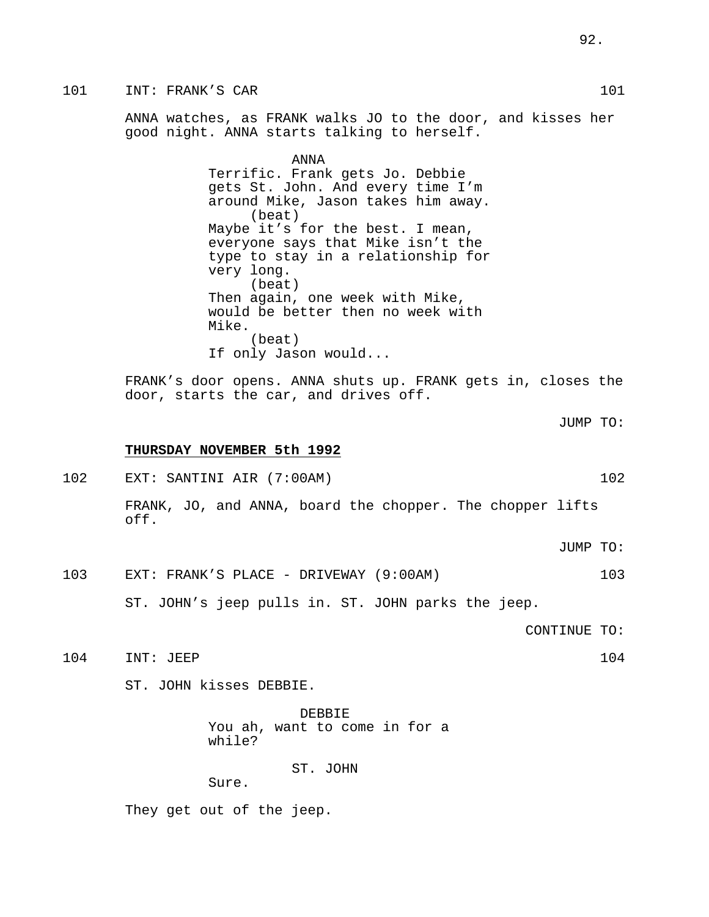101 INT: FRANK'S CAR 101

ANNA watches, as FRANK walks JO to the door, and kisses her good night. ANNA starts talking to herself.

ANNA
Terrific. Frank gets Jo. Debbie gets St. John. And every time I'm around Mike, Jason takes him away.
(beat)
Maybe it's for the best. I mean, everyone says that Mike isn't the type to stay in a relationship for very long.
(beat)
Then again, one week with Mike, would be better then no week with Mike.
(beat)
If only Jason would...

FRANK's door opens. ANNA shuts up. FRANK gets in, closes the door, starts the car, and drives off.

JUMP TO:

**THURSDAY NOVEMBER 5th 1992**

102 EXT: SANTINI AIR (7:00AM) 102

FRANK, JO, and ANNA, board the chopper. The chopper lifts off.

JUMP TO:

103 EXT: FRANK'S PLACE - DRIVEWAY (9:00AM) 103

ST. JOHN's jeep pulls in. ST. JOHN parks the jeep.

CONTINUE TO:

104 INT: JEEP 104

ST. JOHN kisses DEBBIE.

DEBBIE
You ah, want to come in for a while?

ST. JOHN
Sure.

They get out of the jeep.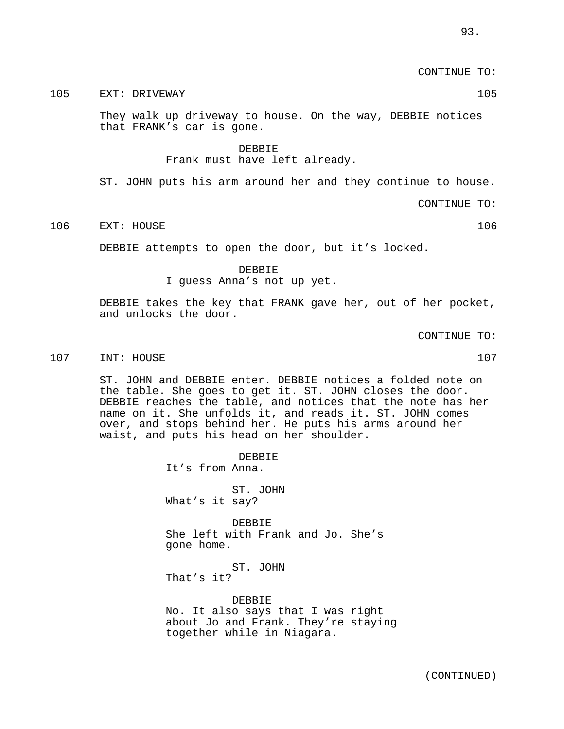CONTINUE TO:

105 EXT: DRIVEWAY 105

They walk up driveway to house. On the way, DEBBIE notices that FRANK's car is gone.

DEBBIE
Frank must have left already.

ST. JOHN puts his arm around her and they continue to house.

CONTINUE TO:

106 EXT: HOUSE 106

DEBBIE attempts to open the door, but it's locked.

DEBBIE
I guess Anna's not up yet.

DEBBIE takes the key that FRANK gave her, out of her pocket, and unlocks the door.

CONTINUE TO:

107 INT: HOUSE 107

ST. JOHN and DEBBIE enter. DEBBIE notices a folded note on the table. She goes to get it. ST. JOHN closes the door. DEBBIE reaches the table, and notices that the note has her name on it. She unfolds it, and reads it. ST. JOHN comes over, and stops behind her. He puts his arms around her waist, and puts his head on her shoulder.

DEBBIE
It's from Anna.

ST. JOHN
What's it say?

DEBBIE
She left with Frank and Jo. She's gone home.

ST. JOHN
That's it?

DEBBIE
No. It also says that I was right about Jo and Frank. They're staying together while in Niagara.

(CONTINUED)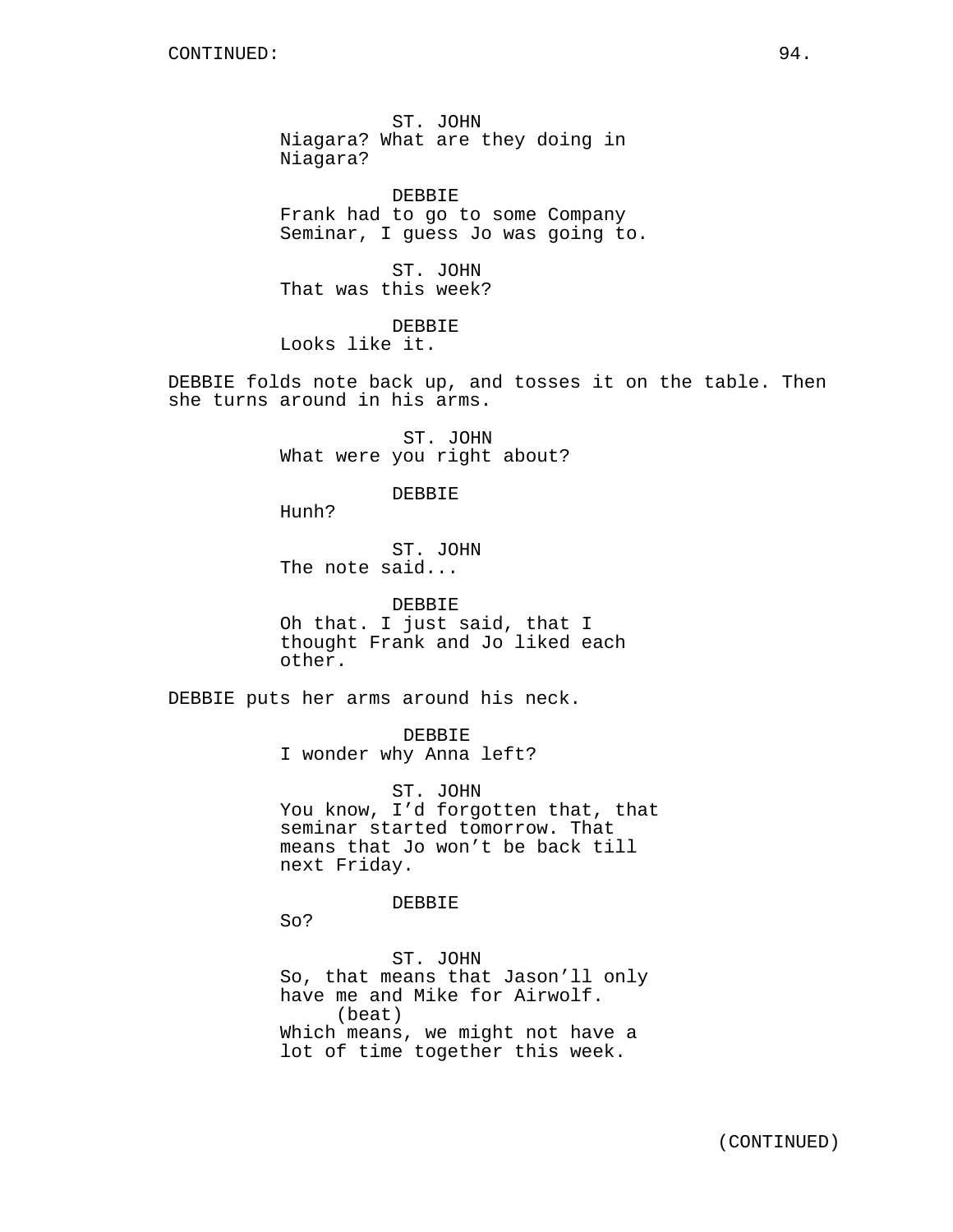ST. JOHN
Niagara? What are they doing in Niagara?

DEBBIE
Frank had to go to some Company Seminar, I guess Jo was going to.

ST. JOHN
That was this week?

DEBBIE
Looks like it.

DEBBIE folds note back up, and tosses it on the table. Then she turns around in his arms.

ST. JOHN
What were you right about?

DEBBIE
Hunh?

ST. JOHN
The note said...

DEBBIE
Oh that. I just said, that I thought Frank and Jo liked each other.

DEBBIE puts her arms around his neck.

DEBBIE
I wonder why Anna left?

ST. JOHN
You know, I'd forgotten that, that seminar started tomorrow. That means that Jo won't be back till next Friday.

DEBBIE
So?

ST. JOHN
So, that means that Jason'll only have me and Mike for Airwolf.
(beat)
Which means, we might not have a lot of time together this week.

(CONTINUED)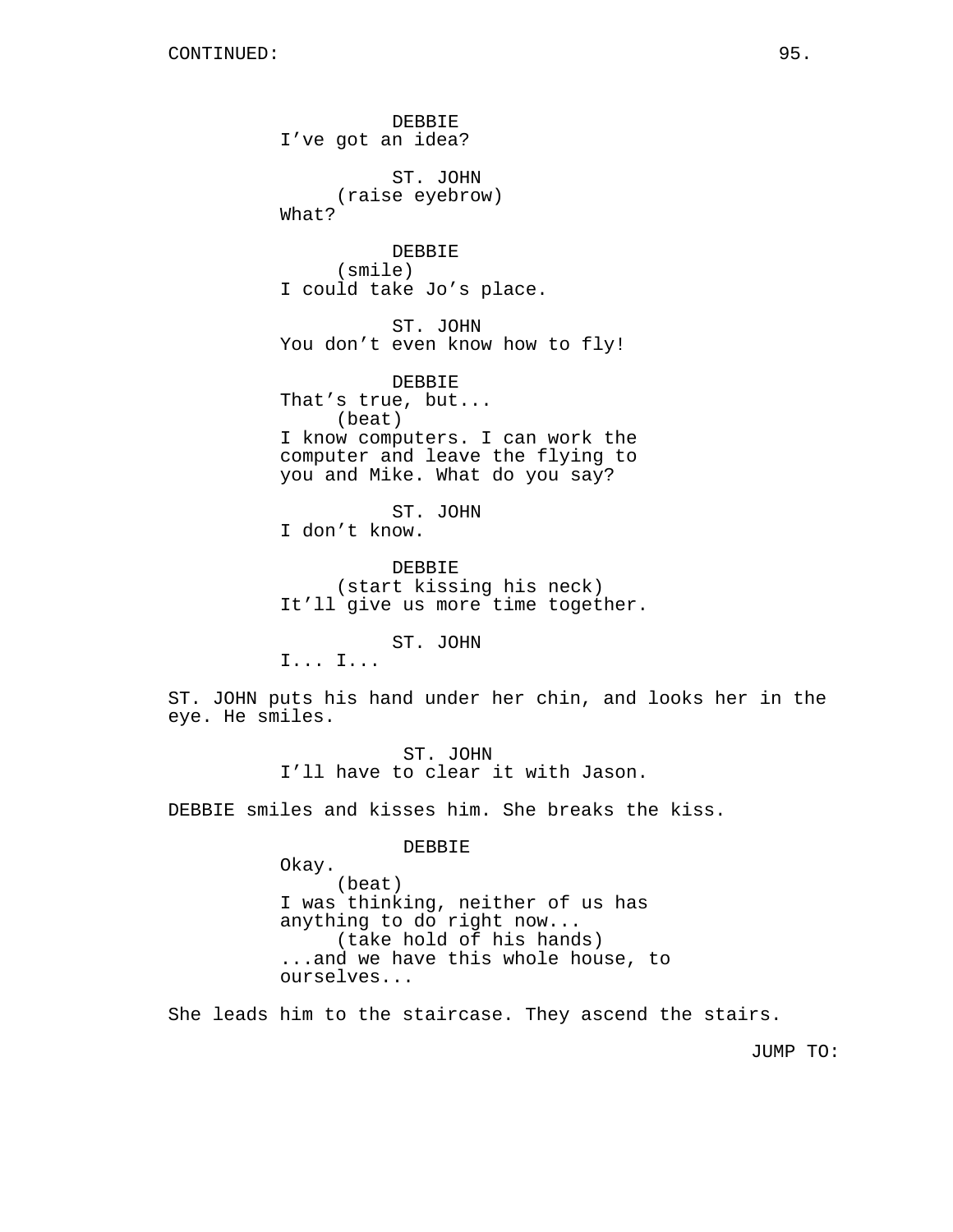CONTINUED:

DEBBIE
I've got an idea?

ST. JOHN
(raise eyebrow)
What?

DEBBIE
(smile)
I could take Jo's place.

ST. JOHN
You don't even know how to fly!

DEBBIE
That's true, but...
(beat)
I know computers. I can work the computer and leave the flying to you and Mike. What do you say?

ST. JOHN
I don't know.

DEBBIE
(start kissing his neck)
It'll give us more time together.

ST. JOHN
I... I...

ST. JOHN puts his hand under her chin, and looks her in the eye. He smiles.

ST. JOHN
I'll have to clear it with Jason.

DEBBIE smiles and kisses him. She breaks the kiss.

DEBBIE
Okay.
(beat)
I was thinking, neither of us has anything to do right now...
(take hold of his hands)
...and we have this whole house, to ourselves...

She leads him to the staircase. They ascend the stairs.

JUMP TO: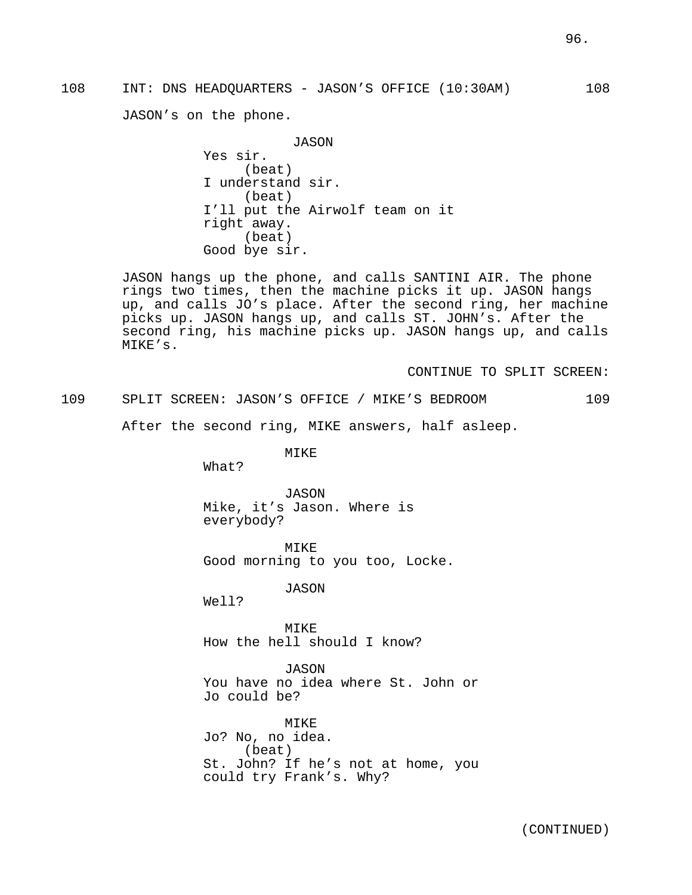108 INT: DNS HEADQUARTERS - JASON’S OFFICE (10:30AM) 108

JASON’s on the phone.

JASON
Yes sir.
(beat)
I understand sir.
(beat)
I’ll put the Airwolf team on it right away.
(beat)
Good bye sir.

JASON hangs up the phone, and calls SANTINI AIR. The phone rings two times, then the machine picks it up. JASON hangs up, and calls JO’s place. After the second ring, her machine picks up. JASON hangs up, and calls ST. JOHN’s. After the second ring, his machine picks up. JASON hangs up, and calls MIKE’s.

CONTINUE TO SPLIT SCREEN:

109 SPLIT SCREEN: JASON’S OFFICE / MIKE’S BEDROOM 109

After the second ring, MIKE answers, half asleep.

MIKE
What?

JASON
Mike, it’s Jason. Where is everybody?

MIKE
Good morning to you too, Locke.

JASON
Well?

MIKE
How the hell should I know?

JASON
You have no idea where St. John or Jo could be?

MIKE
Jo? No, no idea.
(beat)
St. John? If he’s not at home, you could try Frank’s. Why?

(CONTINUED)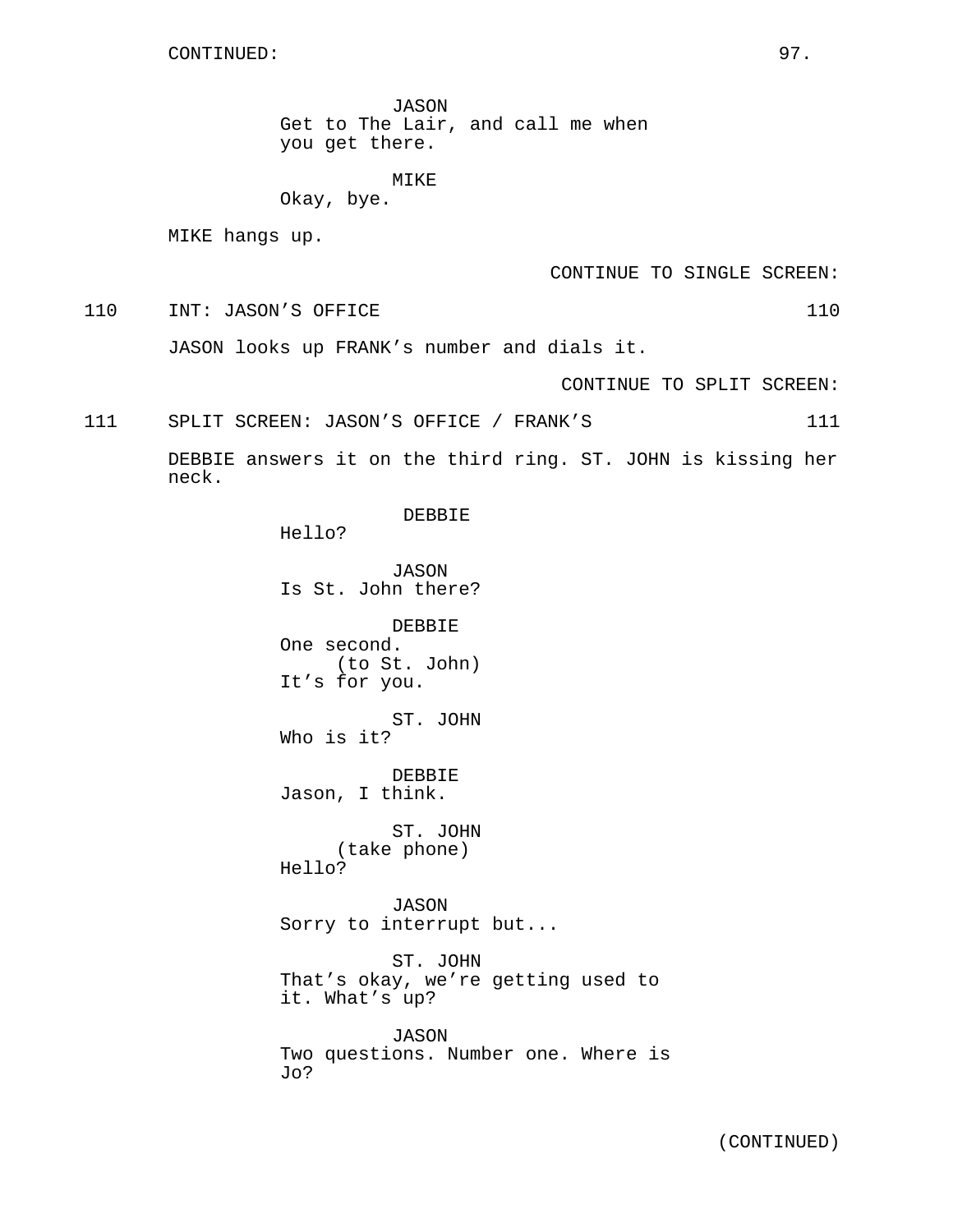CONTINUED:

JASON
Get to The Lair, and call me when you get there.

MIKE
Okay, bye.

MIKE hangs up.

CONTINUE TO SINGLE SCREEN:

110 INT: JASON'S OFFICE 110

JASON looks up FRANK's number and dials it.

CONTINUE TO SPLIT SCREEN:

111 SPLIT SCREEN: JASON'S OFFICE / FRANK'S 111

DEBBIE answers it on the third ring. ST. JOHN is kissing her neck.

DEBBIE
Hello?

JASON
Is St. John there?

DEBBIE
One second.
(to St. John)
It's for you.

ST. JOHN
Who is it?

DEBBIE
Jason, I think.

ST. JOHN
(take phone)
Hello?

JASON
Sorry to interrupt but...

ST. JOHN
That's okay, we're getting used to it. What's up?

JASON
Two questions. Number one. Where is Jo?

(CONTINUED)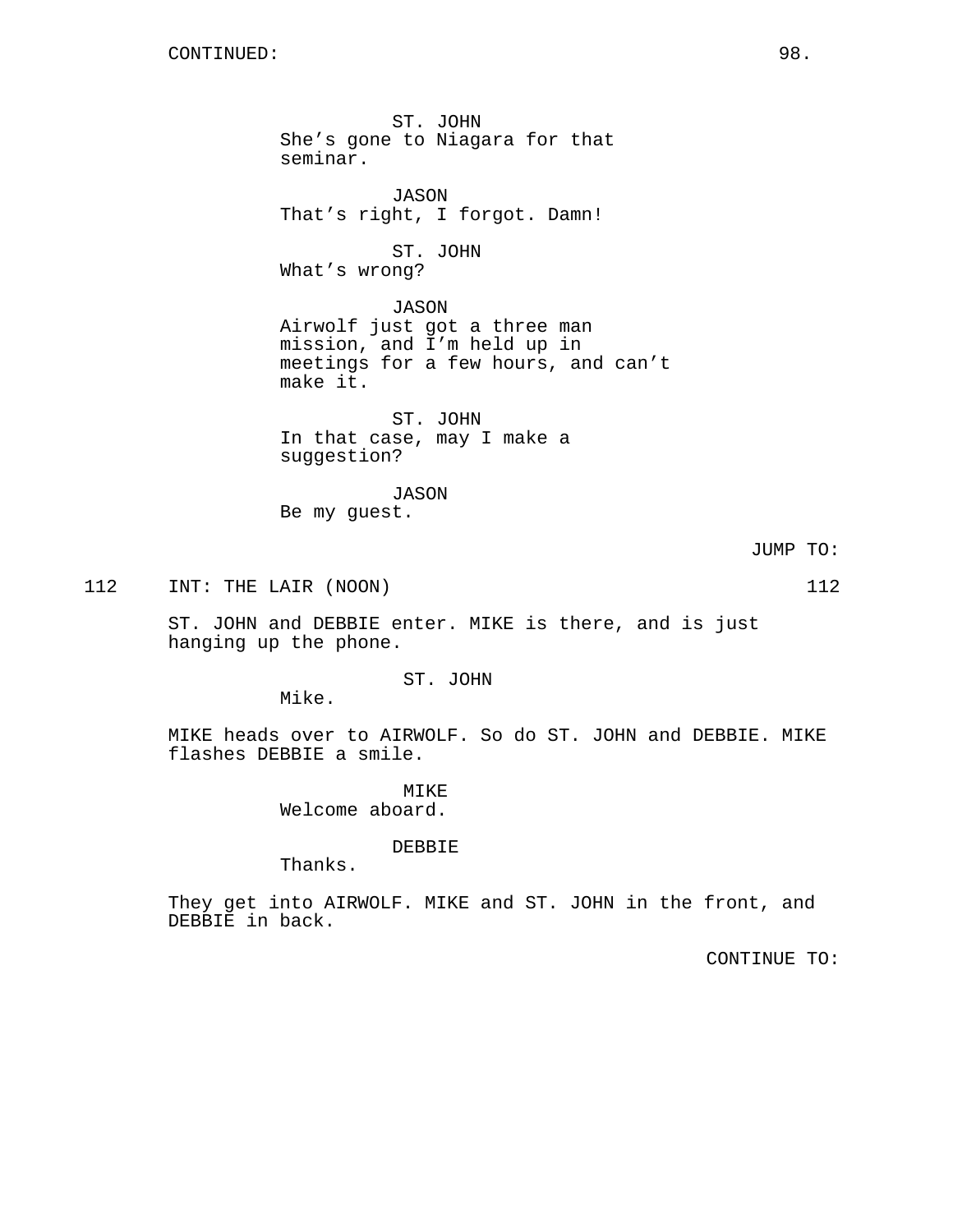CONTINUED:

ST. JOHN
She's gone to Niagara for that seminar.

JASON
That's right, I forgot. Damn!

ST. JOHN
What's wrong?

JASON
Airwolf just got a three man mission, and I'm held up in meetings for a few hours, and can't make it.

ST. JOHN
In that case, may I make a suggestion?

JASON
Be my guest.

JUMP TO:

112 INT: THE LAIR (NOON) 112

ST. JOHN and DEBBIE enter. MIKE is there, and is just hanging up the phone.

ST. JOHN
Mike.

MIKE heads over to AIRWOLF. So do ST. JOHN and DEBBIE. MIKE flashes DEBBIE a smile.

MIKE
Welcome aboard.

DEBBIE
Thanks.

They get into AIRWOLF. MIKE and ST. JOHN in the front, and DEBBIE in back.

CONTINUE TO: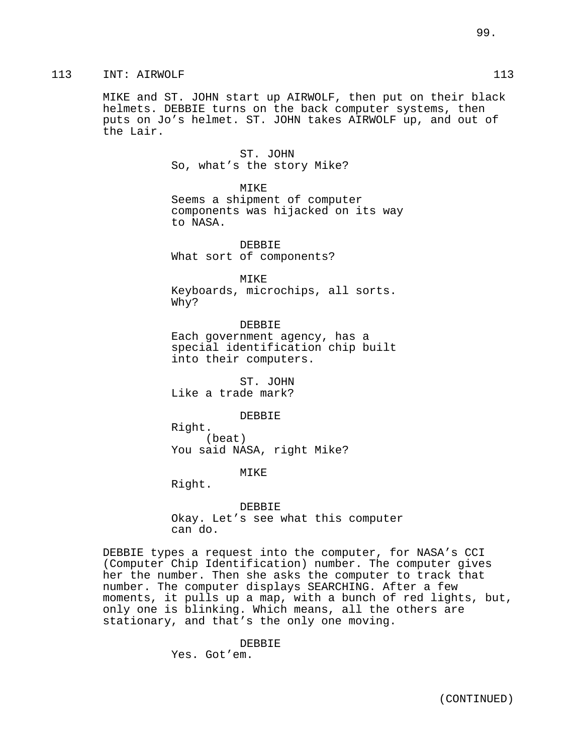113 INT: AIRWOLF 113

MIKE and ST. JOHN start up AIRWOLF, then put on their black helmets. DEBBIE turns on the back computer systems, then puts on Jo's helmet. ST. JOHN takes AIRWOLF up, and out of the Lair.

ST. JOHN
So, what's the story Mike?

MIKE
Seems a shipment of computer components was hijacked on its way to NASA.

DEBBIE
What sort of components?

MIKE
Keyboards, microchips, all sorts. Why?

DEBBIE
Each government agency, has a special identification chip built into their computers.

ST. JOHN
Like a trade mark?

DEBBIE
Right.
(beat)
You said NASA, right Mike?

MIKE
Right.

DEBBIE
Okay. Let's see what this computer can do.

DEBBIE types a request into the computer, for NASA's CCI (Computer Chip Identification) number. The computer gives her the number. Then she asks the computer to track that number. The computer displays SEARCHING. After a few moments, it pulls up a map, with a bunch of red lights, but, only one is blinking. Which means, all the others are stationary, and that's the only one moving.

DEBBIE
Yes. Got'em.

(CONTINUED)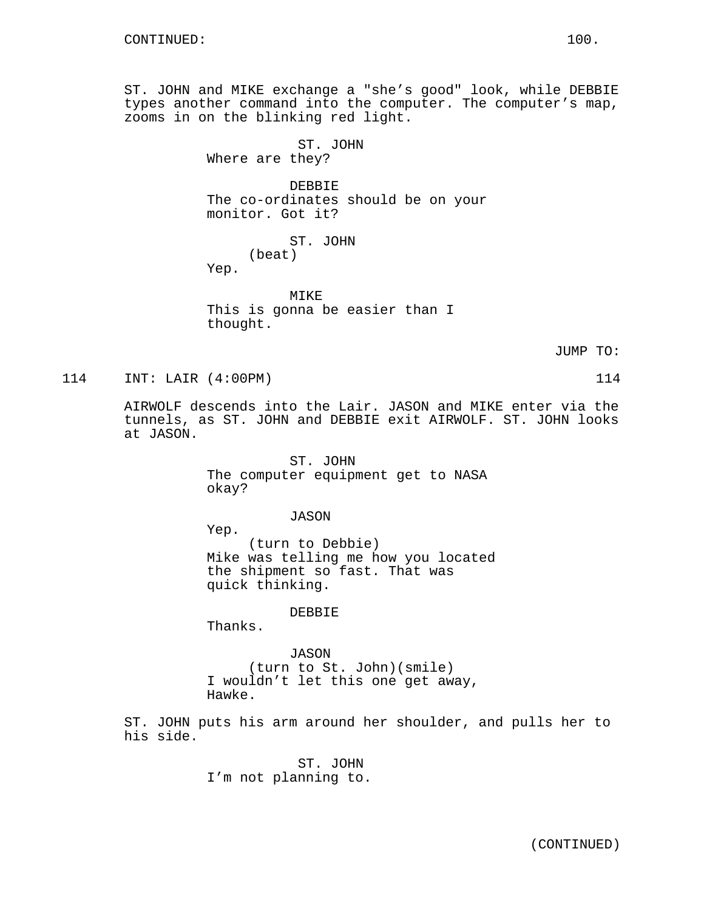CONTINUED:

ST. JOHN and MIKE exchange a "she's good" look, while DEBBIE types another command into the computer. The computer's map, zooms in on the blinking red light.

ST. JOHN
Where are they?

DEBBIE
The co-ordinates should be on your monitor. Got it?

ST. JOHN
(beat)
Yep.

MIKE
This is gonna be easier than I thought.

JUMP TO:

114 INT: LAIR (4:00PM) 114

AIRWOLF descends into the Lair. JASON and MIKE enter via the tunnels, as ST. JOHN and DEBBIE exit AIRWOLF. ST. JOHN looks at JASON.

ST. JOHN
The computer equipment get to NASA okay?

JASON
Yep.
(turn to Debbie)
Mike was telling me how you located the shipment so fast. That was quick thinking.

DEBBIE
Thanks.

JASON
(turn to St. John)(smile)
I wouldn't let this one get away, Hawke.

ST. JOHN puts his arm around her shoulder, and pulls her to his side.

ST. JOHN
I'm not planning to.

(CONTINUED)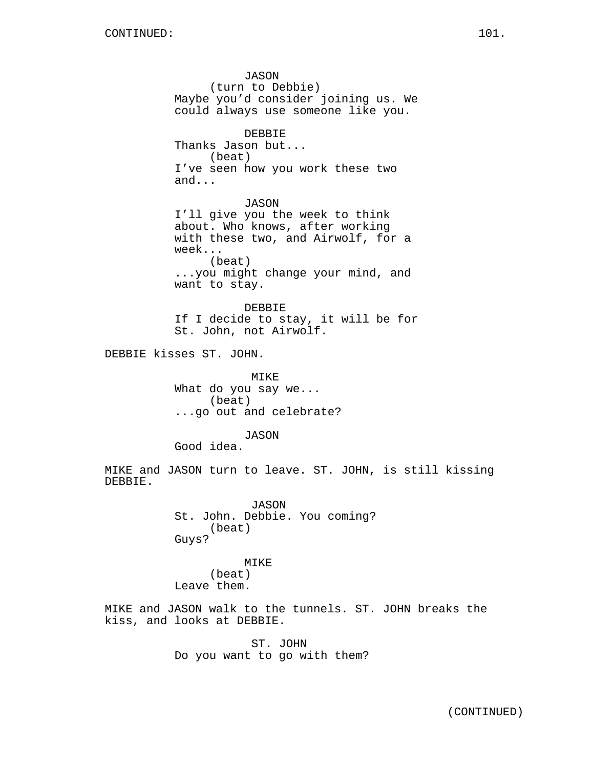JASON
(turn to Debbie)
Maybe you'd consider joining us. We could always use someone like you.

DEBBIE
Thanks Jason but...
(beat)
I've seen how you work these two and...

JASON
I'll give you the week to think about. Who knows, after working with these two, and Airwolf, for a week...
(beat)
...you might change your mind, and want to stay.

DEBBIE
If I decide to stay, it will be for St. John, not Airwolf.

DEBBIE kisses ST. JOHN.

MIKE
What do you say we...
(beat)
...go out and celebrate?

JASON
Good idea.

MIKE and JASON turn to leave. ST. JOHN, is still kissing DEBBIE.

JASON
St. John. Debbie. You coming?
(beat)
Guys?

MIKE
(beat)
Leave them.

MIKE and JASON walk to the tunnels. ST. JOHN breaks the kiss, and looks at DEBBIE.

ST. JOHN
Do you want to go with them?

(CONTINUED)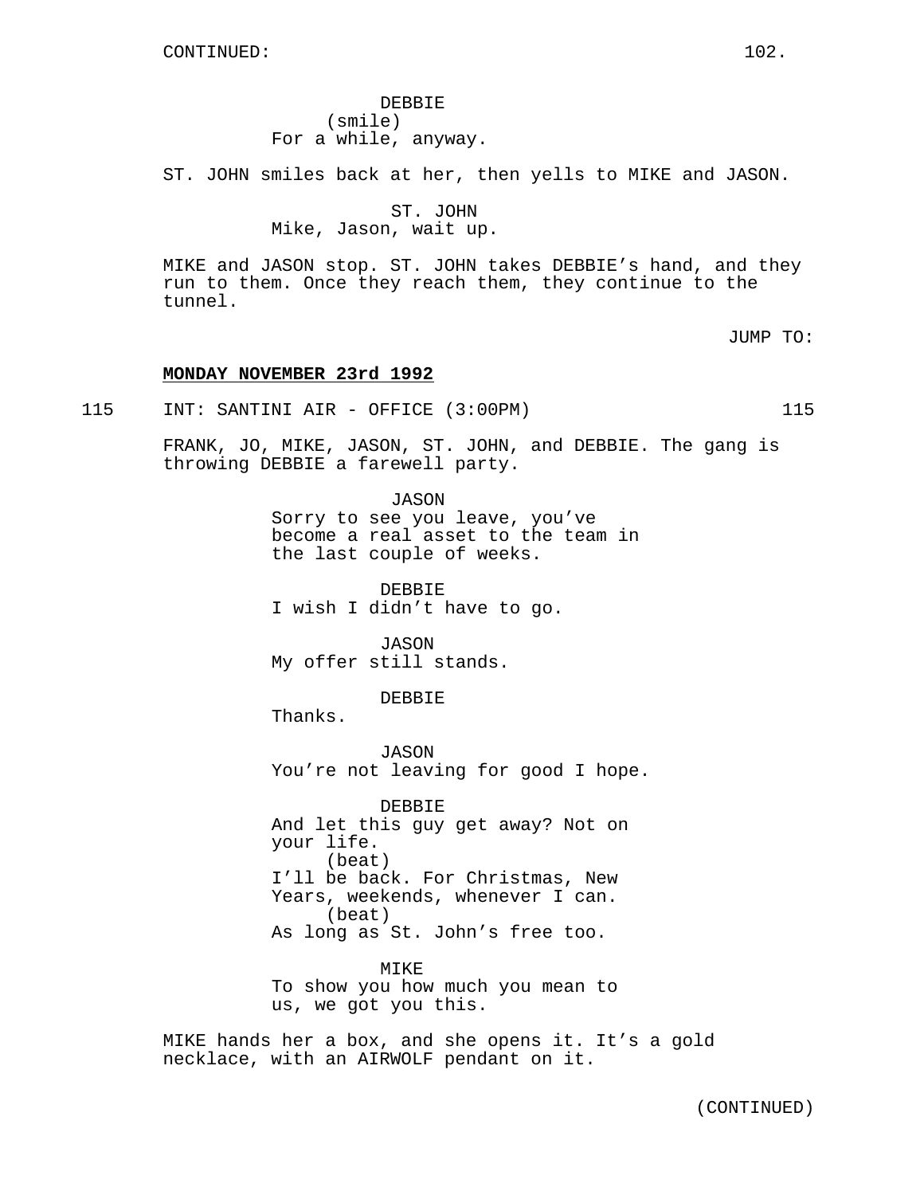DEBBIE
(smile)
For a while, anyway.

ST. JOHN smiles back at her, then yells to MIKE and JASON.

ST. JOHN
Mike, Jason, wait up.

MIKE and JASON stop. ST. JOHN takes DEBBIE's hand, and they run to them. Once they reach them, they continue to the tunnel.

JUMP TO:

**MONDAY NOVEMBER 23rd 1992**

115 INT: SANTINI AIR - OFFICE (3:00PM) 115

FRANK, JO, MIKE, JASON, ST. JOHN, and DEBBIE. The gang is throwing DEBBIE a farewell party.

JASON
Sorry to see you leave, you've become a real asset to the team in the last couple of weeks.

DEBBIE
I wish I didn't have to go.

JASON
My offer still stands.

DEBBIE
Thanks.

JASON
You're not leaving for good I hope.

DEBBIE
And let this guy get away? Not on your life.
(beat)
I'll be back. For Christmas, New Years, weekends, whenever I can.
(beat)
As long as St. John's free too.

MIKE
To show you how much you mean to us, we got you this.

MIKE hands her a box, and she opens it. It's a gold necklace, with an AIRWOLF pendant on it.

(CONTINUED)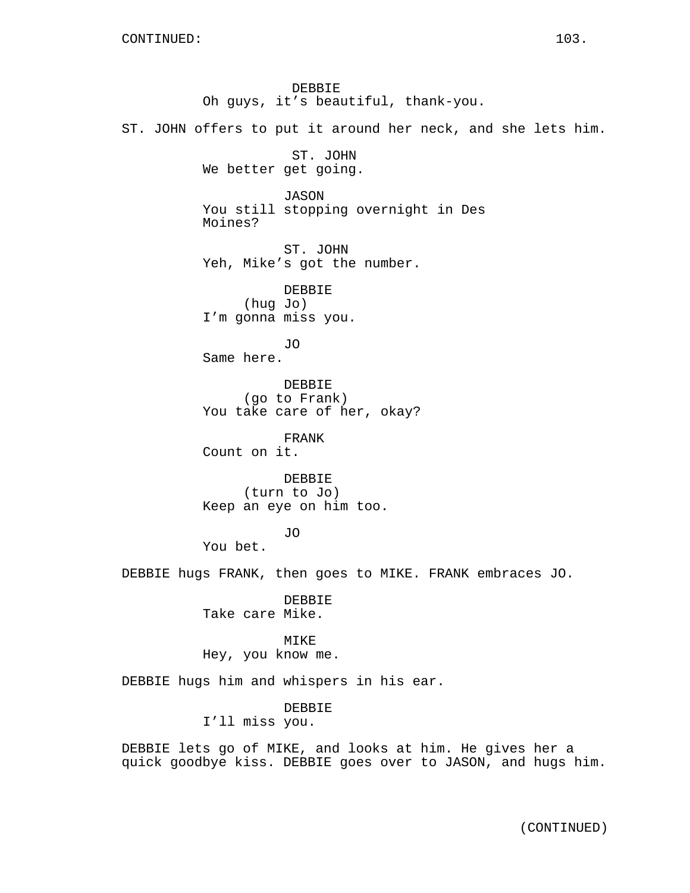DEBBIE
Oh guys, it's beautiful, thank-you.

ST. JOHN offers to put it around her neck, and she lets him.

ST. JOHN
We better get going.

JASON
You still stopping overnight in Des Moines?

ST. JOHN
Yeh, Mike's got the number.

DEBBIE
(hug Jo)
I'm gonna miss you.

JO
Same here.

DEBBIE
(go to Frank)
You take care of her, okay?

FRANK
Count on it.

DEBBIE
(turn to Jo)
Keep an eye on him too.

JO
You bet.

DEBBIE hugs FRANK, then goes to MIKE. FRANK embraces JO.

DEBBIE
Take care Mike.

MIKE
Hey, you know me.

DEBBIE hugs him and whispers in his ear.

DEBBIE
I'll miss you.

DEBBIE lets go of MIKE, and looks at him. He gives her a quick goodbye kiss. DEBBIE goes over to JASON, and hugs him.

(CONTINUED)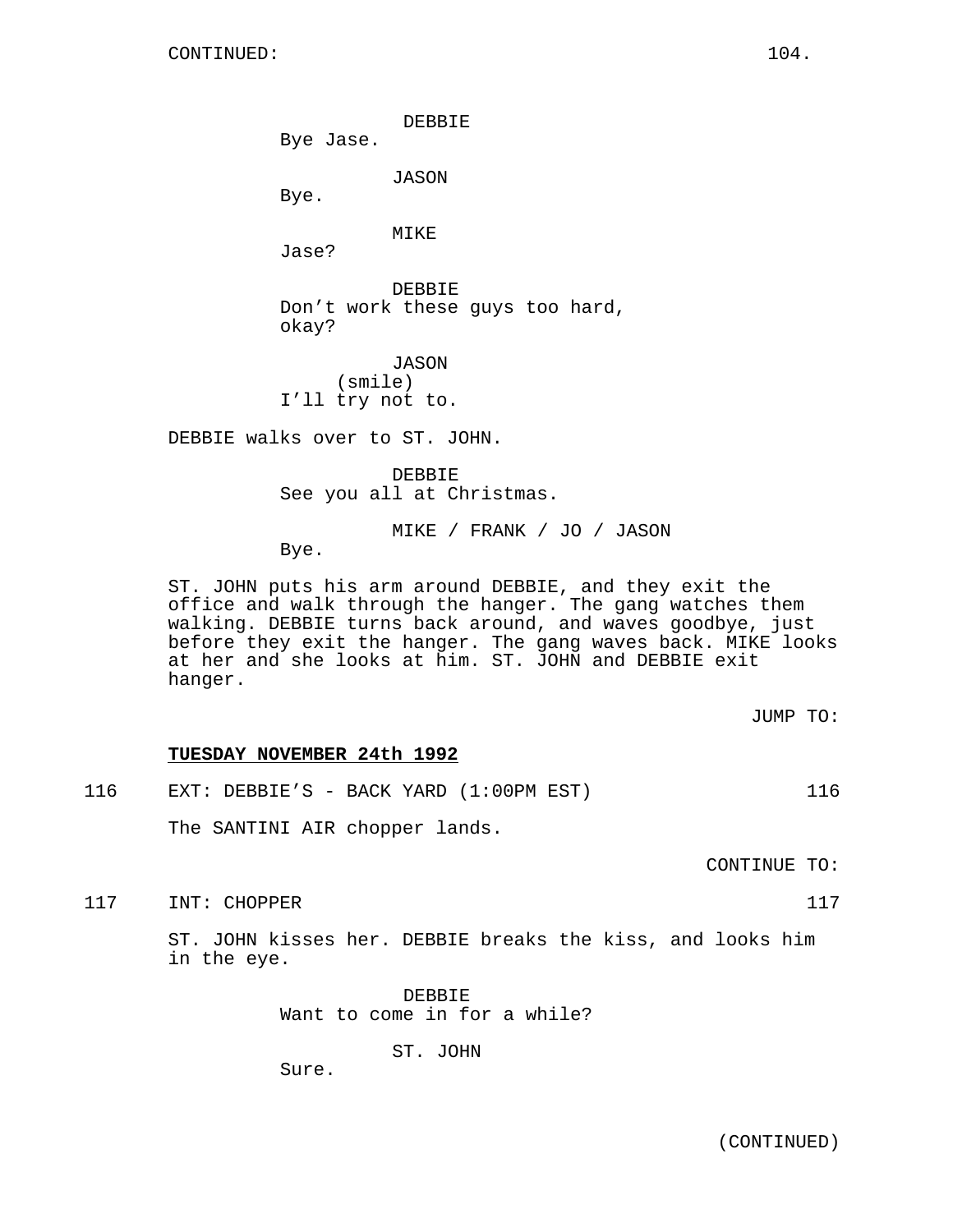CONTINUED:

DEBBIE
Bye Jase.

JASON
Bye.

MIKE
Jase?

DEBBIE
Don't work these guys too hard, okay?

JASON
(smile)
I'll try not to.

DEBBIE walks over to ST. JOHN.

DEBBIE
See you all at Christmas.

MIKE / FRANK / JO / JASON
Bye.

ST. JOHN puts his arm around DEBBIE, and they exit the office and walk through the hanger. The gang watches them walking. DEBBIE turns back around, and waves goodbye, just before they exit the hanger. The gang waves back. MIKE looks at her and she looks at him. ST. JOHN and DEBBIE exit hanger.

JUMP TO:

**TUESDAY NOVEMBER 24th 1992**

116 EXT: DEBBIE'S - BACK YARD (1:00PM EST) 116

The SANTINI AIR chopper lands.

CONTINUE TO:

117 INT: CHOPPER 117

ST. JOHN kisses her. DEBBIE breaks the kiss, and looks him in the eye.

DEBBIE
Want to come in for a while?

ST. JOHN
Sure.

(CONTINUED)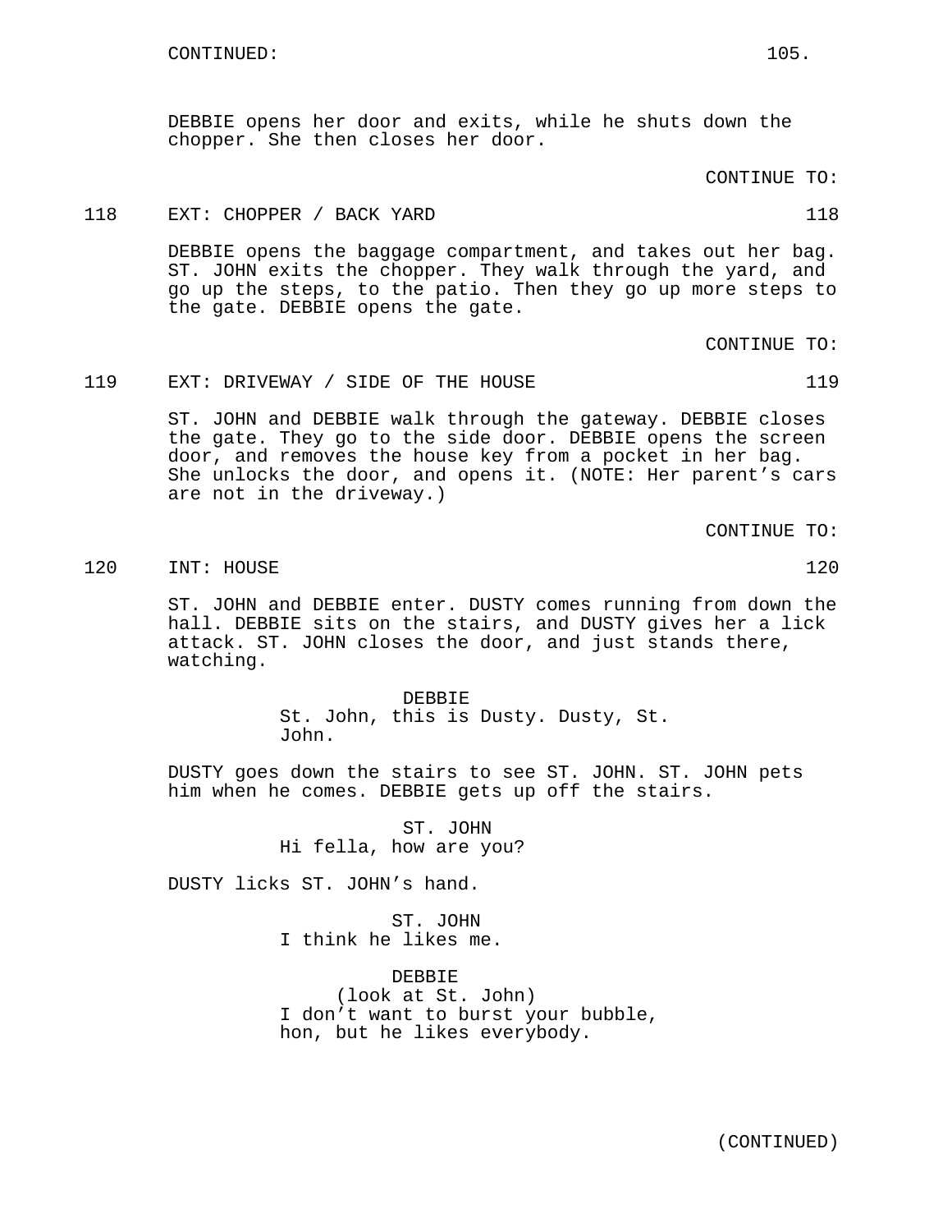CONTINUED:

DEBBIE opens her door and exits, while he shuts down the chopper. She then closes her door.

CONTINUE TO:

118 EXT: CHOPPER / BACK YARD 118

DEBBIE opens the baggage compartment, and takes out her bag. ST. JOHN exits the chopper. They walk through the yard, and go up the steps, to the patio. Then they go up more steps to the gate. DEBBIE opens the gate.

CONTINUE TO:

119 EXT: DRIVEWAY / SIDE OF THE HOUSE 119

ST. JOHN and DEBBIE walk through the gateway. DEBBIE closes the gate. They go to the side door. DEBBIE opens the screen door, and removes the house key from a pocket in her bag. She unlocks the door, and opens it. (NOTE: Her parent's cars are not in the driveway.)

CONTINUE TO:

120 INT: HOUSE 120

ST. JOHN and DEBBIE enter. DUSTY comes running from down the hall. DEBBIE sits on the stairs, and DUSTY gives her a lick attack. ST. JOHN closes the door, and just stands there, watching.

DEBBIE
St. John, this is Dusty. Dusty, St. John.

DUSTY goes down the stairs to see ST. JOHN. ST. JOHN pets him when he comes. DEBBIE gets up off the stairs.

ST. JOHN
Hi fella, how are you?

DUSTY licks ST. JOHN's hand.

ST. JOHN
I think he likes me.

DEBBIE
(look at St. John)
I don't want to burst your bubble, hon, but he likes everybody.

(CONTINUED)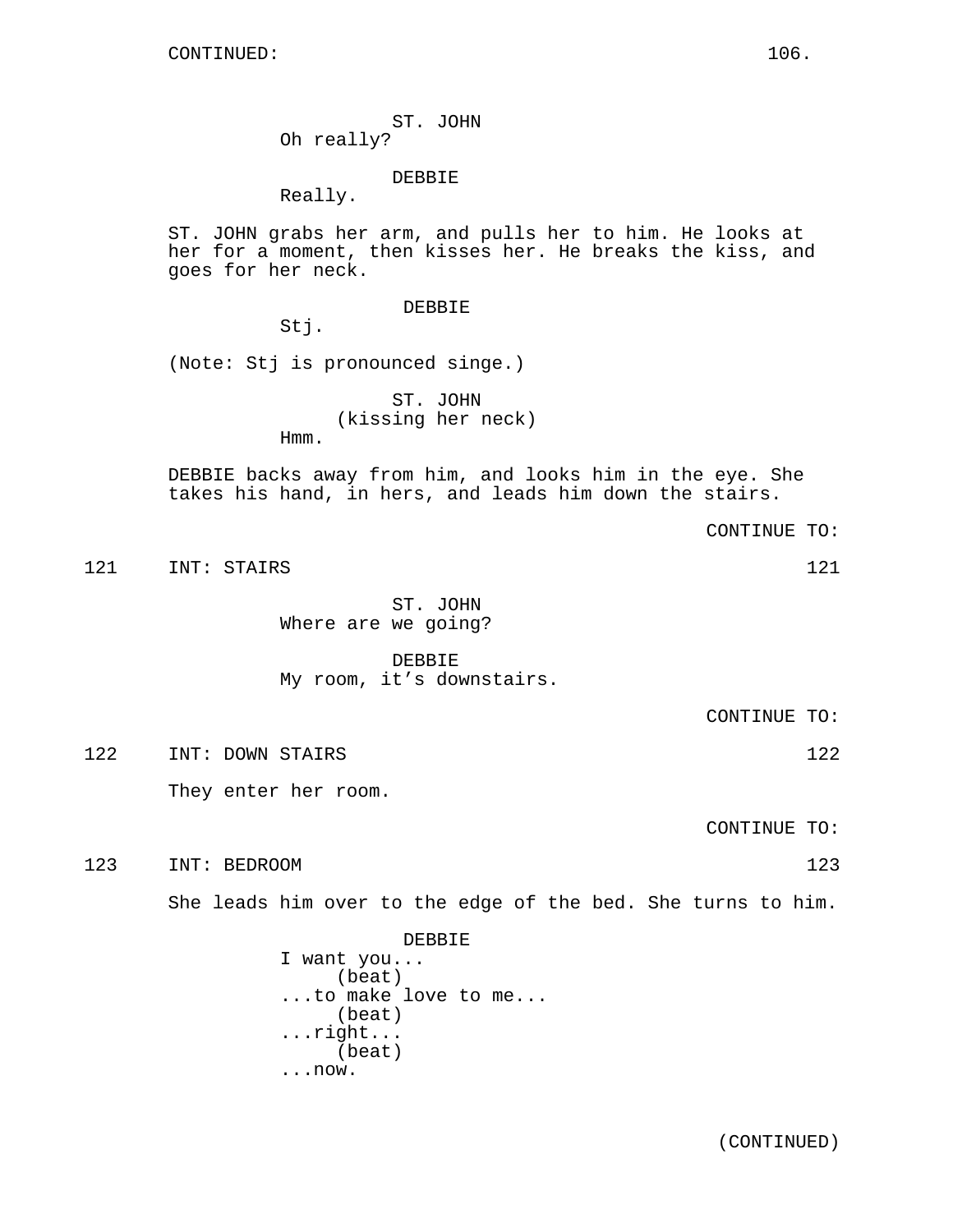CONTINUED:

ST. JOHN
Oh really?

DEBBIE
Really.

ST. JOHN grabs her arm, and pulls her to him. He looks at her for a moment, then kisses her. He breaks the kiss, and goes for her neck.

DEBBIE
Stj.

(Note: Stj is pronounced singe.)

ST. JOHN
(kissing her neck)
Hmm.

DEBBIE backs away from him, and looks him in the eye. She takes his hand, in hers, and leads him down the stairs.

CONTINUE TO:

121 INT: STAIRS 121

ST. JOHN
Where are we going?

DEBBIE
My room, it's downstairs.

CONTINUE TO:

122 INT: DOWN STAIRS 122

They enter her room.

CONTINUE TO:

123 INT: BEDROOM 123

She leads him over to the edge of the bed. She turns to him.

DEBBIE
I want you...
(beat)
...to make love to me...
(beat)
...right...
(beat)
...now.

(CONTINUED)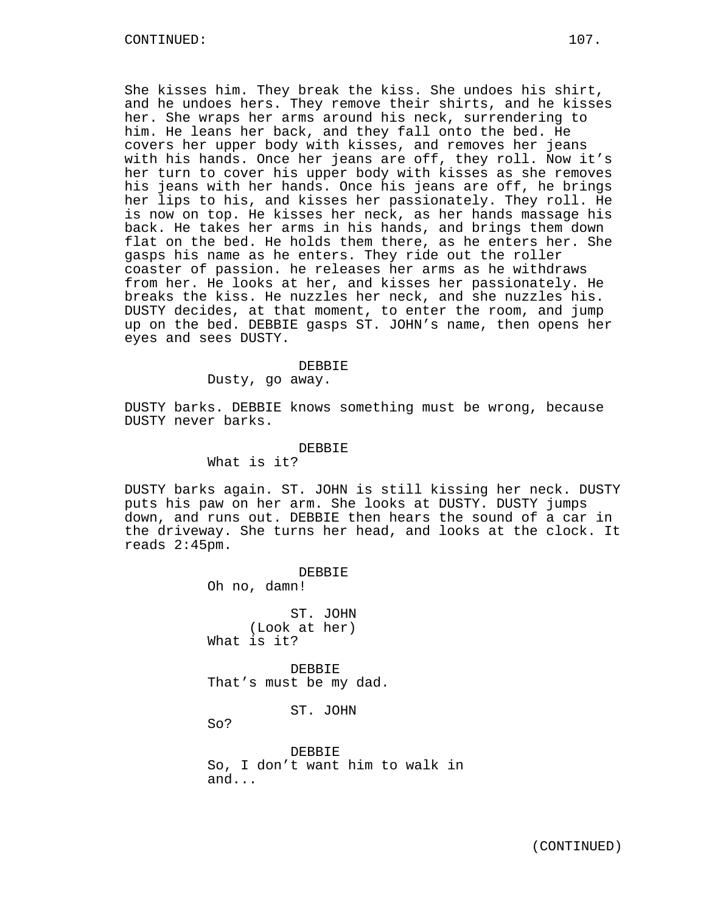CONTINUED:

She kisses him. They break the kiss. She undoes his shirt, and he undoes hers. They remove their shirts, and he kisses her. She wraps her arms around his neck, surrendering to him. He leans her back, and they fall onto the bed. He covers her upper body with kisses, and removes her jeans with his hands. Once her jeans are off, they roll. Now it's her turn to cover his upper body with kisses as she removes his jeans with her hands. Once his jeans are off, he brings her lips to his, and kisses her passionately. They roll. He is now on top. He kisses her neck, as her hands massage his back. He takes her arms in his hands, and brings them down flat on the bed. He holds them there, as he enters her. She gasps his name as he enters. They ride out the roller coaster of passion. he releases her arms as he withdraws from her. He looks at her, and kisses her passionately. He breaks the kiss. He nuzzles her neck, and she nuzzles his. DUSTY decides, at that moment, to enter the room, and jump up on the bed. DEBBIE gasps ST. JOHN's name, then opens her eyes and sees DUSTY.

DEBBIE
Dusty, go away.

DUSTY barks. DEBBIE knows something must be wrong, because DUSTY never barks.

DEBBIE
What is it?

DUSTY barks again. ST. JOHN is still kissing her neck. DUSTY puts his paw on her arm. She looks at DUSTY. DUSTY jumps down, and runs out. DEBBIE then hears the sound of a car in the driveway. She turns her head, and looks at the clock. It reads 2:45pm.

DEBBIE
Oh no, damn!

ST. JOHN
(Look at her)
What is it?

DEBBIE
That's must be my dad.

ST. JOHN
So?

DEBBIE
So, I don't want him to walk in and...

(CONTINUED)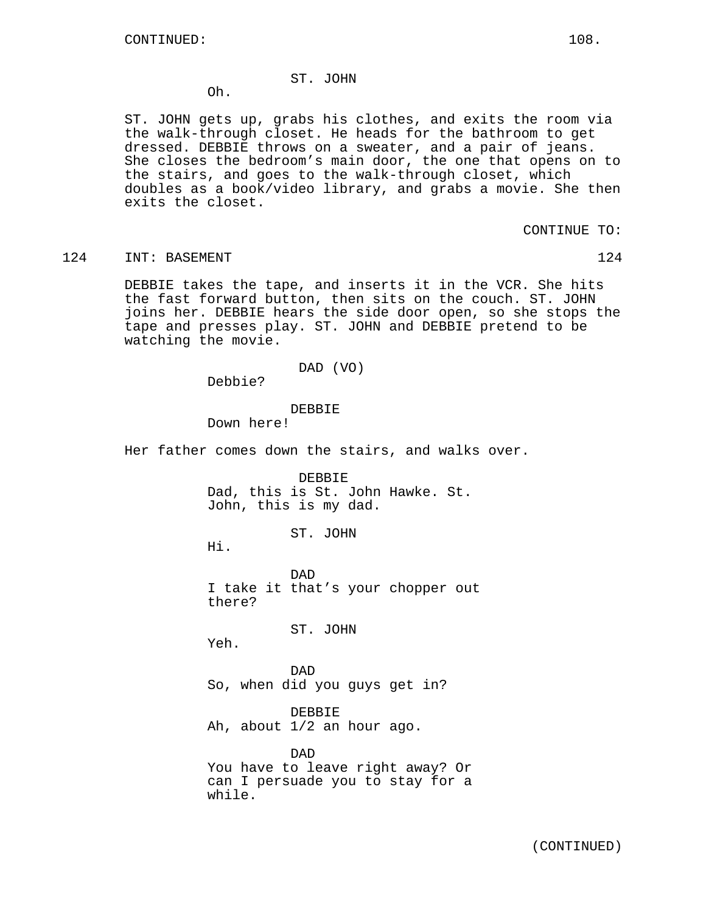CONTINUED:

ST. JOHN

Oh.

ST. JOHN gets up, grabs his clothes, and exits the room via the walk-through closet. He heads for the bathroom to get dressed. DEBBIE throws on a sweater, and a pair of jeans. She closes the bedroom's main door, the one that opens on to the stairs, and goes to the walk-through closet, which doubles as a book/video library, and grabs a movie. She then exits the closet.

CONTINUE TO:

124 INT: BASEMENT 124

DEBBIE takes the tape, and inserts it in the VCR. She hits the fast forward button, then sits on the couch. ST. JOHN joins her. DEBBIE hears the side door open, so she stops the tape and presses play. ST. JOHN and DEBBIE pretend to be watching the movie.

DAD (VO)

Debbie?

DEBBIE

Down here!

Her father comes down the stairs, and walks over.

DEBBIE

Dad, this is St. John Hawke. St. John, this is my dad.

ST. JOHN

Hi.

DAD

I take it that's your chopper out there?

ST. JOHN

Yeh.

DAD

So, when did you guys get in?

DEBBIE

Ah, about 1/2 an hour ago.

DAD

You have to leave right away? Or can I persuade you to stay for a while.

(CONTINUED)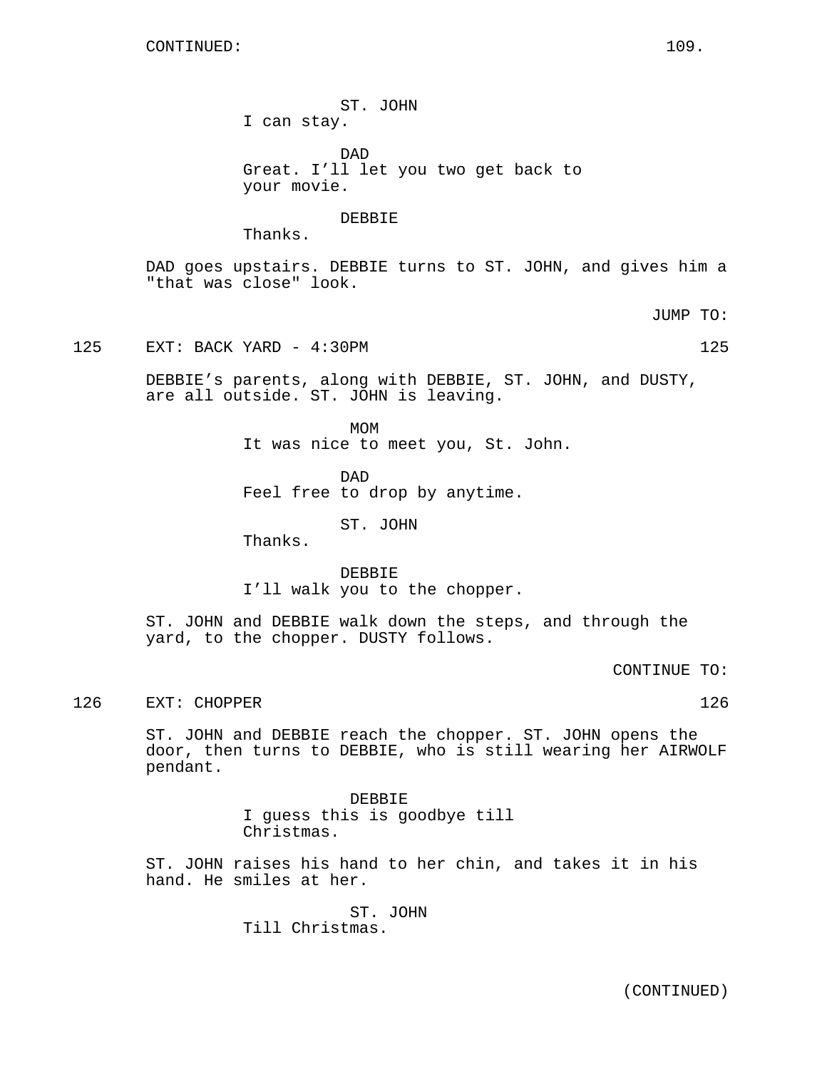CONTINUED:

ST. JOHN
I can stay.

DAD
Great. I’ll let you two get back to your movie.

DEBBIE
Thanks.

DAD goes upstairs. DEBBIE turns to ST. JOHN, and gives him a "that was close" look.

JUMP TO:

125 EXT: BACK YARD - 4:30PM 125

DEBBIE’s parents, along with DEBBIE, ST. JOHN, and DUSTY, are all outside. ST. JOHN is leaving.

MOM
It was nice to meet you, St. John.

DAD
Feel free to drop by anytime.

ST. JOHN
Thanks.

DEBBIE
I’ll walk you to the chopper.

ST. JOHN and DEBBIE walk down the steps, and through the yard, to the chopper. DUSTY follows.

CONTINUE TO:

126 EXT: CHOPPER 126

ST. JOHN and DEBBIE reach the chopper. ST. JOHN opens the door, then turns to DEBBIE, who is still wearing her AIRWOLF pendant.

DEBBIE
I guess this is goodbye till Christmas.

ST. JOHN raises his hand to her chin, and takes it in his hand. He smiles at her.

ST. JOHN
Till Christmas.

(CONTINUED)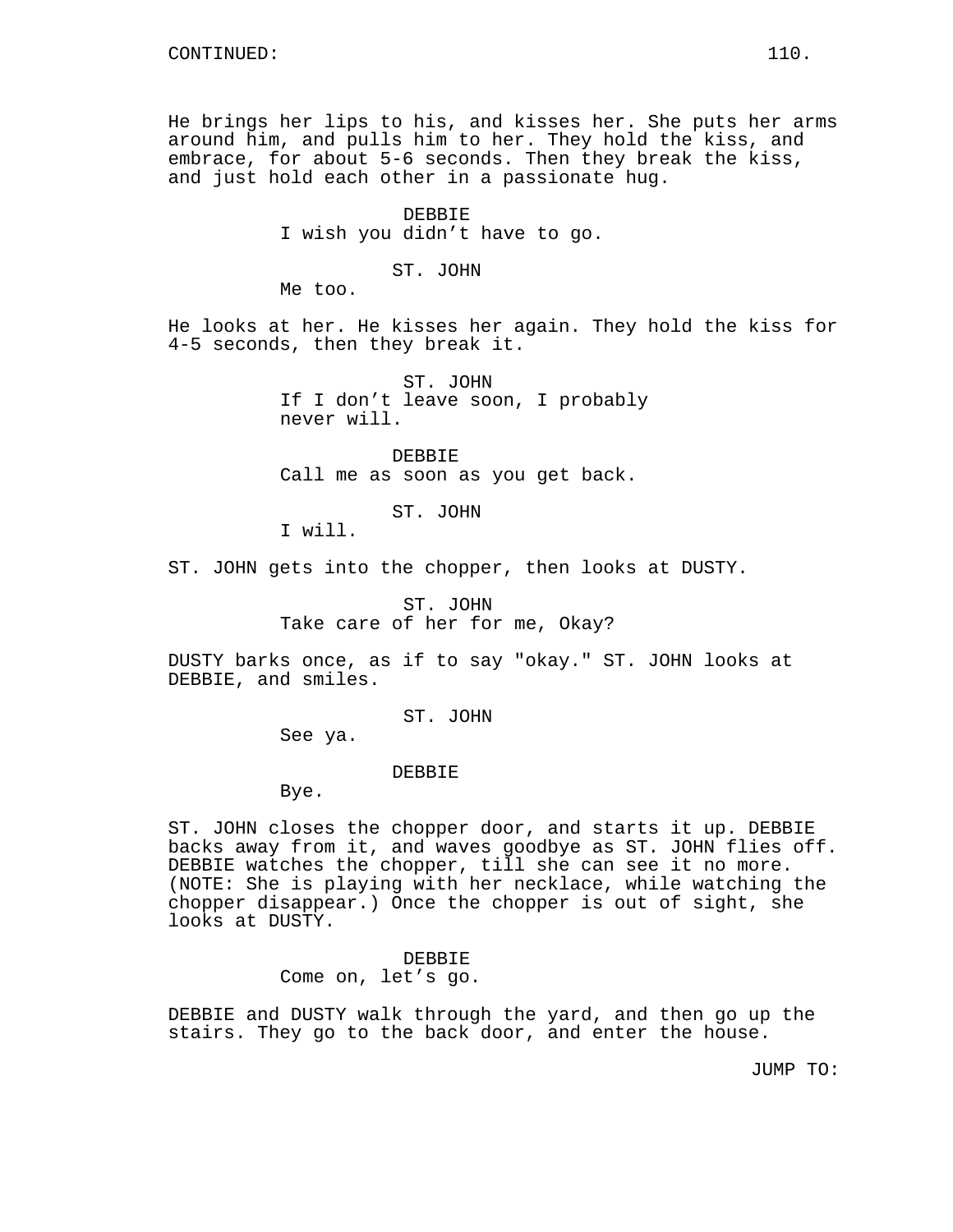He brings her lips to his, and kisses her. She puts her arms around him, and pulls him to her. They hold the kiss, and embrace, for about 5-6 seconds. Then they break the kiss, and just hold each other in a passionate hug.

DEBBIE
I wish you didn't have to go.

ST. JOHN
Me too.

He looks at her. He kisses her again. They hold the kiss for 4-5 seconds, then they break it.

ST. JOHN
If I don't leave soon, I probably never will.

DEBBIE
Call me as soon as you get back.

ST. JOHN
I will.

ST. JOHN gets into the chopper, then looks at DUSTY.

ST. JOHN
Take care of her for me, Okay?

DUSTY barks once, as if to say "okay." ST. JOHN looks at DEBBIE, and smiles.

ST. JOHN
See ya.

DEBBIE
Bye.

ST. JOHN closes the chopper door, and starts it up. DEBBIE backs away from it, and waves goodbye as ST. JOHN flies off. DEBBIE watches the chopper, till she can see it no more. (NOTE: She is playing with her necklace, while watching the chopper disappear.) Once the chopper is out of sight, she looks at DUSTY.

DEBBIE
Come on, let's go.

DEBBIE and DUSTY walk through the yard, and then go up the stairs. They go to the back door, and enter the house.

JUMP TO: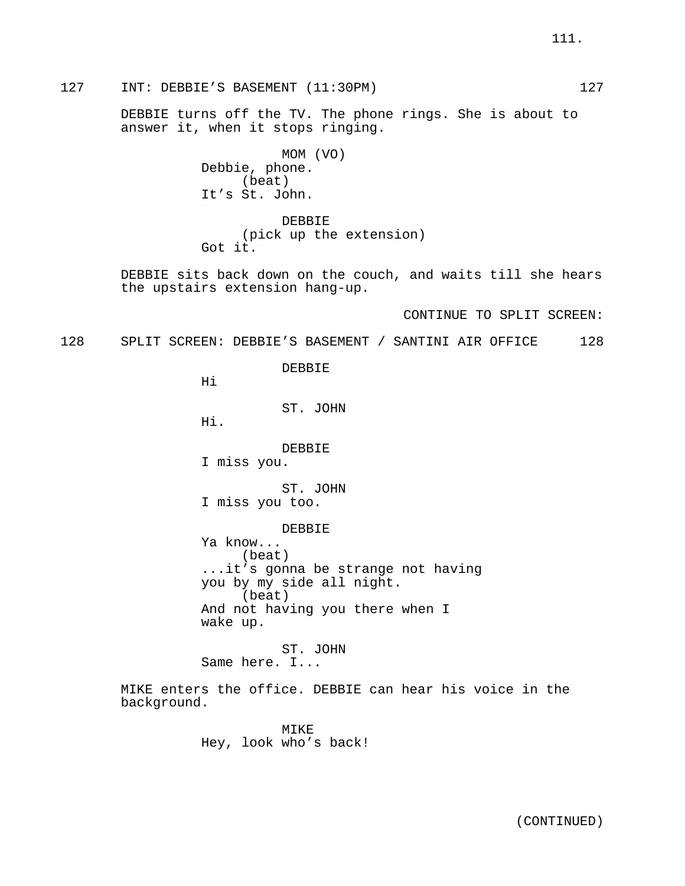127 INT: DEBBIE'S BASEMENT (11:30PM) 127

DEBBIE turns off the TV. The phone rings. She is about to answer it, when it stops ringing.

MOM (VO)
Debbie, phone.
(beat)
It's St. John.

DEBBIE
(pick up the extension)
Got it.

DEBBIE sits back down on the couch, and waits till she hears the upstairs extension hang-up.

CONTINUE TO SPLIT SCREEN:

128 SPLIT SCREEN: DEBBIE'S BASEMENT / SANTINI AIR OFFICE 128

DEBBIE
Hi

ST. JOHN
Hi.

DEBBIE
I miss you.

ST. JOHN
I miss you too.

DEBBIE
Ya know...
(beat)
...it's gonna be strange not having you by my side all night.
(beat)
And not having you there when I wake up.

ST. JOHN
Same here. I...

MIKE enters the office. DEBBIE can hear his voice in the background.

MIKE
Hey, look who's back!

(CONTINUED)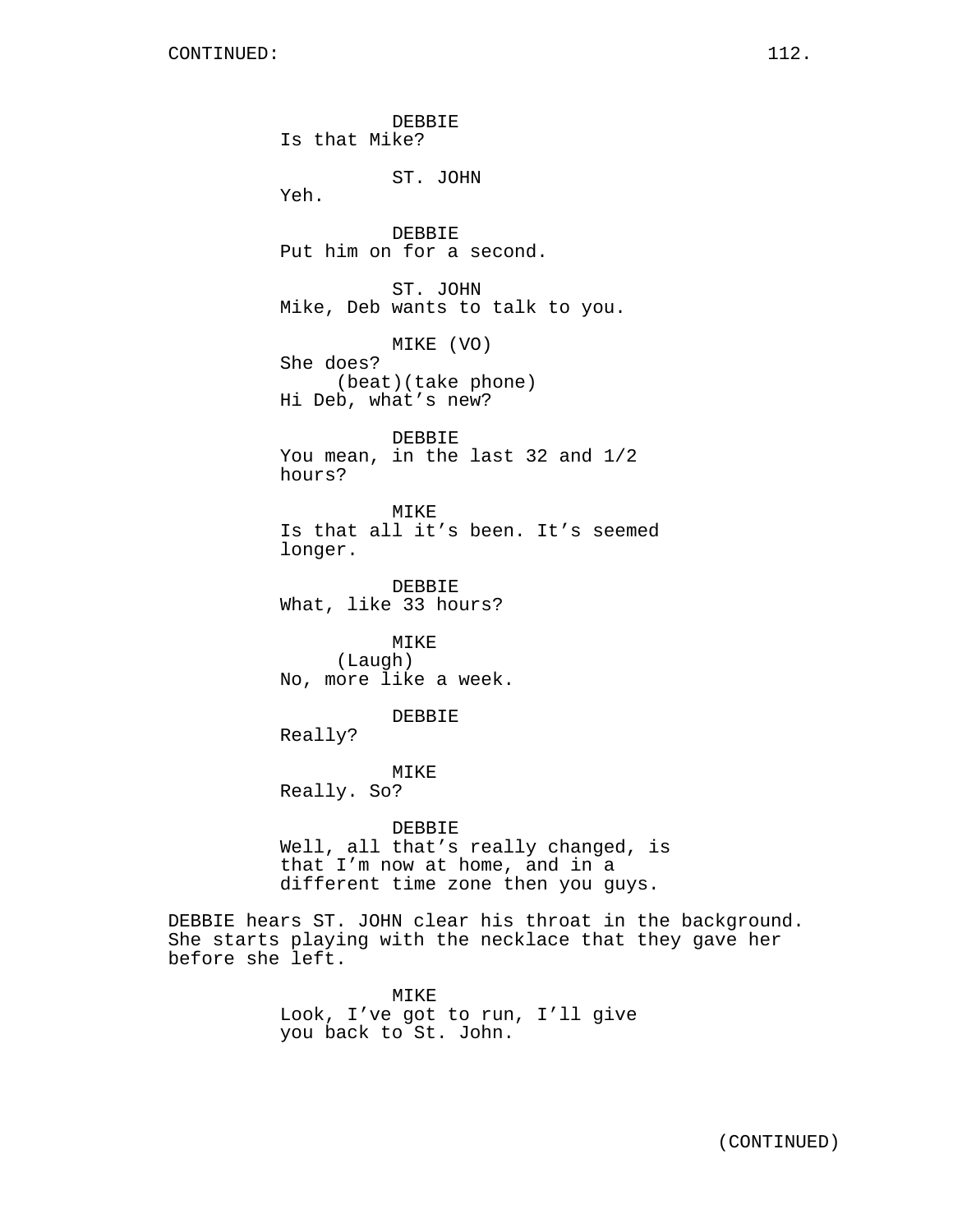DEBBIE
Is that Mike?

ST. JOHN
Yeh.

DEBBIE
Put him on for a second.

ST. JOHN
Mike, Deb wants to talk to you.

MIKE (VO)
She does?
(beat)(take phone)
Hi Deb, what's new?

DEBBIE
You mean, in the last 32 and 1/2 hours?

MIKE
Is that all it's been. It's seemed longer.

DEBBIE
What, like 33 hours?

MIKE
(Laugh)
No, more like a week.

DEBBIE
Really?

MIKE
Really. So?

DEBBIE
Well, all that's really changed, is that I'm now at home, and in a different time zone then you guys.

DEBBIE hears ST. JOHN clear his throat in the background. She starts playing with the necklace that they gave her before she left.

MIKE
Look, I've got to run, I'll give you back to St. John.

(CONTINUED)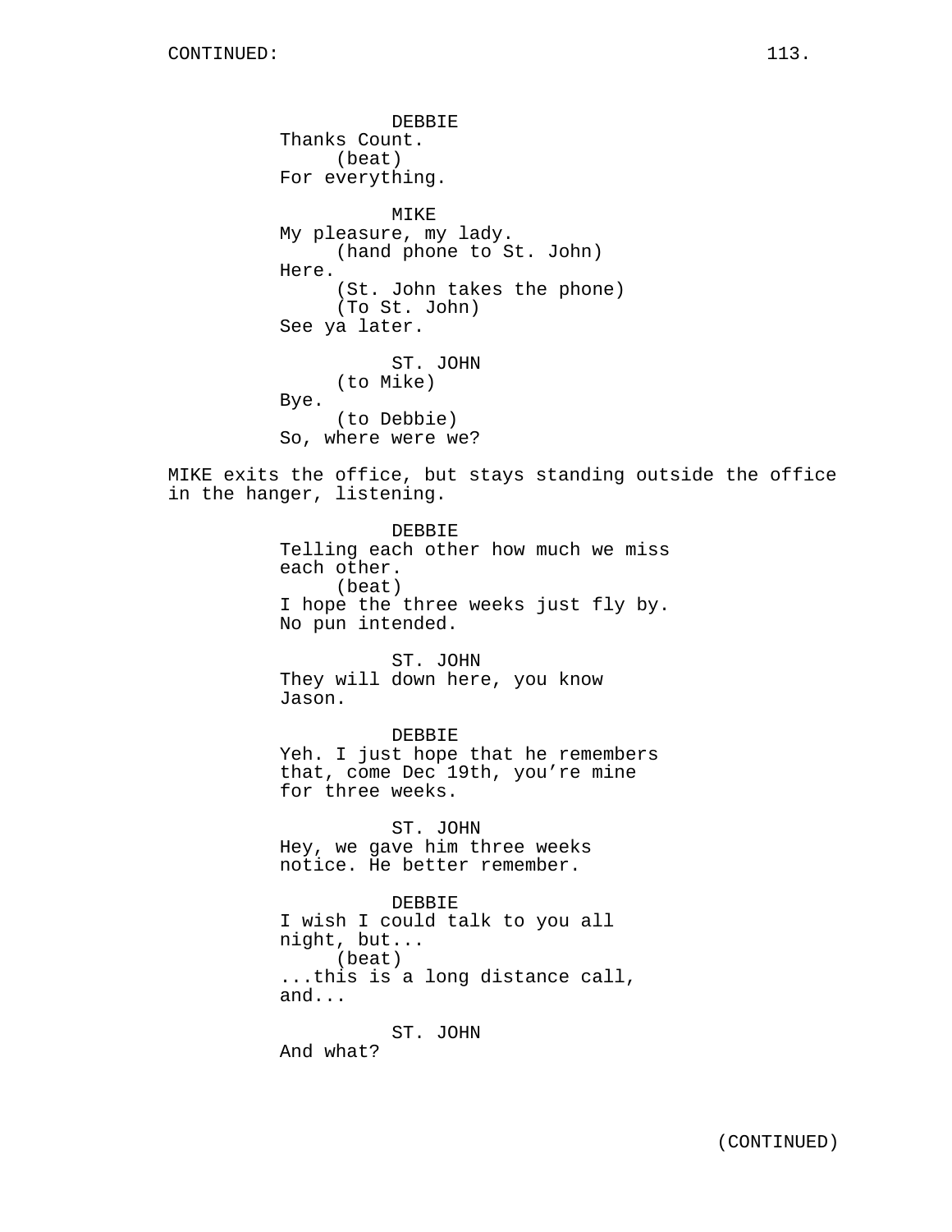DEBBIE
Thanks Count.
(beat)
For everything.

MIKE
My pleasure, my lady.
(hand phone to St. John)
Here.
(St. John takes the phone)
(To St. John)
See ya later.

ST. JOHN
(to Mike)
Bye.
(to Debbie)
So, where were we?

MIKE exits the office, but stays standing outside the office in the hanger, listening.

DEBBIE
Telling each other how much we miss each other.
(beat)
I hope the three weeks just fly by. No pun intended.

ST. JOHN
They will down here, you know Jason.

DEBBIE
Yeh. I just hope that he remembers that, come Dec 19th, you're mine for three weeks.

ST. JOHN
Hey, we gave him three weeks notice. He better remember.

DEBBIE
I wish I could talk to you all night, but...
(beat)
...this is a long distance call, and...

ST. JOHN
And what?

(CONTINUED)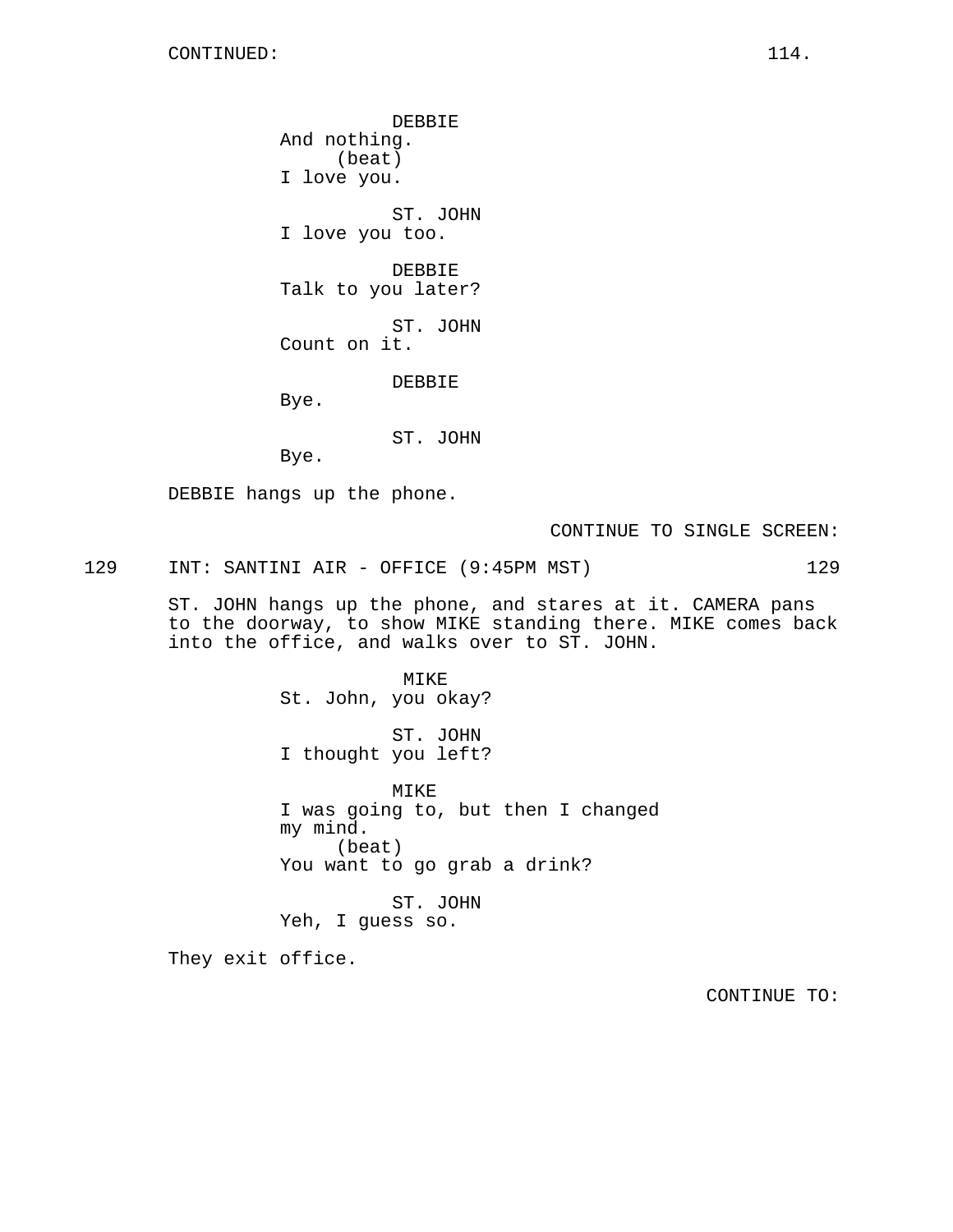CONTINUED:

DEBBIE
And nothing.
(beat)
I love you.

ST. JOHN
I love you too.

DEBBIE
Talk to you later?

ST. JOHN
Count on it.

DEBBIE
Bye.

ST. JOHN
Bye.

DEBBIE hangs up the phone.

CONTINUE TO SINGLE SCREEN:

129 INT: SANTINI AIR - OFFICE (9:45PM MST) 129

ST. JOHN hangs up the phone, and stares at it. CAMERA pans to the doorway, to show MIKE standing there. MIKE comes back into the office, and walks over to ST. JOHN.

MIKE
St. John, you okay?

ST. JOHN
I thought you left?

MIKE
I was going to, but then I changed my mind.
(beat)
You want to go grab a drink?

ST. JOHN
Yeh, I guess so.

They exit office.

CONTINUE TO: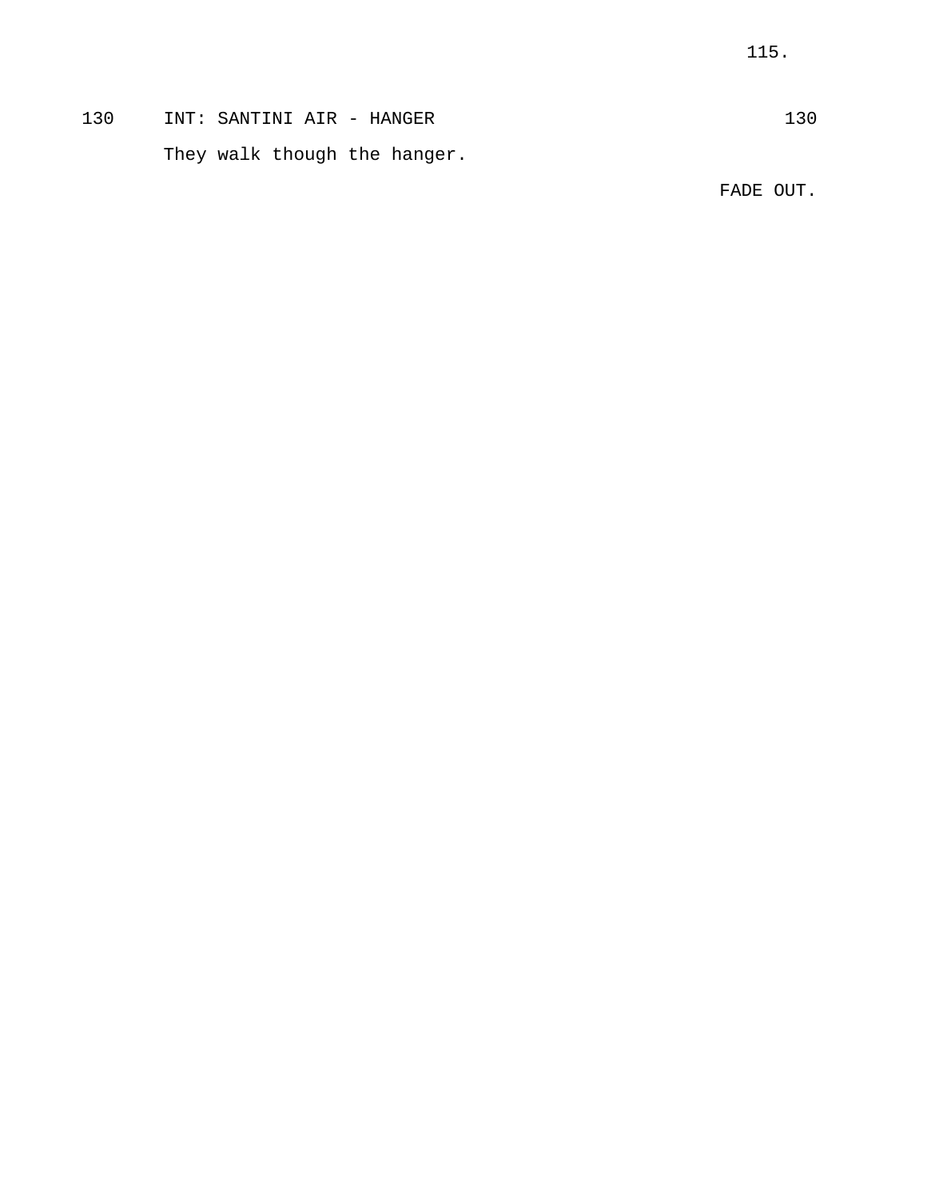130 INT: SANTINI AIR - HANGER 130

They walk though the hanger.

FADE OUT.